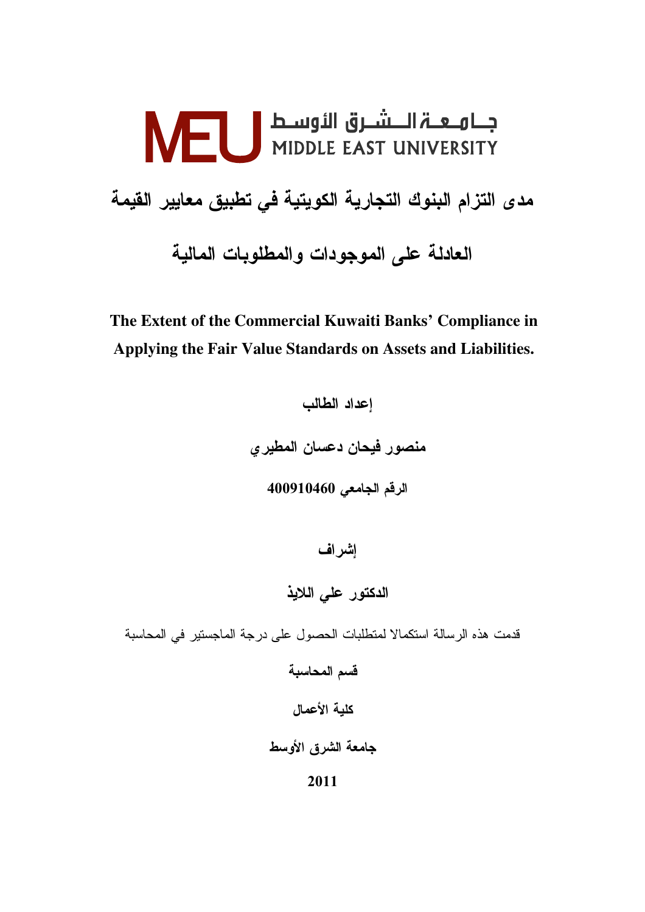جامعة الشرق الأوسط
MIDDLE EAST UNIVERSITY

# مدى التزام البنوك التجارية الكويتية في تطبيق معايير القيمة العادلة على الموجودات والمطلوبات المالية

# The Extent of the Commercial Kuwaiti Banks' Compliance in Applying the Fair Value Standards on Assets and Liabilities.

**إعداد الطالب**

**منصور فيحان دعسان المطيري**

**الرقم الجامعي 400910460**

**إشراف**

**الدكتور علي اللايذ**

قدمت هذه الرسالة استكمالا لمتطلبات الحصول على درجة الماجستير في المحاسبة

**قسم المحاسبة**

**كلية الأعمال**

**جامعة الشرق الأوسط**

**2011**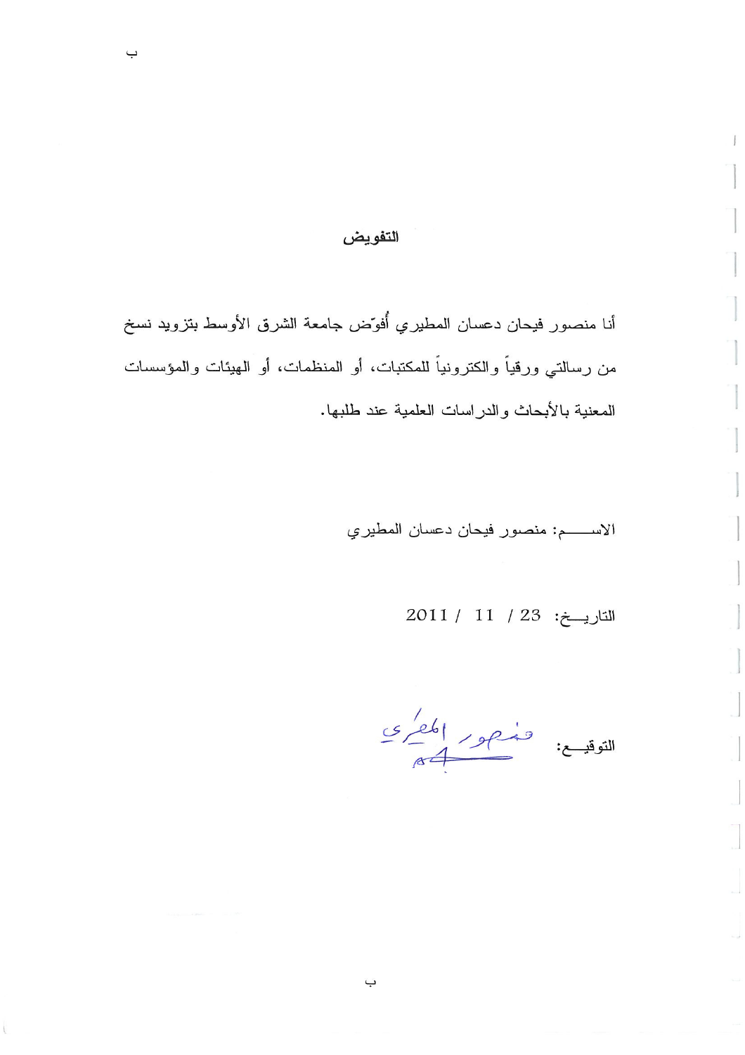## التفويض

أنا منصور فيحان دعسان المطيري أُفوّض جامعة الشرق الأوسط بتزويد نسخ من رسالتي ورقياً والكترونياً للمكتبات، أو المنظمات، أو الهيئات والمؤسسات المعنية بالأبحاث والدراسات العلمية عند طلبها.

الاســـــم: منصور فيحان دعسان المطيري

التاريـــخ: 23 / 11 / 2011

التوقيـــع: منصور المطيري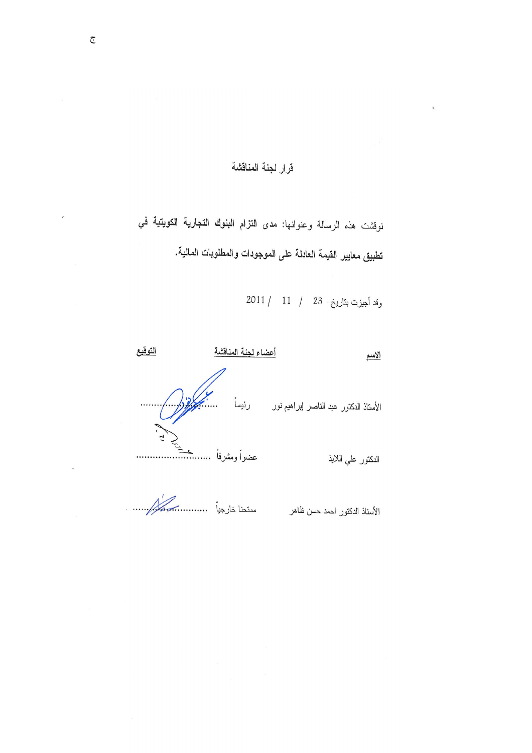## قرار لجنة المناقشة

نوقشت هذه الرسالة وعنوانها: مدى التزام البنوك التجارية الكويتية في تطبيق معايير القيمة العادلة على الموجودات والمطلوبات المالية.

وقد أجيزت بتاريخ 23 / 11 / 2011

| الاسم | أعضاء لجنة المناقشة | التوقيع |
|---|---|---|
| الأستاذ الدكتور عبد الناصر إبراهيم نور | رئيساً | ........................ |
| الدكتور علي اللايذ | عضواً ومشرفاً | ........................ |
| الأستاذ الدكتور احمد حسن ظاهر | ممتحنا خارجياً | ........................ |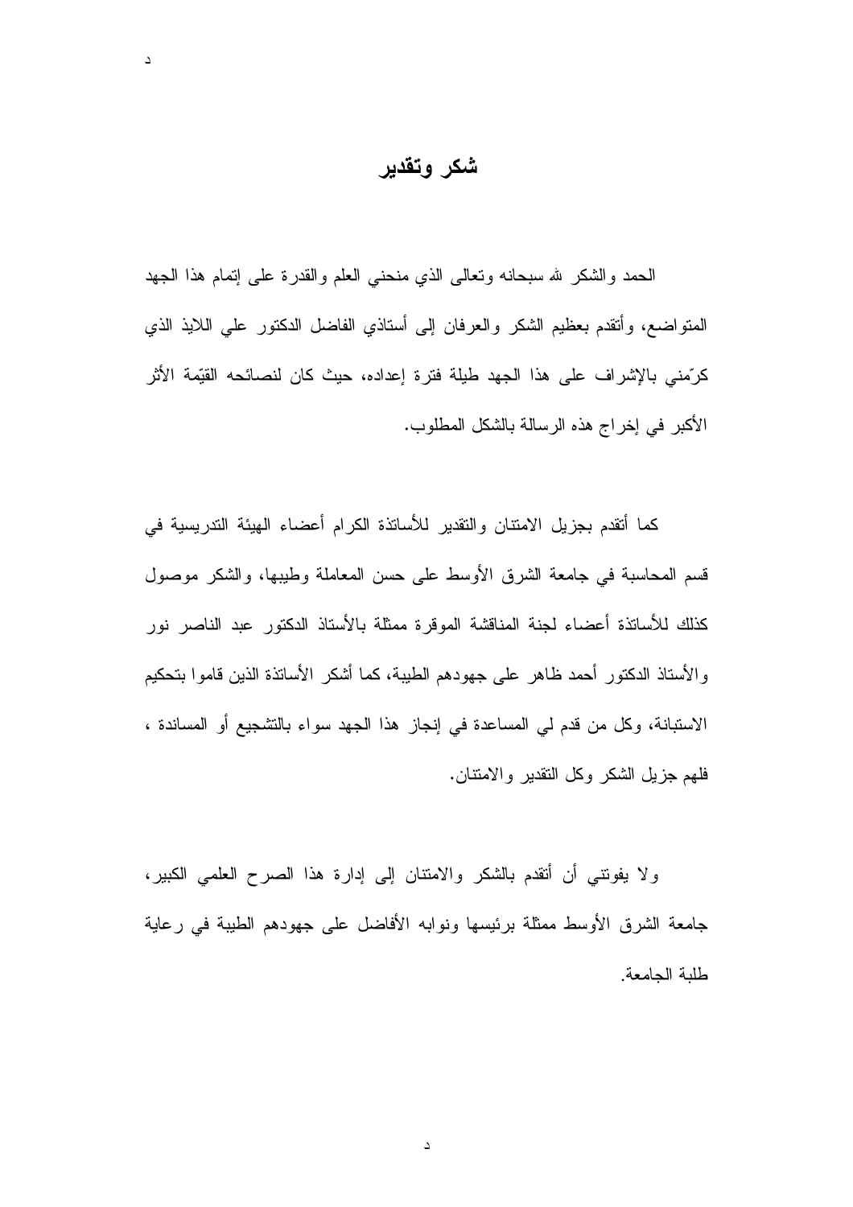# شكر وتقدير

الحمد والشكر لله سبحانه وتعالى الذي منحني العلم والقدرة على إتمام هذا الجهد المتواضع، وأتقدم بعظيم الشكر والعرفان إلى أستاذي الفاضل الدكتور علي اللايذ الذي كرّمني بالإشراف على هذا الجهد طيلة فترة إعداده، حيث كان لنصائحه القيّمة الأثر الأكبر في إخراج هذه الرسالة بالشكل المطلوب.

كما أتقدم بجزيل الامتنان والتقدير للأساتذة الكرام أعضاء الهيئة التدريسية في قسم المحاسبة في جامعة الشرق الأوسط على حسن المعاملة وطيبها، والشكر موصول كذلك للأساتذة أعضاء لجنة المناقشة الموقرة ممثلة بالأستاذ الدكتور عبد الناصر نور والأستاذ الدكتور أحمد ظاهر على جهودهم الطيبة، كما أشكر الأساتذة الذين قاموا بتحكيم الاستبانة، وكل من قدم لي المساعدة في إنجاز هذا الجهد سواء بالتشجيع أو المساندة ، فلهم جزيل الشكر وكل التقدير والامتنان.

ولا يفوتني أن أتقدم بالشكر والامتنان إلى إدارة هذا الصرح العلمي الكبير، جامعة الشرق الأوسط ممثلة برئيسها ونوابه الأفاضل على جهودهم الطيبة في رعاية طلبة الجامعة.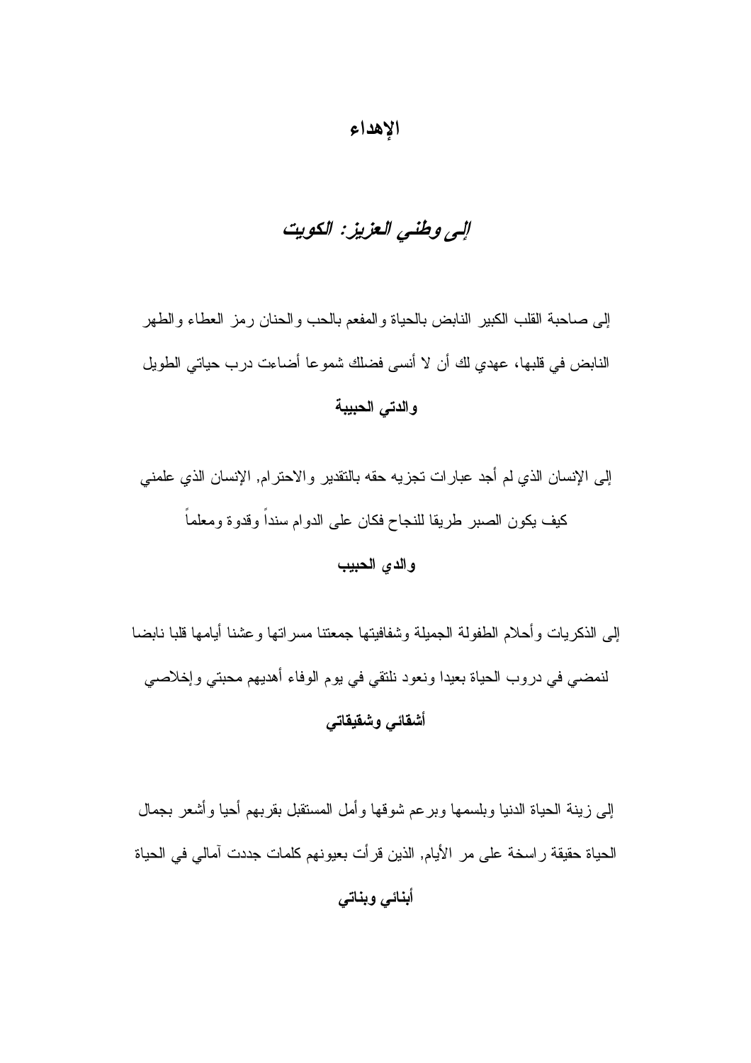# الإهداء

***إلى وطني العزيز: الكويت***

إلى صاحبة القلب الكبير النابض بالحياة والمفعم بالحب والحنان رمز العطاء والطهر النابض في قلبها، عهدي لك أن لا أنسى فضلك شموعا أضاءت درب حياتي الطويل

**والدتي الحبيبة**

إلى الإنسان الذي لم أجد عبارات تجزيه حقه بالتقدير والاحترام, الإنسان الذي علمني كيف يكون الصبر طريقا للنجاح فكان على الدوام سنداً وقدوة ومعلماً

**والدي الحبيب**

إلى الذكريات وأحلام الطفولة الجميلة وشفافيتها جمعتنا مسراتها وعشنا أيامها قلبا نابضا لنمضي في دروب الحياة بعيدا ونعود نلتقي في يوم الوفاء أهديهم محبتي وإخلاصي

**أشقائي وشقيقاتي**

إلى زينة الحياة الدنيا وبلسمها وبرعم شوقها وأمل المستقبل بقربهم أحيا وأشعر بجمال الحياة حقيقة راسخة على مر الأيام, الذين قرأت بعيونهم كلمات جددت آمالي في الحياة

**أبنائي وبناتي**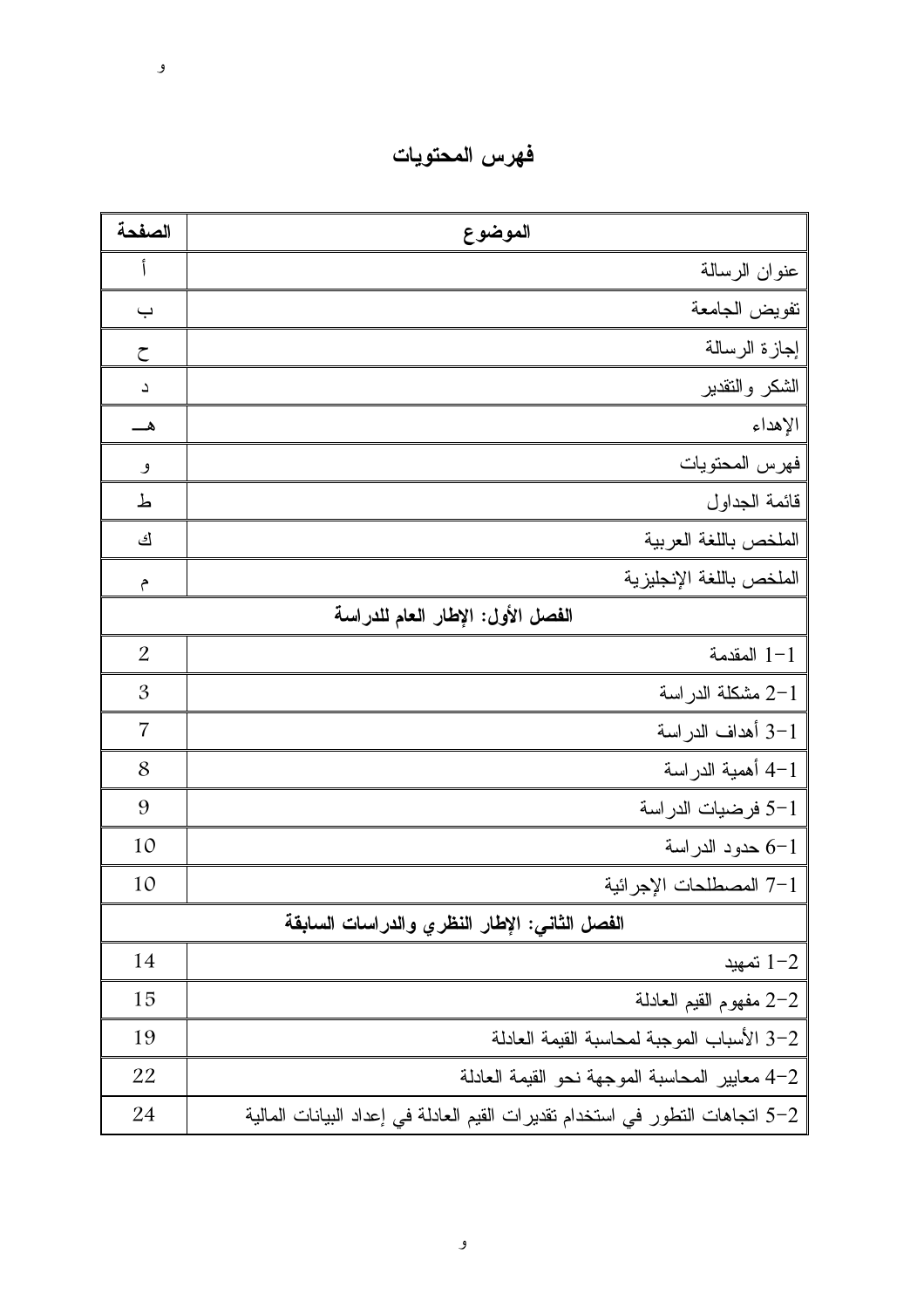# فهرس المحتويات

| الموضوع | الصفحة |
|---|---|
| عنوان الرسالة | أ |
| تفويض الجامعة | ب |
| إجازة الرسالة | ح |
| الشكر والتقدير | د |
| الإهداء | هـ |
| فهرس المحتويات | و |
| قائمة الجداول | ط |
| الملخص باللغة العربية | ك |
| الملخص باللغة الإنجليزية | م |
| **الفصل الأول: الإطار العام للدراسة** | |
| 1-1 المقدمة | 2 |
| 1-2 مشكلة الدراسة | 3 |
| 1-3 أهداف الدراسة | 7 |
| 1-4 أهمية الدراسة | 8 |
| 1-5 فرضيات الدراسة | 9 |
| 1-6 حدود الدراسة | 10 |
| 1-7 المصطلحات الإجرائية | 10 |
| **الفصل الثاني: الإطار النظري والدراسات السابقة** | |
| 2-1 تمهيد | 14 |
| 2-2 مفهوم القيم العادلة | 15 |
| 2-3 الأسباب الموجبة لمحاسبة القيمة العادلة | 19 |
| 2-4 معايير المحاسبة الموجهة نحو القيمة العادلة | 22 |
| 2-5 اتجاهات التطور في استخدام تقديرات القيم العادلة في إعداد البيانات المالية | 24 |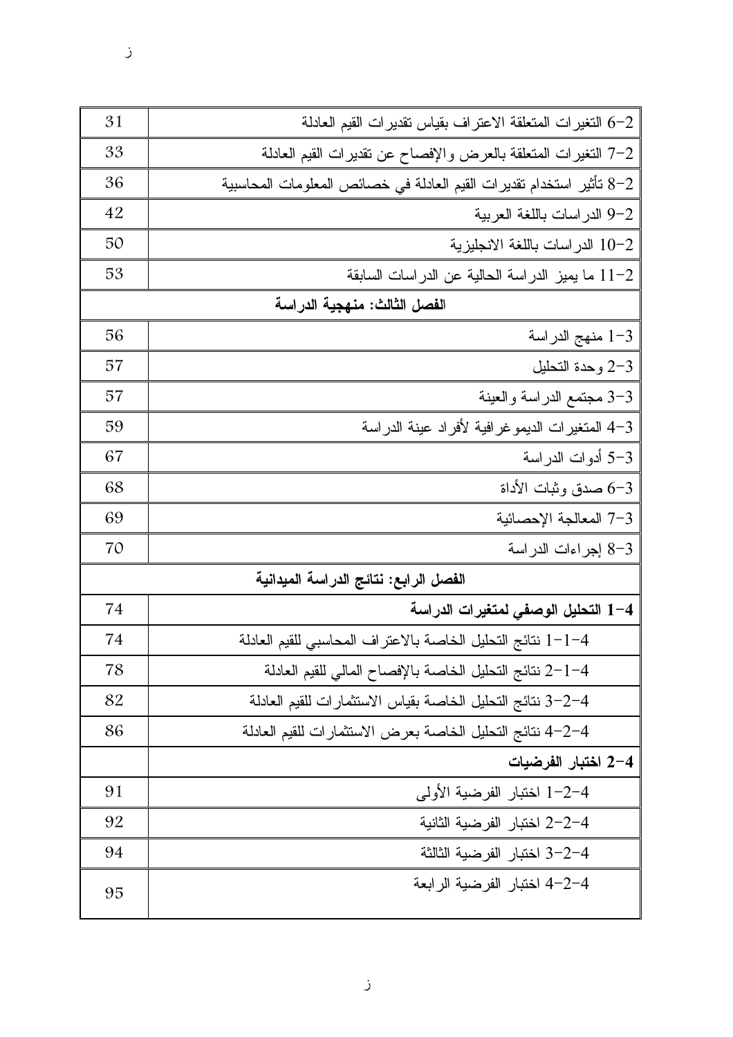| | |
|---|---|
| 2-6 التغيرات المتعلقة الاعتراف بقياس تقديرات القيم العادلة | 31 |
| 2-7 التغيرات المتعلقة بالعرض والإفصاح عن تقديرات القيم العادلة | 33 |
| 2-8 تأثير استخدام تقديرات القيم العادلة في خصائص المعلومات المحاسبية | 36 |
| 2-9 الدراسات باللغة العربية | 42 |
| 2-10 الدراسات باللغة الانجليزية | 50 |
| 2-11 ما يميز الدراسة الحالية عن الدراسات السابقة | 53 |
| **الفصل الثالث: منهجية الدراسة** | |
| 3-1 منهج الدراسة | 56 |
| 3-2 وحدة التحليل | 57 |
| 3-3 مجتمع الدراسة والعينة | 57 |
| 3-4 المتغيرات الديموغرافية لأفراد عينة الدراسة | 59 |
| 3-5 أدوات الدراسة | 67 |
| 3-6 صدق وثبات الأداة | 68 |
| 3-7 المعالجة الإحصائية | 69 |
| 3-8 إجراءات الدراسة | 70 |
| **الفصل الرابع: نتائج الدراسة الميدانية** | |
| **4-1 التحليل الوصفي لمتغيرات الدراسة** | 74 |
| 4-1-1 نتائج التحليل الخاصة بالاعتراف المحاسبي للقيم العادلة | 74 |
| 4-1-2 نتائج التحليل الخاصة بالإفصاح المالي للقيم العادلة | 78 |
| 4-2-3 نتائج التحليل الخاصة بقياس الاستثمارات للقيم العادلة | 82 |
| 4-2-4 نتائج التحليل الخاصة بعرض الاستثمارات للقيم العادلة | 86 |
| **4-2 اختبار الفرضيات** | |
| 4-2-1 اختبار الفرضية الأولى | 91 |
| 4-2-2 اختبار الفرضية الثانية | 92 |
| 4-2-3 اختبار الفرضية الثالثة | 94 |
| 4-2-4 اختبار الفرضية الرابعة | 95 |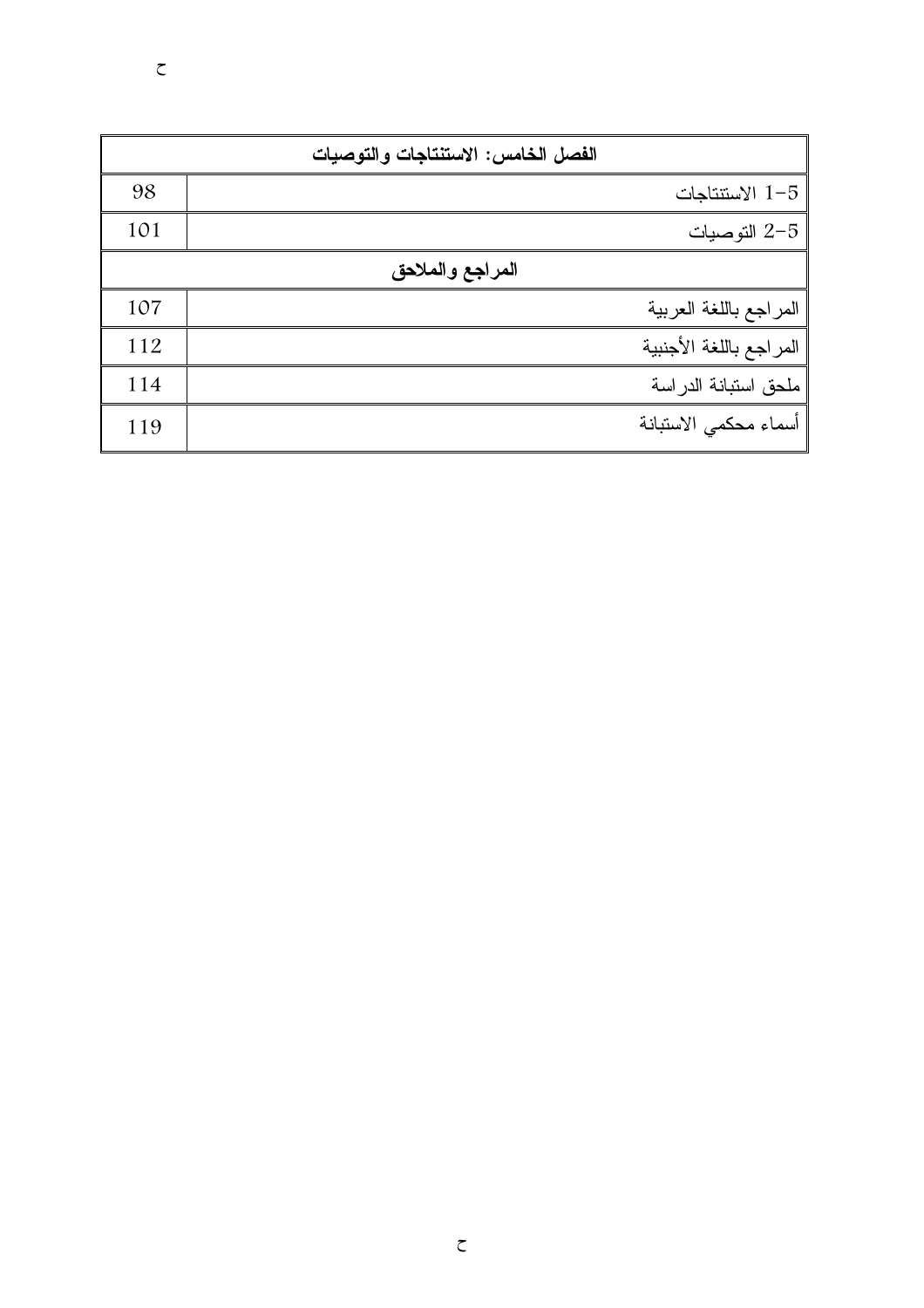| الفصل الخامس: الاستنتاجات والتوصيات | |
|---|---|
| 5-1 الاستنتاجات | 98 |
| 5-2 التوصيات | 101 |
| **المراجع والملاحق** | |
| المراجع باللغة العربية | 107 |
| المراجع باللغة الأجنبية | 112 |
| ملحق استبانة الدراسة | 114 |
| أسماء محكمي الاستبانة | 119 |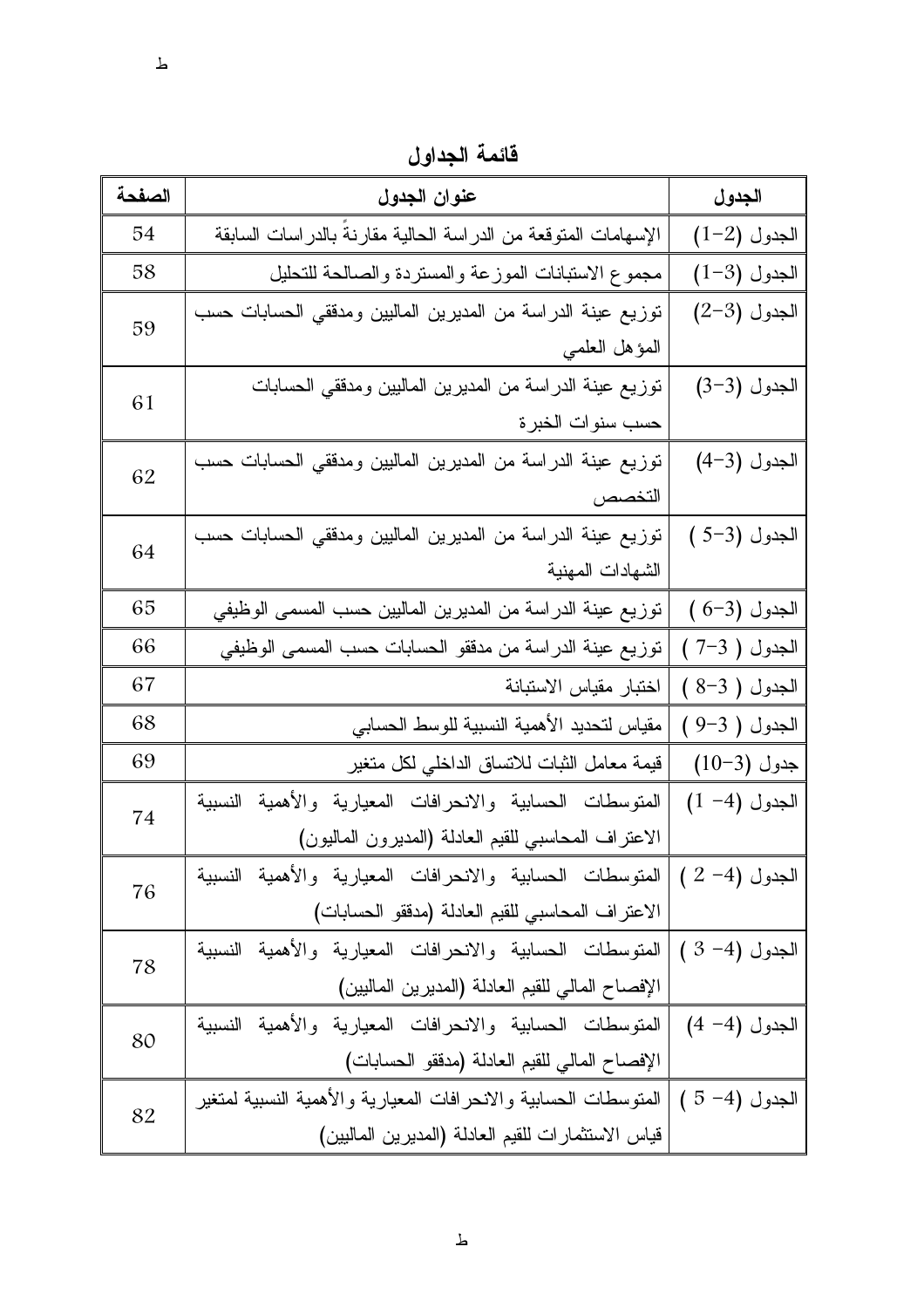## قائمة الجداول

| الجدول | عنوان الجدول | الصفحة |
|---|---|---|
| الجدول (2−1) | الإسهامات المتوقعة من الدراسة الحالية مقارنةً بالدراسات السابقة | 54 |
| الجدول (3−1) | مجموع الاستبانات الموزعة والمستردة والصالحة للتحليل | 58 |
| الجدول (3−2) | توزيع عينة الدراسة من المديرين الماليين ومدققي الحسابات حسب المؤهل العلمي | 59 |
| الجدول (3−3) | توزيع عينة الدراسة من المديرين الماليين ومدققي الحسابات حسب سنوات الخبرة | 61 |
| الجدول (3−4) | توزيع عينة الدراسة من المديرين الماليين ومدققي الحسابات حسب التخصص | 62 |
| الجدول (3−5 ) | توزيع عينة الدراسة من المديرين الماليين ومدققي الحسابات حسب الشهادات المهنية | 64 |
| الجدول (3−6 ) | توزيع عينة الدراسة من المديرين الماليين حسب المسمى الوظيفي | 65 |
| الجدول ( 3−7 ) | توزيع عينة الدراسة من مدققو الحسابات حسب المسمى الوظيفي | 66 |
| الجدول ( 3−8 ) | اختبار مقياس الاستبانة | 67 |
| الجدول ( 3−9 ) | مقياس لتحديد الأهمية النسبية للوسط الحسابي | 68 |
| جدول (3−10) | قيمة معامل الثبات للاتساق الداخلي لكل متغير | 69 |
| الجدول (4− 1) | المتوسطات الحسابية والانحرافات المعيارية والأهمية النسبية الاعتراف المحاسبي للقيم العادلة (المديرون الماليون) | 74 |
| الجدول (4− 2 ) | المتوسطات الحسابية والانحرافات المعيارية والأهمية النسبية الاعتراف المحاسبي للقيم العادلة (مدققو الحسابات) | 76 |
| الجدول (4− 3 ) | المتوسطات الحسابية والانحرافات المعيارية والأهمية النسبية الإفصاح المالي للقيم العادلة (المديرين الماليين) | 78 |
| الجدول (4− 4) | المتوسطات الحسابية والانحرافات المعيارية والأهمية النسبية الإفصاح المالي للقيم العادلة (مدققو الحسابات) | 80 |
| الجدول (4− 5 ) | المتوسطات الحسابية والانحرافات المعيارية والأهمية النسبية لمتغير قياس الاستثمارات للقيم العادلة (المديرين الماليين) | 82 |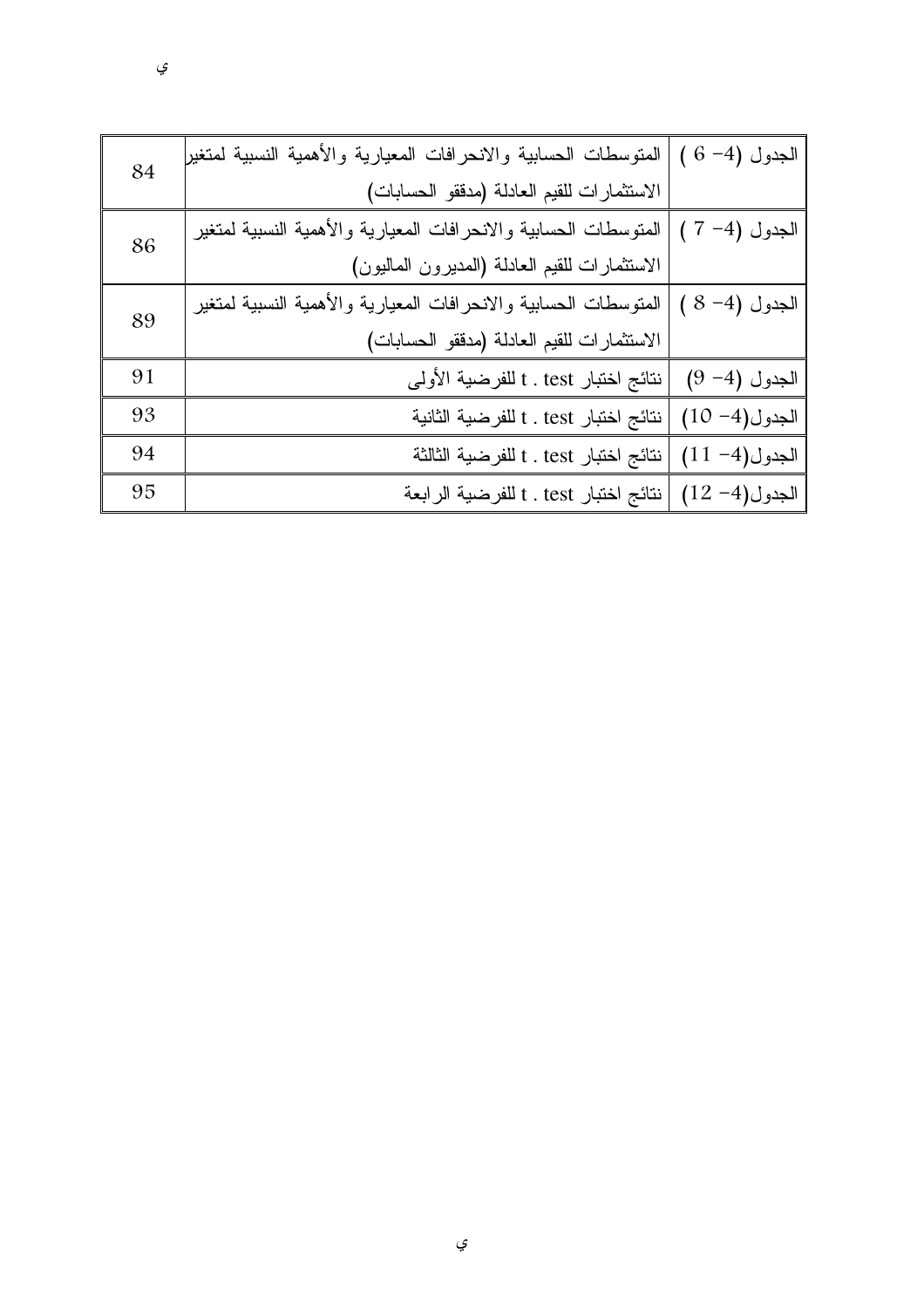| الجدول (4- 6 ) | المتوسطات الحسابية والانحرافات المعيارية والأهمية النسبية لمتغير الاستثمارات للقيم العادلة (مدققو الحسابات) | 84 |
|---|---|---|
| الجدول (4- 7 ) | المتوسطات الحسابية والانحرافات المعيارية والأهمية النسبية لمتغير الاستثمارات للقيم العادلة (المديرون الماليون) | 86 |
| الجدول (4- 8 ) | المتوسطات الحسابية والانحرافات المعيارية والأهمية النسبية لمتغير الاستثمارات للقيم العادلة (مدققو الحسابات) | 89 |
| الجدول (4- 9) | نتائج اختبار t . test للفرضية الأولى | 91 |
| الجدول(4- 10) | نتائج اختبار t . test للفرضية الثانية | 93 |
| الجدول(4- 11) | نتائج اختبار t . test للفرضية الثالثة | 94 |
| الجدول(4- 12) | نتائج اختبار t . test للفرضية الرابعة | 95 |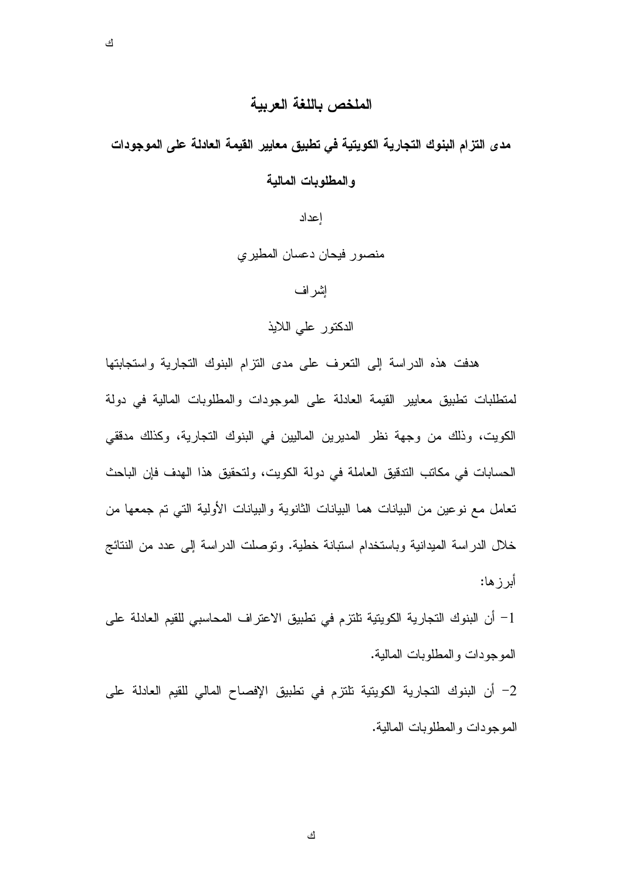## الملخص باللغة العربية

### مدى التزام البنوك التجارية الكويتية في تطبيق معايير القيمة العادلة على الموجودات والمطلوبات المالية

إعداد

منصور فيحان دعسان المطيري

إشراف

الدكتور علي اللايذ

هدفت هذه الدراسة إلى التعرف على مدى التزام البنوك التجارية واستجابتها لمتطلبات تطبيق معايير القيمة العادلة على الموجودات والمطلوبات المالية في دولة الكويت، وذلك من وجهة نظر المديرين الماليين في البنوك التجارية، وكذلك مدققي الحسابات في مكاتب التدقيق العاملة في دولة الكويت، ولتحقيق هذا الهدف فإن الباحث تعامل مع نوعين من البيانات هما البيانات الثانوية والبيانات الأولية التي تم جمعها من خلال الدراسة الميدانية وباستخدام استبانة خطية. وتوصلت الدراسة إلى عدد من النتائج أبرزها:

1- أن البنوك التجارية الكويتية تلتزم في تطبيق الاعتراف المحاسبي للقيم العادلة على الموجودات والمطلوبات المالية.

2- أن البنوك التجارية الكويتية تلتزم في تطبيق الإفصاح المالي للقيم العادلة على الموجودات والمطلوبات المالية.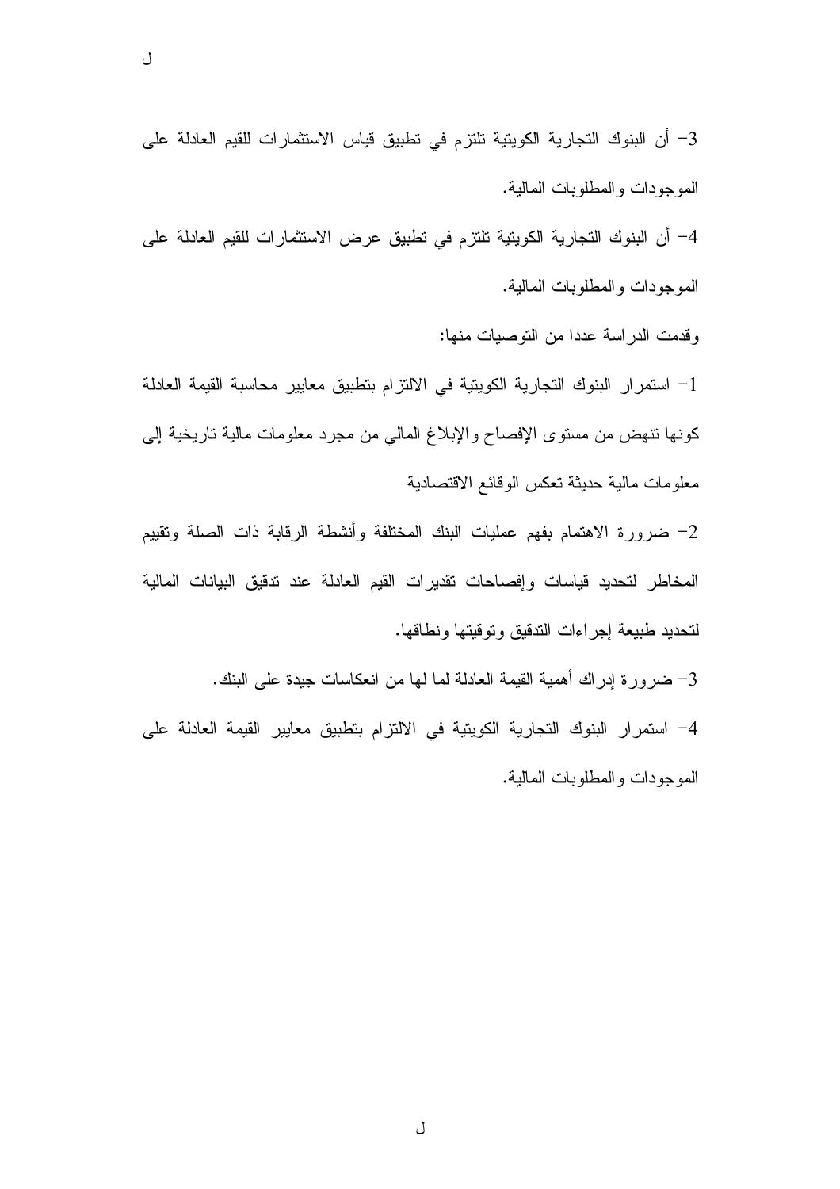3- أن البنوك التجارية الكويتية تلتزم في تطبيق قياس الاستثمارات للقيم العادلة على الموجودات والمطلوبات المالية.

4- أن البنوك التجارية الكويتية تلتزم في تطبيق عرض الاستثمارات للقيم العادلة على الموجودات والمطلوبات المالية.

وقدمت الدراسة عددا من التوصيات منها:

1- استمرار البنوك التجارية الكويتية في الالتزام بتطبيق معايير محاسبة القيمة العادلة كونها تنهض من مستوى الإفصاح والإبلاغ المالي من مجرد معلومات مالية تاريخية إلى معلومات مالية حديثة تعكس الوقائع الاقتصادية

2- ضرورة الاهتمام بفهم عمليات البنك المختلفة وأنشطة الرقابة ذات الصلة وتقييم المخاطر لتحديد قياسات وإفصاحات تقديرات القيم العادلة عند تدقيق البيانات المالية لتحديد طبيعة إجراءات التدقيق وتوقيتها ونطاقها.

3- ضرورة إدراك أهمية القيمة العادلة لما لها من انعكاسات جيدة على البنك.

4- استمرار البنوك التجارية الكويتية في الالتزام بتطبيق معايير القيمة العادلة على الموجودات والمطلوبات المالية.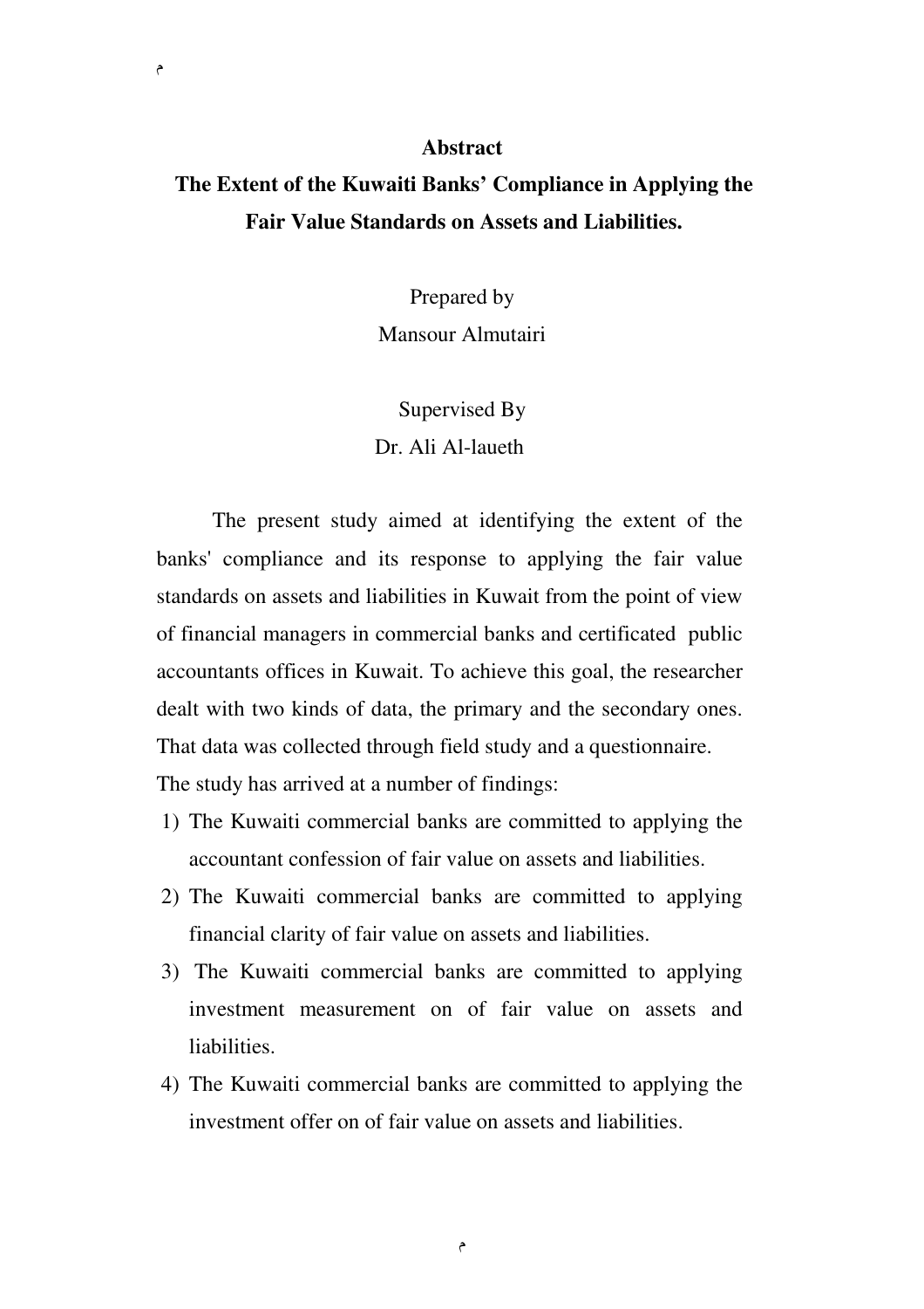**Abstract**

**The Extent of the Kuwaiti Banks' Compliance in Applying the Fair Value Standards on Assets and Liabilities.**

Prepared by
Mansour Almutairi

Supervised By
Dr. Ali Al-laueth

The present study aimed at identifying the extent of the banks' compliance and its response to applying the fair value standards on assets and liabilities in Kuwait from the point of view of financial managers in commercial banks and certificated public accountants offices in Kuwait. To achieve this goal, the researcher dealt with two kinds of data, the primary and the secondary ones. That data was collected through field study and a questionnaire.
The study has arrived at a number of findings:

1) The Kuwaiti commercial banks are committed to applying the accountant confession of fair value on assets and liabilities.
2) The Kuwaiti commercial banks are committed to applying financial clarity of fair value on assets and liabilities.
3) The Kuwaiti commercial banks are committed to applying investment measurement on of fair value on assets and liabilities.
4) The Kuwaiti commercial banks are committed to applying the investment offer on of fair value on assets and liabilities.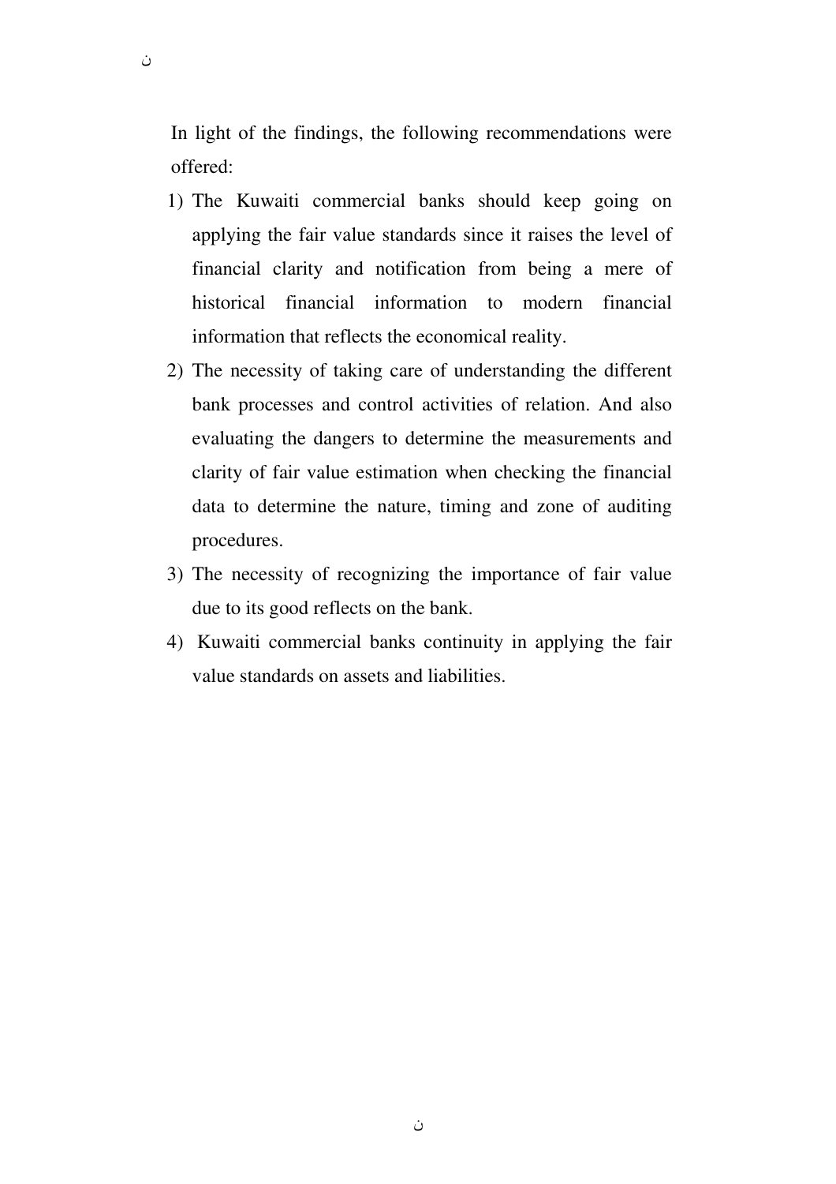In light of the findings, the following recommendations were offered:

1) The Kuwaiti commercial banks should keep going on applying the fair value standards since it raises the level of financial clarity and notification from being a mere of historical financial information to modern financial information that reflects the economical reality.
2) The necessity of taking care of understanding the different bank processes and control activities of relation. And also evaluating the dangers to determine the measurements and clarity of fair value estimation when checking the financial data to determine the nature, timing and zone of auditing procedures.
3) The necessity of recognizing the importance of fair value due to its good reflects on the bank.
4) Kuwaiti commercial banks continuity in applying the fair value standards on assets and liabilities.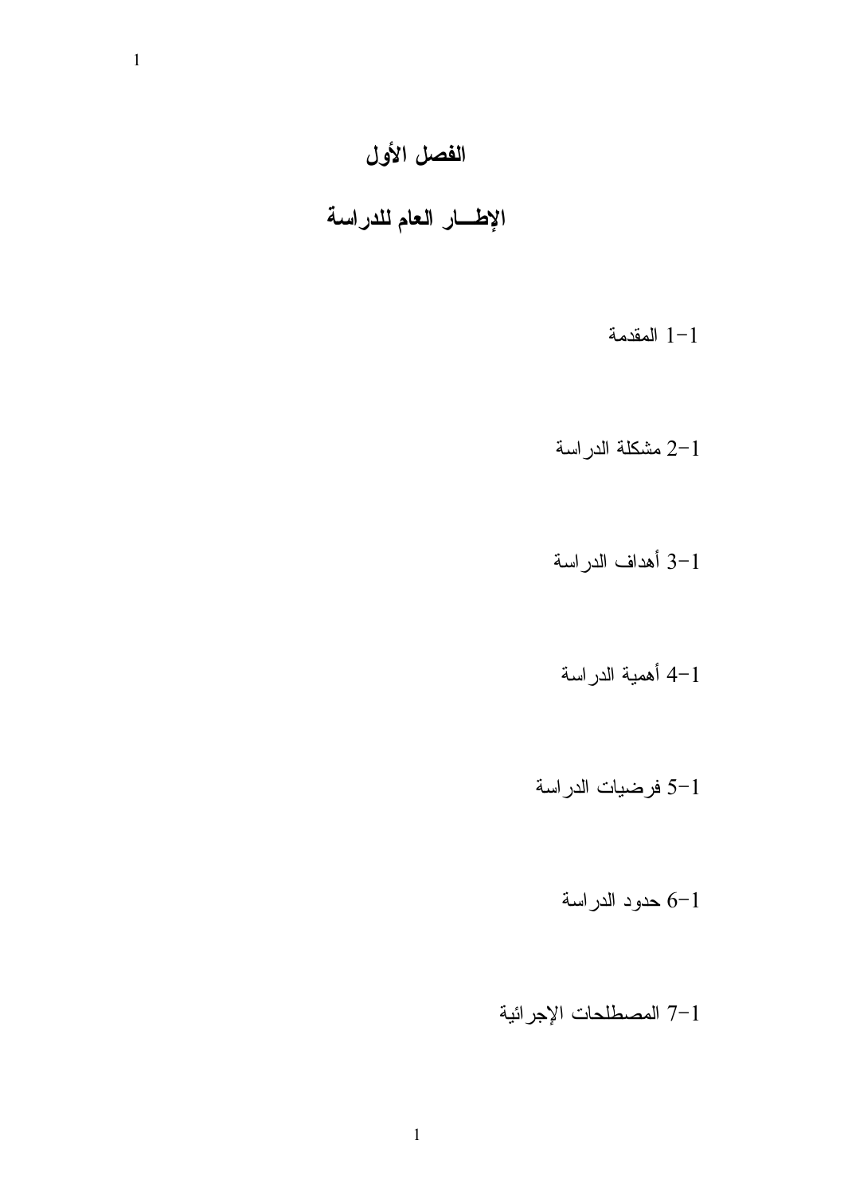# الفصل الأول

# الإطـــار العام للدراسة

1-1 المقدمة

2-1 مشكلة الدراسة

3-1 أهداف الدراسة

4-1 أهمية الدراسة

5-1 فرضيات الدراسة

6-1 حدود الدراسة

7-1 المصطلحات الإجرائية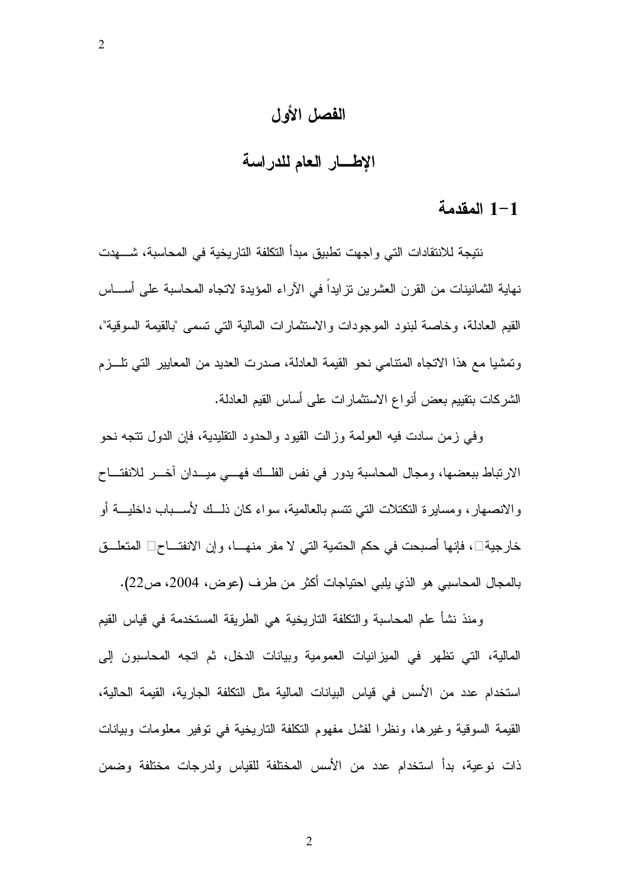# الفصل الأول

## الإطـــار العام للدراسة

### 1-1 المقدمة

نتيجة للانتقادات التي واجهت تطبيق مبدأ التكلفة التاريخية في المحاسبة، شـــهدت نهاية الثمانينات من القرن العشرين تزايداً في الآراء المؤيدة لاتجاه المحاسبة على أســـاس القيم العادلة، وخاصة لبنود الموجودات والاستثمارات المالية التي تسمى "بالقيمة السوقية"، وتمشيا مع هذا الاتجاه المتنامي نحو القيمة العادلة، صدرت العديد من المعايير التي تلـــزم الشركات بتقييم بعض أنواع الاستثمارات على أساس القيم العادلة.

وفي زمن سادت فيه العولمة وزالت القيود والحدود التقليدية، فإن الدول تتجه نحو الارتباط ببعضها، ومجال المحاسبة يدور في نفس الفلـــك فهـــي ميـــدان آخـــر للانفتـــاح والانصهار، ومسايرة التكتلات التي تتسم بالعالمية، سواء كان ذلـــك لأســـباب داخليـــة أو خارجية، فإنها أصبحت في حكم الحتمية التي لا مفر منهـــا، وإن الانفتـــاح المتعلـــق بالمجال المحاسبي هو الذي يلبي احتياجات أكثر من طرف (عوض، 2004، ص22).

ومنذ نشأ علم المحاسبة والتكلفة التاريخية هي الطريقة المستخدمة في قياس القيم المالية، التي تظهر في الميزانيات العمومية وبيانات الدخل، ثم اتجه المحاسبون إلى استخدام عدد من الأسس في قياس البيانات المالية مثل التكلفة الجارية، القيمة الحالية، القيمة السوقية وغيرها، ونظرا لفشل مفهوم التكلفة التاريخية في توفير معلومات وبيانات ذات نوعية، بدأ استخدام عدد من الأسس المختلفة للقياس ولدرجات مختلفة وضمن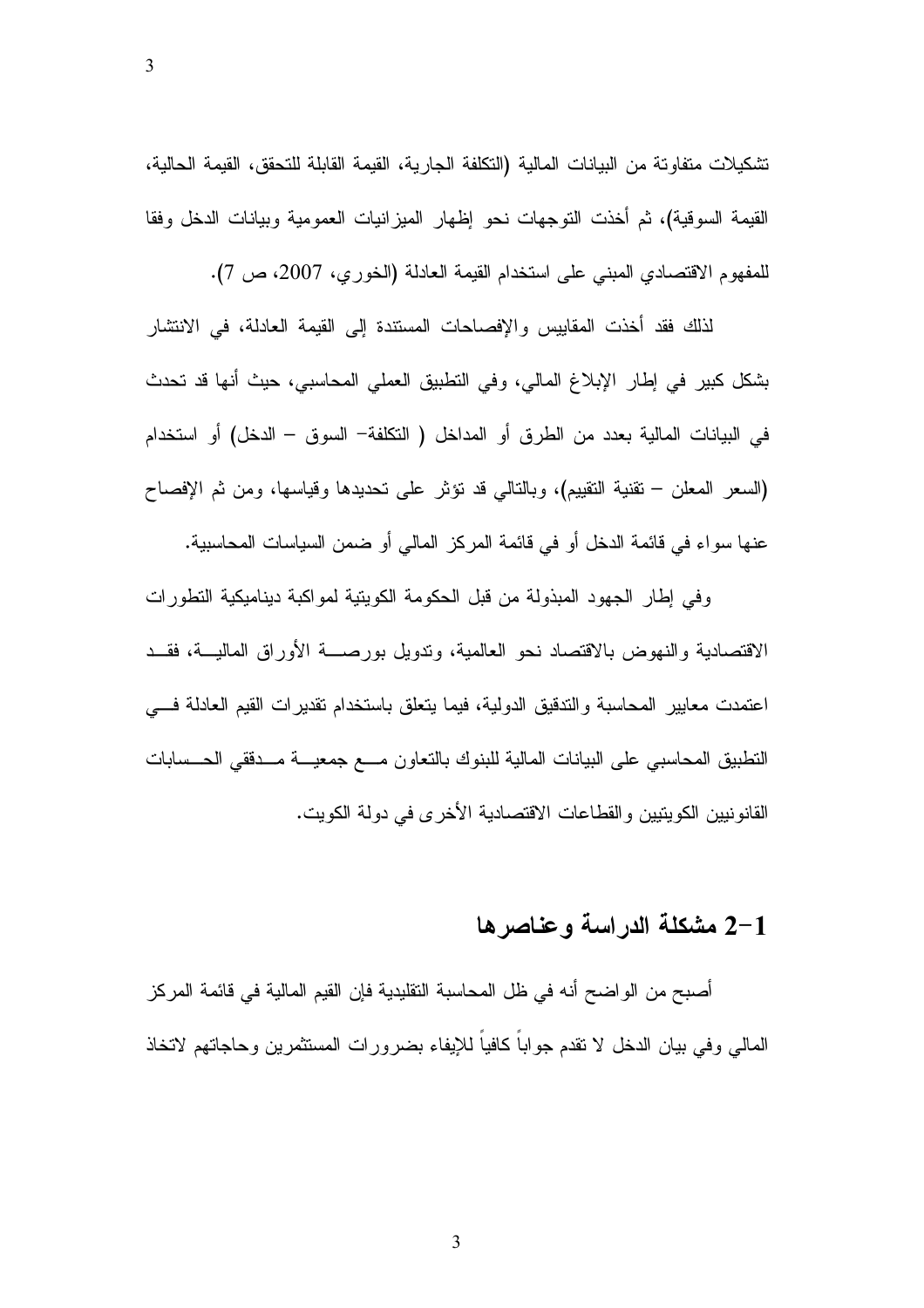تشكيلات متفاوتة من البيانات المالية (التكلفة الجارية، القيمة القابلة للتحقق، القيمة الحالية، القيمة السوقية)، ثم أخذت التوجهات نحو إظهار الميزانيات العمومية وبيانات الدخل وفقا للمفهوم الاقتصادي المبني على استخدام القيمة العادلة (الخوري، 2007، ص 7).

لذلك فقد أخذت المقاييس والإفصاحات المستندة إلى القيمة العادلة، في الانتشار بشكل كبير في إطار الإبلاغ المالي، وفي التطبيق العملي المحاسبي، حيث أنها قد تحدث في البيانات المالية بعدد من الطرق أو المداخل ( التكلفة– السوق – الدخل) أو استخدام (السعر المعلن – تقنية التقييم)، وبالتالي قد تؤثر على تحديدها وقياسها، ومن ثم الإفصاح عنها سواء في قائمة الدخل أو في قائمة المركز المالي أو ضمن السياسات المحاسبية.

وفي إطار الجهود المبذولة من قبل الحكومة الكويتية لمواكبة ديناميكية التطورات الاقتصادية والنهوض بالاقتصاد نحو العالمية، وتدويل بورصة الأوراق المالية، فقد اعتمدت معايير المحاسبة والتدقيق الدولية، فيما يتعلق باستخدام تقديرات القيم العادلة في التطبيق المحاسبي على البيانات المالية للبنوك بالتعاون مع جمعية مدققي الحسابات القانونيين الكويتيين والقطاعات الاقتصادية الأخرى في دولة الكويت.

## 1–2 مشكلة الدراسة وعناصرها

أصبح من الواضح أنه في ظل المحاسبة التقليدية فإن القيم المالية في قائمة المركز المالي وفي بيان الدخل لا تقدم جواباً كافياً للإيفاء بضرورات المستثمرين وحاجاتهم لاتخاذ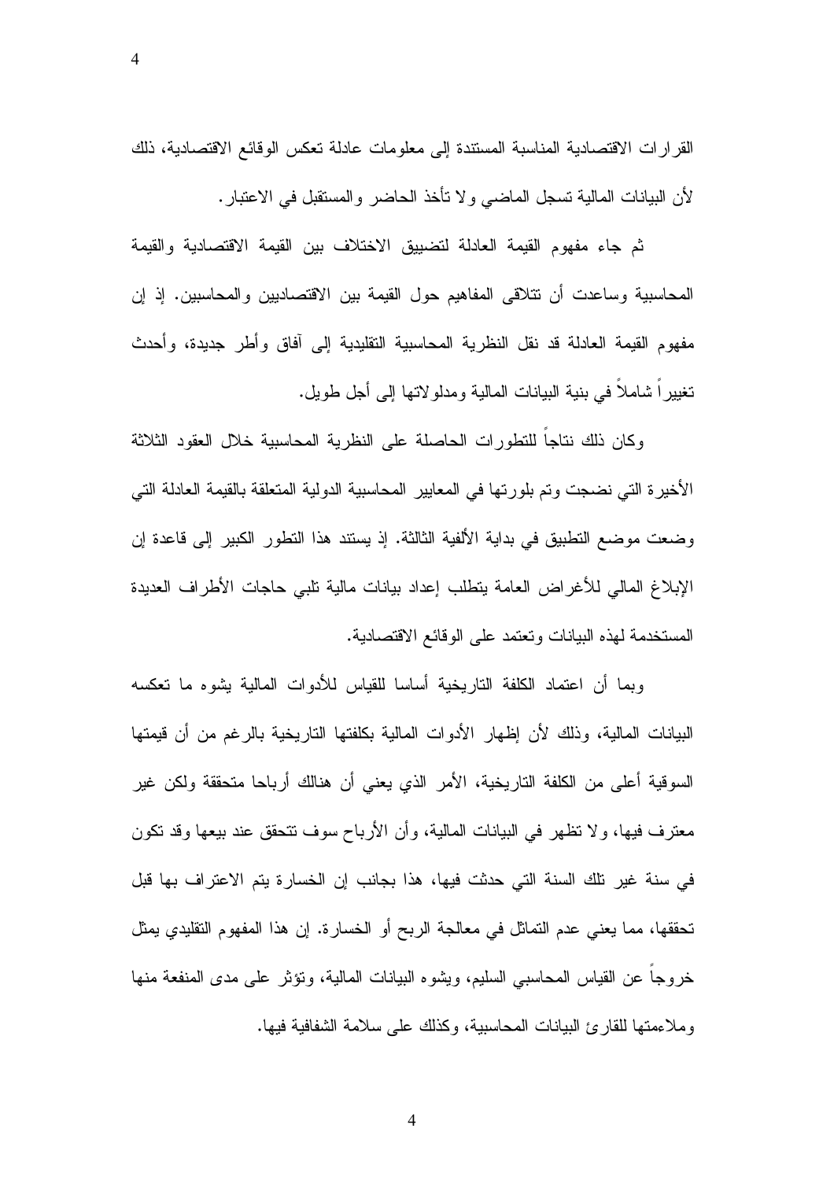القرارات الاقتصادية المناسبة المستندة إلى معلومات عادلة تعكس الوقائع الاقتصادية، ذلك لأن البيانات المالية تسجل الماضي ولا تأخذ الحاضر والمستقبل في الاعتبار.

ثم جاء مفهوم القيمة العادلة لتضييق الاختلاف بين القيمة الاقتصادية والقيمة المحاسبية وساعدت أن تتلاقى المفاهيم حول القيمة بين الاقتصاديين والمحاسبين. إذ إن مفهوم القيمة العادلة قد نقل النظرية المحاسبية التقليدية إلى آفاق وأطر جديدة، وأحدث تغييراً شاملاً في بنية البيانات المالية ومدلولاتها إلى أجل طويل.

وكان ذلك نتاجاً للتطورات الحاصلة على النظرية المحاسبية خلال العقود الثلاثة الأخيرة التي نضجت وتم بلورتها في المعايير المحاسبية الدولية المتعلقة بالقيمة العادلة التي وضعت موضع التطبيق في بداية الألفية الثالثة. إذ يستند هذا التطور الكبير إلى قاعدة إن الإبلاغ المالي للأغراض العامة يتطلب إعداد بيانات مالية تلبي حاجات الأطراف العديدة المستخدمة لهذه البيانات وتعتمد على الوقائع الاقتصادية.

وبما أن اعتماد الكلفة التاريخية أساسا للقياس للأدوات المالية يشوه ما تعكسه البيانات المالية، وذلك لأن إظهار الأدوات المالية بكلفتها التاريخية بالرغم من أن قيمتها السوقية أعلى من الكلفة التاريخية، الأمر الذي يعني أن هنالك أرباحا متحققة ولكن غير معترف فيها، ولا تظهر في البيانات المالية، وأن الأرباح سوف تتحقق عند بيعها وقد تكون في سنة غير تلك السنة التي حدثت فيها، هذا بجانب إن الخسارة يتم الاعتراف بها قبل تحققها، مما يعني عدم التماثل في معالجة الربح أو الخسارة. إن هذا المفهوم التقليدي يمثل خروجاً عن القياس المحاسبي السليم، ويشوه البيانات المالية، وتؤثر على مدى المنفعة منها وملاءمتها للقارئ البيانات المحاسبية، وكذلك على سلامة الشفافية فيها.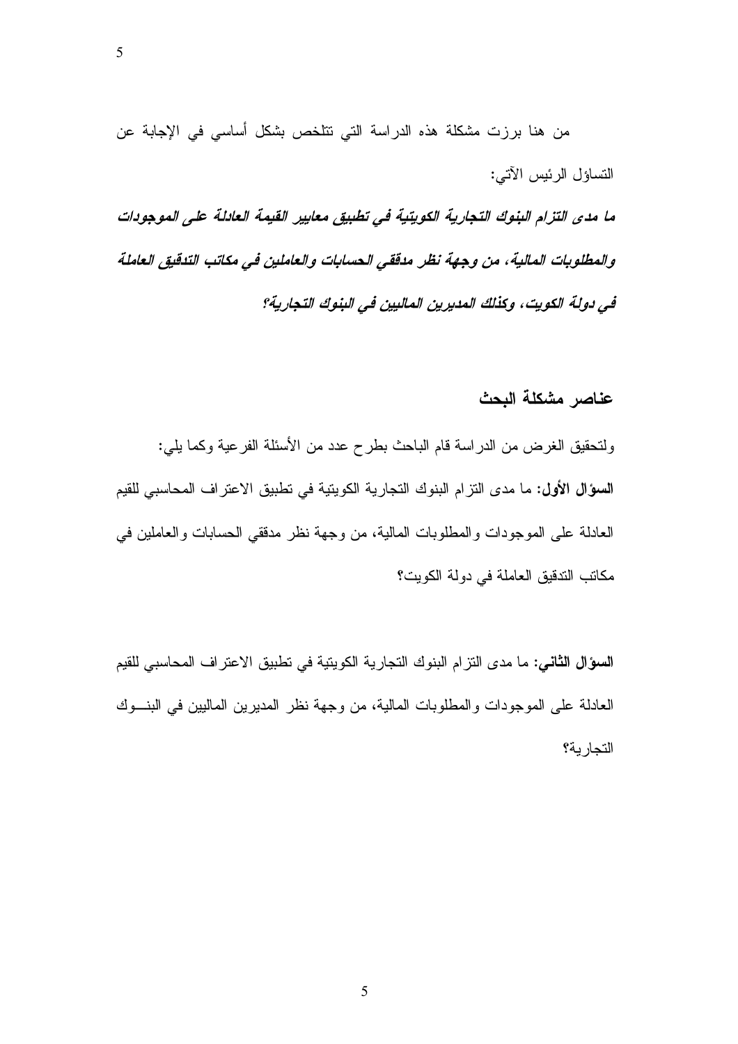من هنا برزت مشكلة هذه الدراسة التي تتلخص بشكل أساسي في الإجابة عن التساؤل الرئيس الآتي:

***ما مدى التزام البنوك التجارية الكويتية في تطبيق معايير القيمة العادلة على الموجودات والمطلوبات المالية، من وجهة نظر مدققي الحسابات والعاملين في مكاتب التدقيق العاملة في دولة الكويت، وكذلك المديرين الماليين في البنوك التجارية؟***

## عناصر مشكلة البحث

ولتحقيق الغرض من الدراسة قام الباحث بطرح عدد من الأسئلة الفرعية وكما يلي:

**السؤال الأول:** ما مدى التزام البنوك التجارية الكويتية في تطبيق الاعتراف المحاسبي للقيم العادلة على الموجودات والمطلوبات المالية، من وجهة نظر مدققي الحسابات والعاملين في مكاتب التدقيق العاملة في دولة الكويت؟

**السؤال الثاني:** ما مدى التزام البنوك التجارية الكويتية في تطبيق الاعتراف المحاسبي للقيم العادلة على الموجودات والمطلوبات المالية، من وجهة نظر المديرين الماليين في البنوك التجارية؟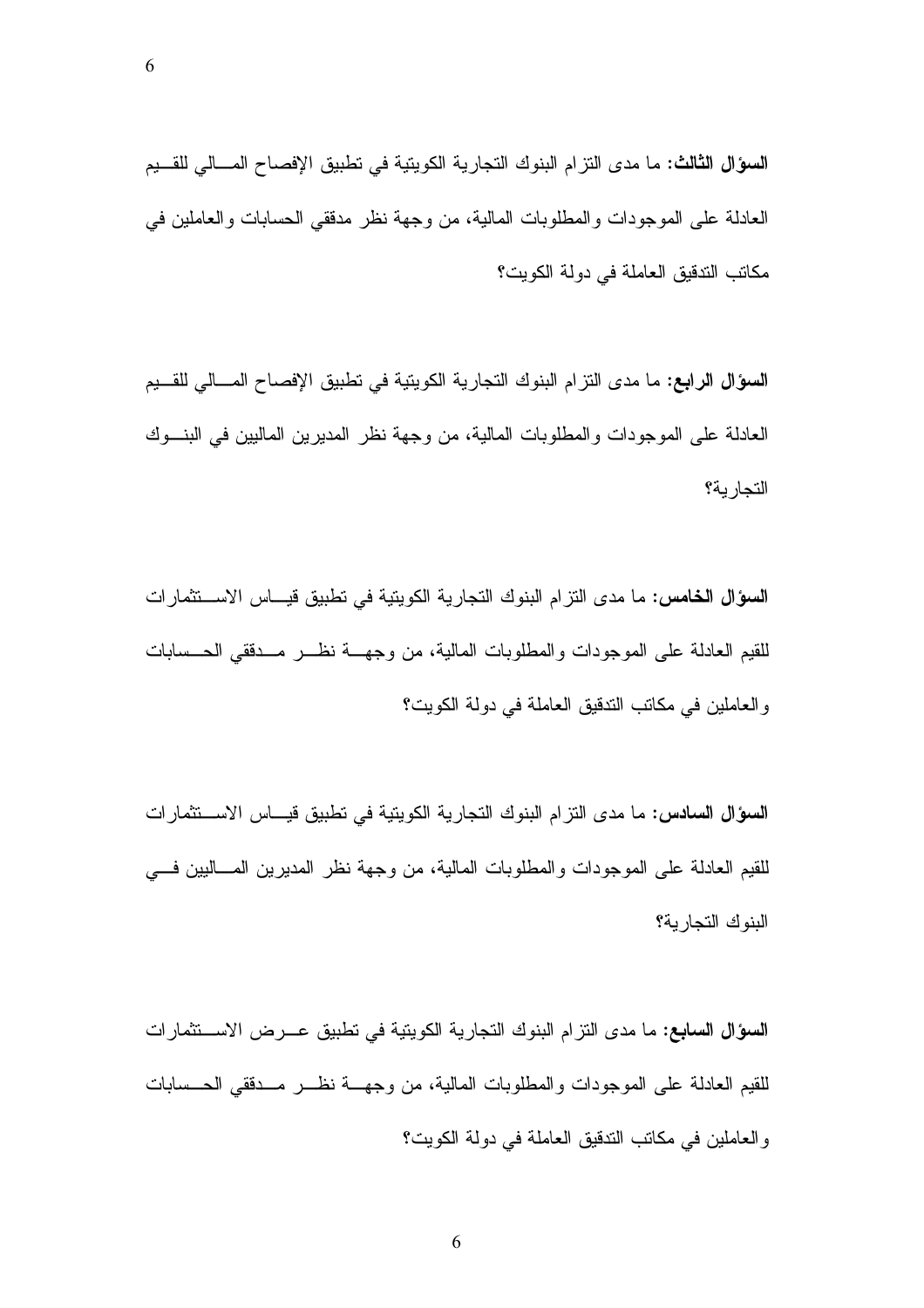**السؤال الثالث:** ما مدى التزام البنوك التجارية الكويتية في تطبيق الإفصاح المالي للقيم العادلة على الموجودات والمطلوبات المالية، من وجهة نظر مدققي الحسابات والعاملين في مكاتب التدقيق العاملة في دولة الكويت؟

**السؤال الرابع:** ما مدى التزام البنوك التجارية الكويتية في تطبيق الإفصاح المالي للقيم العادلة على الموجودات والمطلوبات المالية، من وجهة نظر المديرين الماليين في البنوك التجارية؟

**السؤال الخامس:** ما مدى التزام البنوك التجارية الكويتية في تطبيق قياس الاستثمارات للقيم العادلة على الموجودات والمطلوبات المالية، من وجهة نظر مدققي الحسابات والعاملين في مكاتب التدقيق العاملة في دولة الكويت؟

**السؤال السادس:** ما مدى التزام البنوك التجارية الكويتية في تطبيق قياس الاستثمارات للقيم العادلة على الموجودات والمطلوبات المالية، من وجهة نظر المديرين الماليين في البنوك التجارية؟

**السؤال السابع:** ما مدى التزام البنوك التجارية الكويتية في تطبيق عرض الاستثمارات للقيم العادلة على الموجودات والمطلوبات المالية، من وجهة نظر مدققي الحسابات والعاملين في مكاتب التدقيق العاملة في دولة الكويت؟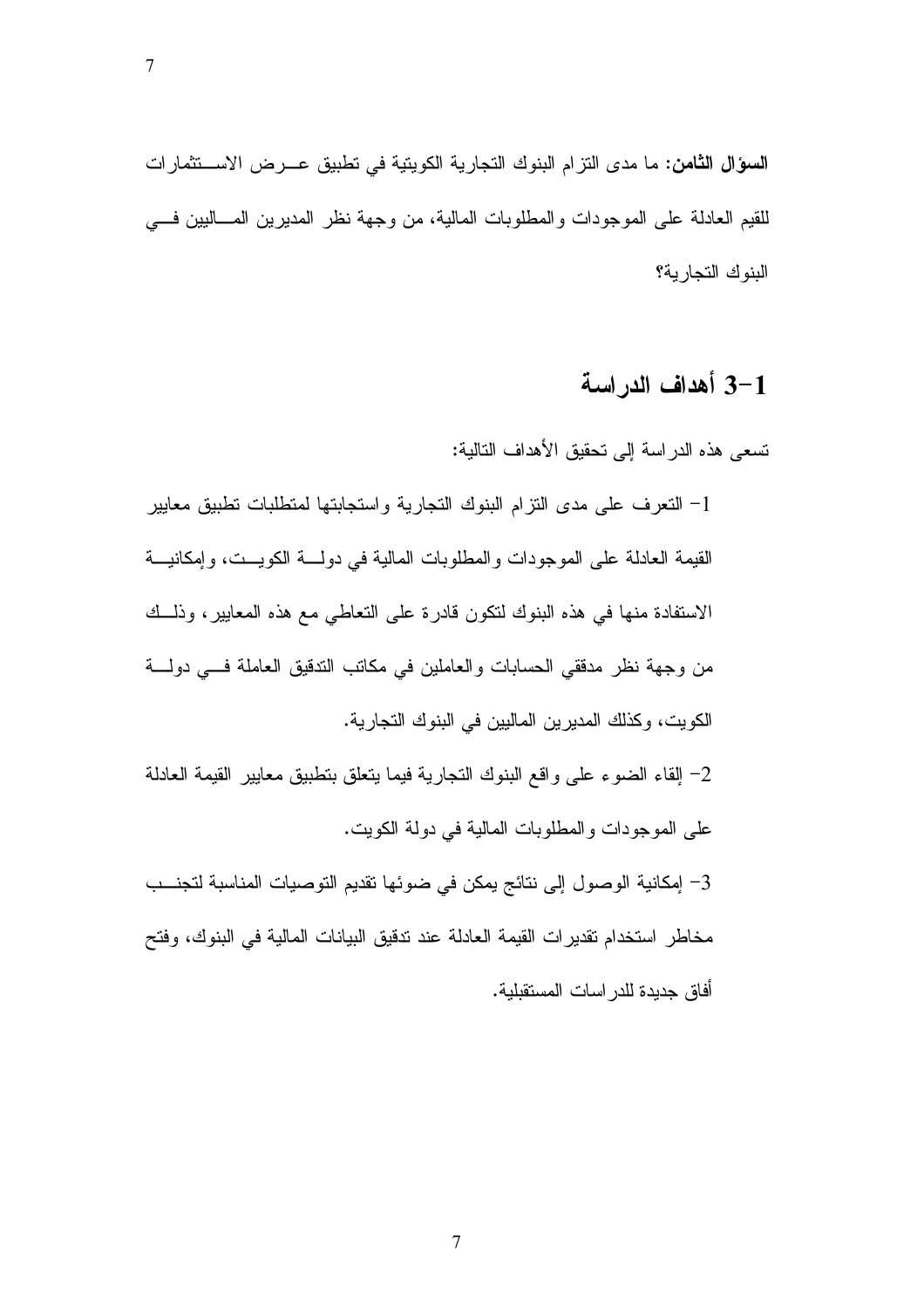**السؤال الثامن:** ما مدى التزام البنوك التجارية الكويتية في تطبيق عرض الاستثمارات للقيم العادلة على الموجودات والمطلوبات المالية، من وجهة نظر المديرين الماليين في البنوك التجارية؟

## 1-3 أهداف الدراسة

تسعى هذه الدراسة إلى تحقيق الأهداف التالية:

1- التعرف على مدى التزام البنوك التجارية واستجابتها لمتطلبات تطبيق معايير القيمة العادلة على الموجودات والمطلوبات المالية في دولة الكويت، وإمكانية الاستفادة منها في هذه البنوك لتكون قادرة على التعاطي مع هذه المعايير، وذلك من وجهة نظر مدققي الحسابات والعاملين في مكاتب التدقيق العاملة في دولة الكويت، وكذلك المديرين الماليين في البنوك التجارية.

2- إلقاء الضوء على واقع البنوك التجارية فيما يتعلق بتطبيق معايير القيمة العادلة على الموجودات والمطلوبات المالية في دولة الكويت.

3- إمكانية الوصول إلى نتائج يمكن في ضوئها تقديم التوصيات المناسبة لتجنب مخاطر استخدام تقديرات القيمة العادلة عند تدقيق البيانات المالية في البنوك، وفتح آفاق جديدة للدراسات المستقبلية.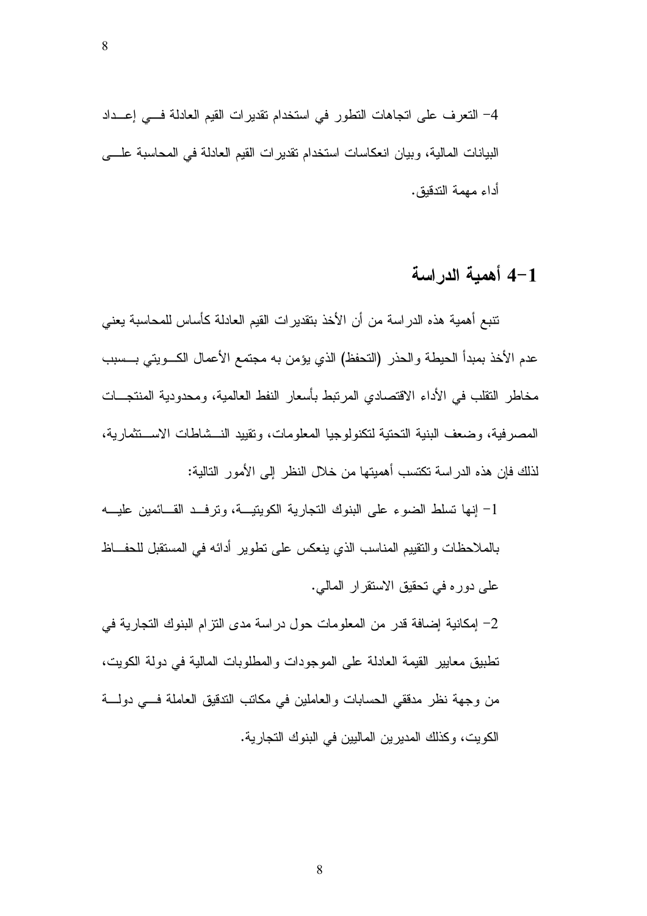4- التعرف على اتجاهات التطور في استخدام تقديرات القيم العادلة في إعداد البيانات المالية، وبيان انعكاسات استخدام تقديرات القيم العادلة في المحاسبة على أداء مهمة التدقيق.

## 1-4 أهمية الدراسة

تنبع أهمية هذه الدراسة من أن الأخذ بتقديرات القيم العادلة كأساس للمحاسبة يعني عدم الأخذ بمبدأ الحيطة والحذر (التحفظ) الذي يؤمن به مجتمع الأعمال الكويتي بسبب مخاطر التقلب في الأداء الاقتصادي المرتبط بأسعار النفط العالمية، ومحدودية المنتجات المصرفية، وضعف البنية التحتية لتكنولوجيا المعلومات، وتقييد النشاطات الاستثمارية، لذلك فإن هذه الدراسة تكتسب أهميتها من خلال النظر إلى الأمور التالية:

1- إنها تسلط الضوء على البنوك التجارية الكويتية، وترفد القائمين عليه بالملاحظات والتقييم المناسب الذي ينعكس على تطوير أدائه في المستقبل للحفاظ على دوره في تحقيق الاستقرار المالي.

2- إمكانية إضافة قدر من المعلومات حول دراسة مدى التزام البنوك التجارية في تطبيق معايير القيمة العادلة على الموجودات والمطلوبات المالية في دولة الكويت، من وجهة نظر مدققي الحسابات والعاملين في مكاتب التدقيق العاملة في دولة الكويت، وكذلك المديرين الماليين في البنوك التجارية.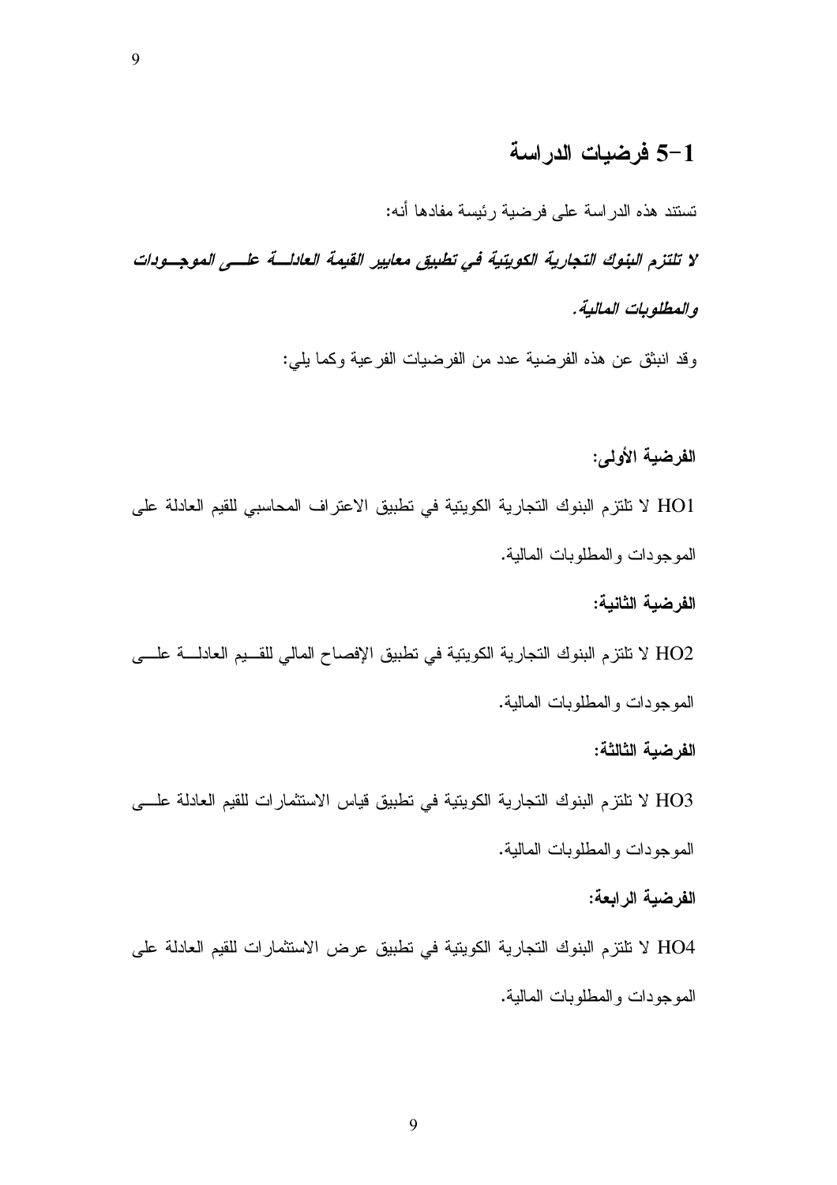## 5-1 فرضيات الدراسة

تستند هذه الدراسة على فرضية رئيسة مفادها أنه:

***لا تلتزم البنوك التجارية الكويتية في تطبيق معايير القيمة العادلة على الموجودات والمطلوبات المالية.***

وقد انبثق عن هذه الفرضية عدد من الفرضيات الفرعية وكما يلي:

**الفرضية الأولى:**

HO1 لا تلتزم البنوك التجارية الكويتية في تطبيق الاعتراف المحاسبي للقيم العادلة على الموجودات والمطلوبات المالية.

**الفرضية الثانية:**

HO2 لا تلتزم البنوك التجارية الكويتية في تطبيق الإفصاح المالي للقيم العادلة على الموجودات والمطلوبات المالية.

**الفرضية الثالثة:**

HO3 لا تلتزم البنوك التجارية الكويتية في تطبيق قياس الاستثمارات للقيم العادلة على الموجودات والمطلوبات المالية.

**الفرضية الرابعة:**

HO4 لا تلتزم البنوك التجارية الكويتية في تطبيق عرض الاستثمارات للقيم العادلة على الموجودات والمطلوبات المالية.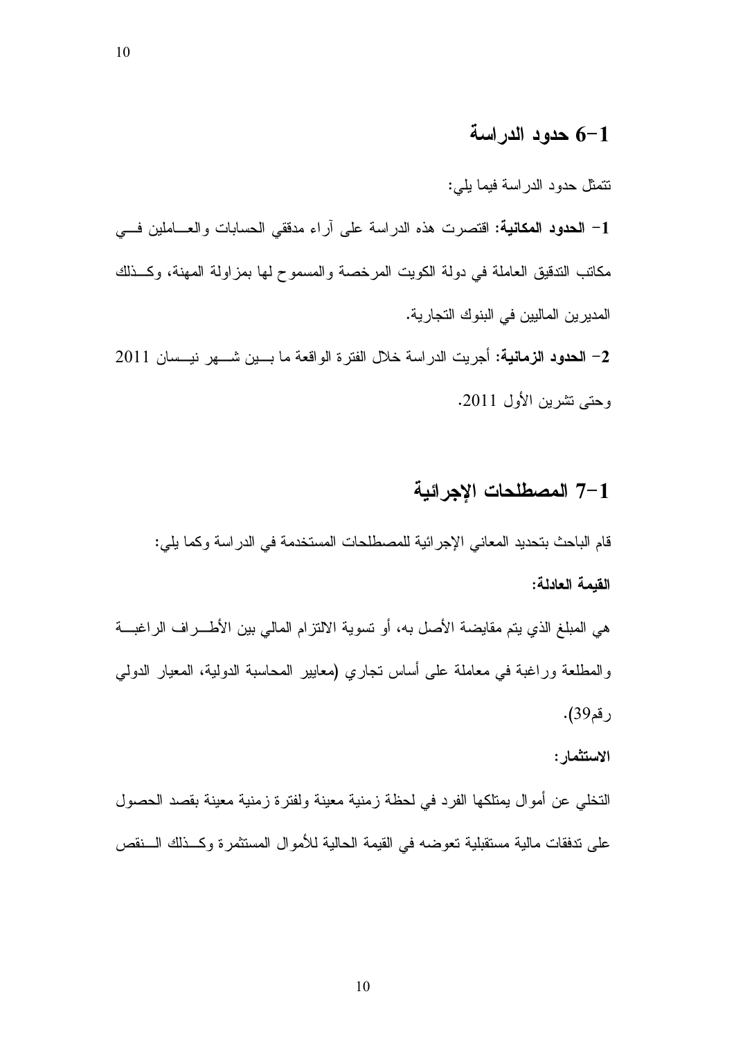## 1-6 حدود الدراسة

تتمثل حدود الدراسة فيما يلي:

1- **الحدود المكانية**: اقتصرت هذه الدراسة على آراء مدققي الحسابات والعاملين في مكاتب التدقيق العاملة في دولة الكويت المرخصة والمسموح لها بمزاولة المهنة، وكذلك المديرين الماليين في البنوك التجارية.

2- **الحدود الزمانية**: أجريت الدراسة خلال الفترة الواقعة ما بين شهر نيسان 2011 وحتى تشرين الأول 2011.

## 1-7 المصطلحات الإجرائية

قام الباحث بتحديد المعاني الإجرائية للمصطلحات المستخدمة في الدراسة وكما يلي:

**القيمة العادلة:**

هي المبلغ الذي يتم مقايضة الأصل به، أو تسوية الالتزام المالي بين الأطراف الراغبة والمطلعة وراغبة في معاملة على أساس تجاري (معايير المحاسبة الدولية، المعيار الدولي رقم39).

**الاستثمار:**

التخلي عن أموال يمتلكها الفرد في لحظة زمنية معينة ولفترة زمنية معينة بقصد الحصول على تدفقات مالية مستقبلية تعوضه في القيمة الحالية للأموال المستثمرة وكذلك النقص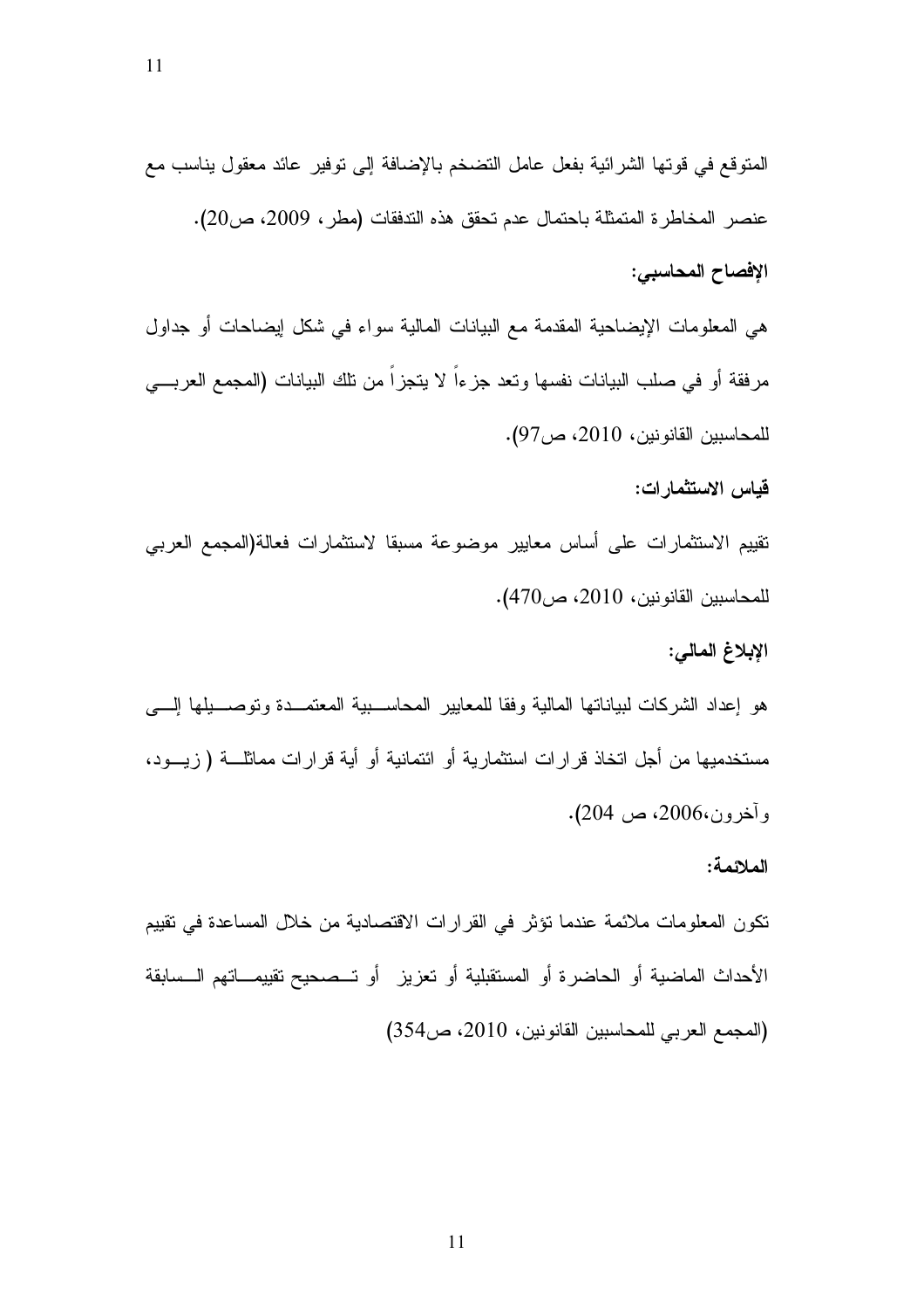المتوقع في قوتها الشرائية بفعل عامل التضخم بالإضافة إلى توفير عائد معقول يناسب مع عنصر المخاطرة المتمثلة باحتمال عدم تحقق هذه التدفقات (مطر، 2009، ص20).

**الإفصاح المحاسبي:**

هي المعلومات الإيضاحية المقدمة مع البيانات المالية سواء في شكل إيضاحات أو جداول مرفقة أو في صلب البيانات نفسها وتعد جزءاً لا يتجزأ من تلك البيانات (المجمع العربي للمحاسبين القانونين، 2010، ص97).

**قياس الاستثمارات:**

تقييم الاستثمارات على أساس معايير موضوعة مسبقا لاستثمارات فعالة(المجمع العربي للمحاسبين القانونين، 2010، ص470).

**الإبلاغ المالي:**

هو إعداد الشركات لبياناتها المالية وفقا للمعايير المحاسبية المعتمدة وتوصيلها إلى مستخدميها من أجل اتخاذ قرارات استثمارية أو ائتمانية أو أية قرارات مماثلة ( زيود، وآخرون،2006، ص 204).

**الملائمة:**

تكون المعلومات ملائمة عندما تؤثر في القرارات الاقتصادية من خلال المساعدة في تقييم الأحداث الماضية أو الحاضرة أو المستقبلية أو تعزيز أو تصحيح تقييماتهم السابقة (المجمع العربي للمحاسبين القانونين، 2010، ص354)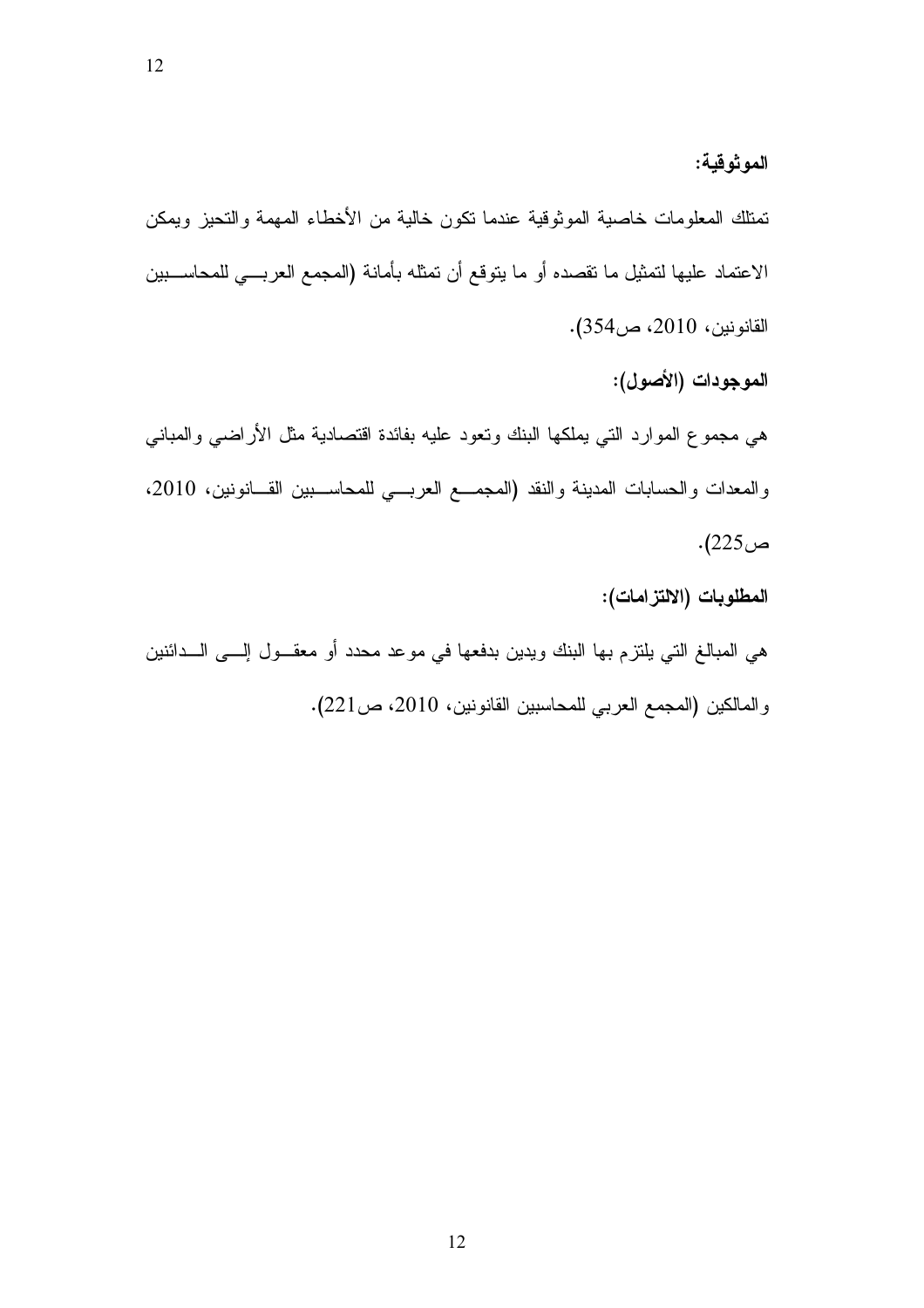**الموثوقية:**

تمتلك المعلومات خاصية الموثوقية عندما تكون خالية من الأخطاء المهمة والتحيز ويمكن الاعتماد عليها لتمثيل ما تقصده أو ما يتوقع أن تمثله بأمانة (المجمع العربي للمحاسبين القانونين، 2010، ص354).

**الموجودات (الأصول):**

هي مجموع الموارد التي يملكها البنك وتعود عليه بفائدة اقتصادية مثل الأراضي والمباني والمعدات والحسابات المدينة والنقد (المجمع العربي للمحاسبين القانونين، 2010، ص225).

**المطلوبات (الالتزامات):**

هي المبالغ التي يلتزم بها البنك ويدين بدفعها في موعد محدد أو معقول إلى الدائنين والمالكين (المجمع العربي للمحاسبين القانونين، 2010، ص221).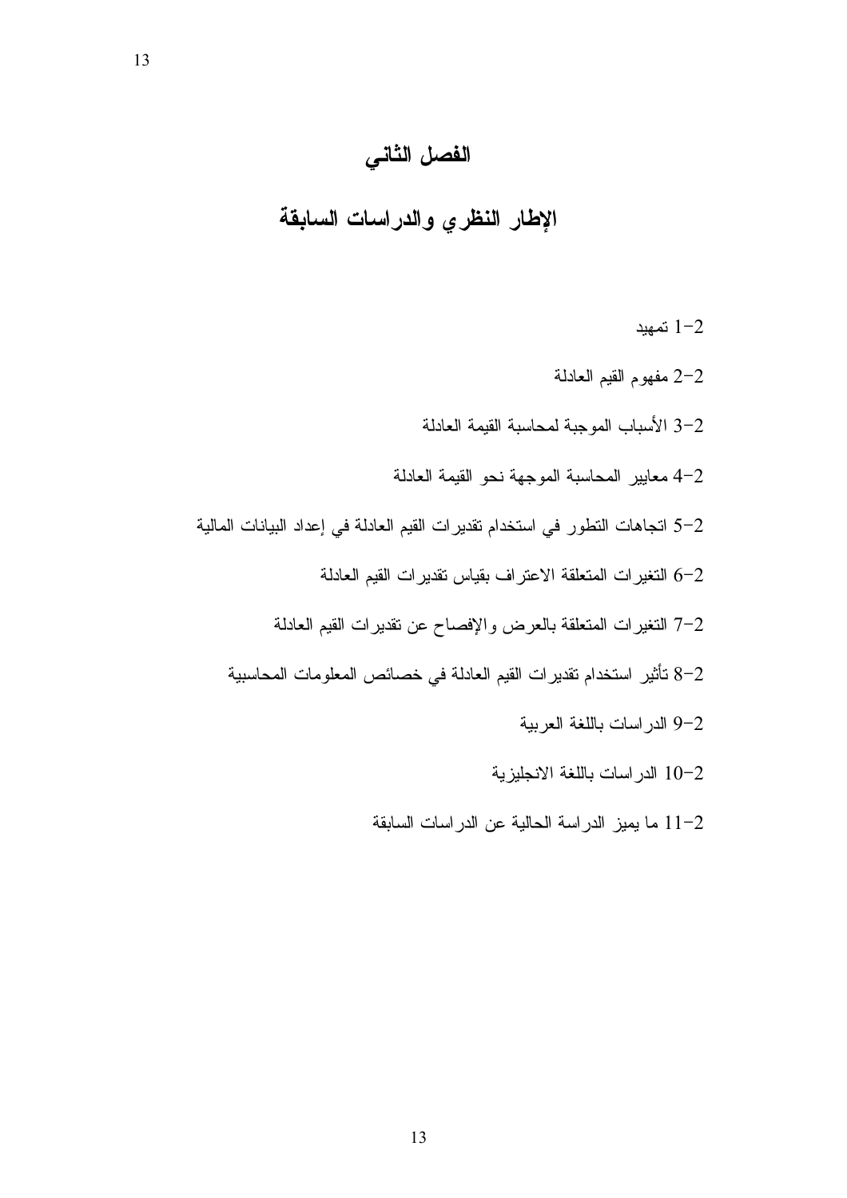# الفصل الثاني

## الإطار النظري والدراسات السابقة

2-1 تمهيد

2-2 مفهوم القيم العادلة

2-3 الأسباب الموجبة لمحاسبة القيمة العادلة

2-4 معايير المحاسبة الموجهة نحو القيمة العادلة

2-5 اتجاهات التطور في استخدام تقديرات القيم العادلة في إعداد البيانات المالية

2-6 التغيرات المتعلقة الاعتراف بقياس تقديرات القيم العادلة

2-7 التغيرات المتعلقة بالعرض والإفصاح عن تقديرات القيم العادلة

2-8 تأثير استخدام تقديرات القيم العادلة في خصائص المعلومات المحاسبية

2-9 الدراسات باللغة العربية

2-10 الدراسات باللغة الانجليزية

2-11 ما يميز الدراسة الحالية عن الدراسات السابقة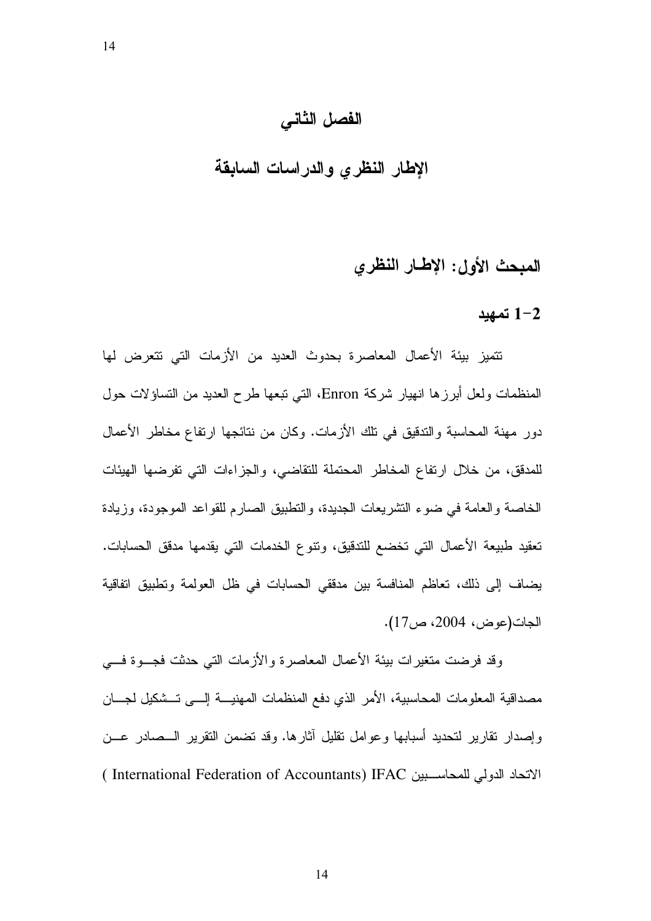# الفصل الثاني

# الإطار النظري والدراسات السابقة

## المبحث الأول: الإطار النظري

### 2-1 تمهيد

تتميز بيئة الأعمال المعاصرة بحدوث العديد من الأزمات التي تتعرض لها المنظمات ولعل أبرزها انهيار شركة Enron، التي تبعها طرح العديد من التساؤلات حول دور مهنة المحاسبة والتدقيق في تلك الأزمات. وكان من نتائجها ارتفاع مخاطر الأعمال للمدقق، من خلال ارتفاع المخاطر المحتملة للتقاضي، والجزاءات التي تفرضها الهيئات الخاصة والعامة في ضوء التشريعات الجديدة، والتطبيق الصارم للقواعد الموجودة، وزيادة تعقيد طبيعة الأعمال التي تخضع للتدقيق، وتنوع الخدمات التي يقدمها مدقق الحسابات. يضاف إلى ذلك، تعاظم المنافسة بين مدققي الحسابات في ظل العولمة وتطبيق اتفاقية الجات(عوض، 2004، ص17).

وقد فرضت متغيرات بيئة الأعمال المعاصرة والأزمات التي حدثت فجوة في مصداقية المعلومات المحاسبية، الأمر الذي دفع المنظمات المهنية إلى تشكيل لجان وإصدار تقارير لتحديد أسبابها وعوامل تقليل آثارها. وقد تضمن التقرير الصادر عن الاتحاد الدولي للمحاسبين IFAC (International Federation of Accountants)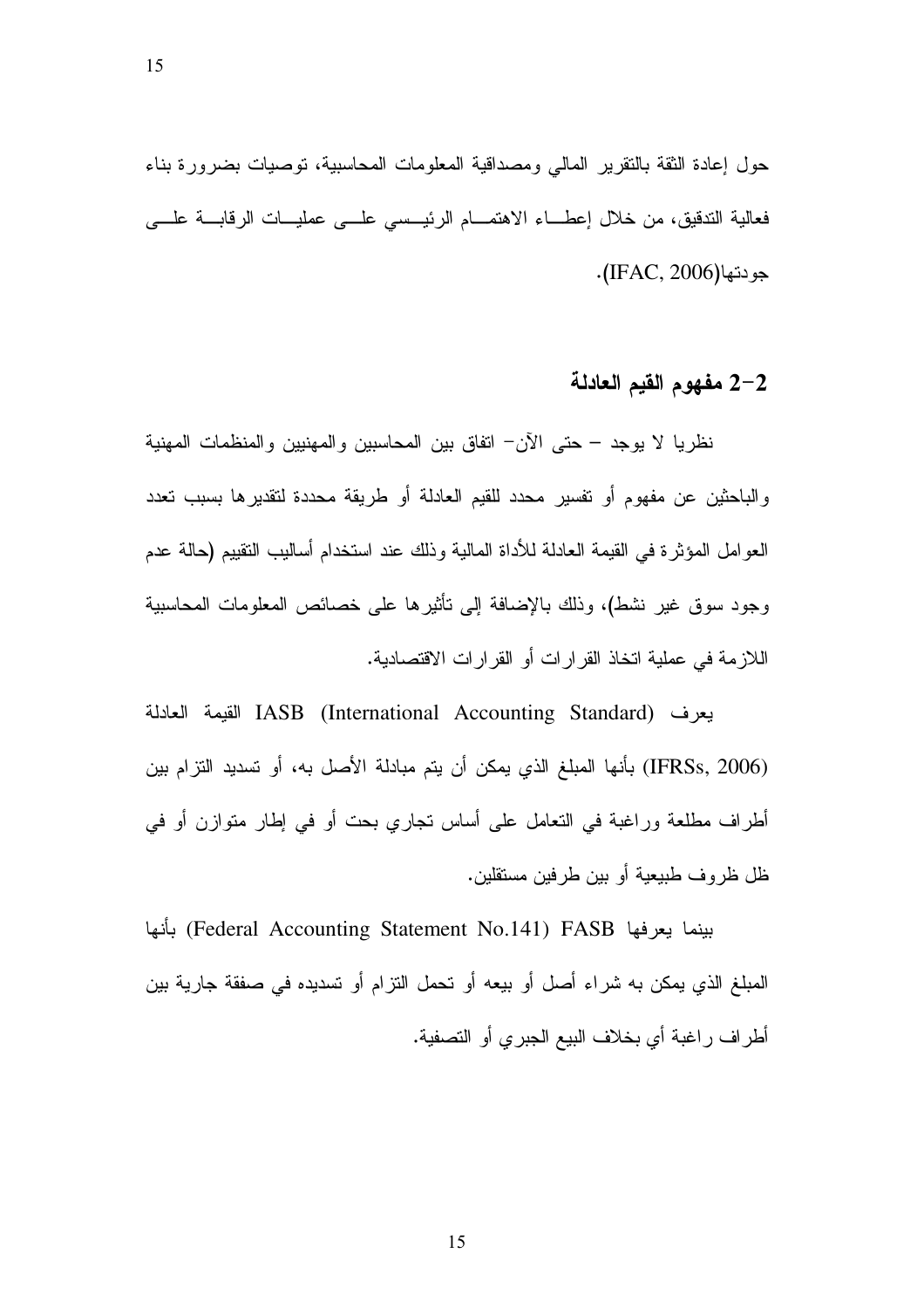حول إعادة الثقة بالتقرير المالي ومصداقية المعلومات المحاسبية، توصيات بضرورة بناء فعالية التدقيق، من خلال إعطاء الاهتمام الرئيسي على عمليات الرقابة على جودتها(IFAC, 2006).

## 2-2 مفهوم القيم العادلة

نظريا لا يوجد – حتى الآن- اتفاق بين المحاسبين والمهنيين والمنظمات المهنية والباحثين عن مفهوم أو تفسير محدد للقيم العادلة أو طريقة محددة لتقديرها بسبب تعدد العوامل المؤثرة في القيمة العادلة للأداة المالية وذلك عند استخدام أساليب التقييم (حالة عدم وجود سوق غير نشط)، وذلك بالإضافة إلى تأثيرها على خصائص المعلومات المحاسبية اللازمة في عملية اتخاذ القرارات أو القرارات الاقتصادية.

يعرف IASB (International Accounting Standard) القيمة العادلة (IFRSs, 2006) بأنها المبلغ الذي يمكن أن يتم مبادلة الأصل به، أو تسديد التزام بين أطراف مطلعة وراغبة في التعامل على أساس تجاري بحت أو في إطار متوازن أو في ظل ظروف طبيعية أو بين طرفين مستقلين.

بينما يعرفها FASB (Federal Accounting Statement No.141) بأنها المبلغ الذي يمكن به شراء أصل أو بيعه أو تحمل التزام أو تسديده في صفقة جارية بين أطراف راغبة أي بخلاف البيع الجبري أو التصفية.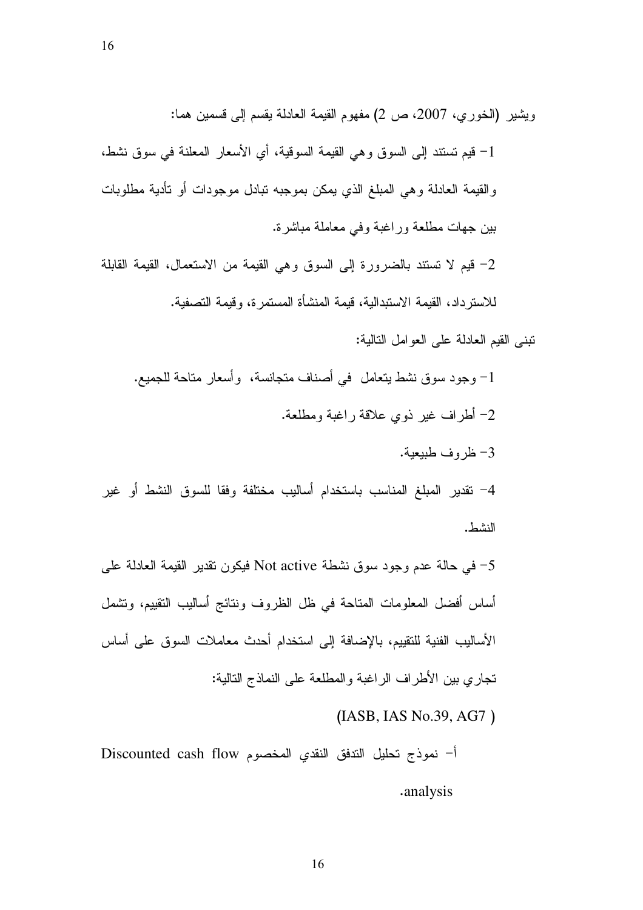ويشير (الخوري، 2007، ص 2) مفهوم القيمة العادلة يقسم إلى قسمين هما:

1- قيم تستند إلى السوق وهي القيمة السوقية، أي الأسعار المعلنة في سوق نشط، والقيمة العادلة وهي المبلغ الذي يمكن بموجبه تبادل موجودات أو تأدية مطلوبات بين جهات مطلعة وراغبة وفي معاملة مباشرة.

2- قيم لا تستند بالضرورة إلى السوق وهي القيمة من الاستعمال، القيمة القابلة للاسترداد، القيمة الاستبدالية، قيمة المنشأة المستمرة، وقيمة التصفية.

تبنى القيم العادلة على العوامل التالية:

1- وجود سوق نشط يتعامل في أصناف متجانسة، وأسعار متاحة للجميع.

2- أطراف غير ذوي علاقة راغبة ومطلعة.

3- ظروف طبيعية.

4- تقدير المبلغ المناسب باستخدام أساليب مختلفة وفقا للسوق النشط أو غير النشط.

5- في حالة عدم وجود سوق نشطة Not active فيكون تقدير القيمة العادلة على أساس أفضل المعلومات المتاحة في ظل الظروف ونتائج أساليب التقييم، وتشمل الأساليب الفنية للتقييم، بالإضافة إلى استخدام أحدث معاملات السوق على أساس تجاري بين الأطراف الراغبة والمطلعة على النماذج التالية:

(IASB, IAS No.39, AG7 )

أ- نموذج تحليل التدفق النقدي المخصوم Discounted cash flow analysis.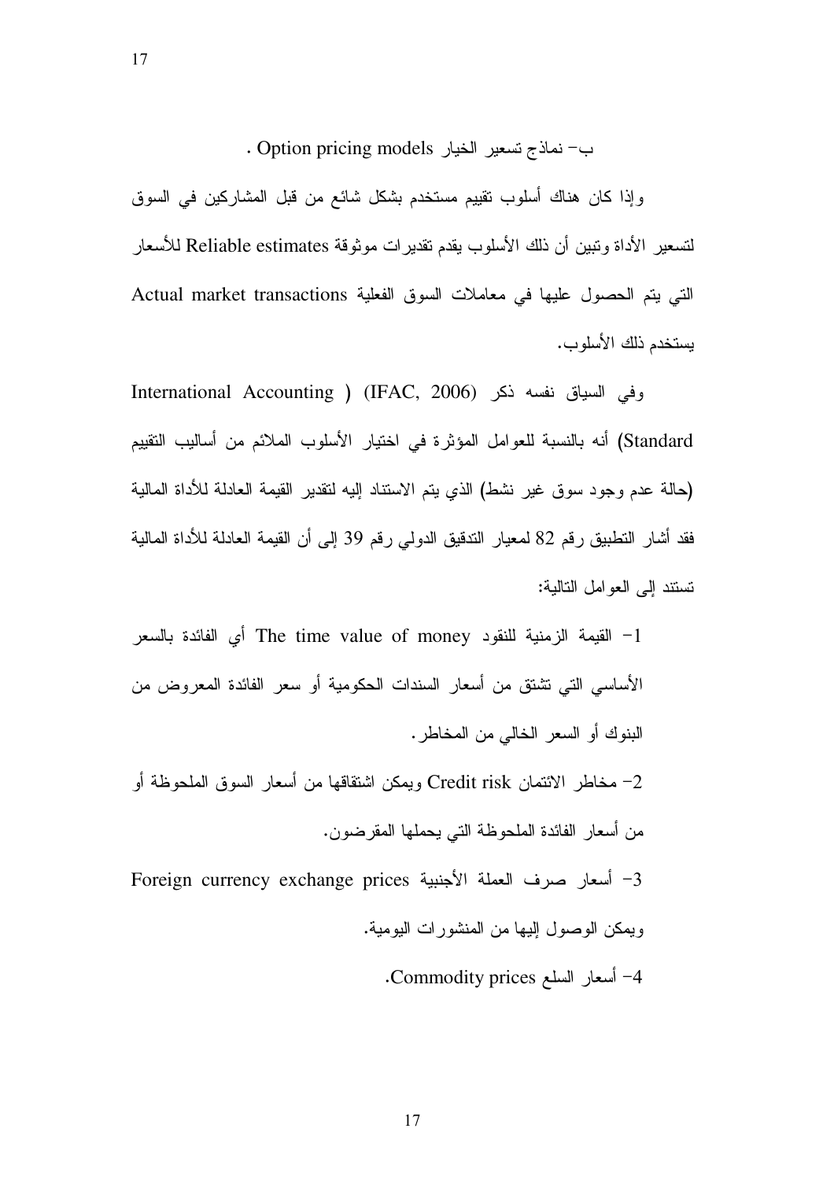ب- نماذج تسعير الخيار Option pricing models .

وإذا كان هناك أسلوب تقييم مستخدم بشكل شائع من قبل المشاركين في السوق لتسعير الأداة وتبين أن ذلك الأسلوب يقدم تقديرات موثوقة Reliable estimates للأسعار التي يتم الحصول عليها في معاملات السوق الفعلية Actual market transactions يستخدم ذلك الأسلوب.

وفي السياق نفسه ذكر (IFAC, 2006) ( International Accounting Standard) أنه بالنسبة للعوامل المؤثرة في اختيار الأسلوب الملائم من أساليب التقييم (حالة عدم وجود سوق غير نشط) الذي يتم الاستناد إليه لتقدير القيمة العادلة للأداة المالية فقد أشار التطبيق رقم 82 لمعيار التدقيق الدولي رقم 39 إلى أن القيمة العادلة للأداة المالية تستند إلى العوامل التالية:

1- القيمة الزمنية للنقود The time value of money أي الفائدة بالسعر الأساسي التي تشتق من أسعار السندات الحكومية أو سعر الفائدة المعروض من البنوك أو السعر الخالي من المخاطر.

2- مخاطر الائتمان Credit risk ويمكن اشتقاقها من أسعار السوق الملحوظة أو من أسعار الفائدة الملحوظة التي يحملها المقرضون.

3- أسعار صرف العملة الأجنبية Foreign currency exchange prices ويمكن الوصول إليها من المنشورات اليومية.

4- أسعار السلع Commodity prices.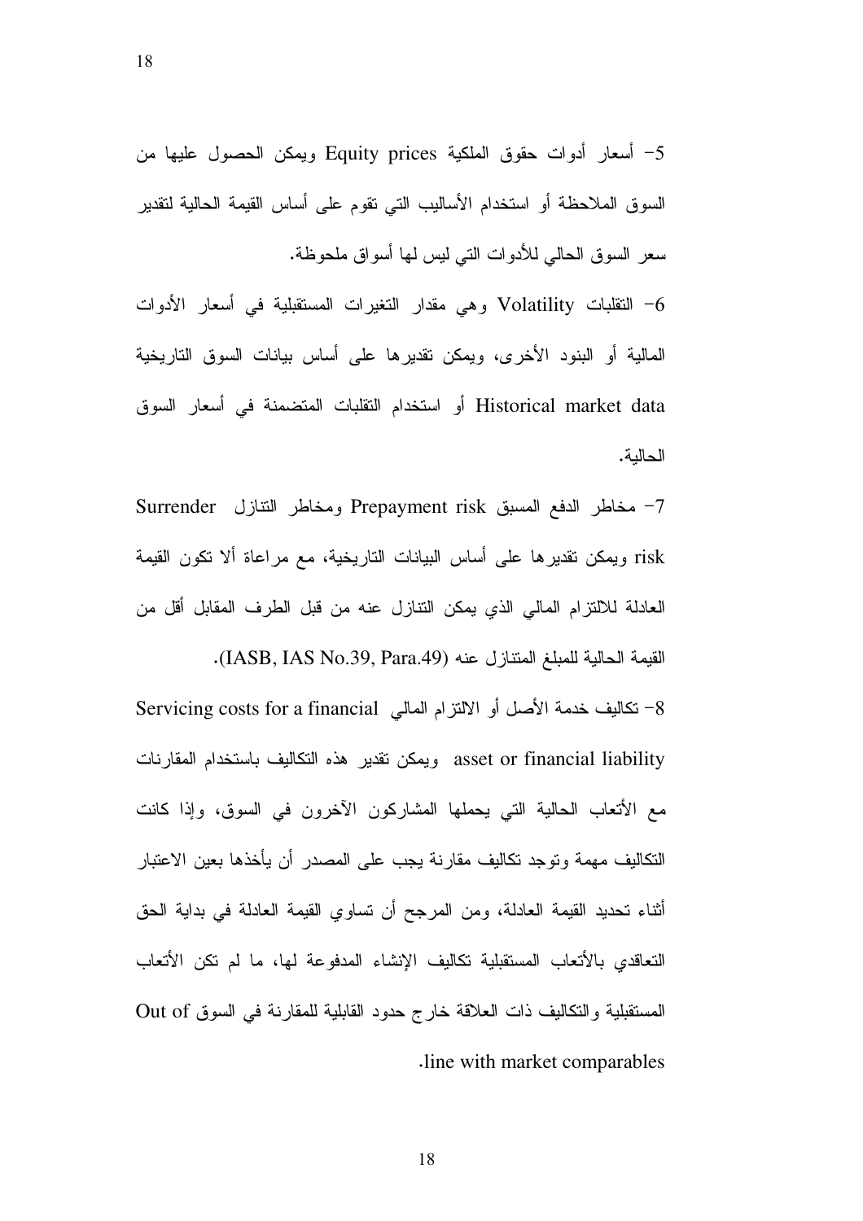5- أسعار أدوات حقوق الملكية Equity prices ويمكن الحصول عليها من السوق الملاحظة أو استخدام الأساليب التي تقوم على أساس القيمة الحالية لتقدير سعر السوق الحالي للأدوات التي ليس لها أسواق ملحوظة.

6- التقلبات Volatility وهي مقدار التغيرات المستقبلية في أسعار الأدوات المالية أو البنود الأخرى، ويمكن تقديرها على أساس بيانات السوق التاريخية Historical market data أو استخدام التقلبات المتضمنة في أسعار السوق الحالية.

7- مخاطر الدفع المسبق Prepayment risk ومخاطر التنازل Surrender risk ويمكن تقديرها على أساس البيانات التاريخية، مع مراعاة ألا تكون القيمة العادلة للالتزام المالي الذي يمكن التنازل عنه من قبل الطرف المقابل أقل من القيمة الحالية للمبلغ المتنازل عنه (IASB, IAS No.39, Para.49).

8- تكاليف خدمة الأصل أو الالتزام المالي Servicing costs for a financial asset or financial liability ويمكن تقدير هذه التكاليف باستخدام المقارنات مع الأتعاب الحالية التي يحملها المشاركون الآخرون في السوق، وإذا كانت التكاليف مهمة وتوجد تكاليف مقارنة يجب على المصدر أن يأخذها بعين الاعتبار أثناء تحديد القيمة العادلة، ومن المرجح أن تساوي القيمة العادلة في بداية الحق التعاقدي بالأتعاب المستقبلية تكاليف الإنشاء المدفوعة لها، ما لم تكن الأتعاب المستقبلية والتكاليف ذات العلاقة خارج حدود القابلية للمقارنة في السوق Out of line with market comparables.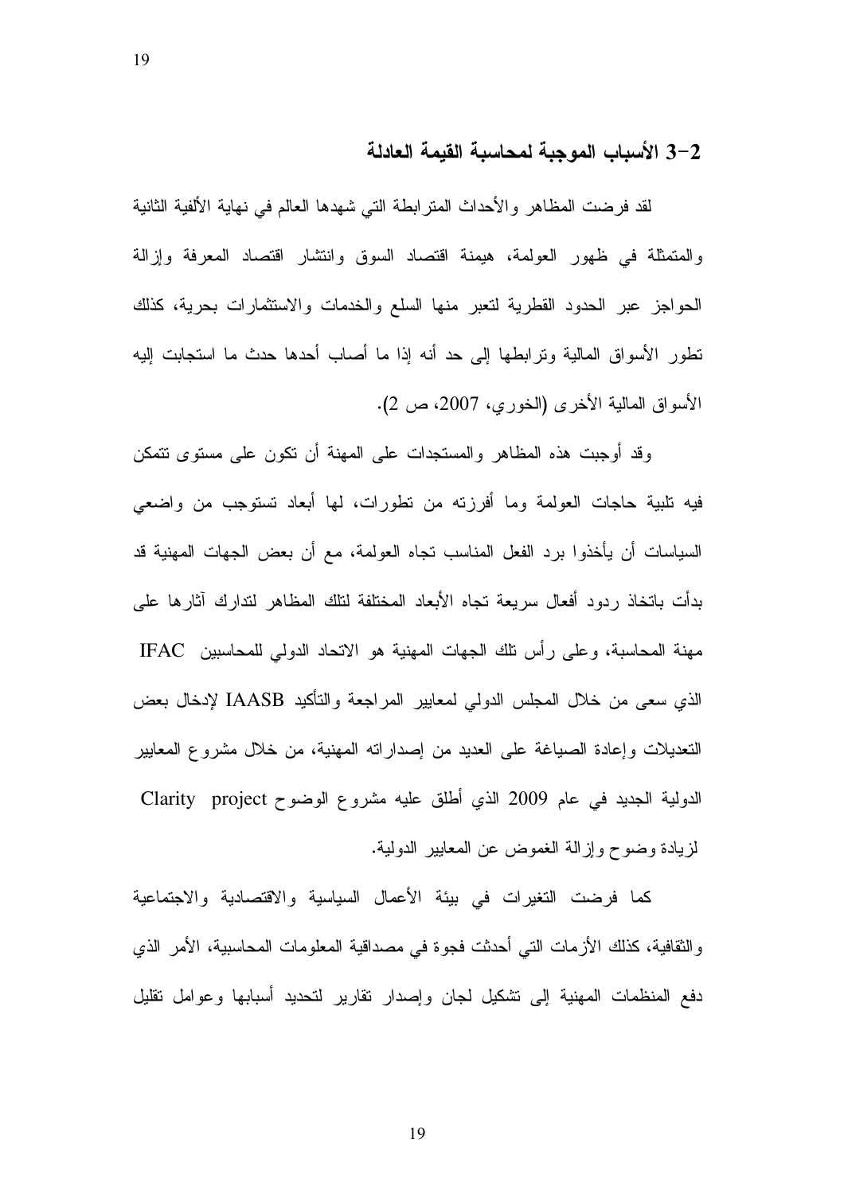## 2-3 الأسباب الموجبة لمحاسبة القيمة العادلة

لقد فرضت المظاهر والأحداث المترابطة التي شهدها العالم في نهاية الألفية الثانية والمتمثلة في ظهور العولمة، هيمنة اقتصاد السوق وانتشار اقتصاد المعرفة وإزالة الحواجز عبر الحدود القطرية لتعبر منها السلع والخدمات والاستثمارات بحرية، كذلك تطور الأسواق المالية وترابطها إلى حد أنه إذا ما أصاب أحدها حدث ما استجابت إليه الأسواق المالية الأخرى (الخوري، 2007، ص 2).

وقد أوجبت هذه المظاهر والمستجدات على المهنة أن تكون على مستوى تتمكن فيه تلبية حاجات العولمة وما أفرزته من تطورات، لها أبعاد تستوجب من واضعي السياسات أن يأخذوا برد الفعل المناسب تجاه العولمة، مع أن بعض الجهات المهنية قد بدأت باتخاذ ردود أفعال سريعة تجاه الأبعاد المختلفة لتلك المظاهر لتدارك آثارها على مهنة المحاسبة، وعلى رأس تلك الجهات المهنية هو الاتحاد الدولي للمحاسبين IFAC الذي سعى من خلال المجلس الدولي لمعايير المراجعة والتأكيد IAASB لإدخال بعض التعديلات وإعادة الصياغة على العديد من إصداراته المهنية، من خلال مشروع المعايير الدولية الجديد في عام 2009 الذي أطلق عليه مشروع الوضوح Clarity project لزيادة وضوح وإزالة الغموض عن المعايير الدولية.

كما فرضت التغيرات في بيئة الأعمال السياسية والاقتصادية والاجتماعية والثقافية، كذلك الأزمات التي أحدثت فجوة في مصداقية المعلومات المحاسبية، الأمر الذي دفع المنظمات المهنية إلى تشكيل لجان وإصدار تقارير لتحديد أسبابها وعوامل تقليل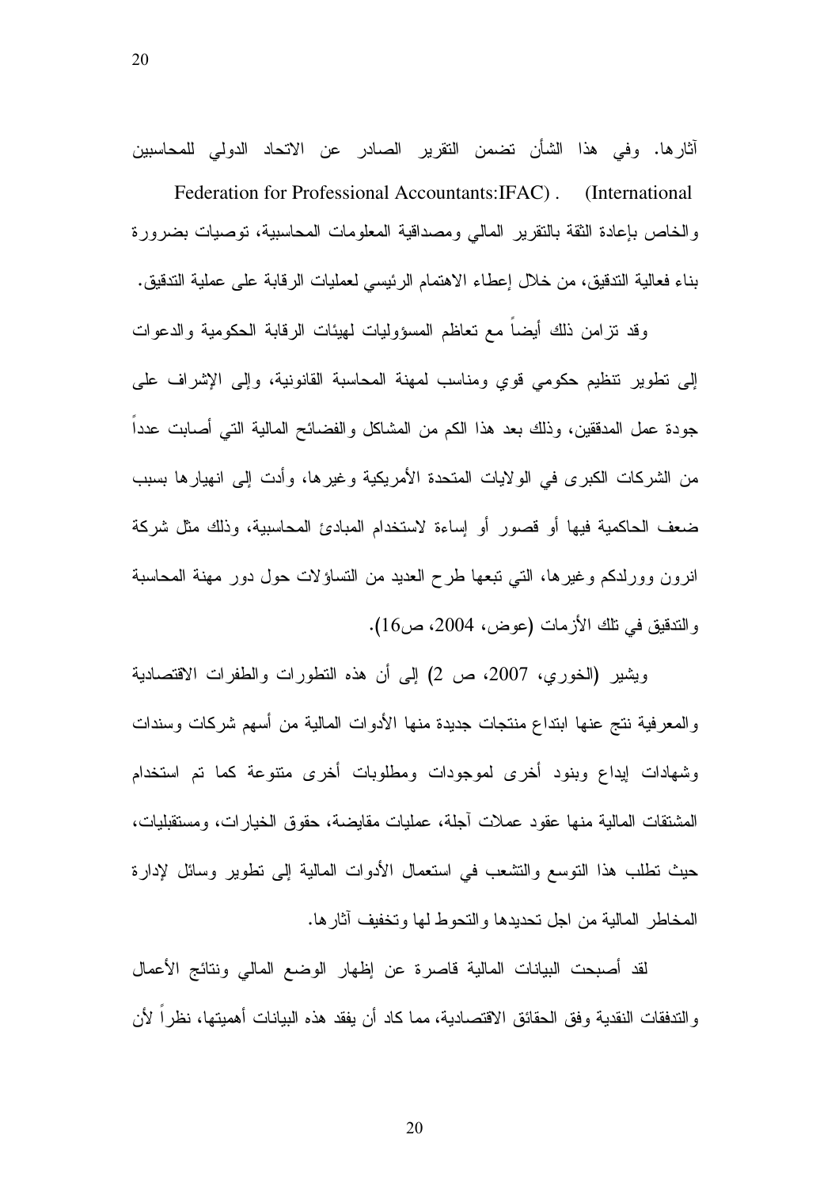آثارها. وفي هذا الشأن تضمن التقرير الصادر عن الاتحاد الدولي للمحاسبين (International Federation for Professional Accountants:IFAC). والخاص بإعادة الثقة بالتقرير المالي ومصداقية المعلومات المحاسبية، توصيات بضرورة بناء فعالية التدقيق، من خلال إعطاء الاهتمام الرئيسي لعمليات الرقابة على عملية التدقيق.

وقد تزامن ذلك أيضاً مع تعاظم المسؤوليات لهيئات الرقابة الحكومية والدعوات إلى تطوير تنظيم حكومي قوي ومناسب لمهنة المحاسبة القانونية، وإلى الإشراف على جودة عمل المدققين، وذلك بعد هذا الكم من المشاكل والفضائح المالية التي أصابت عدداً من الشركات الكبرى في الولايات المتحدة الأمريكية وغيرها، وأدت إلى انهيارها بسبب ضعف الحاكمية فيها أو قصور أو إساءة لاستخدام المبادئ المحاسبية، وذلك مثل شركة انرون وورلدكم وغيرها، التي تبعها طرح العديد من التساؤلات حول دور مهنة المحاسبة والتدقيق في تلك الأزمات (عوض، 2004، ص16).

ويشير (الخوري، 2007، ص 2) إلى أن هذه التطورات والطفرات الاقتصادية والمعرفية نتج عنها ابتداع منتجات جديدة منها الأدوات المالية من أسهم شركات وسندات وشهادات إيداع وبنود أخرى لموجودات ومطلوبات أخرى متنوعة كما تم استخدام المشتقات المالية منها عقود عملات آجلة، عمليات مقايضة، حقوق الخيارات، ومستقبليات، حيث تطلب هذا التوسع والتشعب في استعمال الأدوات المالية إلى تطوير وسائل لإدارة المخاطر المالية من اجل تحديدها والتحوط لها وتخفيف آثارها.

لقد أصبحت البيانات المالية قاصرة عن إظهار الوضع المالي ونتائج الأعمال والتدفقات النقدية وفق الحقائق الاقتصادية، مما كاد أن يفقد هذه البيانات أهميتها، نظراً لأن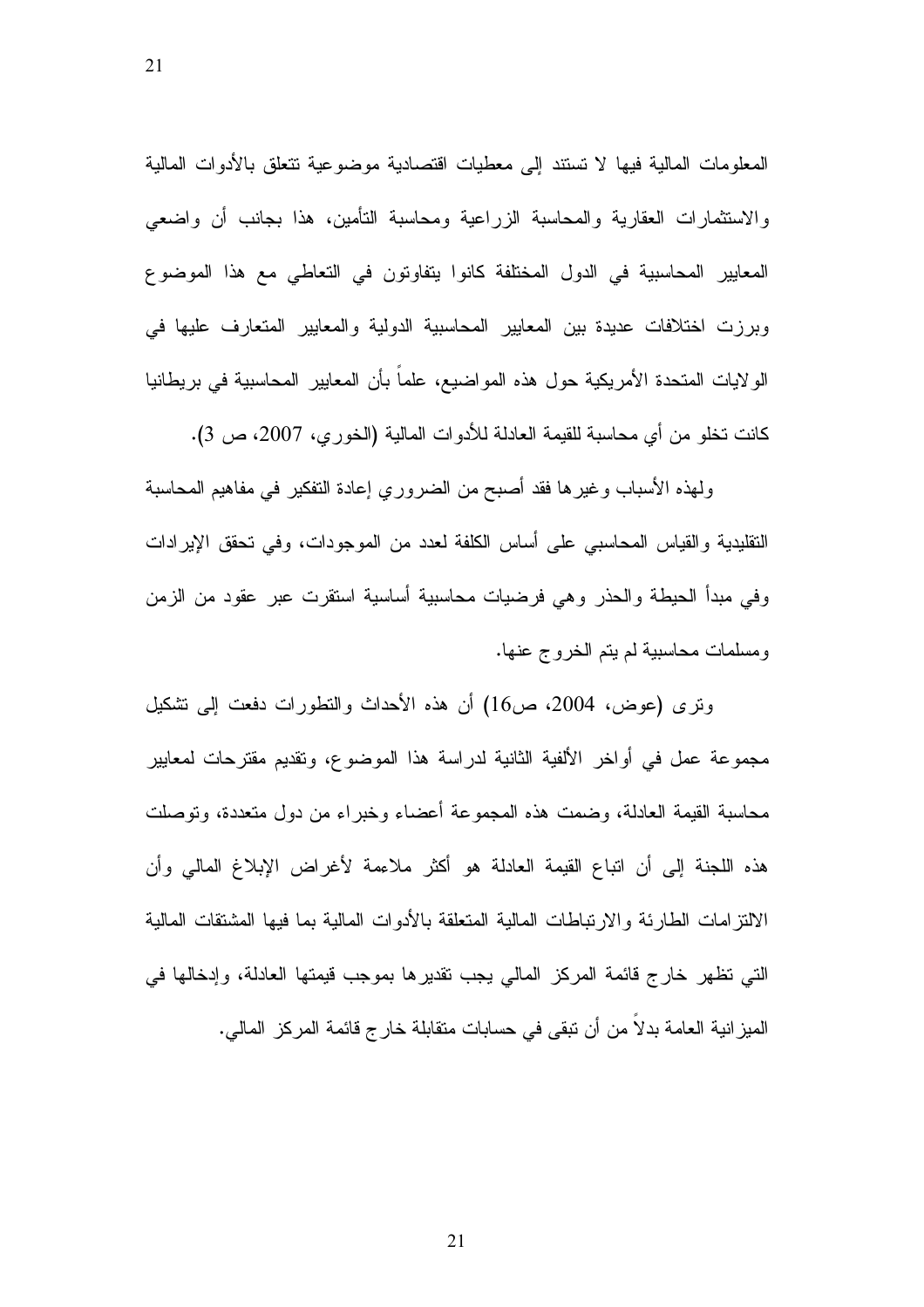المعلومات المالية فيها لا تستند إلى معطيات اقتصادية موضوعية تتعلق بالأدوات المالية والاستثمارات العقارية والمحاسبة الزراعية ومحاسبة التأمين، هذا بجانب أن واضعي المعايير المحاسبية في الدول المختلفة كانوا يتفاوتون في التعاطي مع هذا الموضوع وبرزت اختلافات عديدة بين المعايير المحاسبية الدولية والمعايير المتعارف عليها في الولايات المتحدة الأمريكية حول هذه المواضيع، علماً بأن المعايير المحاسبية في بريطانيا كانت تخلو من أي محاسبة للقيمة العادلة للأدوات المالية (الخوري، 2007، ص 3).

ولهذه الأسباب وغيرها فقد أصبح من الضروري إعادة التفكير في مفاهيم المحاسبة التقليدية والقياس المحاسبي على أساس الكلفة لعدد من الموجودات، وفي تحقق الإيرادات وفي مبدأ الحيطة والحذر وهي فرضيات محاسبية أساسية استقرت عبر عقود من الزمن ومسلمات محاسبية لم يتم الخروج عنها.

وترى (عوض، 2004، ص16) أن هذه الأحداث والتطورات دفعت إلى تشكيل مجموعة عمل في أواخر الألفية الثانية لدراسة هذا الموضوع، وتقديم مقترحات لمعايير محاسبة القيمة العادلة، وضمت هذه المجموعة أعضاء وخبراء من دول متعددة، وتوصلت هذه اللجنة إلى أن اتباع القيمة العادلة هو أكثر ملاءمة لأغراض الإبلاغ المالي وأن الالتزامات الطارئة والارتباطات المالية المتعلقة بالأدوات المالية بما فيها المشتقات المالية التي تظهر خارج قائمة المركز المالي يجب تقديرها بموجب قيمتها العادلة، وإدخالها في الميزانية العامة بدلاً من أن تبقى في حسابات متقابلة خارج قائمة المركز المالي.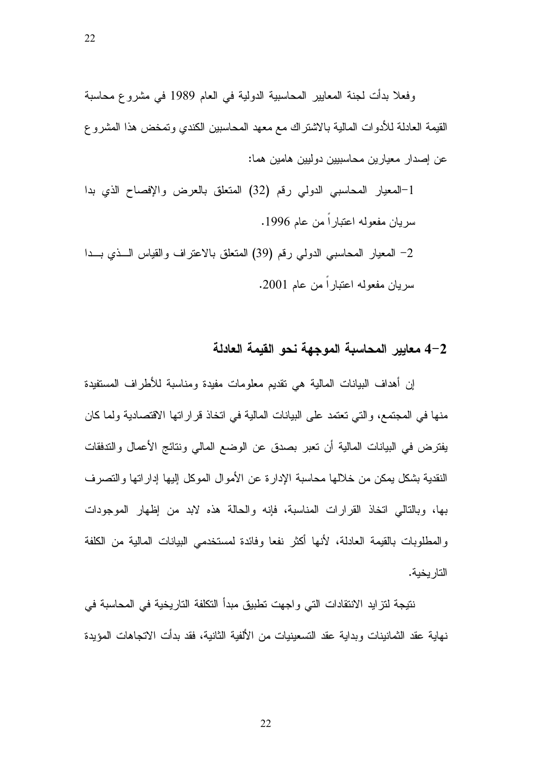وفعلا بدأت لجنة المعايير المحاسبية الدولية في العام 1989 في مشروع محاسبة القيمة العادلة للأدوات المالية بالاشتراك مع معهد المحاسبين الكندي وتمخض هذا المشروع عن إصدار معيارين محاسبيين دوليين هامين هما:

1-المعيار المحاسبي الدولي رقم (32) المتعلق بالعرض والإفصاح الذي بدا سريان مفعوله اعتباراً من عام 1996.

2- المعيار المحاسبي الدولي رقم (39) المتعلق بالاعتراف والقياس الذي بدا سريان مفعوله اعتباراً من عام 2001.

## 2-4 معايير المحاسبة الموجهة نحو القيمة العادلة

إن أهداف البيانات المالية هي تقديم معلومات مفيدة ومناسبة للأطراف المستفيدة منها في المجتمع، والتي تعتمد على البيانات المالية في اتخاذ قراراتها الاقتصادية ولما كان يفترض في البيانات المالية أن تعبر بصدق عن الوضع المالي ونتائج الأعمال والتدفقات النقدية بشكل يمكن من خلالها محاسبة الإدارة عن الأموال الموكل إليها إداراتها والتصرف بها، وبالتالي اتخاذ القرارات المناسبة، فإنه والحالة هذه لابد من إظهار الموجودات والمطلوبات بالقيمة العادلة، لأنها أكثر نفعا وفائدة لمستخدمي البيانات المالية من الكلفة التاريخية.

نتيجة لتزايد الانتقادات التي واجهت تطبيق مبدأ التكلفة التاريخية في المحاسبة في نهاية عقد الثمانينات وبداية عقد التسعينيات من الألفية الثانية، فقد بدأت الاتجاهات المؤيدة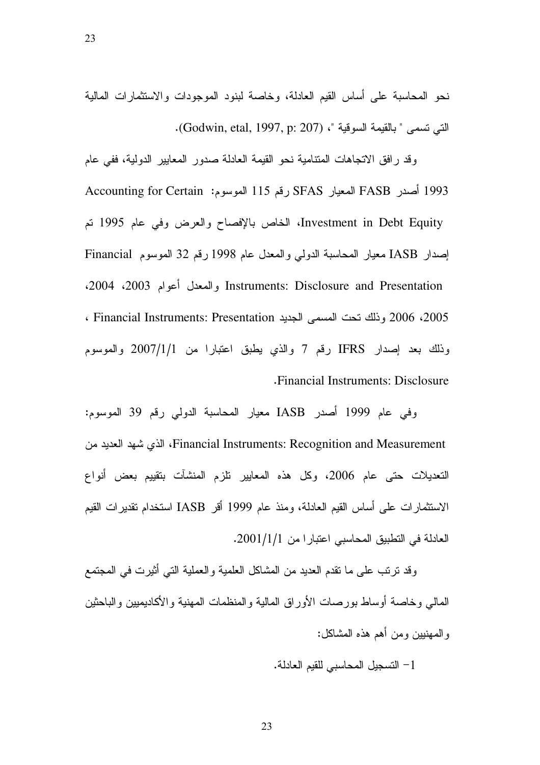نحو المحاسبة على أساس القيم العادلة، وخاصة لبنود الموجودات والاستثمارات المالية التي تسمى " بالقيمة السوقية "، (Godwin, etal, 1997, p: 207).

وقد رافق الاتجاهات المتنامية نحو القيمة العادلة صدور المعايير الدولية، ففي عام 1993 أصدر FASB المعيار SFAS رقم 115 الموسوم: Accounting for Certain Investment in Debt Equity، الخاص بالإفصاح والعرض وفي عام 1995 تم إصدار IASB معيار المحاسبة الدولي والمعدل عام 1998 رقم 32 الموسوم Financial Instruments: Disclosure and Presentation والمعدل أعوام 2003، 2004، 2005، 2006 وذلك تحت المسمى الجديد Financial Instruments: Presentation ، وذلك بعد إصدار IFRS رقم 7 والذي يطبق اعتبارا من 2007/1/1 والموسوم Financial Instruments: Disclosure.

وفي عام 1999 أصدر IASB معيار المحاسبة الدولي رقم 39 الموسوم: Financial Instruments: Recognition and Measurement، الذي شهد العديد من التعديلات حتى عام 2006، وكل هذه المعايير تلزم المنشآت بتقييم بعض أنواع الاستثمارات على أساس القيم العادلة، ومنذ عام 1999 أقر IASB استخدام تقديرات القيم العادلة في التطبيق المحاسبي اعتبارا من 2001/1/1.

وقد ترتب على ما تقدم العديد من المشاكل العلمية والعملية التي أثيرت في المجتمع المالي وخاصة أوساط بورصات الأوراق المالية والمنظمات المهنية والأكاديميين والباحثين والمهنيين ومن أهم هذه المشاكل:

1- التسجيل المحاسبي للقيم العادلة.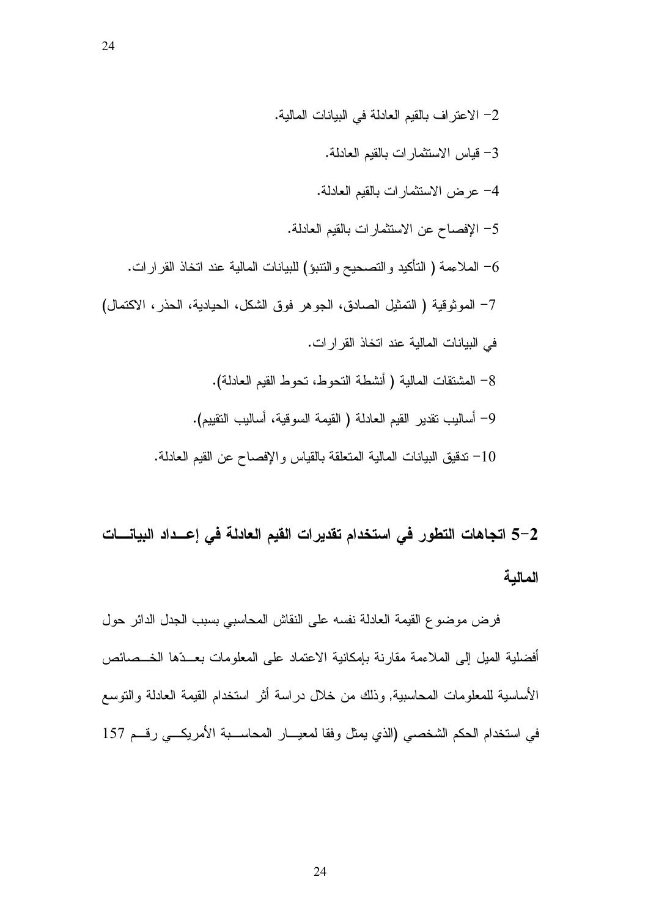2- الاعتراف بالقيم العادلة في البيانات المالية.

3- قياس الاستثمارات بالقيم العادلة.

4- عرض الاستثمارات بالقيم العادلة.

5- الإفصاح عن الاستثمارات بالقيم العادلة.

6- الملاءمة ( التأكيد والتصحيح والتنبؤ) للبيانات المالية عند اتخاذ القرارات.

7- الموثوقية ( التمثيل الصادق، الجوهر فوق الشكل، الحيادية، الحذر، الاكتمال) في البيانات المالية عند اتخاذ القرارات.

8- المشتقات المالية ( أنشطة التحوط، تحوط القيم العادلة).

9- أساليب تقدير القيم العادلة ( القيمة السوقية، أساليب التقييم).

10- تدقيق البيانات المالية المتعلقة بالقياس والإفصاح عن القيم العادلة.

## 2-5 اتجاهات التطور في استخدام تقديرات القيم العادلة في إعداد البيانات المالية

فرض موضوع القيمة العادلة نفسه على النقاش المحاسبي بسبب الجدل الدائر حول أفضلية الميل إلى الملاءمة مقارنة بإمكانية الاعتماد على المعلومات بعدّها الخصائص الأساسية للمعلومات المحاسبية, وذلك من خلال دراسة أثر استخدام القيمة العادلة والتوسع في استخدام الحكم الشخصي (الذي يمثل وفقا لمعيار المحاسبة الأمريكي رقم 157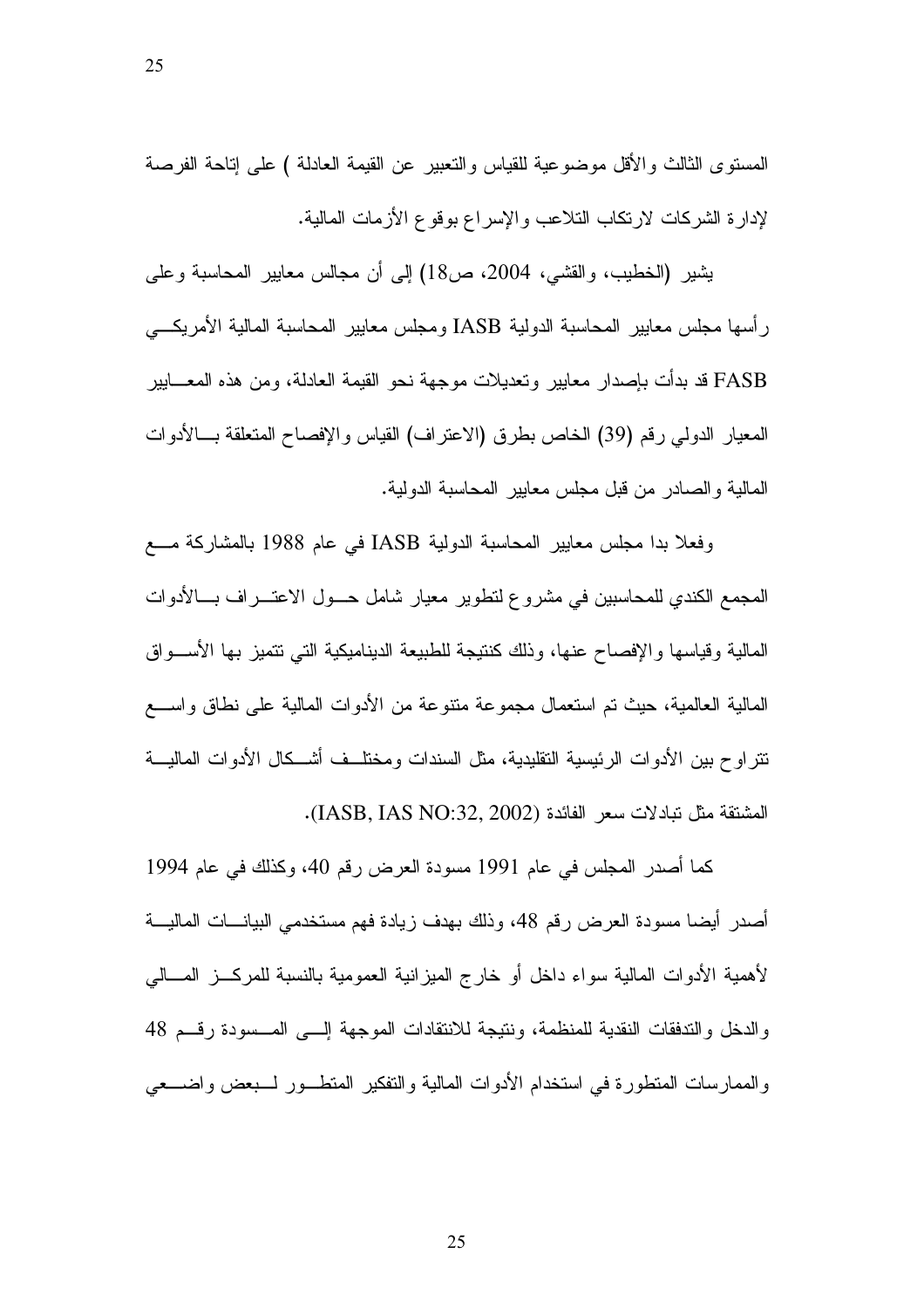المستوى الثالث والأقل موضوعية للقياس والتعبير عن القيمة العادلة ) على إتاحة الفرصة لإدارة الشركات لارتكاب التلاعب والإسراع بوقوع الأزمات المالية.

يشير (الخطيب، والقشي، 2004، ص18) إلى أن مجالس معايير المحاسبة وعلى رأسها مجلس معايير المحاسبة الدولية IASB ومجلس معايير المحاسبة المالية الأمريكي FASB قد بدأت بإصدار معايير وتعديلات موجهة نحو القيمة العادلة، ومن هذه المعايير المعيار الدولي رقم (39) الخاص بطرق (الاعتراف) القياس والإفصاح المتعلقة بالأدوات المالية والصادر من قبل مجلس معايير المحاسبة الدولية.

وفعلا بدا مجلس معايير المحاسبة الدولية IASB في عام 1988 بالمشاركة مع المجمع الكندي للمحاسبين في مشروع لتطوير معيار شامل حول الاعتراف بالأدوات المالية وقياسها والإفصاح عنها، وذلك كنتيجة للطبيعة الديناميكية التي تتميز بها الأسواق المالية العالمية، حيث تم استعمال مجموعة متنوعة من الأدوات المالية على نطاق واسع تتراوح بين الأدوات الرئيسية التقليدية، مثل السندات ومختلف أشكال الأدوات المالية المشتقة مثل تبادلات سعر الفائدة (IASB, IAS NO:32, 2002).

كما أصدر المجلس في عام 1991 مسودة العرض رقم 40، وكذلك في عام 1994 أصدر أيضا مسودة العرض رقم 48، وذلك بهدف زيادة فهم مستخدمي البيانات المالية لأهمية الأدوات المالية سواء داخل أو خارج الميزانية العمومية بالنسبة للمركز المالي والدخل والتدفقات النقدية للمنظمة، ونتيجة للانتقادات الموجهة إلى المسودة رقم 48 والممارسات المتطورة في استخدام الأدوات المالية والتفكير المتطور لبعض واضعي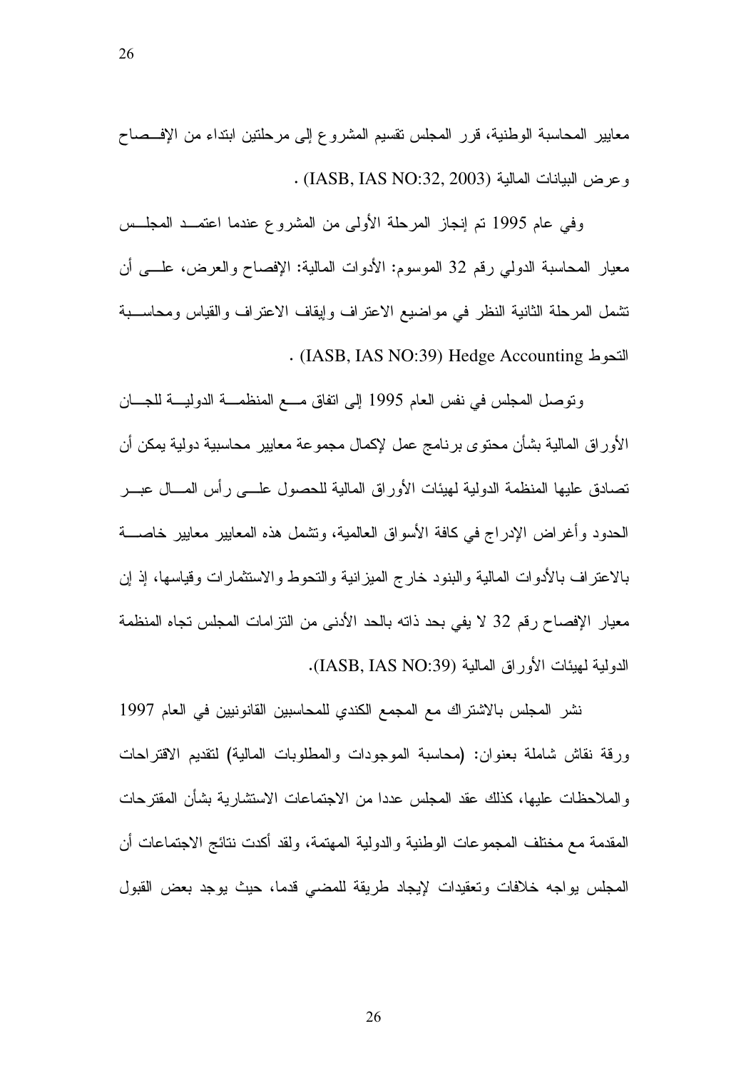معايير المحاسبة الوطنية، قرر المجلس تقسيم المشروع إلى مرحلتين ابتداء من الإفصاح وعرض البيانات المالية (IASB, IAS NO:32, 2003) .

وفي عام 1995 تم إنجاز المرحلة الأولى من المشروع عندما اعتمد المجلس معيار المحاسبة الدولي رقم 32 الموسوم: الأدوات المالية: الإفصاح والعرض، على أن تشمل المرحلة الثانية النظر في مواضيع الاعتراف وإيقاف الاعتراف والقياس ومحاسبة التحوط Hedge Accounting (IASB, IAS NO:39) .

وتوصل المجلس في نفس العام 1995 إلى اتفاق مع المنظمة الدولية للجان الأوراق المالية بشأن محتوى برنامج عمل لإكمال مجموعة معايير محاسبية دولية يمكن أن تصادق عليها المنظمة الدولية لهيئات الأوراق المالية للحصول على رأس المال عبر الحدود وأغراض الإدراج في كافة الأسواق العالمية، وتشمل هذه المعايير معايير خاصة بالاعتراف بالأدوات المالية والبنود خارج الميزانية والتحوط والاستثمارات وقياسها، إذ إن معيار الإفصاح رقم 32 لا يفي بحد ذاته بالحد الأدنى من التزامات المجلس تجاه المنظمة الدولية لهيئات الأوراق المالية (IASB, IAS NO:39).

نشر المجلس بالاشتراك مع المجمع الكندي للمحاسبين القانونيين في العام 1997 ورقة نقاش شاملة بعنوان: (محاسبة الموجودات والمطلوبات المالية) لتقديم الاقتراحات والملاحظات عليها، كذلك عقد المجلس عددا من الاجتماعات الاستشارية بشأن المقترحات المقدمة مع مختلف المجموعات الوطنية والدولية المهتمة، ولقد أكدت نتائج الاجتماعات أن المجلس يواجه خلافات وتعقيدات لإيجاد طريقة للمضي قدما، حيث يوجد بعض القبول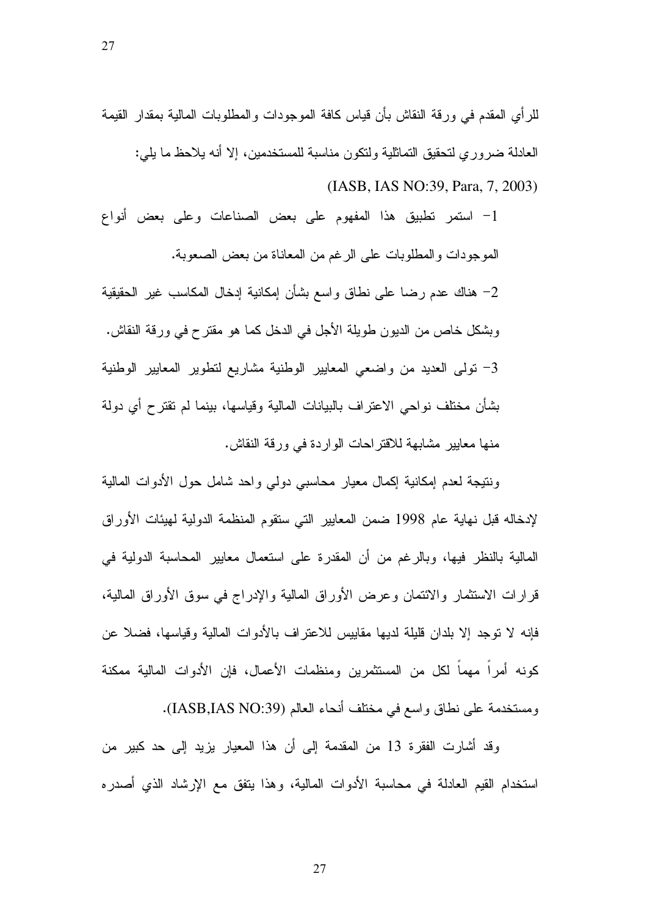للرأي المقدم في ورقة النقاش بأن قياس كافة الموجودات والمطلوبات المالية بمقدار القيمة العادلة ضروري لتحقيق التماثلية ولتكون مناسبة للمستخدمين، إلا أنه يلاحظ ما يلي: (IASB, IAS NO:39, Para, 7, 2003)

1- استمر تطبيق هذا المفهوم على بعض الصناعات وعلى بعض أنواع الموجودات والمطلوبات على الرغم من المعاناة من بعض الصعوبة.

2- هناك عدم رضا على نطاق واسع بشأن إمكانية إدخال المكاسب غير الحقيقية وبشكل خاص من الديون طويلة الأجل في الدخل كما هو مقترح في ورقة النقاش.

3- تولى العديد من واضعي المعايير الوطنية مشاريع لتطوير المعايير الوطنية بشأن مختلف نواحي الاعتراف بالبيانات المالية وقياسها، بينما لم تقترح أي دولة منها معايير مشابهة للاقتراحات الواردة في ورقة النقاش.

ونتيجة لعدم إمكانية إكمال معيار محاسبي دولي واحد شامل حول الأدوات المالية لإدخاله قبل نهاية عام 1998 ضمن المعايير التي ستقوم المنظمة الدولية لهيئات الأوراق المالية بالنظر فيها، وبالرغم من أن المقدرة على استعمال معايير المحاسبة الدولية في قرارات الاستثمار والائتمان وعرض الأوراق المالية والإدراج في سوق الأوراق المالية، فإنه لا توجد إلا بلدان قليلة لديها مقاييس للاعتراف بالأدوات المالية وقياسها، فضلا عن كونه أمراً مهماً لكل من المستثمرين ومنظمات الأعمال، فإن الأدوات المالية ممكنة ومستخدمة على نطاق واسع في مختلف أنحاء العالم (IASB,IAS NO:39).

وقد أشارت الفقرة 13 من المقدمة إلى أن هذا المعيار يزيد إلى حد كبير من استخدام القيم العادلة في محاسبة الأدوات المالية، وهذا يتفق مع الإرشاد الذي أصدره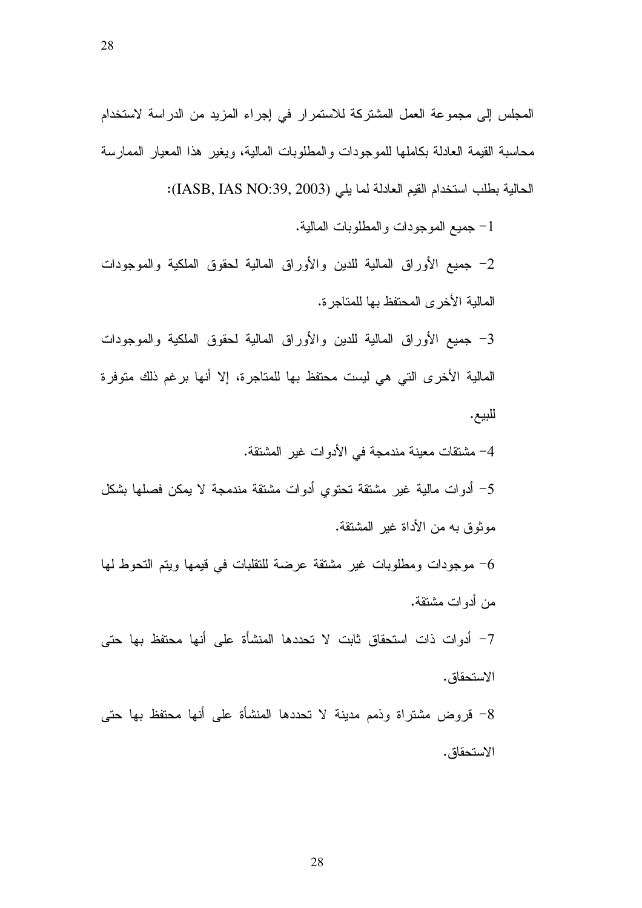المجلس إلى مجموعة العمل المشتركة للاستمرار في إجراء المزيد من الدراسة لاستخدام محاسبة القيمة العادلة بكاملها للموجودات والمطلوبات المالية، ويغير هذا المعيار الممارسة الحالية بطلب استخدام القيم العادلة لما يلي (IASB, IAS NO:39, 2003):

1- جميع الموجودات والمطلوبات المالية.

2- جميع الأوراق المالية للدين والأوراق المالية لحقوق الملكية والموجودات المالية الأخرى المحتفظ بها للمتاجرة.

3- جميع الأوراق المالية للدين والأوراق المالية لحقوق الملكية والموجودات المالية الأخرى التي هي ليست محتفظ بها للمتاجرة، إلا أنها برغم ذلك متوفرة للبيع.

4- مشتقات معينة مندمجة في الأدوات غير المشتقة.

5- أدوات مالية غير مشتقة تحتوي أدوات مشتقة مندمجة لا يمكن فصلها بشكل موثوق به من الأداة غير المشتقة.

6- موجودات ومطلوبات غير مشتقة عرضة للتقلبات في قيمها ويتم التحوط لها من أدوات مشتقة.

7- أدوات ذات استحقاق ثابت لا تحددها المنشأة على أنها محتفظ بها حتى الاستحقاق.

8- قروض مشتراة وذمم مدينة لا تحددها المنشأة على أنها محتفظ بها حتى الاستحقاق.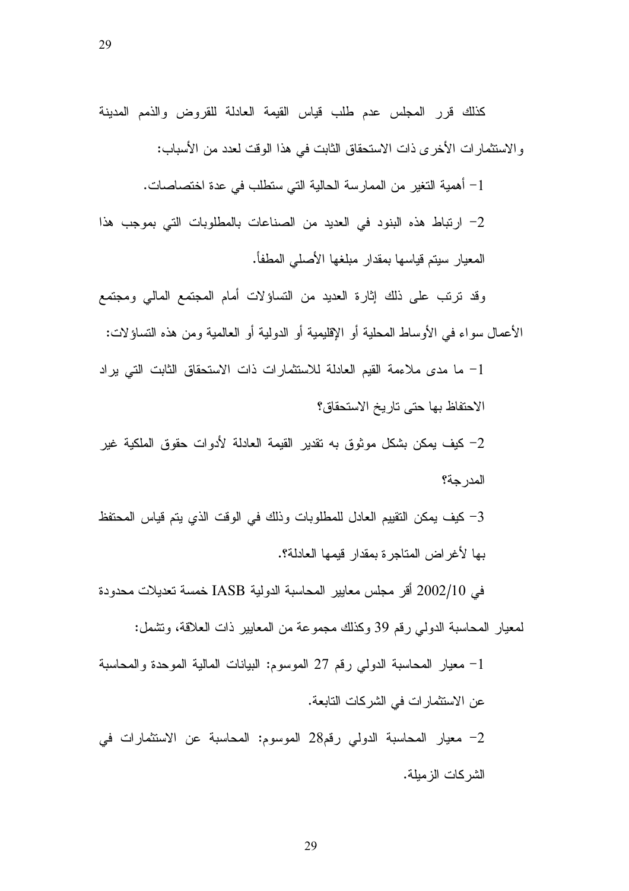كذلك قرر المجلس عدم طلب قياس القيمة العادلة للقروض والذمم المدينة والاستثمارات الأخرى ذات الاستحقاق الثابت في هذا الوقت لعدد من الأسباب:

1- أهمية التغير من الممارسة الحالية التي ستطلب في عدة اختصاصات.

2- ارتباط هذه البنود في العديد من الصناعات بالمطلوبات التي بموجب هذا المعيار سيتم قياسها بمقدار مبلغها الأصلي المطفأ.

وقد ترتب على ذلك إثارة العديد من التساؤلات أمام المجتمع المالي ومجتمع الأعمال سواء في الأوساط المحلية أو الإقليمية أو الدولية أو العالمية ومن هذه التساؤلات:

1- ما مدى ملاءمة القيم العادلة للاستثمارات ذات الاستحقاق الثابت التي يراد الاحتفاظ بها حتى تاريخ الاستحقاق؟

2- كيف يمكن بشكل موثوق به تقدير القيمة العادلة لأدوات حقوق الملكية غير المدرجة؟

3- كيف يمكن التقييم العادل للمطلوبات وذلك في الوقت الذي يتم قياس المحتفظ بها لأغراض المتاجرة بمقدار قيمها العادلة؟.

في 2002/10 أقر مجلس معايير المحاسبة الدولية IASB خمسة تعديلات محدودة لمعيار المحاسبة الدولي رقم 39 وكذلك مجموعة من المعايير ذات العلاقة، وتشمل:

1- معيار المحاسبة الدولي رقم 27 الموسوم: البيانات المالية الموحدة والمحاسبة عن الاستثمارات في الشركات التابعة.

2- معيار المحاسبة الدولي رقم28 الموسوم: المحاسبة عن الاستثمارات في الشركات الزميلة.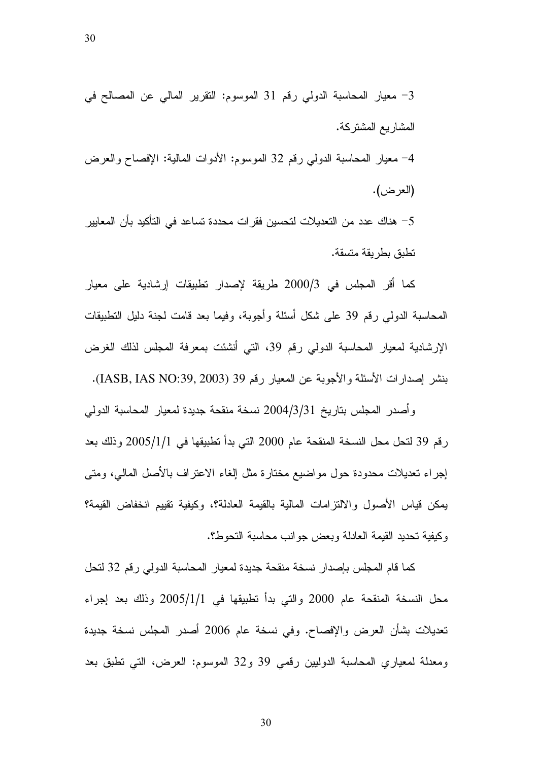3- معيار المحاسبة الدولي رقم 31 الموسوم: التقرير المالي عن المصالح في المشاريع المشتركة.

4- معيار المحاسبة الدولي رقم 32 الموسوم: الأدوات المالية: الإفصاح والعرض (العرض).

5- هناك عدد من التعديلات لتحسين فقرات محددة تساعد في التأكيد بأن المعايير تطبق بطريقة متسقة.

كما أقر المجلس في 2000/3 طريقة لإصدار تطبيقات إرشادية على معيار المحاسبة الدولي رقم 39 على شكل أسئلة وأجوبة، وفيما بعد قامت لجنة دليل التطبيقات الإرشادية لمعيار المحاسبة الدولي رقم 39، التي أنشئت بمعرفة المجلس لذلك الغرض بنشر إصدارات الأسئلة والأجوبة عن المعيار رقم 39 (IASB, IAS NO:39, 2003).

وأصدر المجلس بتاريخ 2004/3/31 نسخة منقحة جديدة لمعيار المحاسبة الدولي رقم 39 لتحل محل النسخة المنقحة عام 2000 التي بدأ تطبيقها في 2005/1/1 وذلك بعد إجراء تعديلات محدودة حول مواضيع مختارة مثل إلغاء الاعتراف بالأصل المالي، ومتى يمكن قياس الأصول والالتزامات المالية بالقيمة العادلة؟، وكيفية تقييم انخفاض القيمة؟ وكيفية تحديد القيمة العادلة وبعض جوانب محاسبة التحوط؟.

كما قام المجلس بإصدار نسخة منقحة جديدة لمعيار المحاسبة الدولي رقم 32 لتحل محل النسخة المنقحة عام 2000 والتي بدأ تطبيقها في 2005/1/1 وذلك بعد إجراء تعديلات بشأن العرض والإفصاح. وفي نسخة عام 2006 أصدر المجلس نسخة جديدة ومعدلة لمعياري المحاسبة الدوليين رقمي 39 و32 الموسوم: العرض، التي تطبق بعد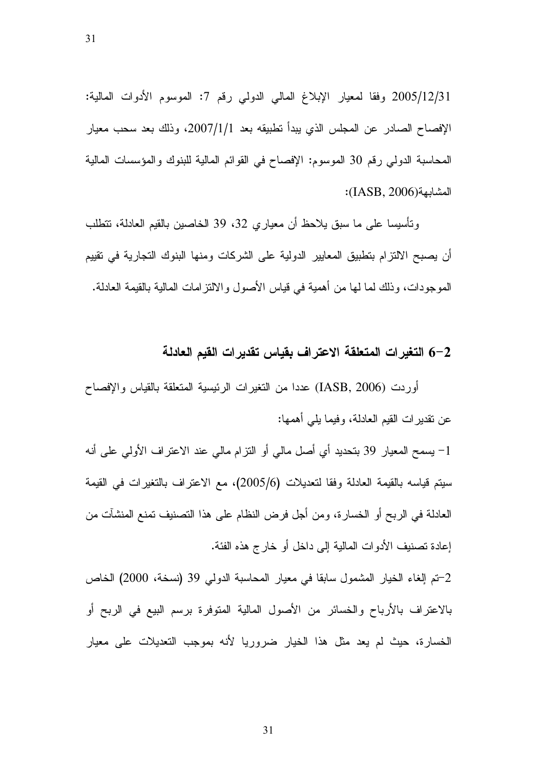2005/12/31 وفقا لمعيار الإبلاغ المالي الدولي رقم 7: الموسوم الأدوات المالية: الإفصاح الصادر عن المجلس الذي يبدأ تطبيقه بعد 2007/1/1، وذلك بعد سحب معيار المحاسبة الدولي رقم 30 الموسوم: الإفصاح في القوائم المالية للبنوك والمؤسسات المالية المشابهة(IASB, 2006):

وتأسيسا على ما سبق يلاحظ أن معياري 32، 39 الخاصين بالقيم العادلة، تتطلب أن يصبح الالتزام بتطبيق المعايير الدولية على الشركات ومنها البنوك التجارية في تقييم الموجودات، وذلك لما لها من أهمية في قياس الأصول والالتزامات المالية بالقيمة العادلة.

## 2-6 التغيرات المتعلقة الاعتراف بقياس تقديرات القيم العادلة

أوردت (IASB, 2006) عددا من التغيرات الرئيسية المتعلقة بالقياس والإفصاح عن تقديرات القيم العادلة، وفيما يلي أهمها:

1- يسمح المعيار 39 بتحديد أي أصل مالي أو التزام مالي عند الاعتراف الأولي على أنه سيتم قياسه بالقيمة العادلة وفقا لتعديلات (2005/6)، مع الاعتراف بالتغيرات في القيمة العادلة في الربح أو الخسارة، ومن أجل فرض النظام على هذا التصنيف تمنع المنشآت من إعادة تصنيف الأدوات المالية إلى داخل أو خارج هذه الفئة.

2-تم إلغاء الخيار المشمول سابقا في معيار المحاسبة الدولي 39 (نسخة، 2000) الخاص بالاعتراف بالأرباح والخسائر من الأصول المالية المتوفرة برسم البيع في الربح أو الخسارة، حيث لم يعد مثل هذا الخيار ضروريا لأنه بموجب التعديلات على معيار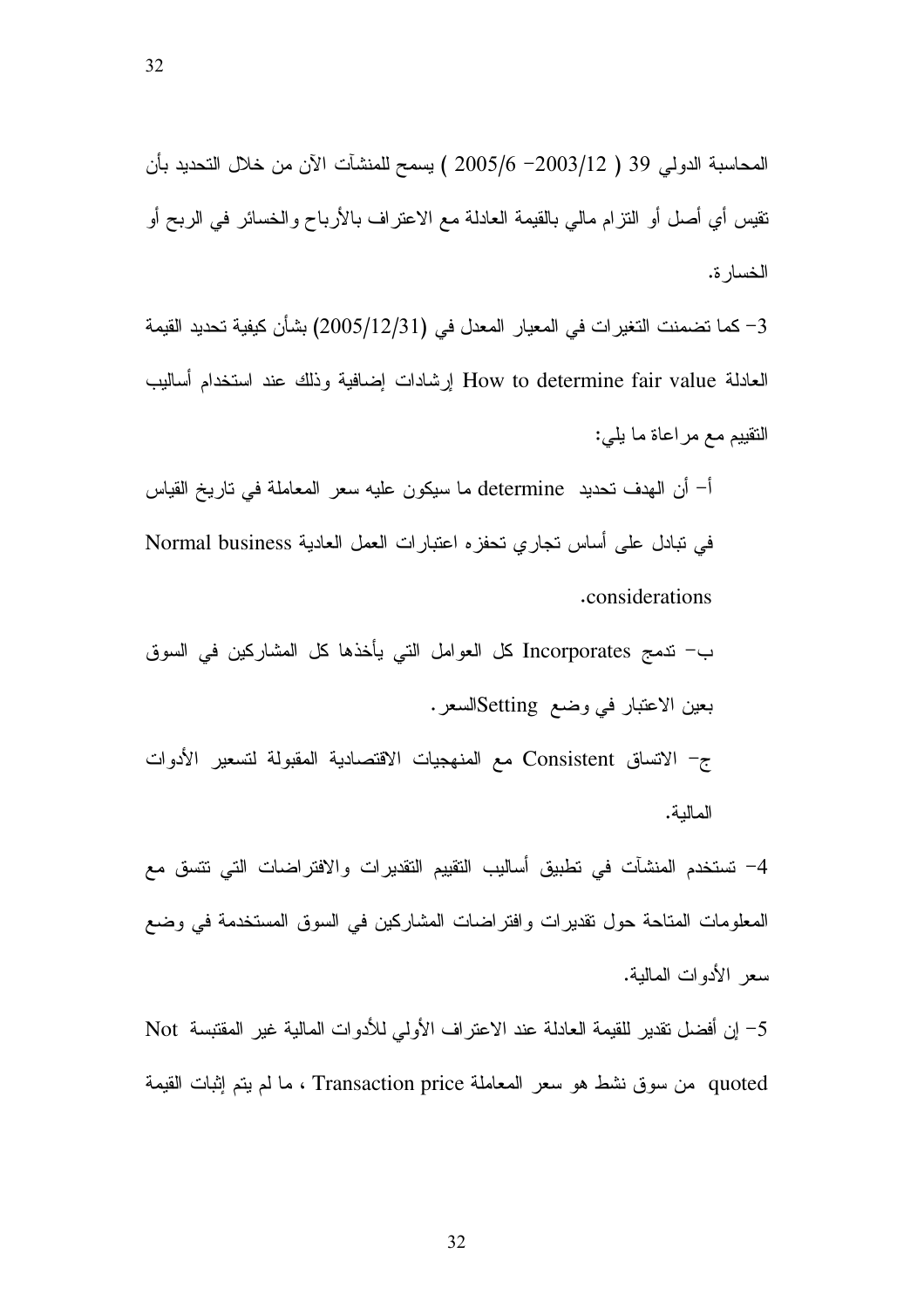المحاسبة الدولي 39 ( 12/2003– 6/2005 ) يسمح للمنشآت الآن من خلال التحديد بأن تقيس أي أصل أو التزام مالي بالقيمة العادلة مع الاعتراف بالأرباح والخسائر في الربح أو الخسارة.

3– كما تضمنت التغيرات في المعيار المعدل في (2005/12/31) بشأن كيفية تحديد القيمة العادلة How to determine fair value إرشادات إضافية وذلك عند استخدام أساليب التقييم مع مراعاة ما يلي:

أ– أن الهدف تحديد determine ما سيكون عليه سعر المعاملة في تاريخ القياس في تبادل على أساس تجاري تحفزه اعتبارات العمل العادية Normal business considerations.

ب– تدمج Incorporates كل العوامل التي يأخذها كل المشاركين في السوق بعين الاعتبار في وضع Settingالسعر.

ج– الاتساق Consistent مع المنهجيات الاقتصادية المقبولة لتسعير الأدوات المالية.

4– تستخدم المنشآت في تطبيق أساليب التقييم التقديرات والافتراضات التي تتسق مع المعلومات المتاحة حول تقديرات وافتراضات المشاركين في السوق المستخدمة في وضع سعر الأدوات المالية.

5– إن أفضل تقدير للقيمة العادلة عند الاعتراف الأولي للأدوات المالية غير المقتبسة Not quoted من سوق نشط هو سعر المعاملة Transaction price ، ما لم يتم إثبات القيمة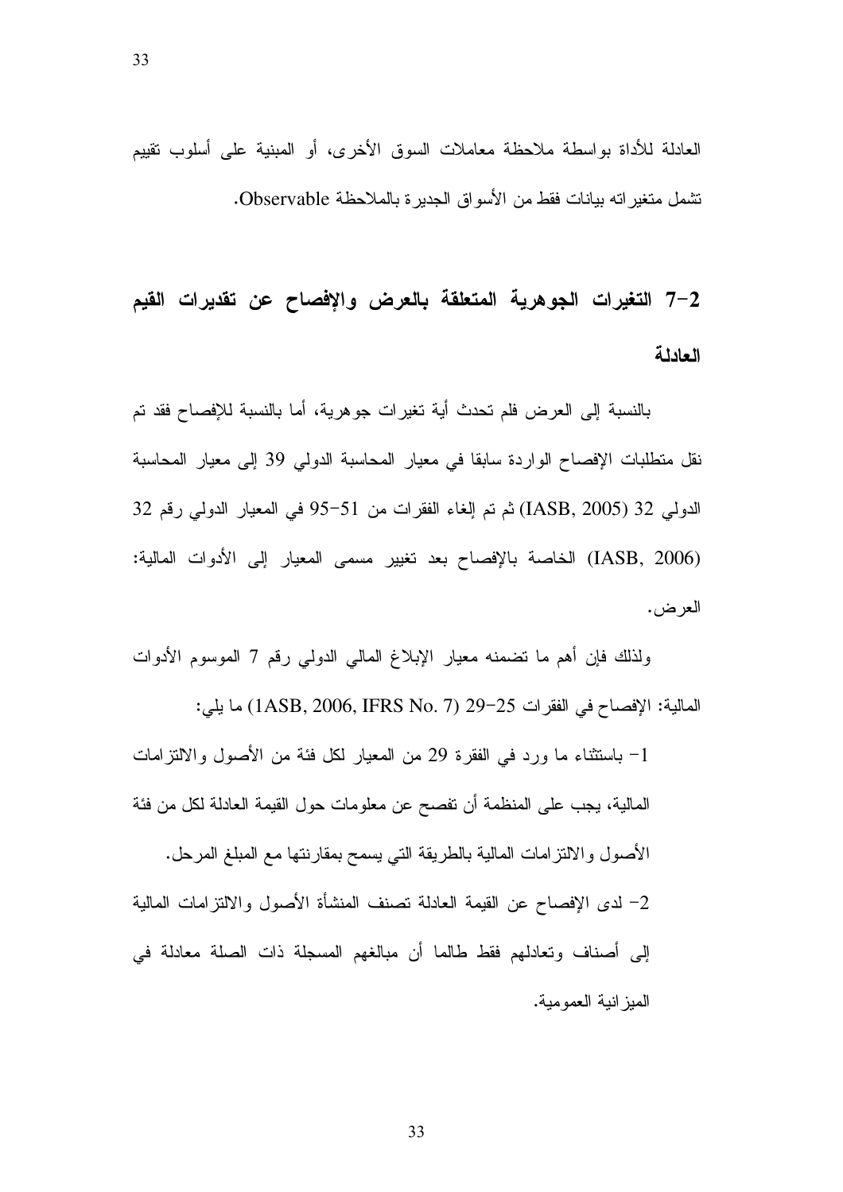العادلة للأداة بواسطة ملاحظة معاملات السوق الأخرى، أو المبنية على أسلوب تقييم تشمل متغيراته بيانات فقط من الأسواق الجديرة بالملاحظة Observable.

## 2-7 التغيرات الجوهرية المتعلقة بالعرض والإفصاح عن تقديرات القيم العادلة

بالنسبة إلى العرض فلم تحدث أية تغيرات جوهرية، أما بالنسبة للإفصاح فقد تم نقل متطلبات الإفصاح الواردة سابقا في معيار المحاسبة الدولي 39 إلى معيار المحاسبة الدولي 32 (IASB, 2005) ثم تم إلغاء الفقرات من 51-95 في المعيار الدولي رقم 32 (IASB, 2006) الخاصة بالإفصاح بعد تغيير مسمى المعيار إلى الأدوات المالية: العرض.

ولذلك فإن أهم ما تضمنه معيار الإبلاغ المالي الدولي رقم 7 الموسوم الأدوات المالية: الإفصاح في الفقرات 25-29 (1ASB, 2006, IFRS No. 7) ما يلي:

1- باستثناء ما ورد في الفقرة 29 من المعيار لكل فئة من الأصول والالتزامات المالية، يجب على المنظمة أن تفصح عن معلومات حول القيمة العادلة لكل من فئة الأصول والالتزامات المالية بالطريقة التي يسمح بمقارنتها مع المبلغ المرحل.

2- لدى الإفصاح عن القيمة العادلة تصنف المنشأة الأصول والالتزامات المالية إلى أصناف وتعادلهم فقط طالما أن مبالغهم المسجلة ذات الصلة معادلة في الميزانية العمومية.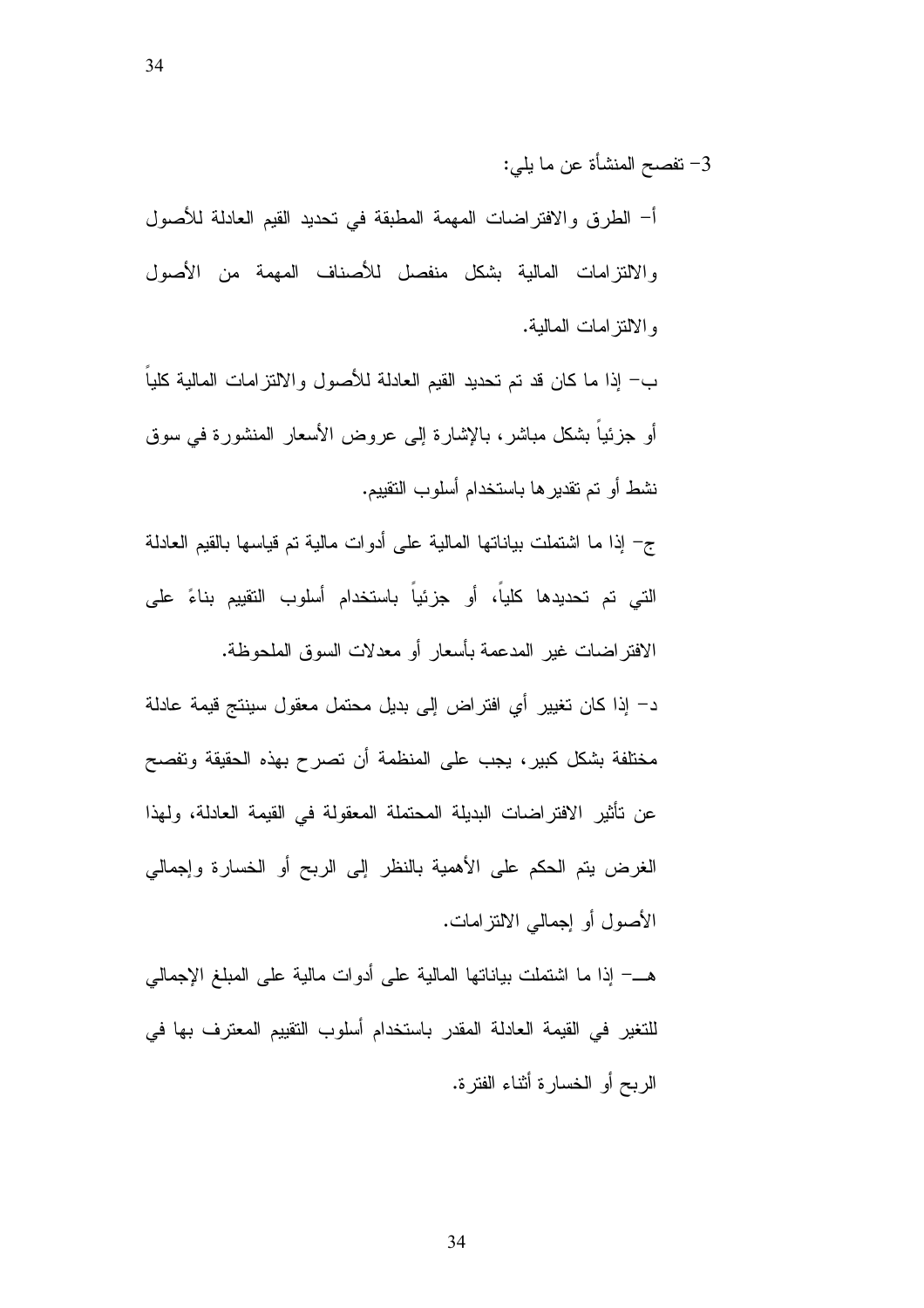3- تفصح المنشأة عن ما يلي:

أ- الطرق والافتراضات المهمة المطبقة في تحديد القيم العادلة للأصول والالتزامات المالية بشكل منفصل للأصناف المهمة من الأصول والالتزامات المالية.

ب- إذا ما كان قد تم تحديد القيم العادلة للأصول والالتزامات المالية كلياً أو جزئياً بشكل مباشر، بالإشارة إلى عروض الأسعار المنشورة في سوق نشط أو تم تقديرها باستخدام أسلوب التقييم.

ج- إذا ما اشتملت بياناتها المالية على أدوات مالية تم قياسها بالقيم العادلة التي تم تحديدها كلياً، أو جزئياً باستخدام أسلوب التقييم بناءً على الافتراضات غير المدعمة بأسعار أو معدلات السوق الملحوظة.

د- إذا كان تغيير أي افتراض إلى بديل محتمل معقول سينتج قيمة عادلة مختلفة بشكل كبير، يجب على المنظمة أن تصرح بهذه الحقيقة وتفصح عن تأثير الافتراضات البديلة المحتملة المعقولة في القيمة العادلة، ولهذا الغرض يتم الحكم على الأهمية بالنظر إلى الربح أو الخسارة وإجمالي الأصول أو إجمالي الالتزامات.

هـ- إذا ما اشتملت بياناتها المالية على أدوات مالية على المبلغ الإجمالي للتغير في القيمة العادلة المقدر باستخدام أسلوب التقييم المعترف بها في الربح أو الخسارة أثناء الفترة.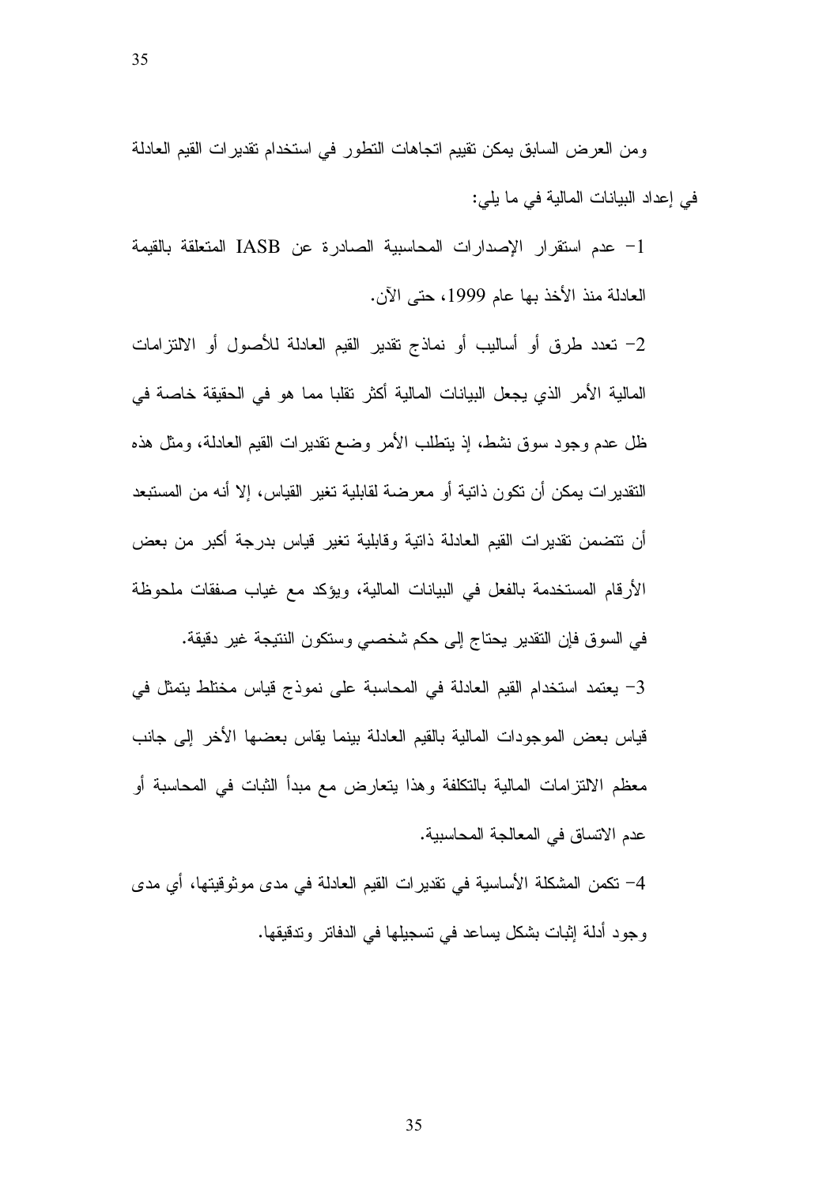ومن العرض السابق يمكن تقييم اتجاهات التطور في استخدام تقديرات القيم العادلة في إعداد البيانات المالية في ما يلي:

1- عدم استقرار الإصدارات المحاسبية الصادرة عن IASB المتعلقة بالقيمة العادلة منذ الأخذ بها عام 1999، حتى الآن.

2- تعدد طرق أو أساليب أو نماذج تقدير القيم العادلة للأصول أو الالتزامات المالية الأمر الذي يجعل البيانات المالية أكثر تقلبا مما هو في الحقيقة خاصة في ظل عدم وجود سوق نشط، إذ يتطلب الأمر وضع تقديرات القيم العادلة، ومثل هذه التقديرات يمكن أن تكون ذاتية أو معرضة لقابلية تغير القياس، إلا أنه من المستبعد أن تتضمن تقديرات القيم العادلة ذاتية وقابلية تغير قياس بدرجة أكبر من بعض الأرقام المستخدمة بالفعل في البيانات المالية، ويؤكد مع غياب صفقات ملحوظة في السوق فإن التقدير يحتاج إلى حكم شخصي وستكون النتيجة غير دقيقة.

3- يعتمد استخدام القيم العادلة في المحاسبة على نموذج قياس مختلط يتمثل في قياس بعض الموجودات المالية بالقيم العادلة بينما يقاس بعضها الأخر إلى جانب معظم الالتزامات المالية بالتكلفة وهذا يتعارض مع مبدأ الثبات في المحاسبة أو عدم الاتساق في المعالجة المحاسبية.

4- تكمن المشكلة الأساسية في تقديرات القيم العادلة في مدى موثوقيتها، أي مدى وجود أدلة إثبات بشكل يساعد في تسجيلها في الدفاتر وتدقيقها.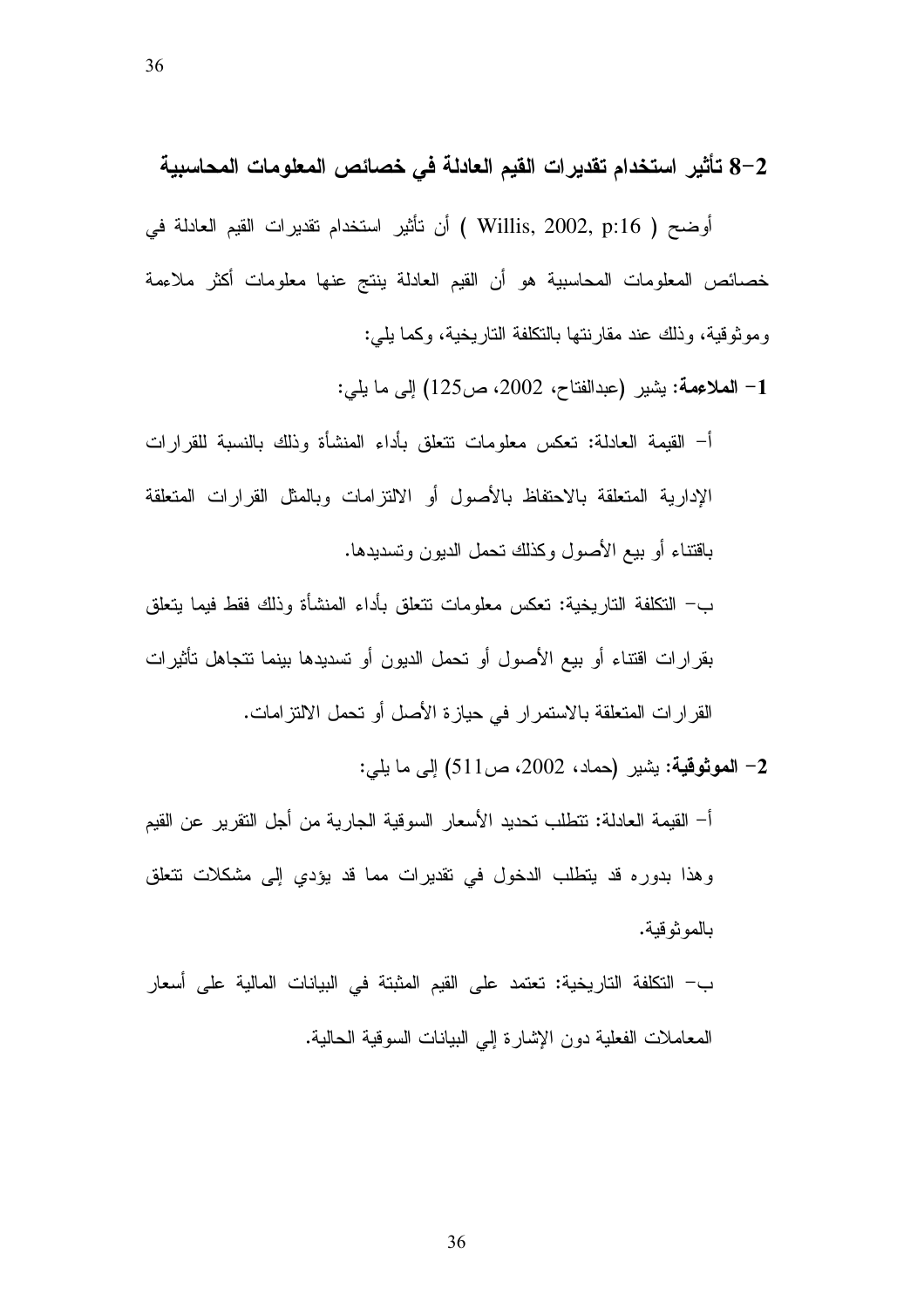## 2-8 تأثير استخدام تقديرات القيم العادلة في خصائص المعلومات المحاسبية

أوضح ( Willis, 2002, p:16 ) أن تأثير استخدام تقديرات القيم العادلة في خصائص المعلومات المحاسبية هو أن القيم العادلة ينتج عنها معلومات أكثر ملاءمة وموثوقية، وذلك عند مقارنتها بالتكلفة التاريخية، وكما يلي:

**1- الملاءمة:** يشير (عبدالفتاح، 2002، ص125) إلى ما يلي:

أ- القيمة العادلة: تعكس معلومات تتعلق بأداء المنشأة وذلك بالنسبة للقرارات الإدارية المتعلقة بالاحتفاظ بالأصول أو الالتزامات وبالمثل القرارات المتعلقة باقتناء أو بيع الأصول وكذلك تحمل الديون وتسديدها.

ب- التكلفة التاريخية: تعكس معلومات تتعلق بأداء المنشأة وذلك فقط فيما يتعلق بقرارات اقتناء أو بيع الأصول أو تحمل الديون أو تسديدها بينما تتجاهل تأثيرات القرارات المتعلقة بالاستمرار في حيازة الأصل أو تحمل الالتزامات.

**2- الموثوقية:** يشير (حماد، 2002، ص511) إلى ما يلي:

أ- القيمة العادلة: تتطلب تحديد الأسعار السوقية الجارية من أجل التقرير عن القيم وهذا بدوره قد يتطلب الدخول في تقديرات مما قد يؤدي إلى مشكلات تتعلق بالموثوقية.

ب- التكلفة التاريخية: تعتمد على القيم المثبتة في البيانات المالية على أسعار المعاملات الفعلية دون الإشارة إلي البيانات السوقية الحالية.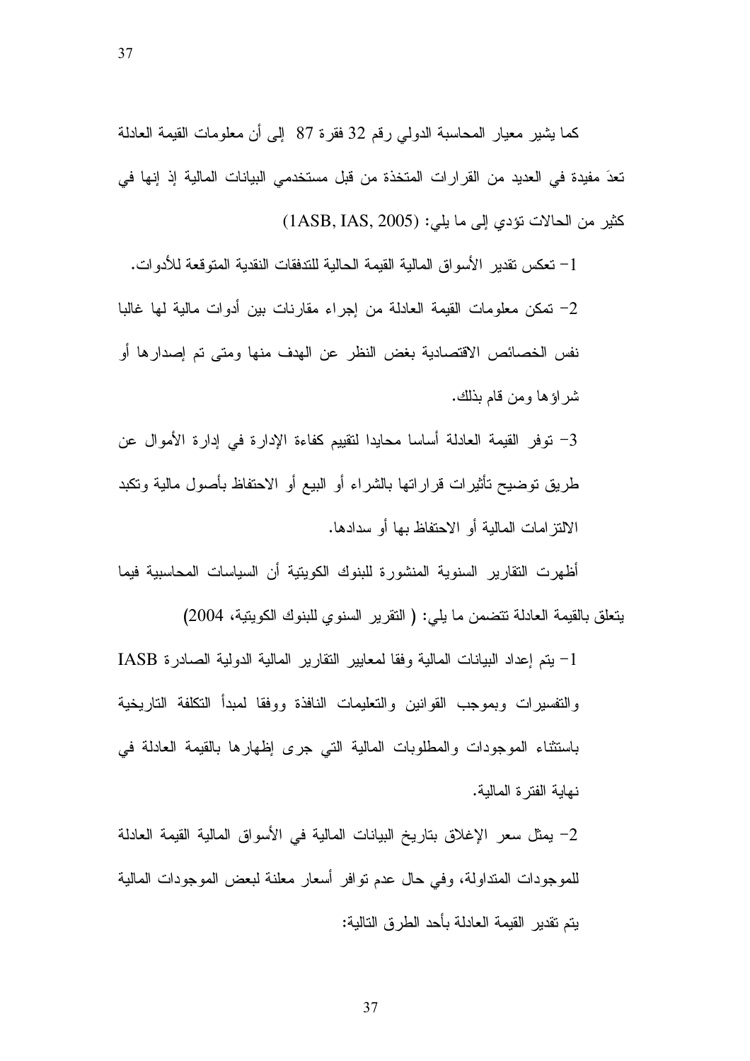كما يشير معيار المحاسبة الدولي رقم 32 فقرة 87 إلى أن معلومات القيمة العادلة تعدَ مفيدة في العديد من القرارات المتخذة من قبل مستخدمي البيانات المالية إذ إنها في كثير من الحالات تؤدي إلى ما يلي: (1ASB, IAS, 2005)

1- تعكس تقدير الأسواق المالية القيمة الحالية للتدفقات النقدية المتوقعة للأدوات.

2- تمكن معلومات القيمة العادلة من إجراء مقارنات بين أدوات مالية لها غالبا نفس الخصائص الاقتصادية بغض النظر عن الهدف منها ومتى تم إصدارها أو شراؤها ومن قام بذلك.

3- توفر القيمة العادلة أساسا محايدا لتقييم كفاءة الإدارة في إدارة الأموال عن طريق توضيح تأثيرات قراراتها بالشراء أو البيع أو الاحتفاظ بأصول مالية وتكبد الالتزامات المالية أو الاحتفاظ بها أو سدادها.

أظهرت التقارير السنوية المنشورة للبنوك الكويتية أن السياسات المحاسبية فيما يتعلق بالقيمة العادلة تتضمن ما يلي: ( التقرير السنوي للبنوك الكويتية، 2004)

1- يتم إعداد البيانات المالية وفقا لمعايير التقارير المالية الدولية الصادرة IASB والتفسيرات وبموجب القوانين والتعليمات النافذة ووفقا لمبدأ التكلفة التاريخية باستثناء الموجودات والمطلوبات المالية التي جرى إظهارها بالقيمة العادلة في نهاية الفترة المالية.

2- يمثل سعر الإغلاق بتاريخ البيانات المالية في الأسواق المالية القيمة العادلة للموجودات المتداولة، وفي حال عدم توافر أسعار معلنة لبعض الموجودات المالية يتم تقدير القيمة العادلة بأحد الطرق التالية: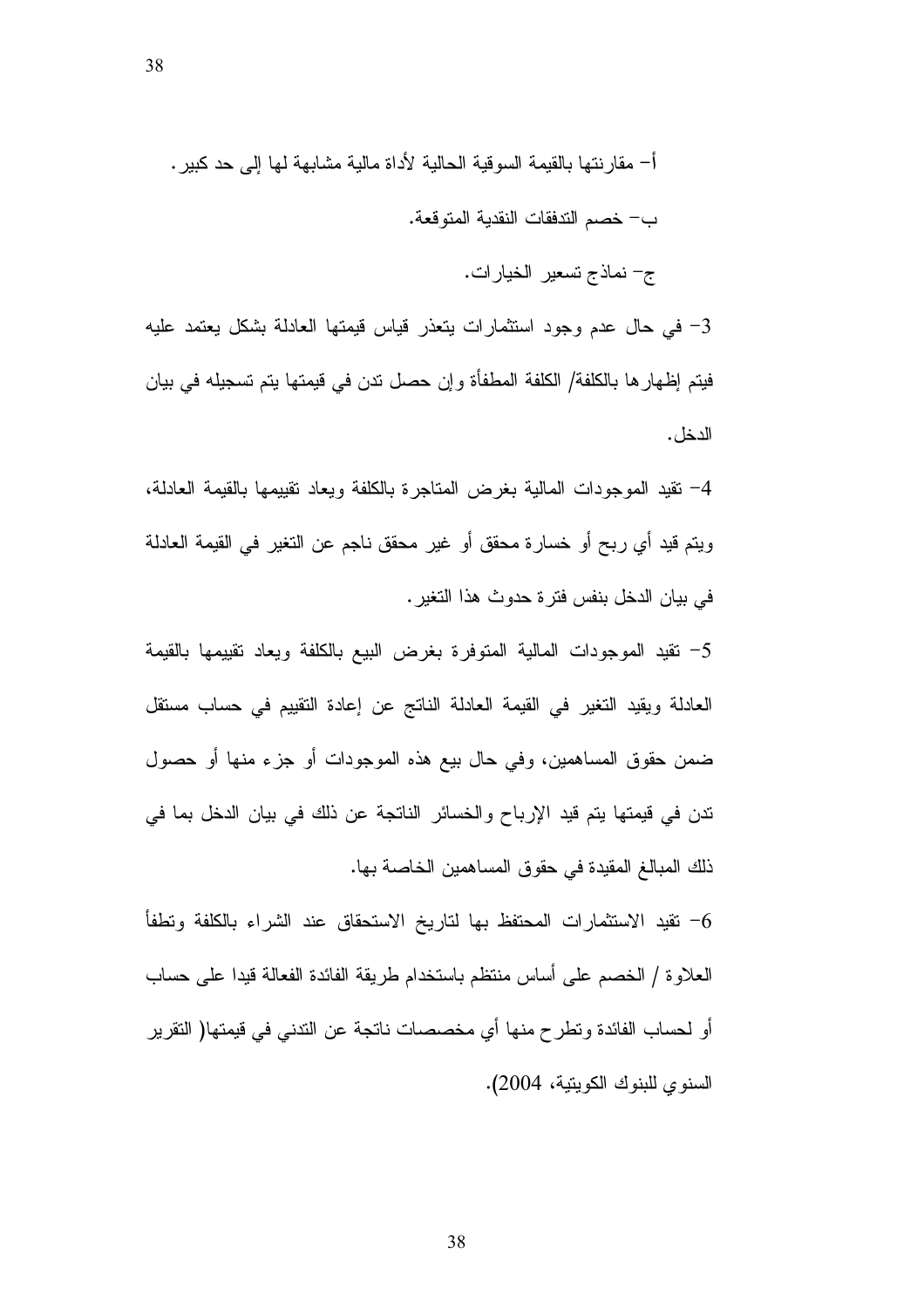أ- مقارنتها بالقيمة السوقية الحالية لأداة مالية مشابهة لها إلى حد كبير.

ب- خصم التدفقات النقدية المتوقعة.

ج- نماذج تسعير الخيارات.

3- في حال عدم وجود استثمارات يتعذر قياس قيمتها العادلة بشكل يعتمد عليه فيتم إظهارها بالكلفة/ الكلفة المطفأة وإن حصل تدن في قيمتها يتم تسجيله في بيان الدخل.

4- تقيد الموجودات المالية بغرض المتاجرة بالكلفة ويعاد تقييمها بالقيمة العادلة، ويتم قيد أي ربح أو خسارة محقق أو غير محقق ناجم عن التغير في القيمة العادلة في بيان الدخل بنفس فترة حدوث هذا التغير.

5- تقيد الموجودات المالية المتوفرة بغرض البيع بالكلفة ويعاد تقييمها بالقيمة العادلة ويقيد التغير في القيمة العادلة الناتج عن إعادة التقييم في حساب مستقل ضمن حقوق المساهمين، وفي حال بيع هذه الموجودات أو جزء منها أو حصول تدن في قيمتها يتم قيد الإرباح والخسائر الناتجة عن ذلك في بيان الدخل بما في ذلك المبالغ المقيدة في حقوق المساهمين الخاصة بها.

6- تقيد الاستثمارات المحتفظ بها لتاريخ الاستحقاق عند الشراء بالكلفة وتطفأ العلاوة / الخصم على أساس منتظم باستخدام طريقة الفائدة الفعالة قيدا على حساب أو لحساب الفائدة وتطرح منها أي مخصصات ناتجة عن التدني في قيمتها( التقرير السنوي للبنوك الكويتية، 2004).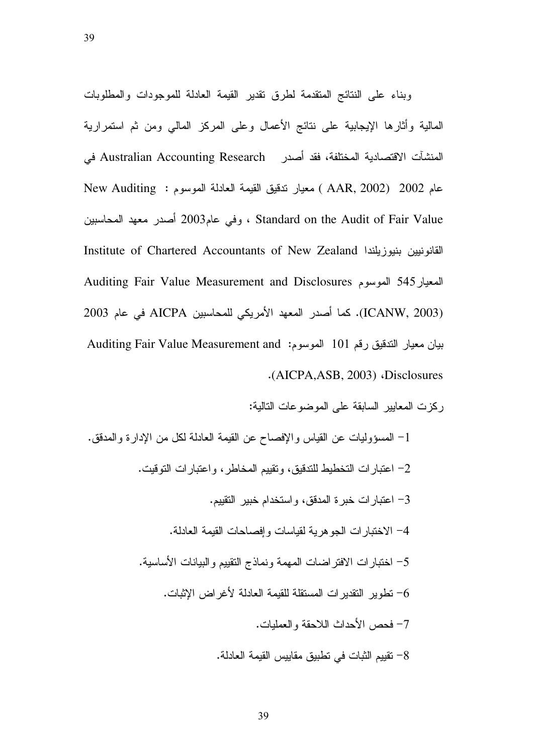وبناء على النتائج المتقدمة لطرق تقدير القيمة العادلة للموجودات والمطلوبات المالية وأثارها الإيجابية على نتائج الأعمال وعلى المركز المالي ومن ثم استمرارية المنشآت الاقتصادية المختلفة، فقد أصدر Australian Accounting Research في عام 2002 (AAR, 2002) معيار تدقيق القيمة العادلة الموسوم : New Auditing Standard on the Audit of Fair Value ، وفي عام2003 أصدر معهد المحاسبين القانونيين بنيوزيلندا Institute of Chartered Accountants of New Zealand المعيار545 الموسوم Auditing Fair Value Measurement and Disclosures (ICANW, 2003). كما أصدر المعهد الأمريكي للمحاسبين AICPA في عام 2003 بيان معيار التدقيق رقم 101 الموسوم: Auditing Fair Value Measurement and Disclosures، (AICPA,ASB, 2003).

ركزت المعايير السابقة على الموضوعات التالية:

1- المسؤوليات عن القياس والإفصاح عن القيمة العادلة لكل من الإدارة والمدقق.

2- اعتبارات التخطيط للتدقيق، وتقييم المخاطر، واعتبارات التوقيت.

3- اعتبارات خبرة المدقق، واستخدام خبير التقييم.

4- الاختبارات الجوهرية لقياسات وإفصاحات القيمة العادلة.

5- اختبارات الافتراضات المهمة ونماذج التقييم والبيانات الأساسية.

6- تطوير التقديرات المستقلة للقيمة العادلة لأغراض الإثبات.

7- فحص الأحداث اللاحقة والعمليات.

8- تقييم الثبات في تطبيق مقاييس القيمة العادلة.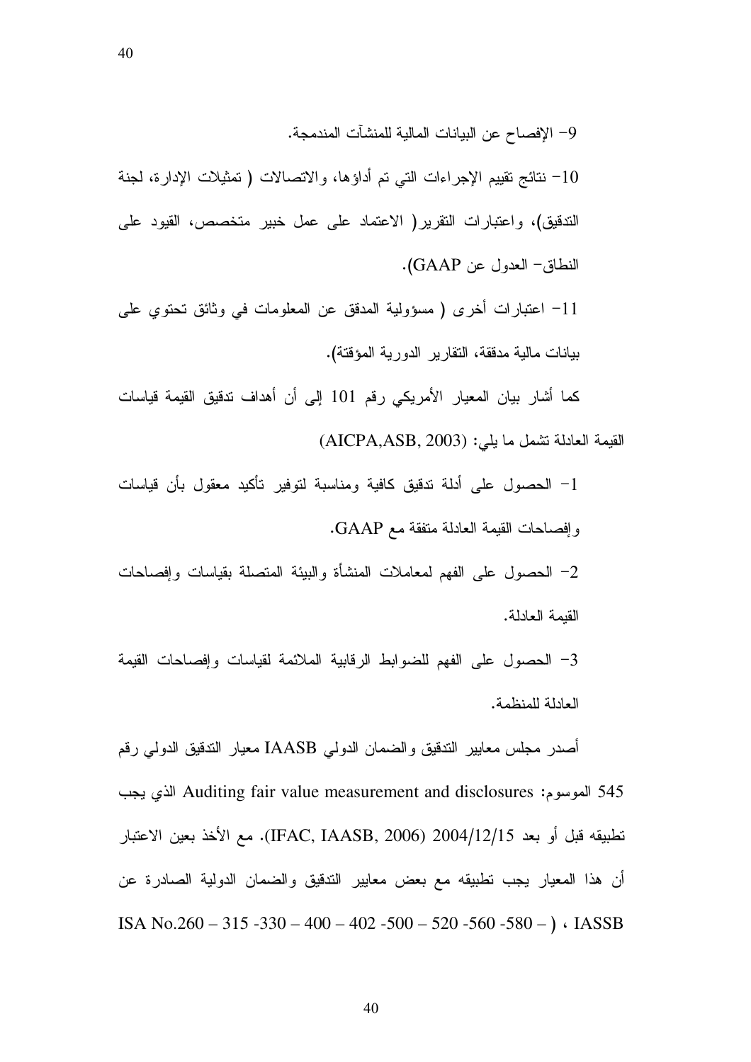9- الإفصاح عن البيانات المالية للمنشآت المندمجة.

10- نتائج تقييم الإجراءات التي تم أداؤها، والاتصالات ( تمثيلات الإدارة، لجنة التدقيق)، واعتبارات التقرير( الاعتماد على عمل خبير متخصص، القيود على النطاق- العدول عن GAAP).

11- اعتبارات أخرى ( مسؤولية المدقق عن المعلومات في وثائق تحتوي على بيانات مالية مدققة، التقارير الدورية المؤقتة).

كما أشار بيان المعيار الأمريكي رقم 101 إلى أن أهداف تدقيق القيمة قياسات القيمة العادلة تشمل ما يلي: (AICPA,ASB, 2003)

1- الحصول على أدلة تدقيق كافية ومناسبة لتوفير تأكيد معقول بأن قياسات وإفصاحات القيمة العادلة متفقة مع GAAP.

2- الحصول على الفهم لمعاملات المنشأة والبيئة المتصلة بقياسات وإفصاحات القيمة العادلة.

3- الحصول على الفهم للضوابط الرقابية الملائمة لقياسات وإفصاحات القيمة العادلة للمنظمة.

أصدر مجلس معايير التدقيق والضمان الدولي IAASB معيار التدقيق الدولي رقم 545 الموسوم: Auditing fair value measurement and disclosures الذي يجب تطبيقه قبل أو بعد 2004/12/15 (IFAC, IAASB, 2006). مع الأخذ بعين الاعتبار أن هذا المعيار يجب تطبيقه مع بعض معايير التدقيق والضمان الدولية الصادرة عن IASSB ، ( – ISA No.260 – 315 -330 – 400 – 402 -500 – 520 -560 -580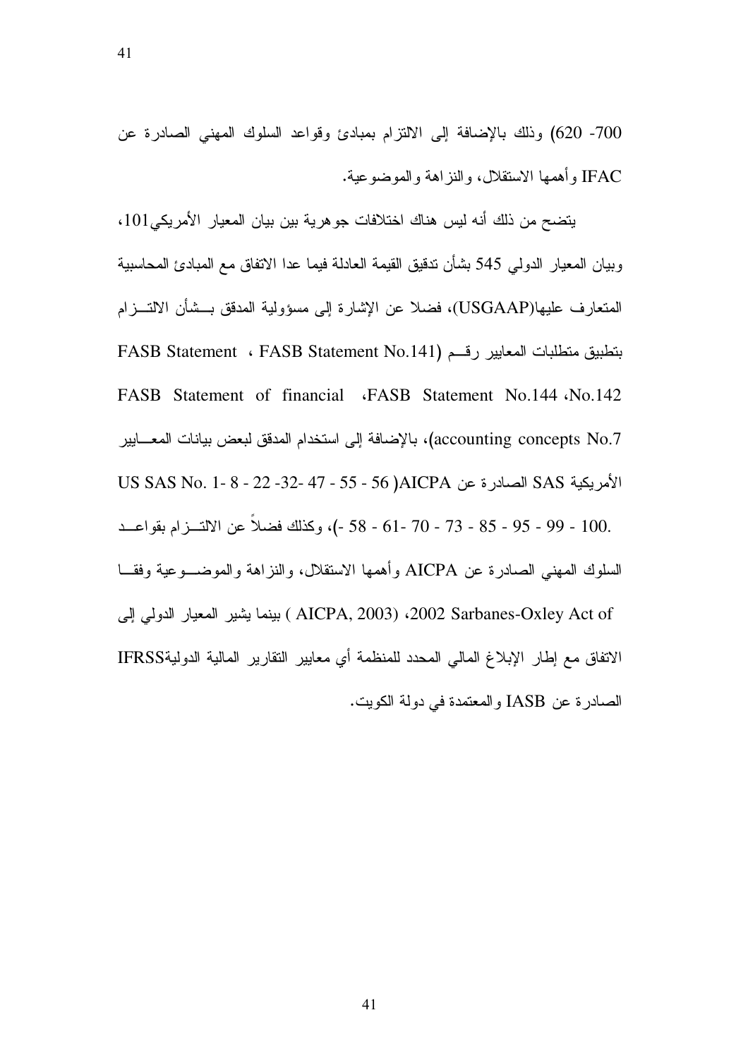700- 620) وذلك بالإضافة إلى الالتزام بمبادئ وقواعد السلوك المهني الصادرة عن IFAC وأهمها الاستقلال، والنزاهة والموضوعية.

يتضح من ذلك أنه ليس هناك اختلافات جوهرية بين بيان المعيار الأمريكي101، وبيان المعيار الدولي 545 بشأن تدقيق القيمة العادلة فيما عدا الاتفاق مع المبادئ المحاسبية المتعارف عليها(USGAAP)، فضلا عن الإشارة إلى مسؤولية المدقق بشأن الالتزام بتطبيق متطلبات المعايير رقم (FASB Statement No.141 ، FASB Statement No.142، FASB Statement No.144، FASB Statement of financial accounting concepts No.7)، بالإضافة إلى استخدام المدقق لبعض بيانات المعايير الأمريكية SAS الصادرة عن AICPA( US SAS No. 1- 8 - 22 -32- 47 - 55 - 56 - 58 - 61- 70 - 73 - 85 - 95 - 99 - 100.)، وكذلك فضلاً عن الالتزام بقواعد السلوك المهني الصادرة عن AICPA وأهمها الاستقلال، والنزاهة والموضوعية وفقا Sarbanes-Oxley Act of 2002، (AICPA, 2003 ) بينما يشير المعيار الدولي إلى الاتفاق مع إطار الإبلاغ المالي المحدد للمنظمة أي معايير التقارير المالية الدوليةIFRSS الصادرة عن IASB والمعتمدة في دولة الكويت.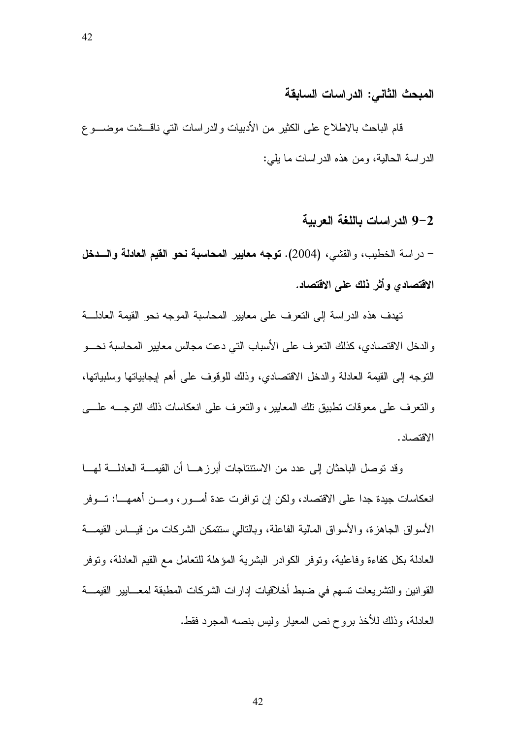## المبحث الثاني: الدراسات السابقة

قام الباحث بالاطلاع على الكثير من الأدبيات والدراسات التي ناقشت موضوع الدراسة الحالية، ومن هذه الدراسات ما يلي:

### 2-9 الدراسات باللغة العربية

- دراسة الخطيب، والقشي، (2004). **توجه معايير المحاسبة نحو القيم العادلة والدخل الاقتصادي وأثر ذلك على الاقتصاد.**

تهدف هذه الدراسة إلى التعرف على معايير المحاسبة الموجه نحو القيمة العادلة والدخل الاقتصادي، كذلك التعرف على الأسباب التي دعت مجالس معايير المحاسبة نحو التوجه إلى القيمة العادلة والدخل الاقتصادي، وذلك للوقوف على أهم إيجابياتها وسلبياتها، والتعرف على معوقات تطبيق تلك المعايير، والتعرف على انعكاسات ذلك التوجه على الاقتصاد.

وقد توصل الباحثان إلى عدد من الاستنتاجات أبرزها أن القيمة العادلة لها انعكاسات جيدة جدا على الاقتصاد، ولكن إن توافرت عدة أمور، ومن أهمها: توفر الأسواق الجاهزة، والأسواق المالية الفاعلة، وبالتالي ستتمكن الشركات من قياس القيمة العادلة بكل كفاءة وفاعلية، وتوفر الكوادر البشرية المؤهلة للتعامل مع القيم العادلة، وتوفر القوانين والتشريعات تسهم في ضبط أخلاقيات إدارات الشركات المطبقة لمعايير القيمة العادلة، وذلك للأخذ بروح نص المعيار وليس بنصه المجرد فقط.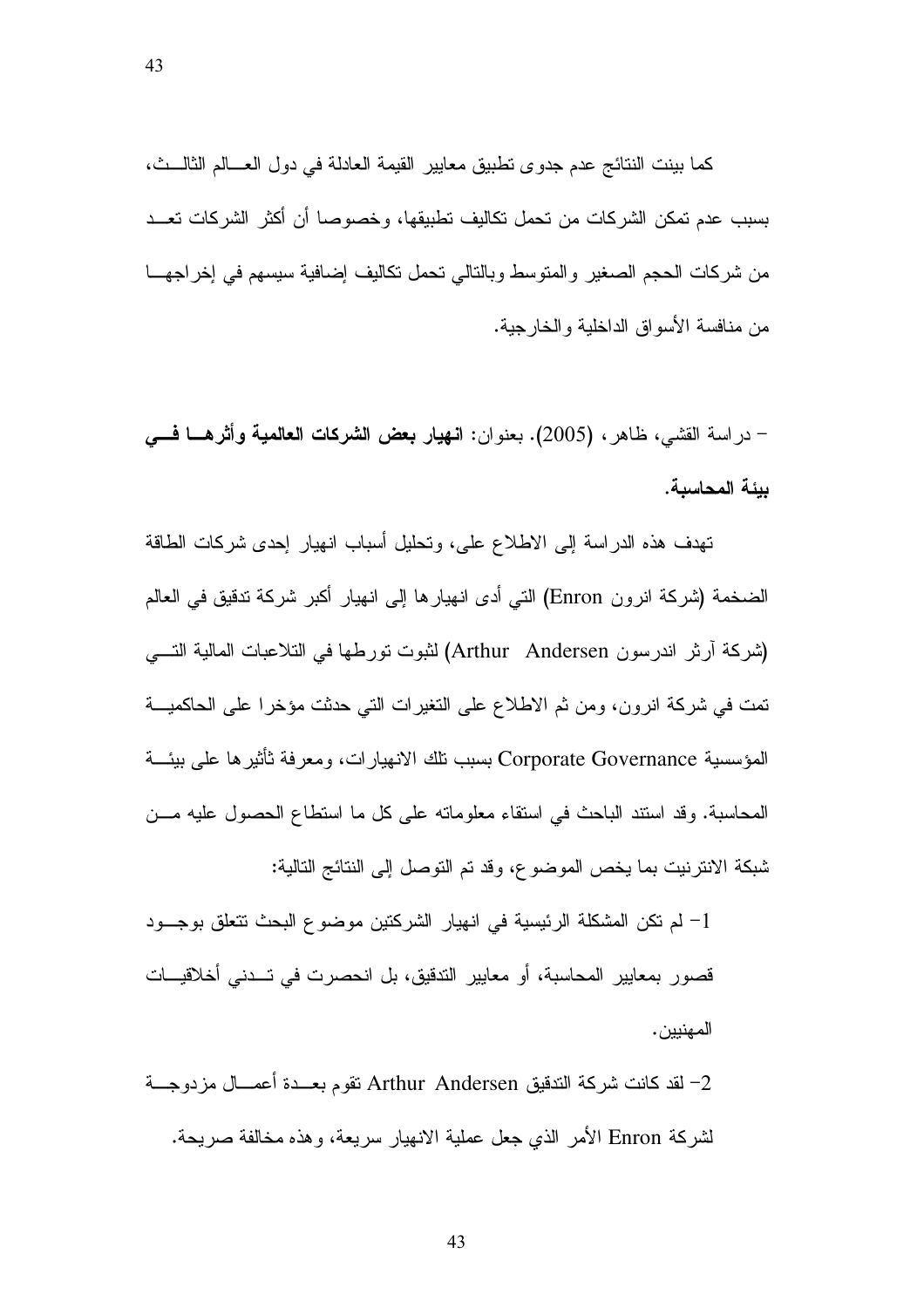كما بينت النتائج عدم جدوى تطبيق معايير القيمة العادلة في دول العالم الثالث، بسبب عدم تمكن الشركات من تحمل تكاليف تطبيقها، وخصوصا أن أكثر الشركات تعد من شركات الحجم الصغير والمتوسط وبالتالي تحمل تكاليف إضافية سيسهم في إخراجها من منافسة الأسواق الداخلية والخارجية.

- دراسة القشي، ظاهر، (2005). بعنوان: **انهيار بعض الشركات العالمية وأثرها في بيئة المحاسبة.**

تهدف هذه الدراسة إلى الاطلاع على، وتحليل أسباب انهيار إحدى شركات الطاقة الضخمة (شركة انرون Enron) التي أدى انهيارها إلى انهيار أكبر شركة تدقيق في العالم (شركة آرثر اندرسون Arthur Andersen) لثبوت تورطها في التلاعبات المالية التي تمت في شركة انرون، ومن ثم الاطلاع على التغيرات التي حدثت مؤخرا على الحاكمية المؤسسية Corporate Governance بسبب تلك الانهيارات، ومعرفة تأثيرها على بيئة المحاسبة. وقد استند الباحث في استقاء معلوماته على كل ما استطاع الحصول عليه من شبكة الانترنيت بما يخص الموضوع، وقد تم التوصل إلى النتائج التالية:

1- لم تكن المشكلة الرئيسية في انهيار الشركتين موضوع البحث تتعلق بوجود قصور بمعايير المحاسبة، أو معايير التدقيق، بل انحصرت في تدني أخلاقيات المهنيين.

2- لقد كانت شركة التدقيق Arthur Andersen تقوم بعدة أعمال مزدوجة لشركة Enron الأمر الذي جعل عملية الانهيار سريعة، وهذه مخالفة صريحة.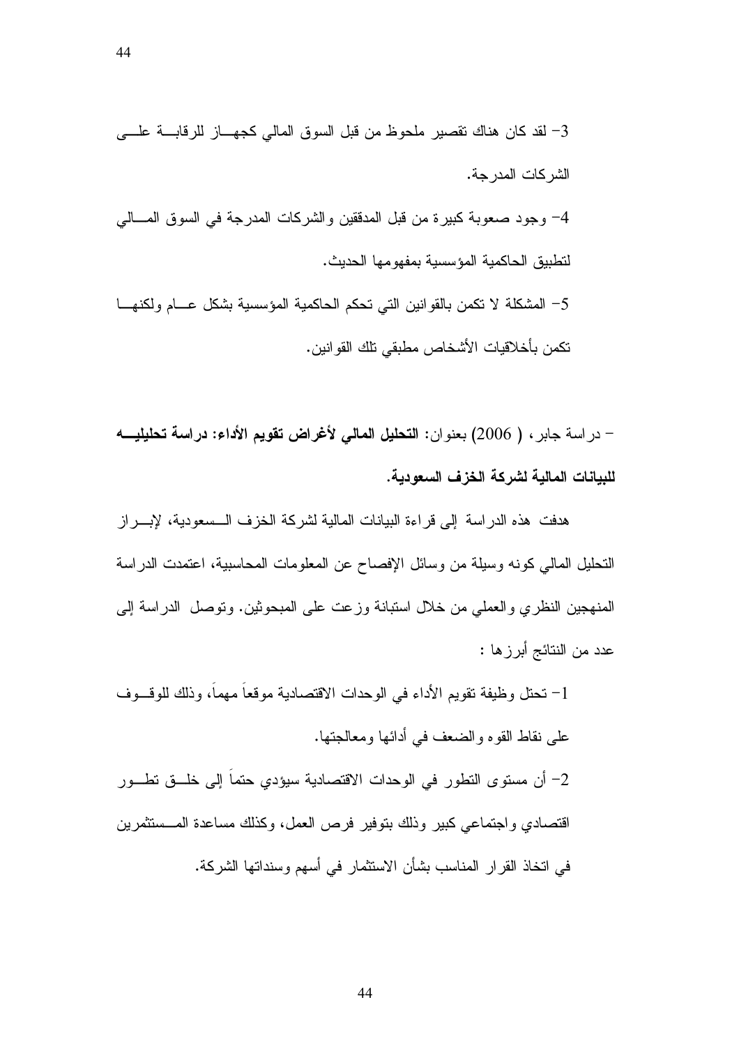3- لقد كان هناك تقصير ملحوظ من قبل السوق المالي كجهاز للرقابة على الشركات المدرجة.

4- وجود صعوبة كبيرة من قبل المدققين والشركات المدرجة في السوق المالي لتطبيق الحاكمية المؤسسية بمفهومها الحديث.

5- المشكلة لا تكمن بالقوانين التي تحكم الحاكمية المؤسسية بشكل عام ولكنها تكمن بأخلاقيات الأشخاص مطبقي تلك القوانين.

- دراسة جابر، ( 2006) بعنوان: **التحليل المالي لأغراض تقويم الأداء: دراسة تحليليه للبيانات المالية لشركة الخزف السعودية.**

هدفت هذه الدراسة إلى قراءة البيانات المالية لشركة الخزف السعودية، لإبراز التحليل المالي كونه وسيلة من وسائل الإفصاح عن المعلومات المحاسبية، اعتمدت الدراسة المنهجين النظري والعملي من خلال استبانة وزعت على المبحوثين. وتوصل الدراسة إلى عدد من النتائج أبرزها :

1- تحتل وظيفة تقويم الأداء في الوحدات الاقتصادية موقعاً مهماً، وذلك للوقوف على نقاط القوه والضعف في أدائها ومعالجتها.

2- أن مستوى التطور في الوحدات الاقتصادية سيؤدي حتماً إلى خلق تطور اقتصادي واجتماعي كبير وذلك بتوفير فرص العمل، وكذلك مساعدة المستثمرين في اتخاذ القرار المناسب بشأن الاستثمار في أسهم وسنداتها الشركة.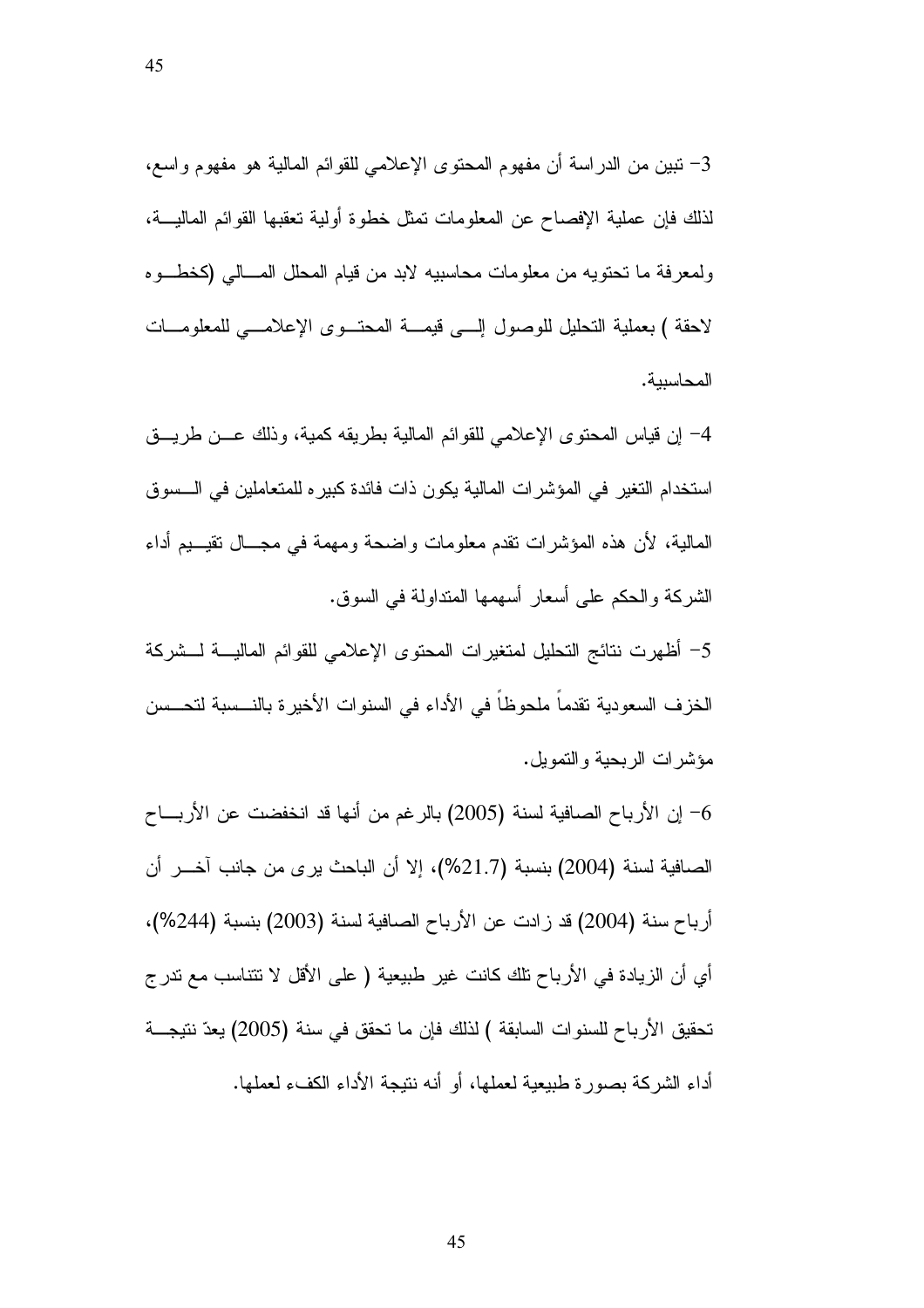3- تبين من الدراسة أن مفهوم المحتوى الإعلامي للقوائم المالية هو مفهوم واسع، لذلك فإن عملية الإفصاح عن المعلومات تمثل خطوة أولية تعقبها القوائم المالية، ولمعرفة ما تحتويه من معلومات محاسبيه لابد من قيام المحلل المالي (كخطوه لاحقة ) بعملية التحليل للوصول إلى قيمة المحتوى الإعلامي للمعلومات المحاسبية.

4- إن قياس المحتوى الإعلامي للقوائم المالية بطريقه كمية، وذلك عن طريق استخدام التغير في المؤشرات المالية يكون ذات فائدة كبيره للمتعاملين في السوق المالية، لأن هذه المؤشرات تقدم معلومات واضحة ومهمة في مجال تقييم أداء الشركة والحكم على أسعار أسهمها المتداولة في السوق.

5- أظهرت نتائج التحليل لمتغيرات المحتوى الإعلامي للقوائم المالية لشركة الخزف السعودية تقدماً ملحوظاً في الأداء في السنوات الأخيرة بالنسبة لتحسن مؤشرات الربحية والتمويل.

6- إن الأرباح الصافية لسنة (2005) بالرغم من أنها قد انخفضت عن الأرباح الصافية لسنة (2004) بنسبة (21.7%)، إلا أن الباحث يرى من جانب آخر أن أرباح سنة (2004) قد زادت عن الأرباح الصافية لسنة (2003) بنسبة (244%)، أي أن الزيادة في الأرباح تلك كانت غير طبيعية ( على الأقل لا تتناسب مع تدرج تحقيق الأرباح للسنوات السابقة ) لذلك فإن ما تحقق في سنة (2005) يعدّ نتيجة أداء الشركة بصورة طبيعية لعملها، أو أنه نتيجة الأداء الكفء لعملها.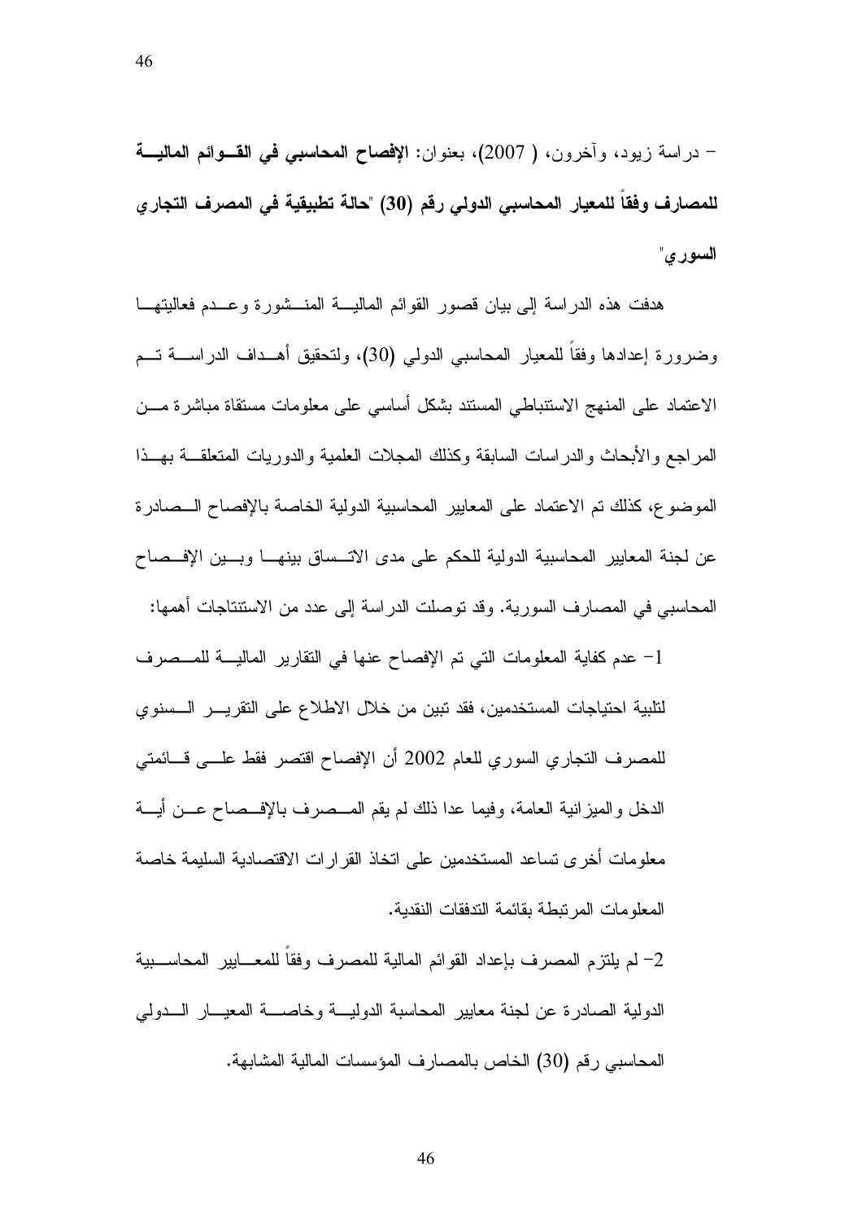- دراسة زيود، وآخرون، ( 2007)، بعنوان: **الإفصاح المحاسبي في القوائم المالية للمصارف وفقاً للمعيار المحاسبي الدولي رقم (30) "حالة تطبيقية في المصرف التجاري السوري"**

هدفت هذه الدراسة إلى بيان قصور القوائم المالية المنشورة وعدم فعاليتها وضرورة إعدادها وفقاً للمعيار المحاسبي الدولي (30)، ولتحقيق أهداف الدراسة تم الاعتماد على المنهج الاستنباطي المستند بشكل أساسي على معلومات مستقاة مباشرة من المراجع والأبحاث والدراسات السابقة وكذلك المجلات العلمية والدوريات المتعلقة بهذا الموضوع، كذلك تم الاعتماد على المعايير المحاسبية الدولية الخاصة بالإفصاح الصادرة عن لجنة المعايير المحاسبية الدولية للحكم على مدى الاتساق بينها وبين الإفصاح المحاسبي في المصارف السورية. وقد توصلت الدراسة إلى عدد من الاستنتاجات أهمها:

1- عدم كفاية المعلومات التي تم الإفصاح عنها في التقارير المالية للمصرف لتلبية احتياجات المستخدمين، فقد تبين من خلال الاطلاع على التقرير السنوي للمصرف التجاري السوري للعام 2002 أن الإفصاح اقتصر فقط على قائمتي الدخل والميزانية العامة، وفيما عدا ذلك لم يقم المصرف بالإفصاح عن أية معلومات أخرى تساعد المستخدمين على اتخاذ القرارات الاقتصادية السليمة خاصة المعلومات المرتبطة بقائمة التدفقات النقدية.

2- لم يلتزم المصرف بإعداد القوائم المالية للمصرف وفقاً للمعايير المحاسبية الدولية الصادرة عن لجنة معايير المحاسبة الدولية وخاصة المعيار الدولي المحاسبي رقم (30) الخاص بالمصارف المؤسسات المالية المشابهة.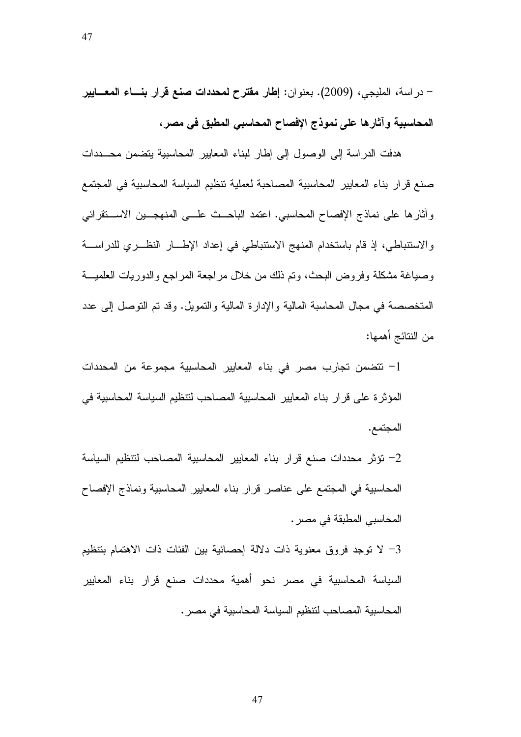- دراسة، المليجي، (2009). بعنوان: **إطار مقترح لمحددات صنع قرار بناء المعايير المحاسبية وآثارها على نموذج الإفصاح المحاسبي المطبق في مصر،**

هدفت الدراسة إلى الوصول إلى إطار لبناء المعايير المحاسبية يتضمن محددات صنع قرار بناء المعايير المحاسبية المصاحبة لعملية تنظيم السياسة المحاسبية في المجتمع وآثارها على نماذج الإفصاح المحاسبي. اعتمد الباحث على المنهجين الاستقرائي والاستنباطي، إذ قام باستخدام المنهج الاستنباطي في إعداد الإطار النظري للدراسة وصياغة مشكلة وفروض البحث، وتم ذلك من خلال مراجعة المراجع والدوريات العلمية المتخصصة في مجال المحاسبة المالية والإدارة المالية والتمويل. وقد تم التوصل إلى عدد من النتائج أهمها:

1- تتضمن تجارب مصر في بناء المعايير المحاسبية مجموعة من المحددات المؤثرة على قرار بناء المعايير المحاسبية المصاحب لتنظيم السياسة المحاسبية في المجتمع.

2- تؤثر محددات صنع قرار بناء المعايير المحاسبية المصاحب لتنظيم السياسة المحاسبية في المجتمع على عناصر قرار بناء المعايير المحاسبية ونماذج الإفصاح المحاسبي المطبقة في مصر.

3- لا توجد فروق معنوية ذات دلالة إحصائية بين الفئات ذات الاهتمام بتنظيم السياسة المحاسبية في مصر نحو أهمية محددات صنع قرار بناء المعايير المحاسبية المصاحب لتنظيم السياسة المحاسبية في مصر.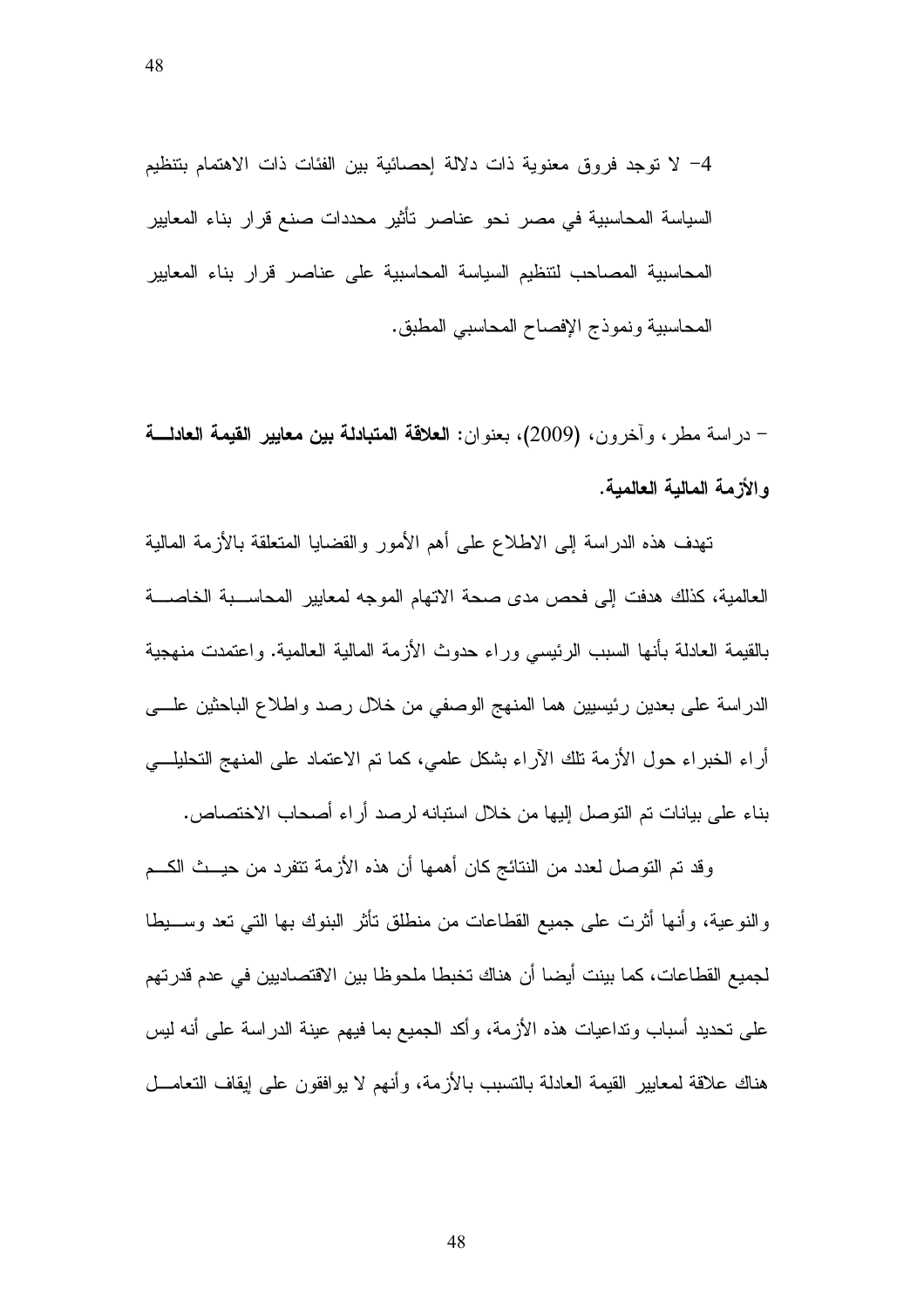4- لا توجد فروق معنوية ذات دلالة إحصائية بين الفئات ذات الاهتمام بتنظيم السياسة المحاسبية في مصر نحو عناصر تأثير محددات صنع قرار بناء المعايير المحاسبية المصاحب لتنظيم السياسة المحاسبية على عناصر قرار بناء المعايير المحاسبية ونموذج الإفصاح المحاسبي المطبق.

- دراسة مطر، وآخرون، (2009)، بعنوان: **العلاقة المتبادلة بين معايير القيمة العادلة والأزمة المالية العالمية.**

تهدف هذه الدراسة إلى الاطلاع على أهم الأمور والقضايا المتعلقة بالأزمة المالية العالمية، كذلك هدفت إلى فحص مدى صحة الاتهام الموجه لمعايير المحاسبة الخاصة بالقيمة العادلة بأنها السبب الرئيسي وراء حدوث الأزمة المالية العالمية. واعتمدت منهجية الدراسة على بعدين رئيسيين هما المنهج الوصفي من خلال رصد واطلاع الباحثين على أراء الخبراء حول الأزمة تلك الآراء بشكل علمي، كما تم الاعتماد على المنهج التحليلي بناء على بيانات تم التوصل إليها من خلال استبانه لرصد أراء أصحاب الاختصاص.

وقد تم التوصل لعدد من النتائج كان أهمها أن هذه الأزمة تتفرد من حيث الكم والنوعية، وأنها أثرت على جميع القطاعات من منطلق تأثر البنوك بها التي تعد وسيطا لجميع القطاعات، كما بينت أيضا أن هناك تخبطا ملحوظا بين الاقتصاديين في عدم قدرتهم على تحديد أسباب وتداعيات هذه الأزمة، وأكد الجميع بما فيهم عينة الدراسة على أنه ليس هناك علاقة لمعايير القيمة العادلة بالتسبب بالأزمة، وأنهم لا يوافقون على إيقاف التعامل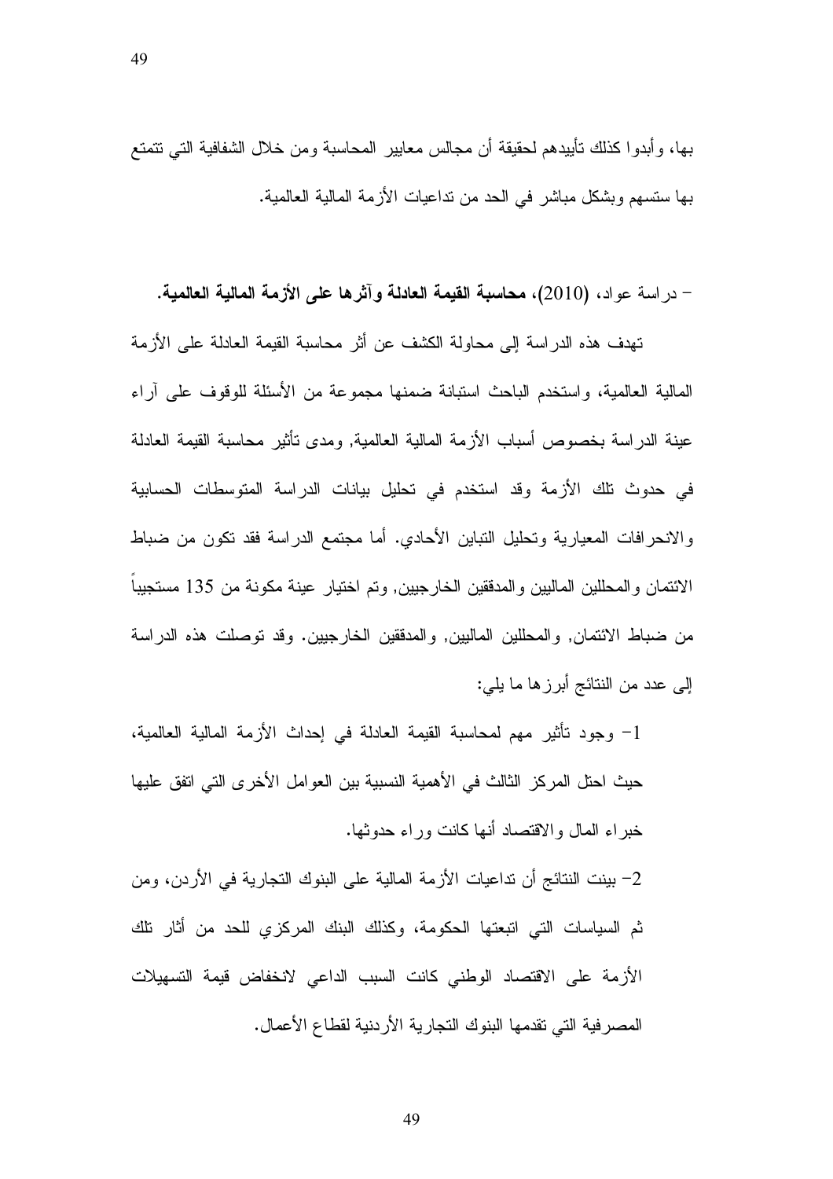بها، وأبدوا كذلك تأييدهم لحقيقة أن مجالس معايير المحاسبة ومن خلال الشفافية التي تتمتع بها ستسهم وبشكل مباشر في الحد من تداعيات الأزمة المالية العالمية.

- دراسة عواد، (2010)، **محاسبة القيمة العادلة وآثرها على الأزمة المالية العالمية.**

تهدف هذه الدراسة إلى محاولة الكشف عن أثر محاسبة القيمة العادلة على الأزمة المالية العالمية، واستخدم الباحث استبانة ضمنها مجموعة من الأسئلة للوقوف على آراء عينة الدراسة بخصوص أسباب الأزمة المالية العالمية, ومدى تأثير محاسبة القيمة العادلة في حدوث تلك الأزمة وقد استخدم في تحليل بيانات الدراسة المتوسطات الحسابية والانحرافات المعيارية وتحليل التباين الأحادي. أما مجتمع الدراسة فقد تكون من ضباط الائتمان والمحللين الماليين والمدققين الخارجيين, وتم اختيار عينة مكونة من 135 مستجيباً من ضباط الائتمان, والمحللين الماليين, والمدققين الخارجيين. وقد توصلت هذه الدراسة إلى عدد من النتائج أبرزها ما يلي:

1- وجود تأثير مهم لمحاسبة القيمة العادلة في إحداث الأزمة المالية العالمية، حيث احتل المركز الثالث في الأهمية النسبية بين العوامل الأخرى التي اتفق عليها خبراء المال والاقتصاد أنها كانت وراء حدوثها.

2- بينت النتائج أن تداعيات الأزمة المالية على البنوك التجارية في الأردن، ومن ثم السياسات التي اتبعتها الحكومة، وكذلك البنك المركزي للحد من أثار تلك الأزمة على الاقتصاد الوطني كانت السبب الداعي لانخفاض قيمة التسهيلات المصرفية التي تقدمها البنوك التجارية الأردنية لقطاع الأعمال.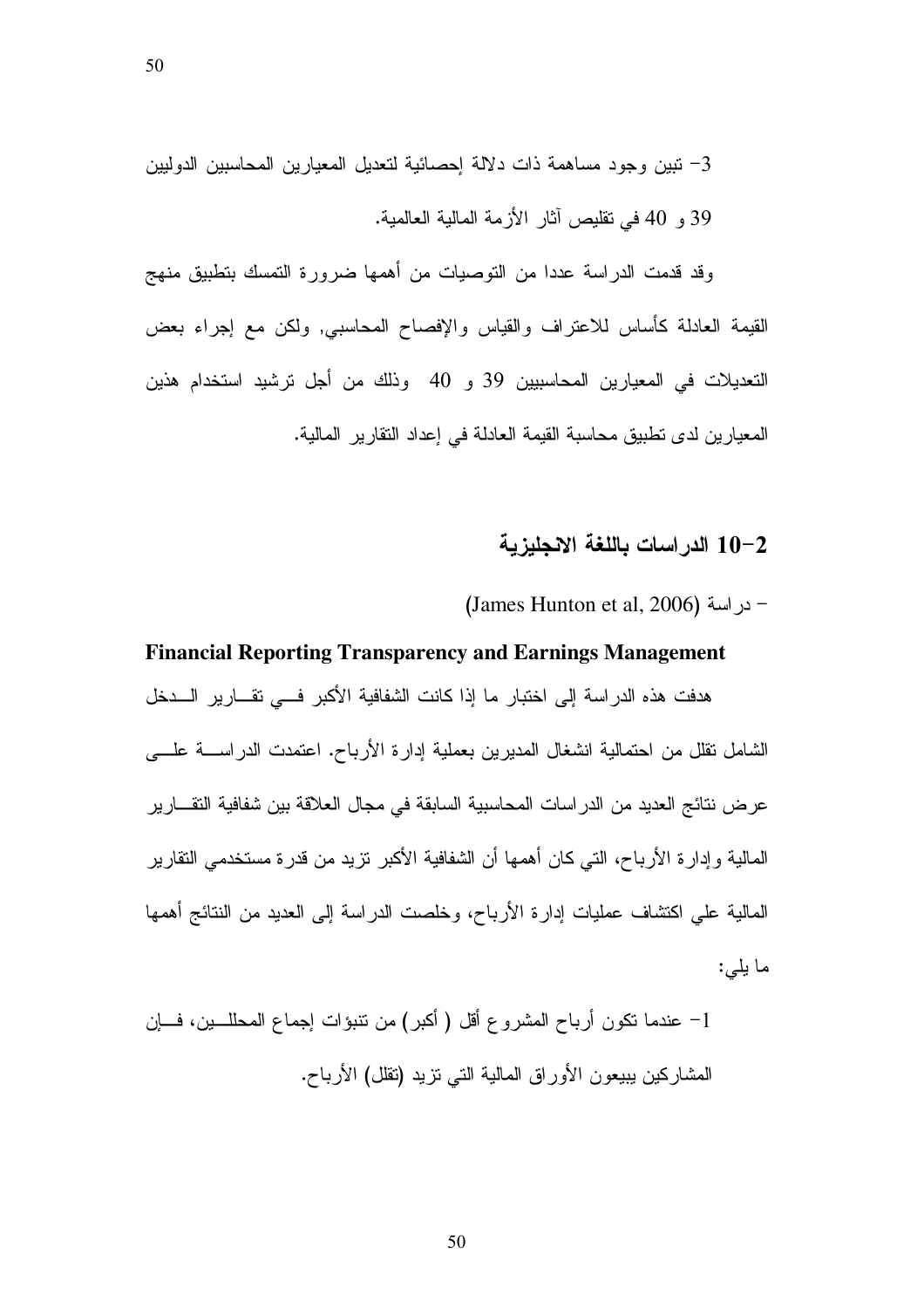3- تبين وجود مساهمة ذات دلالة إحصائية لتعديل المعيارين المحاسبين الدوليين 39 و 40 في تقليص آثار الأزمة المالية العالمية.

وقد قدمت الدراسة عددا من التوصيات من أهمها ضرورة التمسك بتطبيق منهج القيمة العادلة كأساس للاعتراف والقياس والإفصاح المحاسبي, ولكن مع إجراء بعض التعديلات في المعيارين المحاسبيين 39 و 40 وذلك من أجل ترشيد استخدام هذين المعيارين لدى تطبيق محاسبة القيمة العادلة في إعداد التقارير المالية.

## 2-10 الدراسات باللغة الانجليزية

- دراسة (James Hunton et al, 2006)

**Financial Reporting Transparency and Earnings Management**

هدفت هذه الدراسة إلى اختبار ما إذا كانت الشفافية الأكبر في تقارير الدخل الشامل تقلل من احتمالية انشغال المديرين بعملية إدارة الأرباح. اعتمدت الدراسة على عرض نتائج العديد من الدراسات المحاسبية السابقة في مجال العلاقة بين شفافية التقارير المالية وإدارة الأرباح، التي كان أهمها أن الشفافية الأكبر تزيد من قدرة مستخدمي التقارير المالية علي اكتشاف عمليات إدارة الأرباح، وخلصت الدراسة إلى العديد من النتائج أهمها ما يلي:

1- عندما تكون أرباح المشروع أقل ( أكبر) من تنبؤات إجماع المحللين، فإن المشاركين يبيعون الأوراق المالية التي تزيد (تقلل) الأرباح.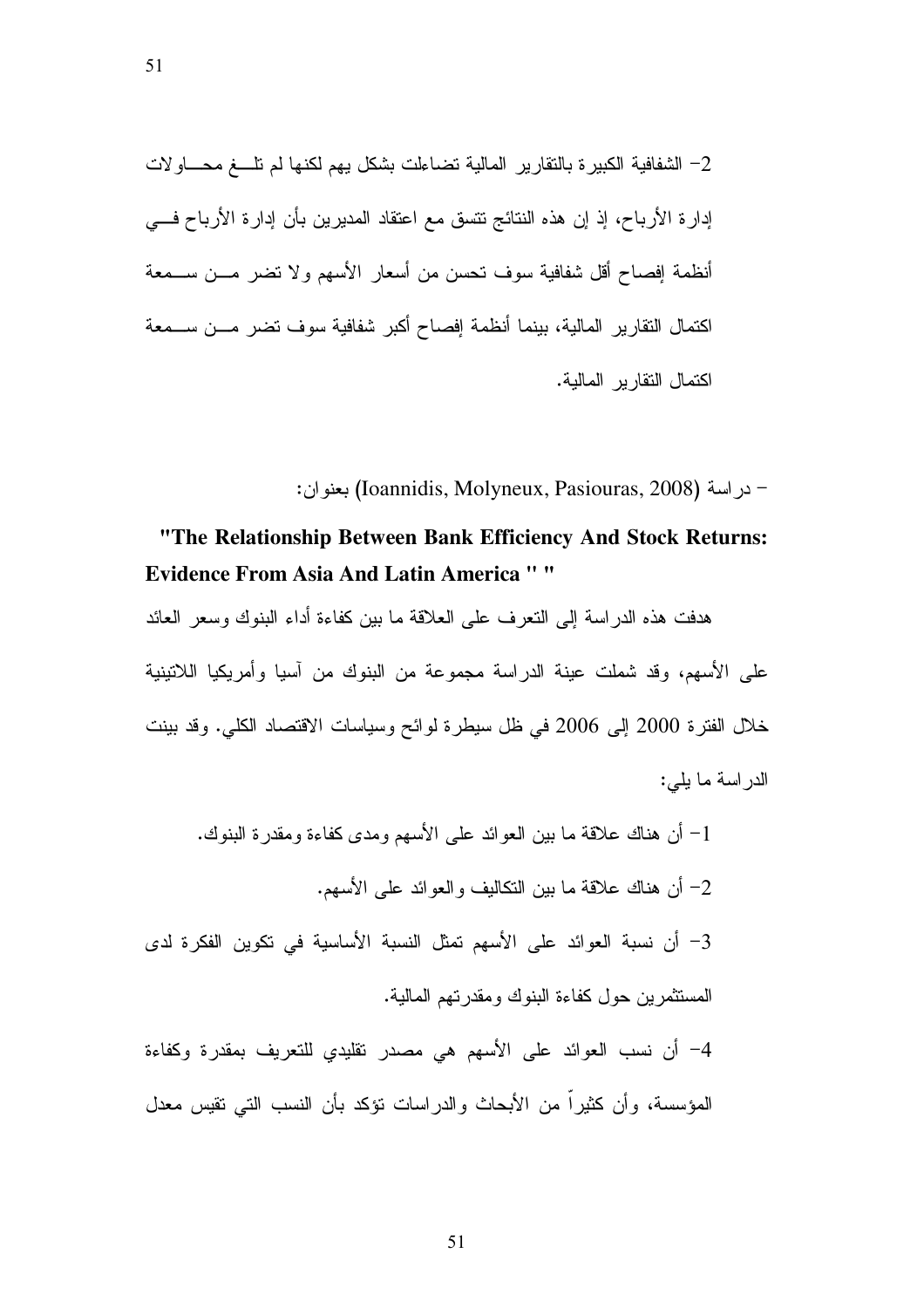2- الشفافية الكبيرة بالتقارير المالية تضاءلت بشكل يهم لكنها لم تلـــغ محـــاولات إدارة الأرباح، إذ إن هذه النتائج تتسق مع اعتقاد المديرين بأن إدارة الأرباح فـــي أنظمة إفصاح أقل شفافية سوف تحسن من أسعار الأسهم ولا تضر مـــن ســـمعة اكتمال التقارير المالية، بينما أنظمة إفصاح أكبر شفافية سوف تضر مـــن ســـمعة اكتمال التقارير المالية.

- دراسة (Ioannidis, Molyneux, Pasiouras, 2008) بعنوان:

**"The Relationship Between Bank Efficiency And Stock Returns: Evidence From Asia And Latin America " "**

هدفت هذه الدراسة إلى التعرف على العلاقة ما بين كفاءة أداء البنوك وسعر العائد على الأسهم، وقد شملت عينة الدراسة مجموعة من البنوك من آسيا وأمريكيا اللاتينية خلال الفترة 2000 إلى 2006 في ظل سيطرة لوائح وسياسات الاقتصاد الكلي. وقد بينت الدراسة ما يلي:

1- أن هناك علاقة ما بين العوائد على الأسهم ومدى كفاءة ومقدرة البنوك.

2- أن هناك علاقة ما بين التكاليف والعوائد على الأسهم.

3- أن نسبة العوائد على الأسهم تمثل النسبة الأساسية في تكوين الفكرة لدى المستثمرين حول كفاءة البنوك ومقدرتهم المالية.

4- أن نسب العوائد على الأسهم هي مصدر تقليدي للتعريف بمقدرة وكفاءة المؤسسة، وأن كثيراً من الأبحاث والدراسات تؤكد بأن النسب التي تقيس معدل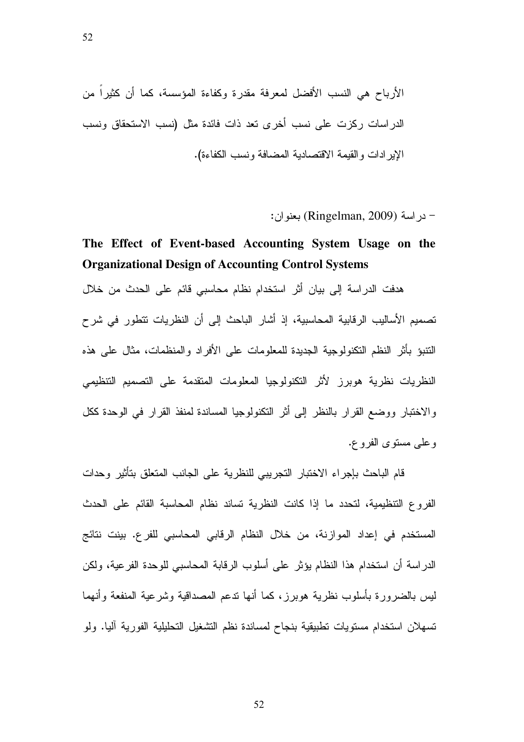الأرباح هي النسب الأفضل لمعرفة مقدرة وكفاءة المؤسسة، كما أن كثيراً من الدراسات ركزت على نسب أخرى تعد ذات فائدة مثل (نسب الاستحقاق ونسب الإيرادات والقيمة الاقتصادية المضافة ونسب الكفاءة).

- دراسة (Ringelman, 2009) بعنوان:

**The Effect of Event-based Accounting System Usage on the Organizational Design of Accounting Control Systems**

هدفت الدراسة إلى بيان أثر استخدام نظام محاسبي قائم على الحدث من خلال تصميم الأساليب الرقابية المحاسبية، إذ أشار الباحث إلى أن النظريات تتطور في شرح التنبؤ بأثر النظم التكنولوجية الجديدة للمعلومات على الأفراد والمنظمات، مثال على هذه النظريات نظرية هوبرز لأثر التكنولوجيا المعلومات المتقدمة على التصميم التنظيمي والاختبار ووضع القرار بالنظر إلى أثر التكنولوجيا المساندة لمنفذ القرار في الوحدة ككل وعلى مستوى الفروع.

قام الباحث بإجراء الاختبار التجريبي للنظرية على الجانب المتعلق بتأثير وحدات الفروع التنظيمية، لتحدد ما إذا كانت النظرية تساند نظام المحاسبة القائم على الحدث المستخدم في إعداد الموازنة، من خلال النظام الرقابي المحاسبي للفرع. بينت نتائج الدراسة أن استخدام هذا النظام يؤثر على أسلوب الرقابة المحاسبي للوحدة الفرعية، ولكن ليس بالضرورة بأسلوب نظرية هوبرز، كما أنها تدعم المصداقية وشرعية المنفعة وأنهما تسهلان استخدام مستويات تطبيقية بنجاح لمساندة نظم التشغيل التحليلية الفورية آليا. ولو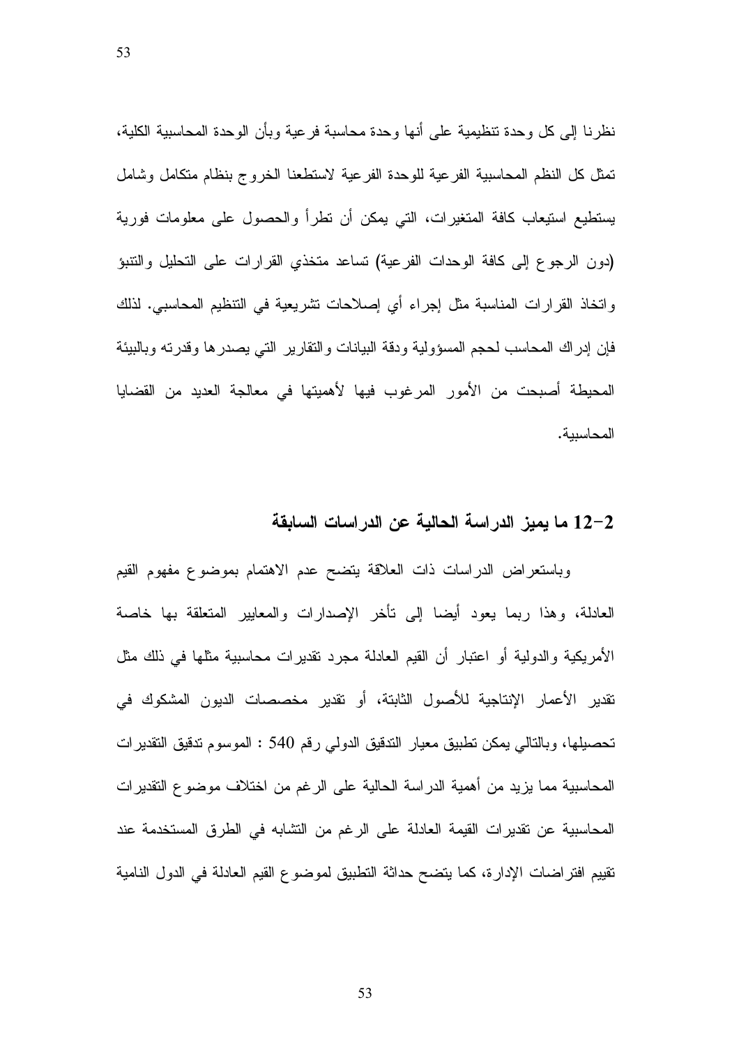نظرنا إلى كل وحدة تنظيمية على أنها وحدة محاسبة فرعية وبأن الوحدة المحاسبية الكلية، تمثل كل النظم المحاسبية الفرعية للوحدة الفرعية لاستطعنا الخروج بنظام متكامل وشامل يستطيع استيعاب كافة المتغيرات، التي يمكن أن تطرأ والحصول على معلومات فورية (دون الرجوع إلى كافة الوحدات الفرعية) تساعد متخذي القرارات على التحليل والتنبؤ واتخاذ القرارات المناسبة مثل إجراء أي إصلاحات تشريعية في التنظيم المحاسبي. لذلك فإن إدراك المحاسب لحجم المسؤولية ودقة البيانات والتقارير التي يصدرها وقدرته وبالبيئة المحيطة أصبحت من الأمور المرغوب فيها لأهميتها في معالجة العديد من القضايا المحاسبية.

## 2-12 ما يميز الدراسة الحالية عن الدراسات السابقة

وباستعراض الدراسات ذات العلاقة يتضح عدم الاهتمام بموضوع مفهوم القيم العادلة، وهذا ربما يعود أيضا إلى تأخر الإصدارات والمعايير المتعلقة بها خاصة الأمريكية والدولية أو اعتبار أن القيم العادلة مجرد تقديرات محاسبية مثلها في ذلك مثل تقدير الأعمار الإنتاجية للأصول الثابتة، أو تقدير مخصصات الديون المشكوك في تحصيلها، وبالتالي يمكن تطبيق معيار التدقيق الدولي رقم 540 : الموسوم تدقيق التقديرات المحاسبية مما يزيد من أهمية الدراسة الحالية على الرغم من اختلاف موضوع التقديرات المحاسبية عن تقديرات القيمة العادلة على الرغم من التشابه في الطرق المستخدمة عند تقييم افتراضات الإدارة، كما يتضح حداثة التطبيق لموضوع القيم العادلة في الدول النامية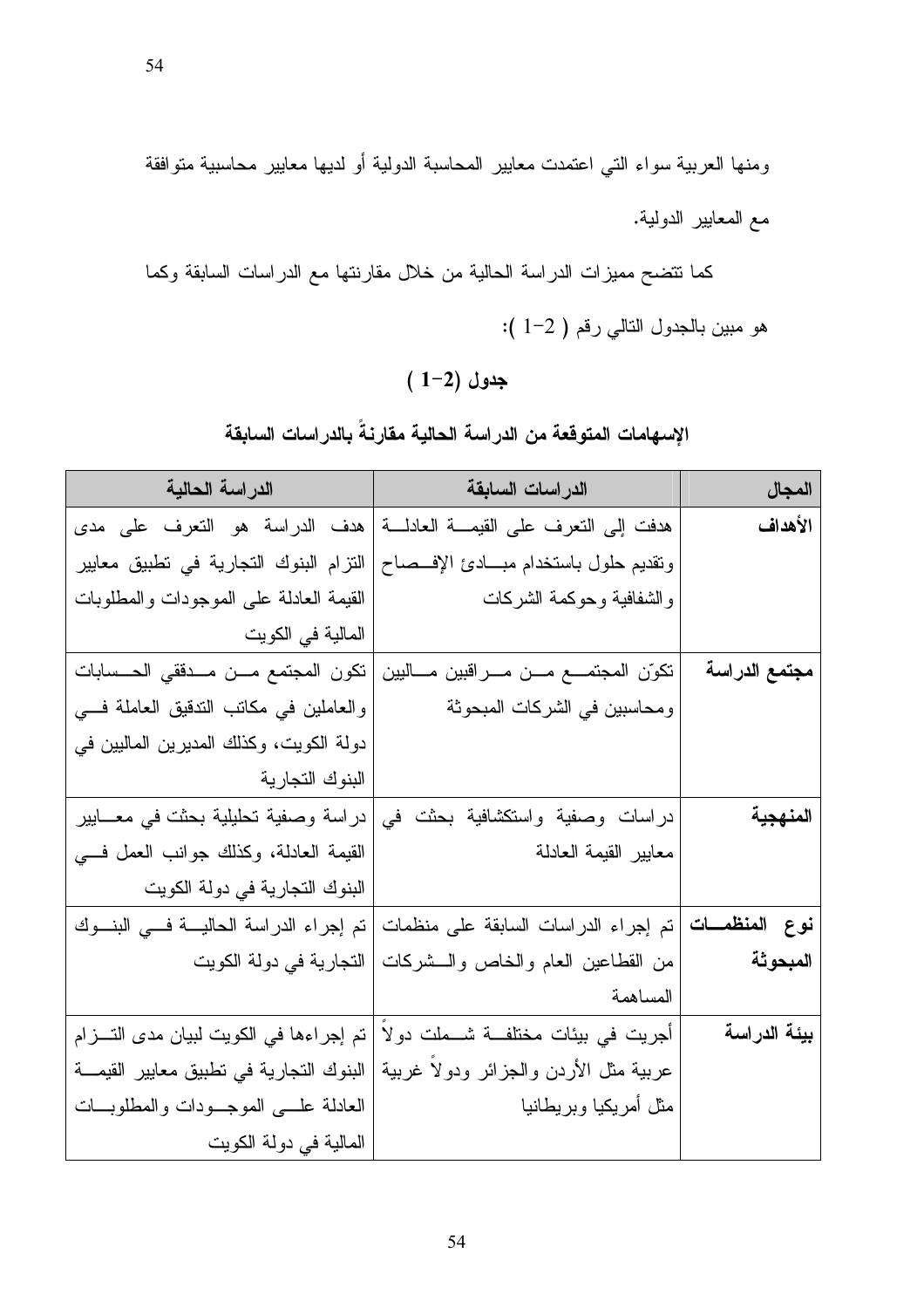ومنها العربية سواء التي اعتمدت معايير المحاسبة الدولية أو لديها معايير محاسبية متوافقة مع المعايير الدولية.

كما تتضح مميزات الدراسة الحالية من خلال مقارنتها مع الدراسات السابقة وكما هو مبين بالجدول التالي رقم ( 2-1 ):

**جدول (2-1 )**

**الإسهامات المتوقعة من الدراسة الحالية مقارنةً بالدراسات السابقة**

| المجال | الدراسات السابقة | الدراسة الحالية |
|---|---|---|
| **الأهداف** | هدفت إلى التعرف على القيمة العادلة وتقديم حلول باستخدام مبادئ الإفصاح والشفافية وحوكمة الشركات | هدف الدراسة هو التعرف على مدى التزام البنوك التجارية في تطبيق معايير القيمة العادلة على الموجودات والمطلوبات المالية في الكويت |
| **مجتمع الدراسة** | تكوّن المجتمع من مراقبين ماليين ومحاسبين في الشركات المبحوثة | تكون المجتمع من مدققي الحسابات والعاملين في مكاتب التدقيق العاملة في دولة الكويت، وكذلك المديرين الماليين في البنوك التجارية |
| **المنهجية** | دراسات وصفية واستكشافية بحثت في معايير القيمة العادلة | دراسة وصفية تحليلية بحثت في معايير القيمة العادلة، وكذلك جوانب العمل في البنوك التجارية في دولة الكويت |
| **نوع المنظمات المبحوثة** | تم إجراء الدراسات السابقة على منظمات من القطاعين العام والخاص والشركات المساهمة | تم إجراء الدراسة الحالية في البنوك التجارية في دولة الكويت |
| **بيئة الدراسة** | أجريت في بيئات مختلفة شملت دولاً عربية مثل الأردن والجزائر ودولاً غربية مثل أمريكيا وبريطانيا | تم إجراءها في الكويت لبيان مدى التزام البنوك التجارية في تطبيق معايير القيمة العادلة على الموجودات والمطلوبات المالية في دولة الكويت |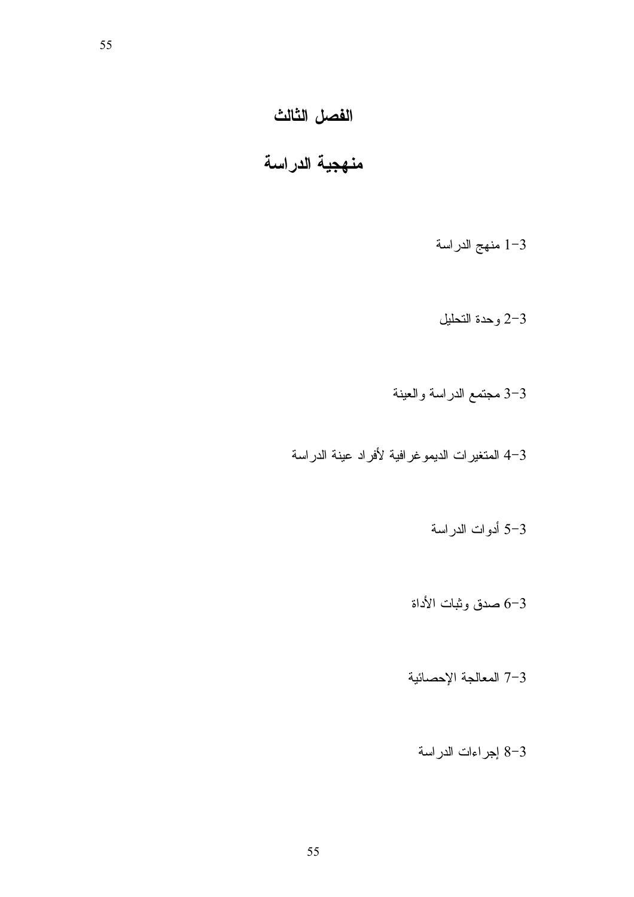# الفصل الثالث

## منهجية الدراسة

3-1 منهج الدراسة

3-2 وحدة التحليل

3-3 مجتمع الدراسة والعينة

3-4 المتغيرات الديموغرافية لأفراد عينة الدراسة

3-5 أدوات الدراسة

3-6 صدق وثبات الأداة

3-7 المعالجة الإحصائية

3-8 إجراءات الدراسة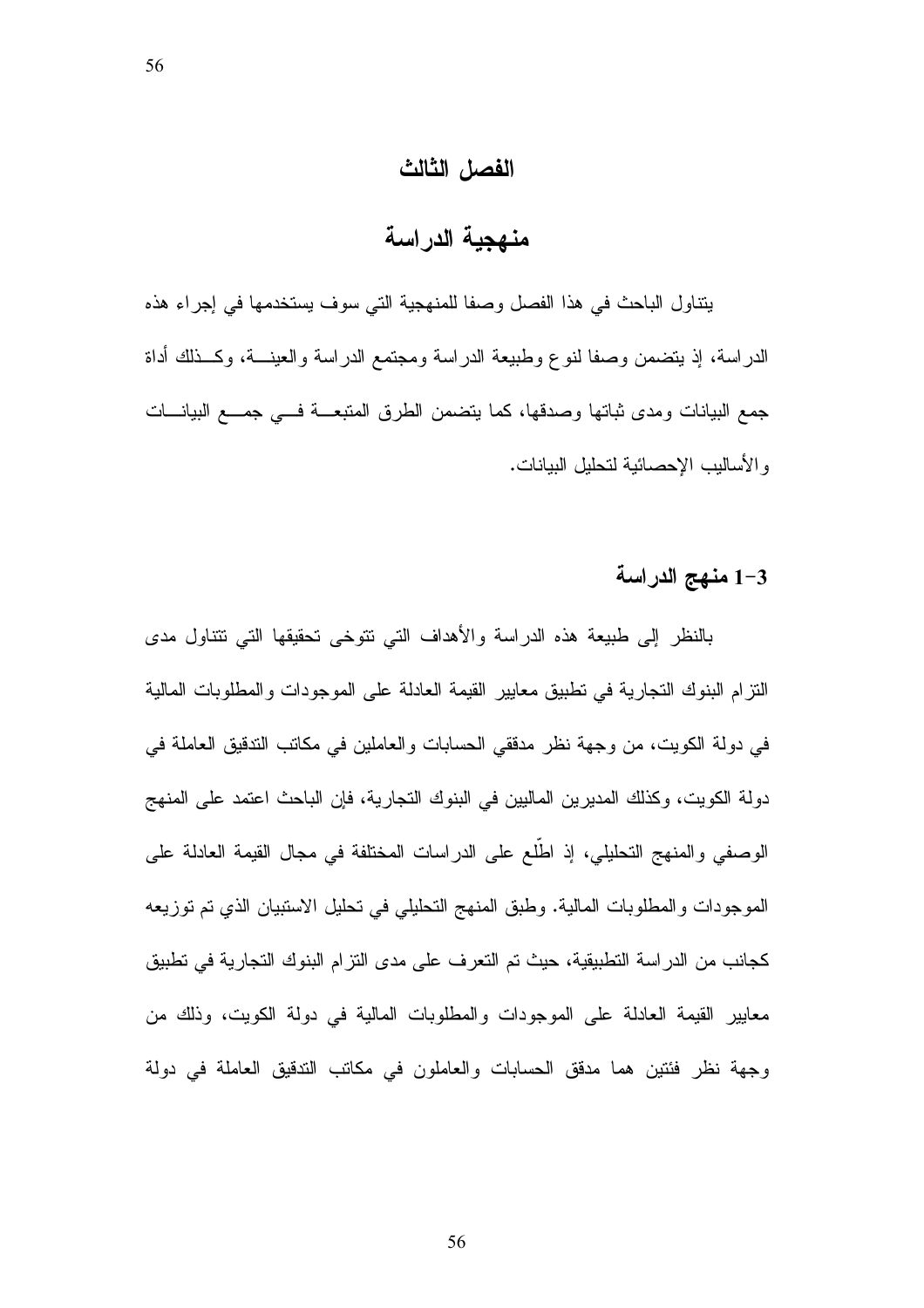# الفصل الثالث

# منهجية الدراسة

يتناول الباحث في هذا الفصل وصفا للمنهجية التي سوف يستخدمها في إجراء هذه الدراسة، إذ يتضمن وصفا لنوع وطبيعة الدراسة ومجتمع الدراسة والعينة، وكذلك أداة جمع البيانات ومدى ثباتها وصدقها، كما يتضمن الطرق المتبعة في جمع البيانات والأساليب الإحصائية لتحليل البيانات.

## 3-1 منهج الدراسة

بالنظر إلى طبيعة هذه الدراسة والأهداف التي تتوخى تحقيقها التي تتناول مدى التزام البنوك التجارية في تطبيق معايير القيمة العادلة على الموجودات والمطلوبات المالية في دولة الكويت، من وجهة نظر مدققي الحسابات والعاملين في مكاتب التدقيق العاملة في دولة الكويت، وكذلك المديرين الماليين في البنوك التجارية، فإن الباحث اعتمد على المنهج الوصفي والمنهج التحليلي، إذ اطّلع على الدراسات المختلفة في مجال القيمة العادلة على الموجودات والمطلوبات المالية. وطبق المنهج التحليلي في تحليل الاستبيان الذي تم توزيعه كجانب من الدراسة التطبيقية، حيث تم التعرف على مدى التزام البنوك التجارية في تطبيق معايير القيمة العادلة على الموجودات والمطلوبات المالية في دولة الكويت، وذلك من وجهة نظر فئتين هما مدقق الحسابات والعاملون في مكاتب التدقيق العاملة في دولة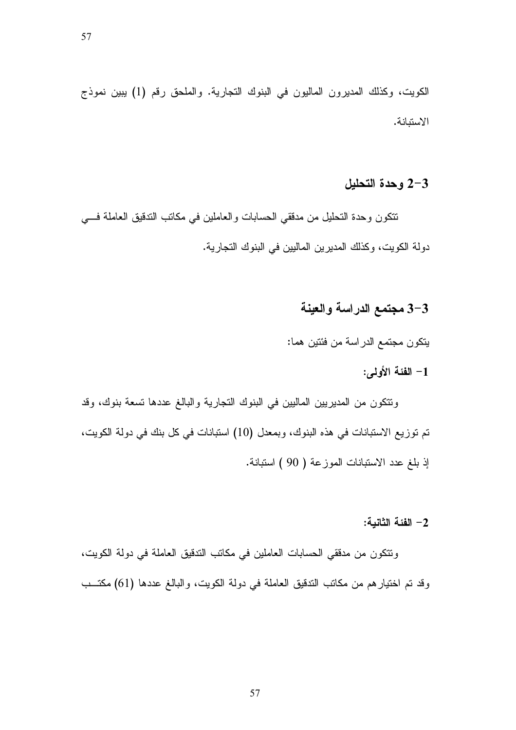الكويت، وكذلك المديرون الماليون في البنوك التجارية. والملحق رقم (1) يبين نموذج الاستبانة.

### 3-2 وحدة التحليل

تتكون وحدة التحليل من مدققي الحسابات والعاملين في مكاتب التدقيق العاملة في دولة الكويت، وكذلك المديرين الماليين في البنوك التجارية.

### 3-3 مجتمع الدراسة والعينة

يتكون مجتمع الدراسة من فئتين هما:

**1- الفئة الأولى:**

وتتكون من المديريين الماليين في البنوك التجارية والبالغ عددها تسعة بنوك، وقد تم توزيع الاستبانات في هذه البنوك، وبمعدل (10) استبانات في كل بنك في دولة الكويت، إذ بلغ عدد الاستبانات الموزعة ( 90 ) استبانة.

**2- الفئة الثانية:**

وتتكون من مدققي الحسابات العاملين في مكاتب التدقيق العاملة في دولة الكويت، وقد تم اختيارهم من مكاتب التدقيق العاملة في دولة الكويت، والبالغ عددها (61) مكتب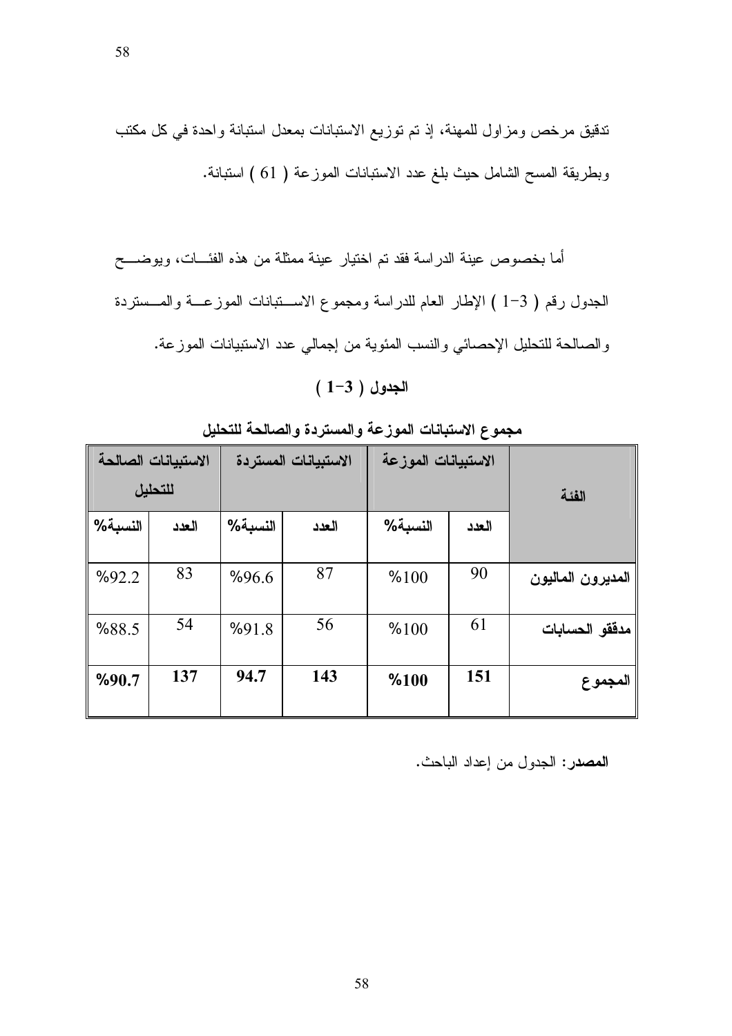تدقيق مرخص ومزاول للمهنة، إذ تم توزيع الاستبانات بمعدل استبانة واحدة في كل مكتب وبطريقة المسح الشامل حيث بلغ عدد الاستبانات الموزعة ( 61 ) استبانة.

أما بخصوص عينة الدراسة فقد تم اختيار عينة ممثلة من هذه الفئــات، ويوضـــح الجدول رقم ( 3−1 ) الإطار العام للدراسة ومجموع الاســتبانات الموزعــة والمــستردة والصالحة للتحليل الإحصائي والنسب المئوية من إجمالي عدد الاستبيانات الموزعة.

**الجدول ( 3−1 )**

**مجموع الاستبانات الموزعة والمستردة والصالحة للتحليل**

| الفئة | الاستبيانات الموزعة | | الاستبيانات المستردة | | الاستبيانات الصالحة للتحليل | |
|---|---|---|---|---|---|---|
| | العدد | النسبة% | العدد | النسبة% | العدد | النسبة% |
| المديرون الماليون | 90 | %100 | 87 | %96.6 | 83 | %92.2 |
| مدققو الحسابات | 61 | %100 | 56 | %91.8 | 54 | %88.5 |
| **المجموع** | **151** | **%100** | **143** | **94.7** | **137** | **%90.7** |

**المصدر:** الجدول من إعداد الباحث.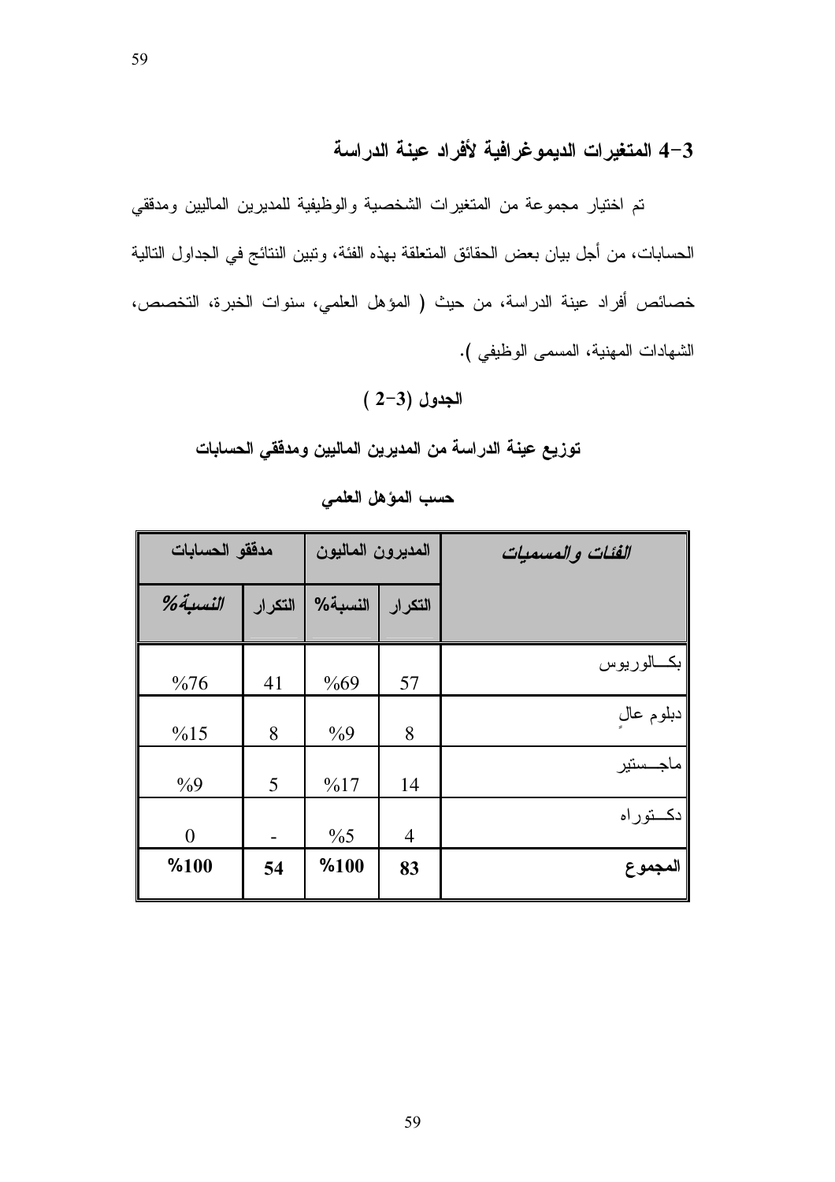## 3-4 المتغيرات الديموغرافية لأفراد عينة الدراسة

تم اختيار مجموعة من المتغيرات الشخصية والوظيفية للمديرين الماليين ومدققي الحسابات، من أجل بيان بعض الحقائق المتعلقة بهذه الفئة، وتبين النتائج في الجداول التالية خصائص أفراد عينة الدراسة، من حيث ( المؤهل العلمي، سنوات الخبرة، التخصص، الشهادات المهنية، المسمى الوظيفي ).

**الجدول (3-2 )**

**توزيع عينة الدراسة من المديرين الماليين ومدققي الحسابات**

**حسب المؤهل العلمي**

| *الفئات والمسميات* | المديرون الماليون | | مدققو الحسابات | |
|---|---|---|---|---|
| | التكرار | النسبة% | التكرار | *النسبة%* |
| بكالوريوس | 57 | %69 | 41 | %76 |
| دبلوم عالٍ | 8 | %9 | 8 | %15 |
| ماجستير | 14 | %17 | 5 | %9 |
| دكتوراه | 4 | %5 | - | 0 |
| **المجموع** | **83** | **%100** | **54** | **%100** |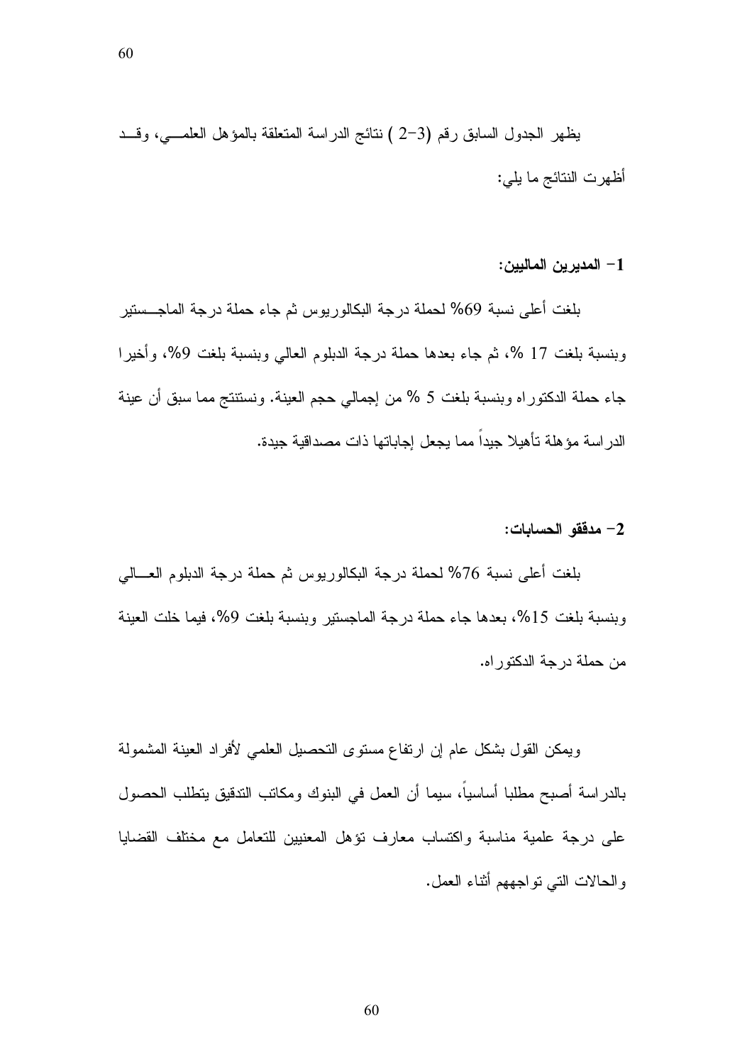يظهر الجدول السابق رقم (3-2 ) نتائج الدراسة المتعلقة بالمؤهل العلمي، وقد أظهرت النتائج ما يلي:

**1- المديرين الماليين:**

بلغت أعلى نسبة 69% لحملة درجة البكالوريوس ثم جاء حملة درجة الماجستير وبنسبة بلغت 17 %، ثم جاء بعدها حملة درجة الدبلوم العالي وبنسبة بلغت 9%، وأخيرا جاء حملة الدكتوراه وبنسبة بلغت 5 % من إجمالي حجم العينة. ونستنتج مما سبق أن عينة الدراسة مؤهلة تأهيلا جيداً مما يجعل إجاباتها ذات مصداقية جيدة.

**2- مدققو الحسابات:**

بلغت أعلى نسبة 76% لحملة درجة البكالوريوس ثم حملة درجة الدبلوم العالي وبنسبة بلغت 15%، بعدها جاء حملة درجة الماجستير وبنسبة بلغت 9%، فيما خلت العينة من حملة درجة الدكتوراه.

ويمكن القول بشكل عام إن ارتفاع مستوى التحصيل العلمي لأفراد العينة المشمولة بالدراسة أصبح مطلبا أساسياً، سيما أن العمل في البنوك ومكاتب التدقيق يتطلب الحصول على درجة علمية مناسبة واكتساب معارف تؤهل المعنيين للتعامل مع مختلف القضايا والحالات التي تواجههم أثناء العمل.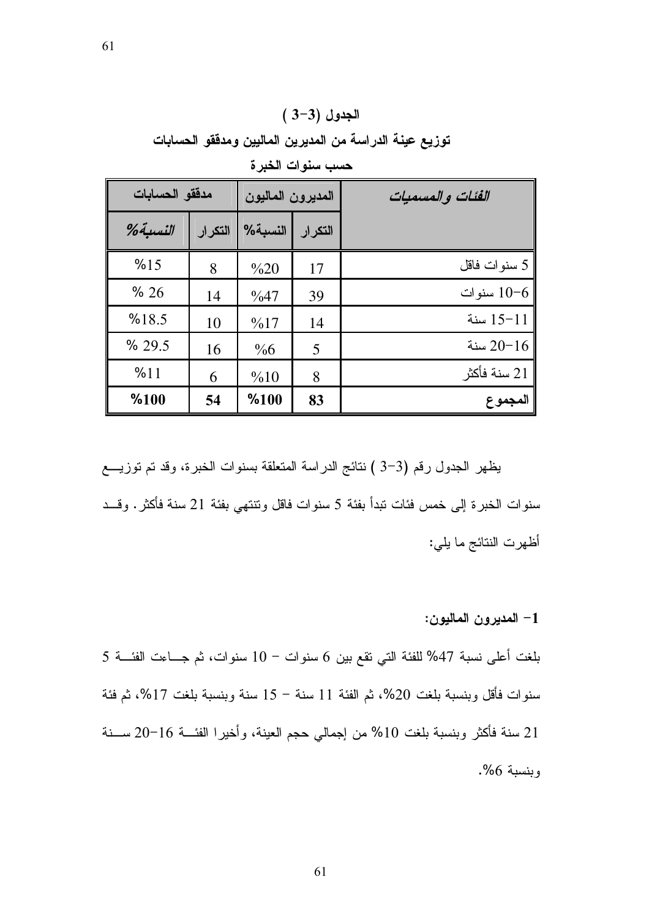**الجدول (3-3 )**

**توزيع عينة الدراسة من المديرين الماليين ومدققو الحسابات**

**حسب سنوات الخبرة**

| *الفئات والمسميات* | المديرون الماليون | | مدققو الحسابات | |
|---|---|---|---|---|
| | التكرار | النسبة% | التكرار | *النسبة%* |
| 5 سنوات فاقل | 17 | %20 | 8 | %15 |
| 6-10 سنوات | 39 | %47 | 14 | % 26 |
| 11-15 سنة | 14 | %17 | 10 | %18.5 |
| 16-20 سنة | 5 | %6 | 16 | % 29.5 |
| 21 سنة فأكثر | 8 | %10 | 6 | %11 |
| **المجموع** | **83** | **%100** | **54** | **%100** |

يظهر الجدول رقم (3-3 ) نتائج الدراسة المتعلقة بسنوات الخبرة، وقد تم توزيع سنوات الخبرة إلى خمس فئات تبدأ بفئة 5 سنوات فاقل وتنتهي بفئة 21 سنة فأكثر. وقد أظهرت النتائج ما يلي:

**1- المديرون الماليون:**

بلغت أعلى نسبة 47% للفئة التي تقع بين 6 سنوات - 10 سنوات، ثم جاءت الفئة 5 سنوات فأقل وبنسبة بلغت 20%، ثم الفئة 11 سنة - 15 سنة وبنسبة بلغت 17%، ثم فئة 21 سنة فأكثر وبنسبة بلغت 10% من إجمالي حجم العينة، وأخيرا الفئة 16-20 سنة وبنسبة 6%.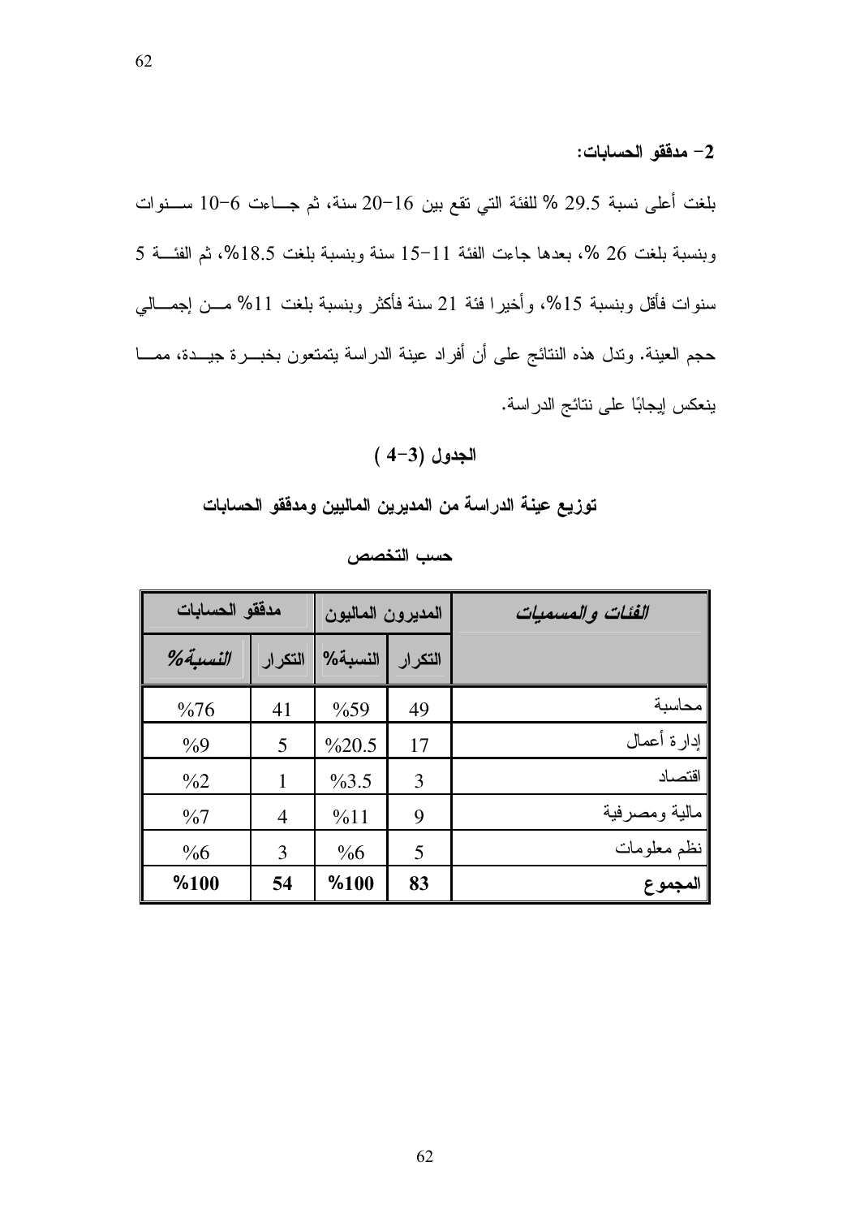**2- مدققو الحسابات:**

بلغت أعلى نسبة 29.5 % للفئة التي تقع بين 16-20 سنة، ثم جـاءت 6-10 سـنوات وبنسبة بلغت 26 %، بعدها جاءت الفئة 11-15 سنة وبنسبة بلغت 18.5%، ثم الفئـة 5 سنوات فأقل وبنسبة 15%، وأخيرا فئة 21 سنة فأكثر وبنسبة بلغت 11% مـن إجمـالي حجم العينة. وتدل هذه النتائج على أن أفراد عينة الدراسة يتمتعون بخبـرة جيـدة، ممـا ينعكس إيجابًا على نتائج الدراسة.

**الجدول (3-4 )**

**توزيع عينة الدراسة من المديرين الماليين ومدققو الحسابات**

**حسب التخصص**

| *الفئات والمسميات* | المديرون الماليون | | مدققو الحسابات | |
|---|---|---|---|---|
| | التكرار | النسبة% | التكرار | *النسبة%* |
| محاسبة | 49 | %59 | 41 | %76 |
| إدارة أعمال | 17 | %20.5 | 5 | %9 |
| اقتصاد | 3 | %3.5 | 1 | %2 |
| مالية ومصرفية | 9 | %11 | 4 | %7 |
| نظم معلومات | 5 | %6 | 3 | %6 |
| **المجموع** | **83** | **%100** | **54** | **%100** |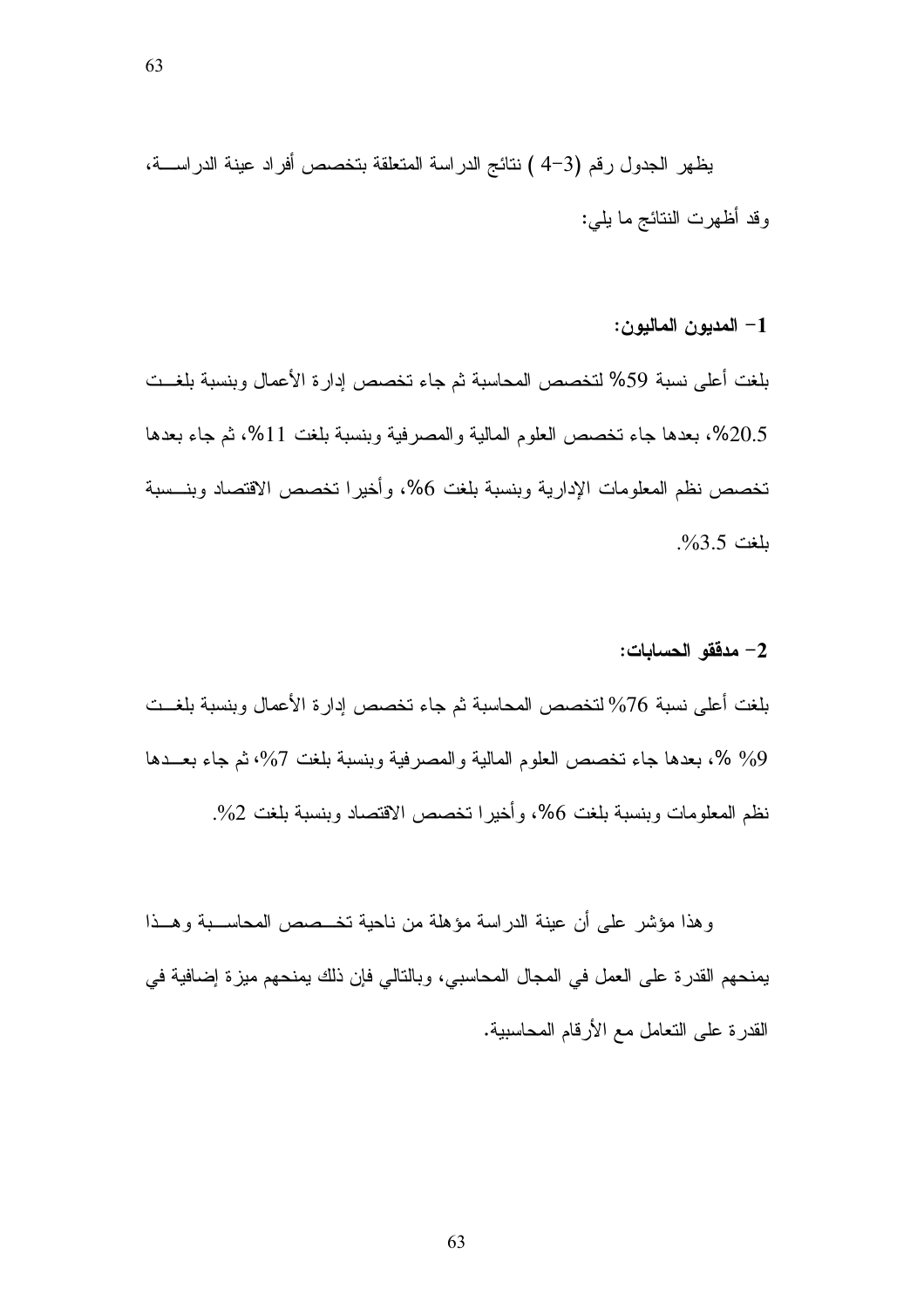يظهر الجدول رقم (3-4 ) نتائج الدراسة المتعلقة بتخصص أفراد عينة الدراسة، وقد أظهرت النتائج ما يلي:

**1- المديون الماليون:**

بلغت أعلى نسبة 59% لتخصص المحاسبة ثم جاء تخصص إدارة الأعمال وبنسبة بلغت 20.5%، بعدها جاء تخصص العلوم المالية والمصرفية وبنسبة بلغت 11%، ثم جاء بعدها تخصص نظم المعلومات الإدارية وبنسبة بلغت 6%، وأخيرا تخصص الاقتصاد وبنسبة بلغت 3.5%.

**2- مدققو الحسابات:**

بلغت أعلى نسبة 76% لتخصص المحاسبة ثم جاء تخصص إدارة الأعمال وبنسبة بلغت 9% %، بعدها جاء تخصص العلوم المالية والمصرفية وبنسبة بلغت 7%، ثم جاء بعدها نظم المعلومات وبنسبة بلغت 6%، وأخيرا تخصص الاقتصاد وبنسبة بلغت 2%.

وهذا مؤشر على أن عينة الدراسة مؤهلة من ناحية تخصص المحاسبة وهذا يمنحهم القدرة على العمل في المجال المحاسبي، وبالتالي فإن ذلك يمنحهم ميزة إضافية في القدرة على التعامل مع الأرقام المحاسبية.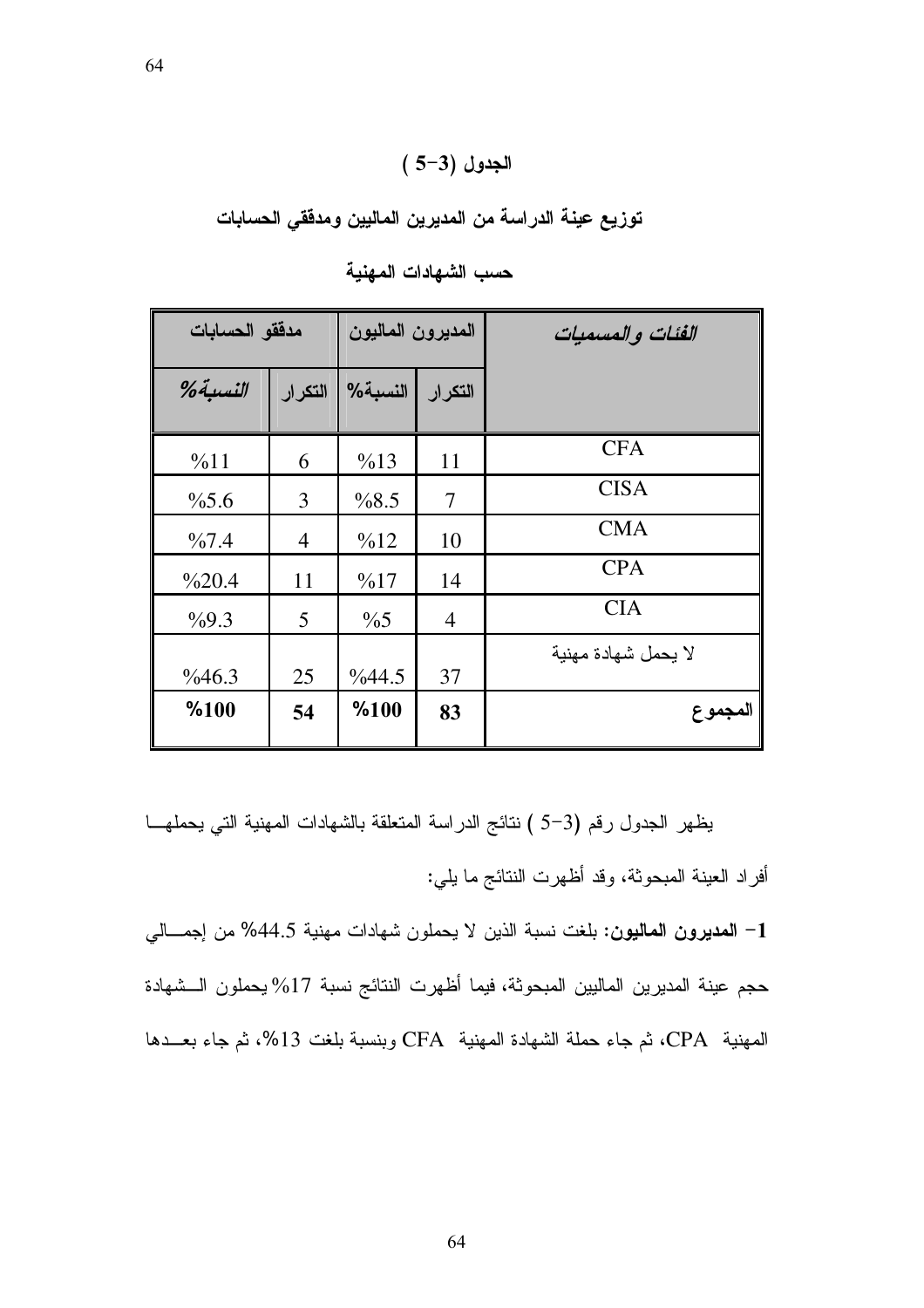**الجدول (3-5 )**

**توزيع عينة الدراسة من المديرين الماليين ومدققي الحسابات**

**حسب الشهادات المهنية**

| الفئات والمسميات | المديرون الماليون | | مدققو الحسابات | |
|---|---|---|---|---|
| | التكرار | النسبة% | التكرار | النسبة% |
| CFA | 11 | %13 | 6 | %11 |
| CISA | 7 | %8.5 | 3 | %5.6 |
| CMA | 10 | %12 | 4 | %7.4 |
| CPA | 14 | %17 | 11 | %20.4 |
| CIA | 4 | %5 | 5 | %9.3 |
| لا يحمل شهادة مهنية | 37 | %44.5 | 25 | %46.3 |
| **المجموع** | **83** | **%100** | **54** | **%100** |

يظهر الجدول رقم (3-5 ) نتائج الدراسة المتعلقة بالشهادات المهنية التي يحملها أفراد العينة المبحوثة، وقد أظهرت النتائج ما يلي:

**1- المديرون الماليون:** بلغت نسبة الذين لا يحملون شهادات مهنية 44.5% من إجمالي حجم عينة المديرين الماليين المبحوثة، فيما أظهرت النتائج نسبة 17% يحملون الشهادة المهنية CPA، ثم جاء حملة الشهادة المهنية CFA وبنسبة بلغت 13%، ثم جاء بعدها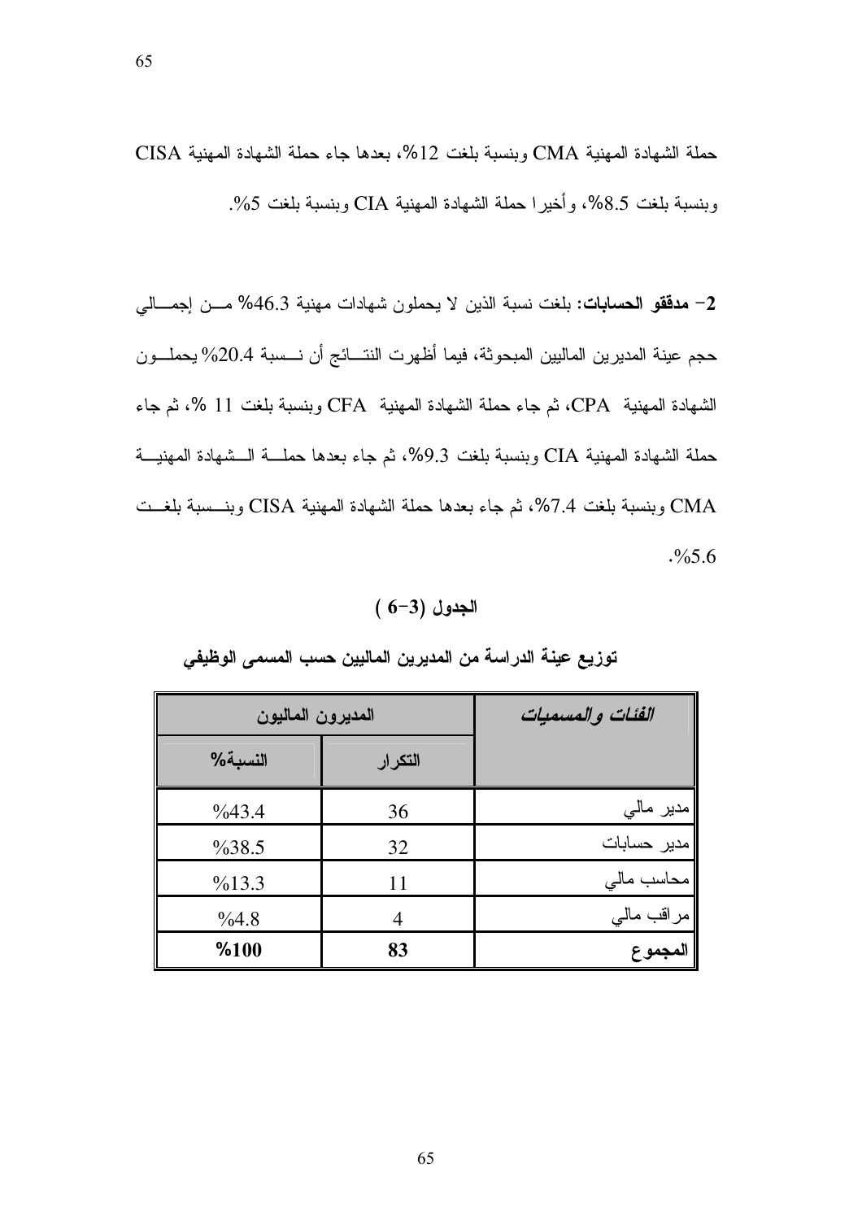حملة الشهادة المهنية CMA وبنسبة بلغت 12%، بعدها جاء حملة الشهادة المهنية CISA وبنسبة بلغت 8.5%، وأخيرا حملة الشهادة المهنية CIA وبنسبة بلغت 5%.

**2- مدققو الحسابات:** بلغت نسبة الذين لا يحملون شهادات مهنية 46.3% من إجمالي حجم عينة المديرين الماليين المبحوثة، فيما أظهرت النتائج أن نسبة 20.4% يحملون الشهادة المهنية CPA، ثم جاء حملة الشهادة المهنية CFA وبنسبة بلغت 11 %، ثم جاء حملة الشهادة المهنية CIA وبنسبة بلغت 9.3%، ثم جاء بعدها حملة الشهادة المهنية CMA وبنسبة بلغت 7.4%، ثم جاء بعدها حملة الشهادة المهنية CISA وبنسبة بلغت 5.6%.

**الجدول (3-6)**

**توزيع عينة الدراسة من المديرين الماليين حسب المسمى الوظيفي**

| *الفئات والمسميات* | المديرون الماليون | |
|---|---|---|
| | التكرار | النسبة% |
| مدير مالي | 36 | %43.4 |
| مدير حسابات | 32 | %38.5 |
| محاسب مالي | 11 | %13.3 |
| مراقب مالي | 4 | %4.8 |
| **المجموع** | **83** | **%100** |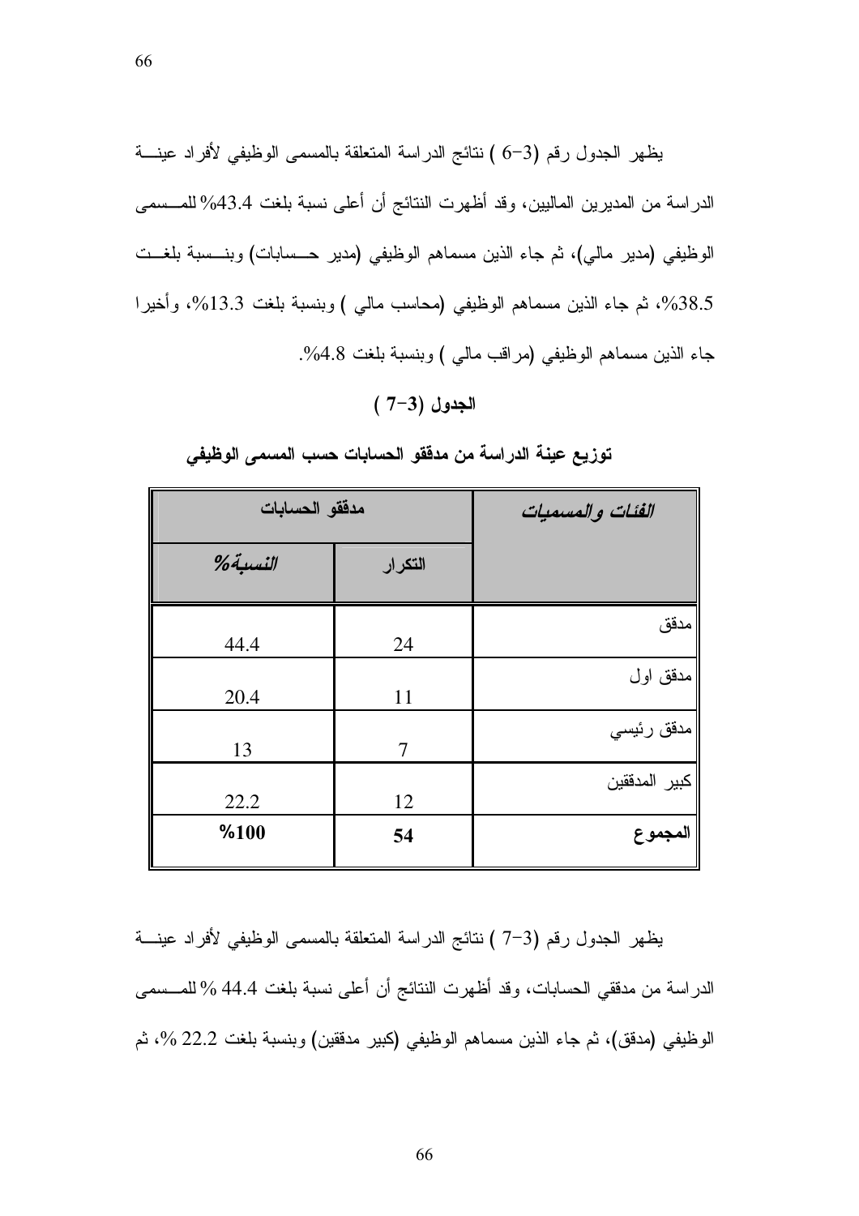يظهر الجدول رقم (3−6 ) نتائج الدراسة المتعلقة بالمسمى الوظيفي لأفراد عينة الدراسة من المديرين الماليين، وقد أظهرت النتائج أن أعلى نسبة بلغت 43.4% للمسمى الوظيفي (مدير مالي)، ثم جاء الذين مسماهم الوظيفي (مدير حسابات) وبنسبة بلغت 38.5%، ثم جاء الذين مسماهم الوظيفي (محاسب مالي ) وبنسبة بلغت 13.3%، وأخيرا جاء الذين مسماهم الوظيفي (مراقب مالي ) وبنسبة بلغت 4.8%.

**الجدول (3−7 )**

**توزيع عينة الدراسة من مدققو الحسابات حسب المسمى الوظيفي**

| الفئات والمسميات | مدققو الحسابات | |
|---|---|---|
| | التكرار | النسبة% |
| مدقق | 24 | 44.4 |
| مدقق اول | 11 | 20.4 |
| مدقق رئيسي | 7 | 13 |
| كبير المدققين | 12 | 22.2 |
| **المجموع** | **54** | **%100** |

يظهر الجدول رقم (3−7 ) نتائج الدراسة المتعلقة بالمسمى الوظيفي لأفراد عينة الدراسة من مدققي الحسابات، وقد أظهرت النتائج أن أعلى نسبة بلغت 44.4 % للمسمى الوظيفي (مدقق)، ثم جاء الذين مسماهم الوظيفي (كبير مدققين) وبنسبة بلغت 22.2 %، ثم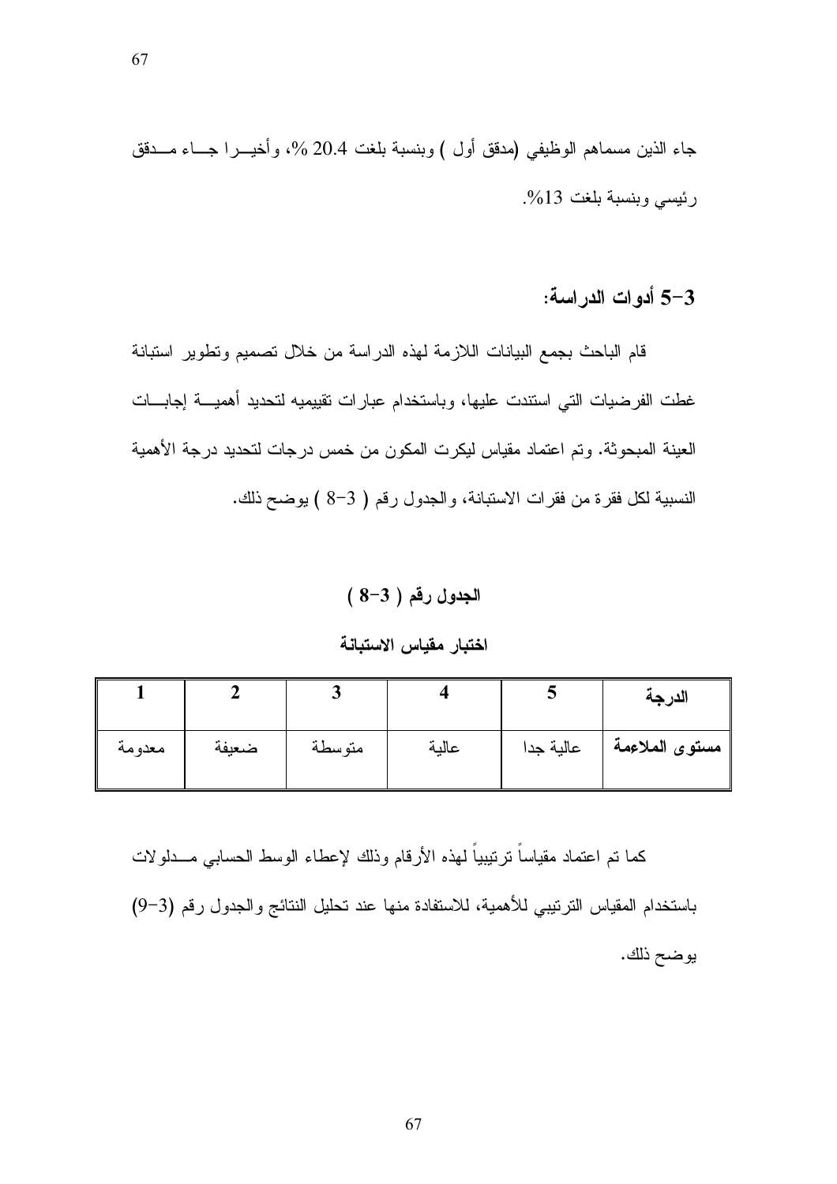جاء الذين مسماهم الوظيفي (مدقق أول ) وبنسبة بلغت 20.4 %، وأخيـرا جـاء مـدقق رئيسي وبنسبة بلغت 13%.

### 3-5 أدوات الدراسة:

قام الباحث بجمع البيانات اللازمة لهذه الدراسة من خلال تصميم وتطوير استبانة غطت الفرضيات التي استندت عليها، وباستخدام عبارات تقييميه لتحديد أهميـة إجابـات العينة المبحوثة. وتم اعتماد مقياس ليكرت المكون من خمس درجات لتحديد درجة الأهمية النسبية لكل فقرة من فقرات الاستبانة، والجدول رقم ( 3-8 ) يوضح ذلك.

**الجدول رقم ( 3-8 )**

**اختبار مقياس الاستبانة**

| الدرجة | 5 | 4 | 3 | 2 | 1 |
|---|---|---|---|---|---|
| **مستوى الملاءمة** | عالية جدا | عالية | متوسطة | ضعيفة | معدومة |

كما تم اعتماد مقياساً ترتيبياً لهذه الأرقام وذلك لإعطاء الوسط الحسابي مـدلولات باستخدام المقياس الترتيبي للأهمية، للاستفادة منها عند تحليل النتائج والجدول رقم (3-9) يوضح ذلك.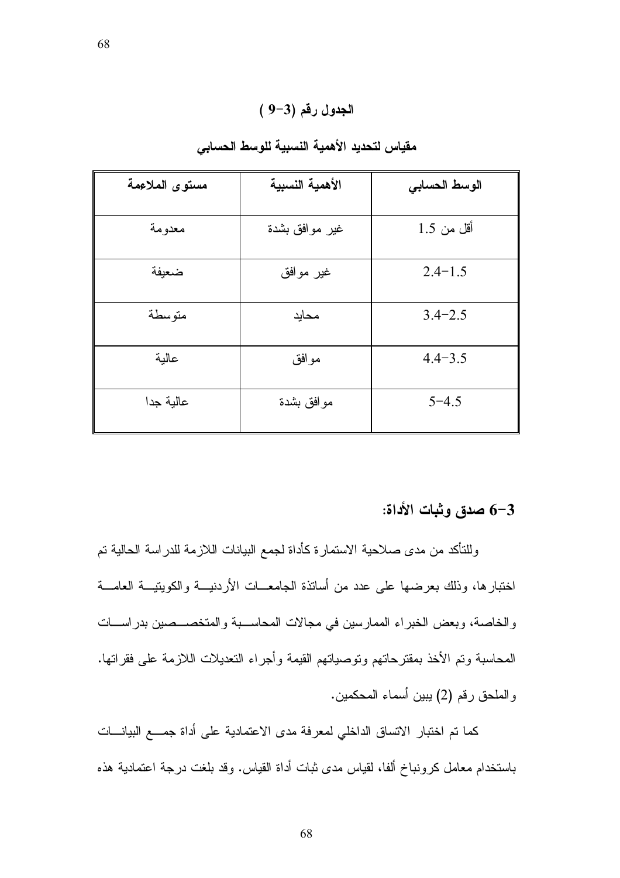الجدول رقم (3-9 )

مقياس لتحديد الأهمية النسبية للوسط الحسابي

| الوسط الحسابي | الأهمية النسبية | مستوى الملاءمة |
| --- | --- | --- |
| أقل من 1.5 | غير موافق بشدة | معدومة |
| 2.4-1.5 | غير موافق | ضعيفة |
| 3.4-2.5 | محايد | متوسطة |
| 4.4-3.5 | موافق | عالية |
| 5-4.5 | موافق بشدة | عالية جدا |

## 3-6 صدق وثبات الأداة:

وللتأكد من مدى صلاحية الاستمارة كأداة لجمع البيانات اللازمة للدراسة الحالية تم اختبارها، وذلك بعرضها على عدد من أساتذة الجامعات الأردنية والكويتية العامة والخاصة، وبعض الخبراء الممارسين في مجالات المحاسبة والمتخصصين بدراسات المحاسبة وتم الأخذ بمقترحاتهم وتوصياتهم القيمة وأجراء التعديلات اللازمة على فقراتها. والملحق رقم (2) يبين أسماء المحكمين.

كما تم اختبار الاتساق الداخلي لمعرفة مدى الاعتمادية على أداة جمع البيانات باستخدام معامل كرونباخ ألفا، لقياس مدى ثبات أداة القياس. وقد بلغت درجة اعتمادية هذه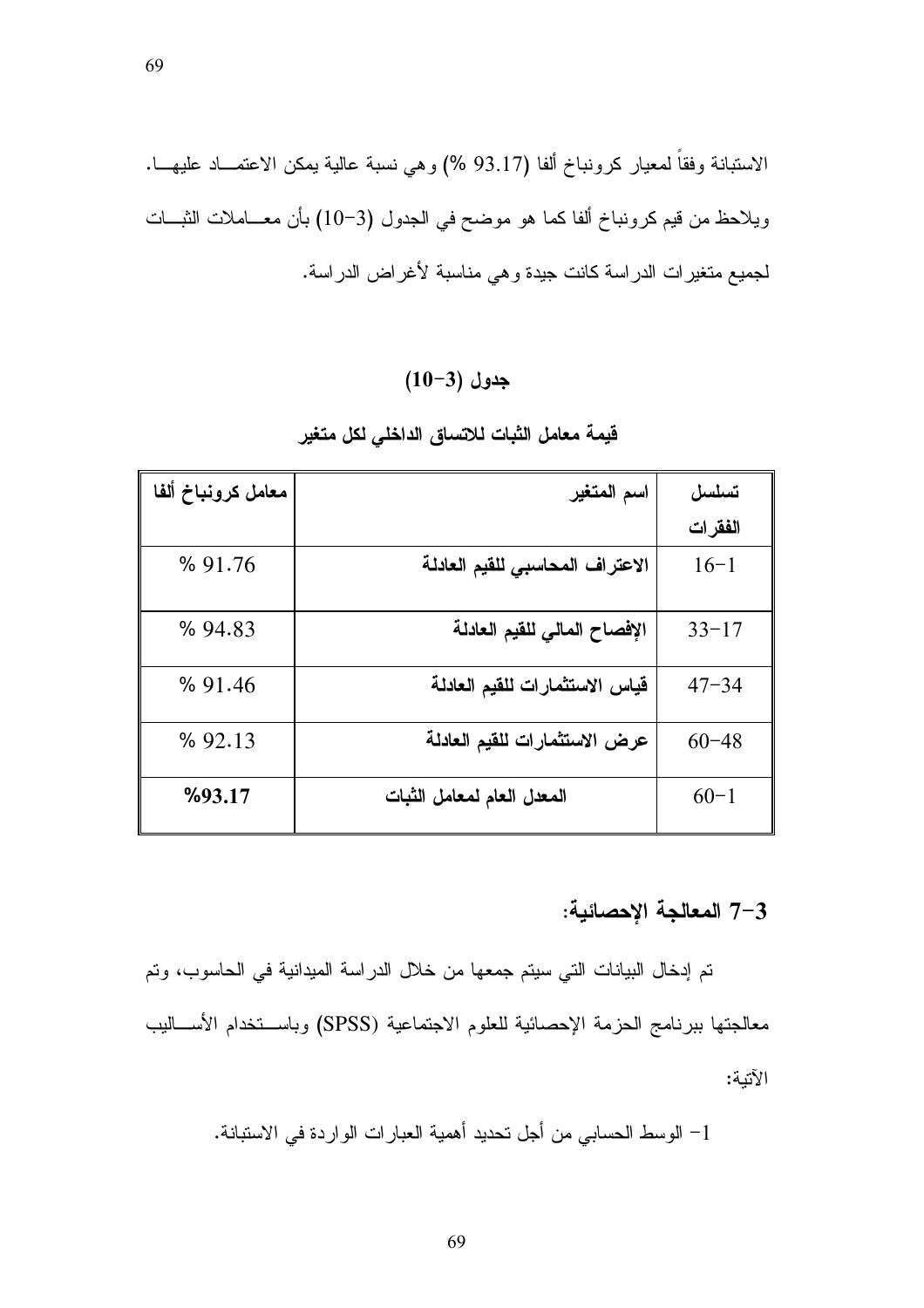الاستبانة وفقاً لمعيار كرونباخ ألفا (93.17 %) وهي نسبة عالية يمكن الاعتمـاد عليهـا. ويلاحظ من قيم كرونباخ ألفا كما هو موضح في الجدول (3-10) بأن معـاملات الثبـات لجميع متغيرات الدراسة كانت جيدة وهي مناسبة لأغراض الدراسة.

**جدول (3-10)**

**قيمة معامل الثبات للاتساق الداخلي لكل متغير**

| تسلسل الفقرات | اسم المتغير | معامل كرونباخ ألفا |
|---|---|---|
| 16-1 | **الاعتراف المحاسبي للقيم العادلة** | % 91.76 |
| 33-17 | **الإفصاح المالي للقيم العادلة** | % 94.83 |
| 47-34 | **قياس الاستثمارات للقيم العادلة** | % 91.46 |
| 60-48 | **عرض الاستثمارات للقيم العادلة** | % 92.13 |
| 60-1 | **المعدل العام لمعامل الثبات** | **%93.17** |

## 3-7 المعالجة الإحصائية:

تم إدخال البيانات التي سيتم جمعها من خلال الدراسة الميدانية في الحاسوب، وتم معالجتها ببرنامج الحزمة الإحصائية للعلوم الاجتماعية (SPSS) وباسـتخدام الأسـاليب الآتية:

1- الوسط الحسابي من أجل تحديد أهمية العبارات الواردة في الاستبانة.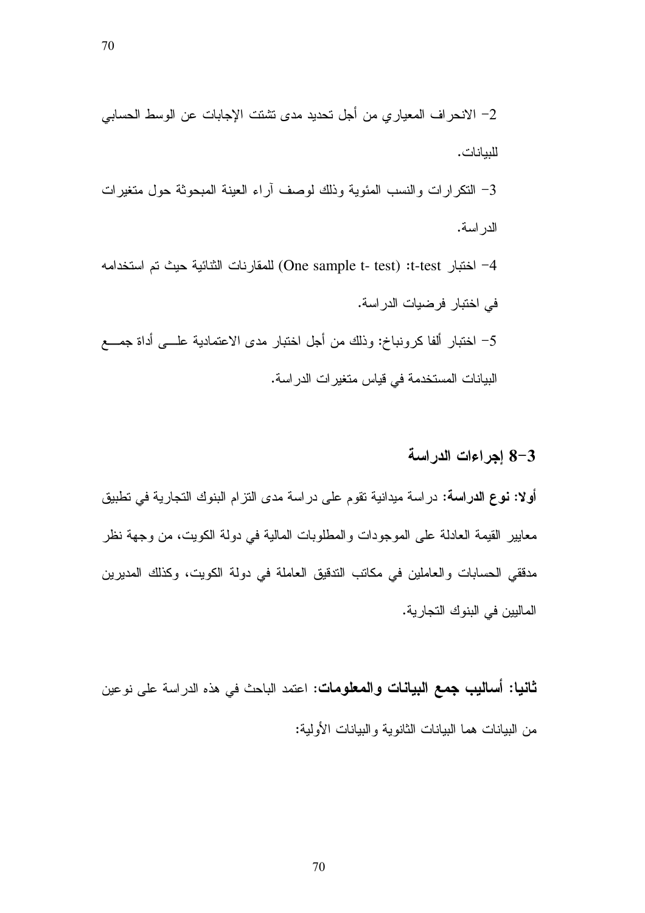2- الانحراف المعياري من أجل تحديد مدى تشتت الإجابات عن الوسط الحسابي للبيانات.

3- التكرارات والنسب المئوية وذلك لوصف آراء العينة المبحوثة حول متغيرات الدراسة.

4- اختبار t-test: (One sample t- test) للمقارنات الثنائية حيث تم استخدامه في اختبار فرضيات الدراسة.

5- اختبار ألفا كرونباخ: وذلك من أجل اختبار مدى الاعتمادية علـــى أداة جمـــع البيانات المستخدمة في قياس متغيرات الدراسة.

## 3-8 إجراءات الدراسة

**أولا: نوع الدراسة:** دراسة ميدانية تقوم على دراسة مدى التزام البنوك التجارية في تطبيق معايير القيمة العادلة على الموجودات والمطلوبات المالية في دولة الكويت، من وجهة نظر مدققي الحسابات والعاملين في مكاتب التدقيق العاملة في دولة الكويت، وكذلك المديرين الماليين في البنوك التجارية.

**ثانيا: أساليب جمع البيانات والمعلومات:** اعتمد الباحث في هذه الدراسة على نوعين من البيانات هما البيانات الثانوية والبيانات الأولية: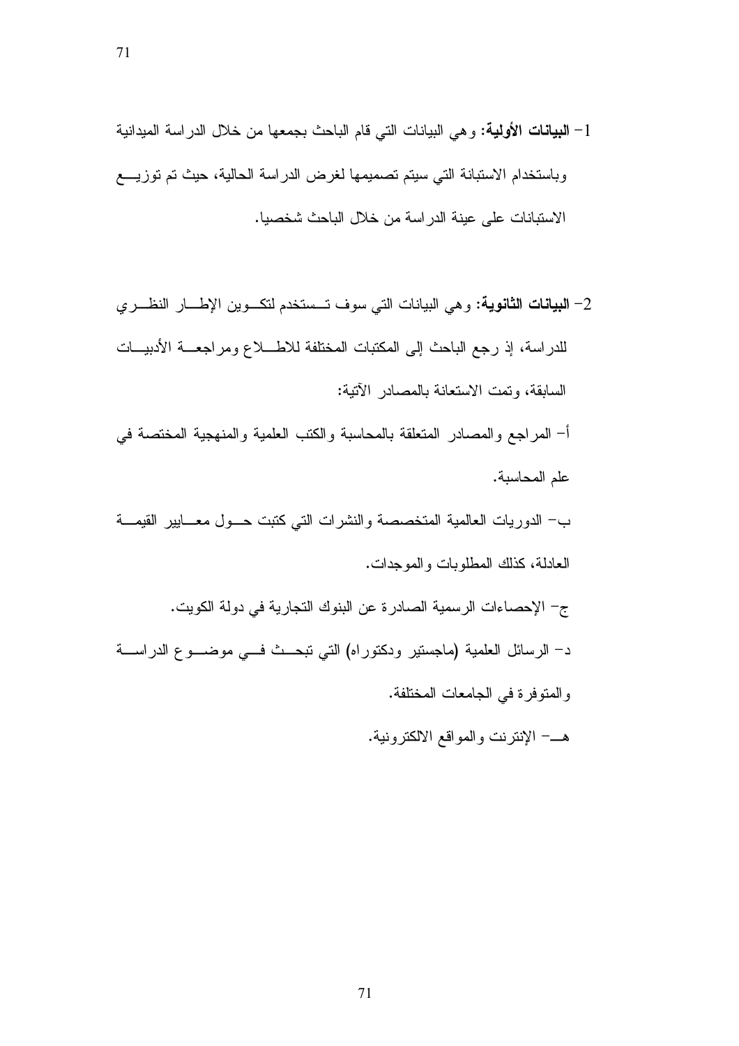1- **البيانات الأولية:** وهي البيانات التي قام الباحث بجمعها من خلال الدراسة الميدانية وباستخدام الاستبانة التي سيتم تصميمها لغرض الدراسة الحالية، حيث تم توزيع الاستبانات على عينة الدراسة من خلال الباحث شخصيا.

2- **البيانات الثانوية:** وهي البيانات التي سوف تستخدم لتكوين الإطار النظري للدراسة، إذ رجع الباحث إلى المكتبات المختلفة للاطلاع ومراجعة الأدبيات السابقة، وتمت الاستعانة بالمصادر الآتية:

أ- المراجع والمصادر المتعلقة بالمحاسبة والكتب العلمية والمنهجية المختصة في علم المحاسبة.

ب- الدوريات العالمية المتخصصة والنشرات التي كتبت حول معايير القيمة العادلة، كذلك المطلوبات والموجدات.

ج- الإحصاءات الرسمية الصادرة عن البنوك التجارية في دولة الكويت.

د- الرسائل العلمية (ماجستير ودكتوراه) التي تبحث في موضوع الدراسة والمتوفرة في الجامعات المختلفة.

هـ- الإنترنت والمواقع الالكترونية.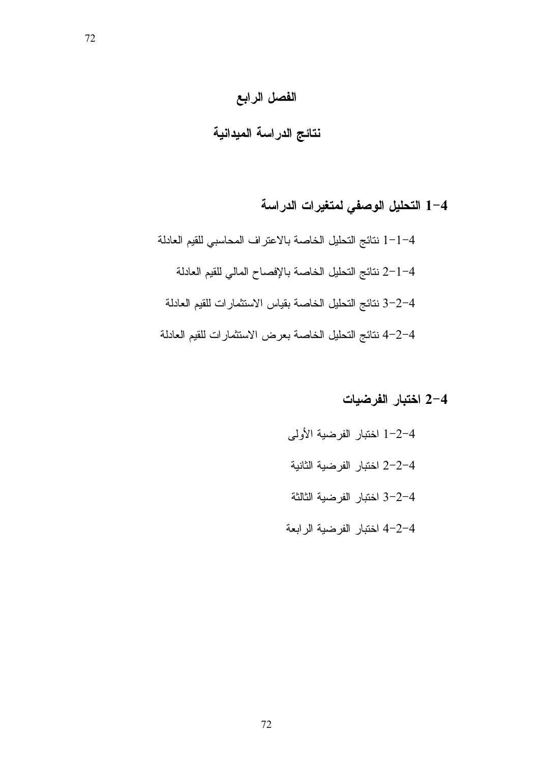# الفصل الرابع

# نتائج الدراسة الميدانية

## 4-1 التحليل الوصفي لمتغيرات الدراسة

4-1-1 نتائج التحليل الخاصة بالاعتراف المحاسبي للقيم العادلة

4-1-2 نتائج التحليل الخاصة بالإفصاح المالي للقيم العادلة

4-2-3 نتائج التحليل الخاصة بقياس الاستثمارات للقيم العادلة

4-2-4 نتائج التحليل الخاصة بعرض الاستثمارات للقيم العادلة

## 4-2 اختبار الفرضيات

4-2-1 اختبار الفرضية الأولى

4-2-2 اختبار الفرضية الثانية

4-2-3 اختبار الفرضية الثالثة

4-2-4 اختبار الفرضية الرابعة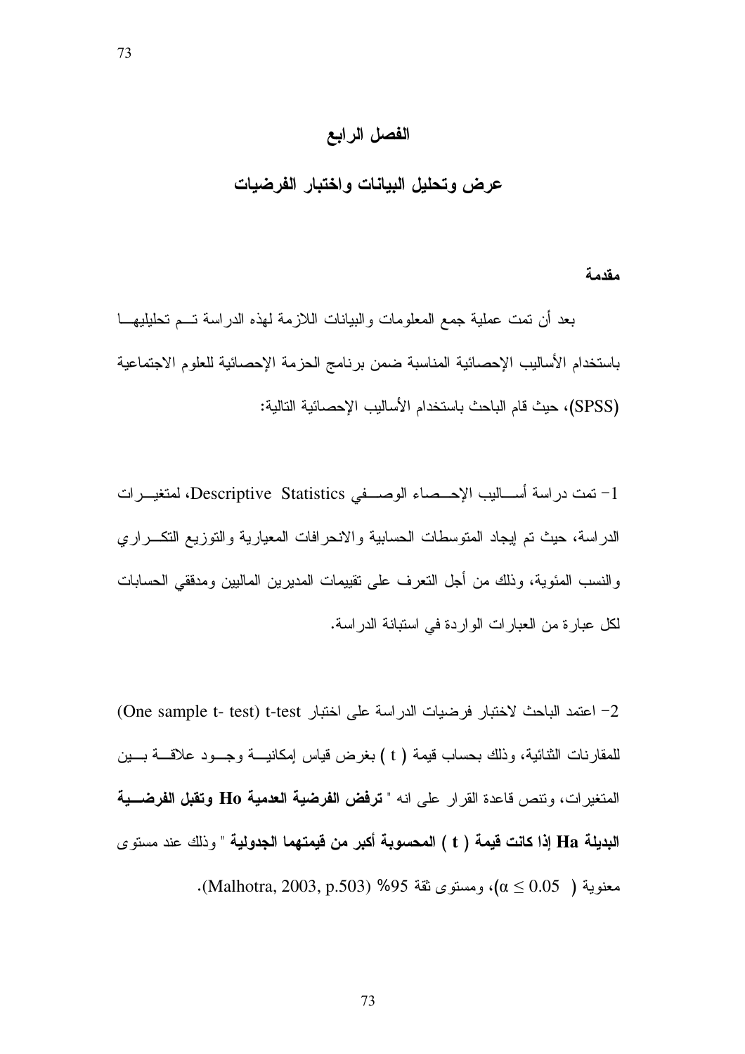# الفصل الرابع

## عرض وتحليل البيانات واختبار الفرضيات

**مقدمة**

بعد أن تمت عملية جمع المعلومات والبيانات اللازمة لهذه الدراسة تـم تحليليهـا باستخدام الأساليب الإحصائية المناسبة ضمن برنامج الحزمة الإحصائية للعلوم الاجتماعية (SPSS)، حيث قام الباحث باستخدام الأساليب الإحصائية التالية:

1- تمت دراسة أسـاليب الإحـصاء الوصـفي Descriptive Statistics، لمتغيـرات الدراسة، حيث تم إيجاد المتوسطات الحسابية والانحرافات المعيارية والتوزيع التكـراري والنسب المئوية، وذلك من أجل التعرف على تقييمات المديرين الماليين ومدققي الحسابات لكل عبارة من العبارات الواردة في استبانة الدراسة.

2- اعتمد الباحث لاختبار فرضيات الدراسة على اختبار t-test (One sample t- test) للمقارنات الثنائية، وذلك بحساب قيمة ( t ) بغرض قياس إمكانيـة وجـود علاقـة بـين المتغيرات، وتنص قاعدة القرار على انه " **ترفض الفرضية العدمية Ho وتقبل الفرضـية البديلة Ha إذا كانت قيمة ( t ) المحسوبة أكبر من قيمتهما الجدولية** " وذلك عند مستوى معنوية ( $\alpha \leq 0.05$ )، ومستوى ثقة 95% (Malhotra, 2003, p.503).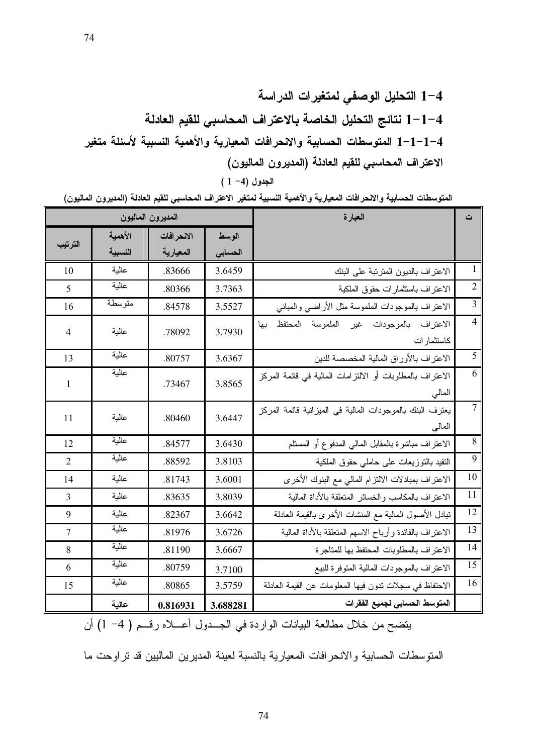## 4-1 التحليل الوصفي لمتغيرات الدراسة

### 4-1-1 نتائج التحليل الخاصة بالاعتراف المحاسبي للقيم العادلة

#### 4-1-1-1 المتوسطات الحسابية والانحرافات المعيارية والأهمية النسبية لأسئلة متغير الاعتراف المحاسبي للقيم العادلة (المديرون الماليون)

**الجدول (4- 1)**

**المتوسطات الحسابية والانحرافات المعيارية والأهمية النسبية لمتغير الاعتراف المحاسبي للقيم العادلة (المديرون الماليون)**

| ت | العبارة | المديرون الماليون | | | |
|---|---|---|---|---|---|
| | | الوسط الحسابي | الانحرافات المعيارية | الأهمية النسبية | الترتيب |
| 1 | الاعتراف بالديون المترتبة على البنك | 3.6459 | .83666 | عالية | 10 |
| 2 | الاعتراف باستثمارات حقوق الملكية | 3.7363 | .80366 | عالية | 5 |
| 3 | الاعتراف بالموجودات الملموسة مثل الأراضي والمباني | 3.5527 | .84578 | متوسطة | 16 |
| 4 | الاعتراف بالموجودات غير الملموسة المحتفظ بها كاستثمارات | 3.7930 | .78092 | عالية | 4 |
| 5 | الاعتراف بالأوراق المالية المخصصة للدين | 3.6367 | .80757 | عالية | 13 |
| 6 | الاعتراف بالمطلوبات أو الالتزامات المالية في قائمة المركز المالي | 3.8565 | .73467 | عالية | 1 |
| 7 | يعترف البنك بالموجودات المالية في الميزانية قائمة المركز المالي | 3.6447 | .80460 | عالية | 11 |
| 8 | الاعتراف مباشرة بالمقابل المالي المدفوع أو المستلم | 3.6430 | .84577 | عالية | 12 |
| 9 | التقيد بالتوزيعات على حاملي حقوق الملكية | 3.8103 | .88592 | عالية | 2 |
| 10 | الاعتراف بمبادلات الالتزام المالي مع البنوك الأخرى | 3.6001 | .81743 | عالية | 14 |
| 11 | الاعتراف بالمكاسب والخسائر المتعلقة بالأداة المالية | 3.8039 | .83635 | عالية | 3 |
| 12 | تبادل الأصول المالية مع المنشات الأخرى بالقيمة العادلة | 3.6642 | .82367 | عالية | 9 |
| 13 | الاعتراف بالفائدة وأرباح الاسهم المتعلقة بالأداة المالية | 3.6726 | .81976 | عالية | 7 |
| 14 | الاعتراف بالمطلوبات المحتفظ بها للمتاجرة | 3.6667 | .81190 | عالية | 8 |
| 15 | الاعتراف بالموجودات المالية المتوفرة للبيع | 3.7100 | .80759 | عالية | 6 |
| 16 | الاحتفاظ في سجلات تدون فيها المعلومات عن القيمة العادلة | 3.5759 | .80865 | عالية | 15 |
| | **المتوسط الحسابي لجميع الفقرات** | **3.688281** | **0.816931** | **عالية** | |

يتضح من خلال مطالعة البيانات الواردة في الجدول أعلاه رقم ( 4- 1) أن المتوسطات الحسابية والانحرافات المعيارية بالنسبة لعينة المديرين الماليين قد تراوحت ما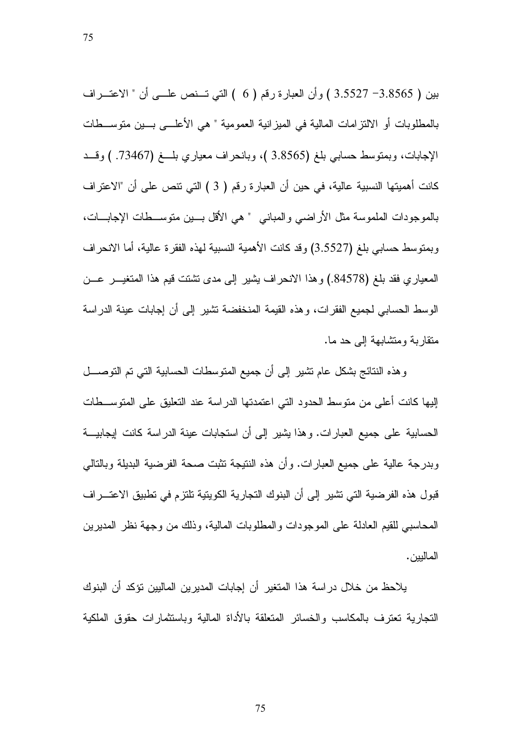بين ( 3.8565– 3.5527 ) وأن العبارة رقم ( 6 ) التي تنص على أن " الاعتراف بالمطلوبات أو الالتزامات المالية في الميزانية العمومية " هي الأعلى بين متوسطات الإجابات، وبمتوسط حسابي بلغ (3.8565 )، وبانحراف معياري بلغ (73467. ) وقد كانت أهميتها النسبية عالية، في حين أن العبارة رقم ( 3 ) التي تنص على أن "الاعتراف بالموجودات الملموسة مثل الأراضي والمباني " هي الأقل بين متوسطات الإجابات، وبمتوسط حسابي بلغ (3.5527) وقد كانت الأهمية النسبية لهذه الفقرة عالية، أما الانحراف المعياري فقد بلغ (84578.) وهذا الانحراف يشير إلى مدى تشتت قيم هذا المتغير عن الوسط الحسابي لجميع الفقرات، وهذه القيمة المنخفضة تشير إلى أن إجابات عينة الدراسة متقاربة ومتشابهة إلى حد ما.

وهذه النتائج بشكل عام تشير إلى أن جميع المتوسطات الحسابية التي تم التوصل إليها كانت أعلى من متوسط الحدود التي اعتمدتها الدراسة عند التعليق على المتوسطات الحسابية على جميع العبارات. وهذا يشير إلى أن استجابات عينة الدراسة كانت إيجابية وبدرجة عالية على جميع العبارات. وأن هذه النتيجة تثبت صحة الفرضية البديلة وبالتالي قبول هذه الفرضية التي تشير إلى أن البنوك التجارية الكويتية تلتزم في تطبيق الاعتراف المحاسبي للقيم العادلة على الموجودات والمطلوبات المالية، وذلك من وجهة نظر المديرين الماليين.

يلاحظ من خلال دراسة هذا المتغير أن إجابات المديرين الماليين تؤكد أن البنوك التجارية تعترف بالمكاسب والخسائر المتعلقة بالأداة المالية وباستثمارات حقوق الملكية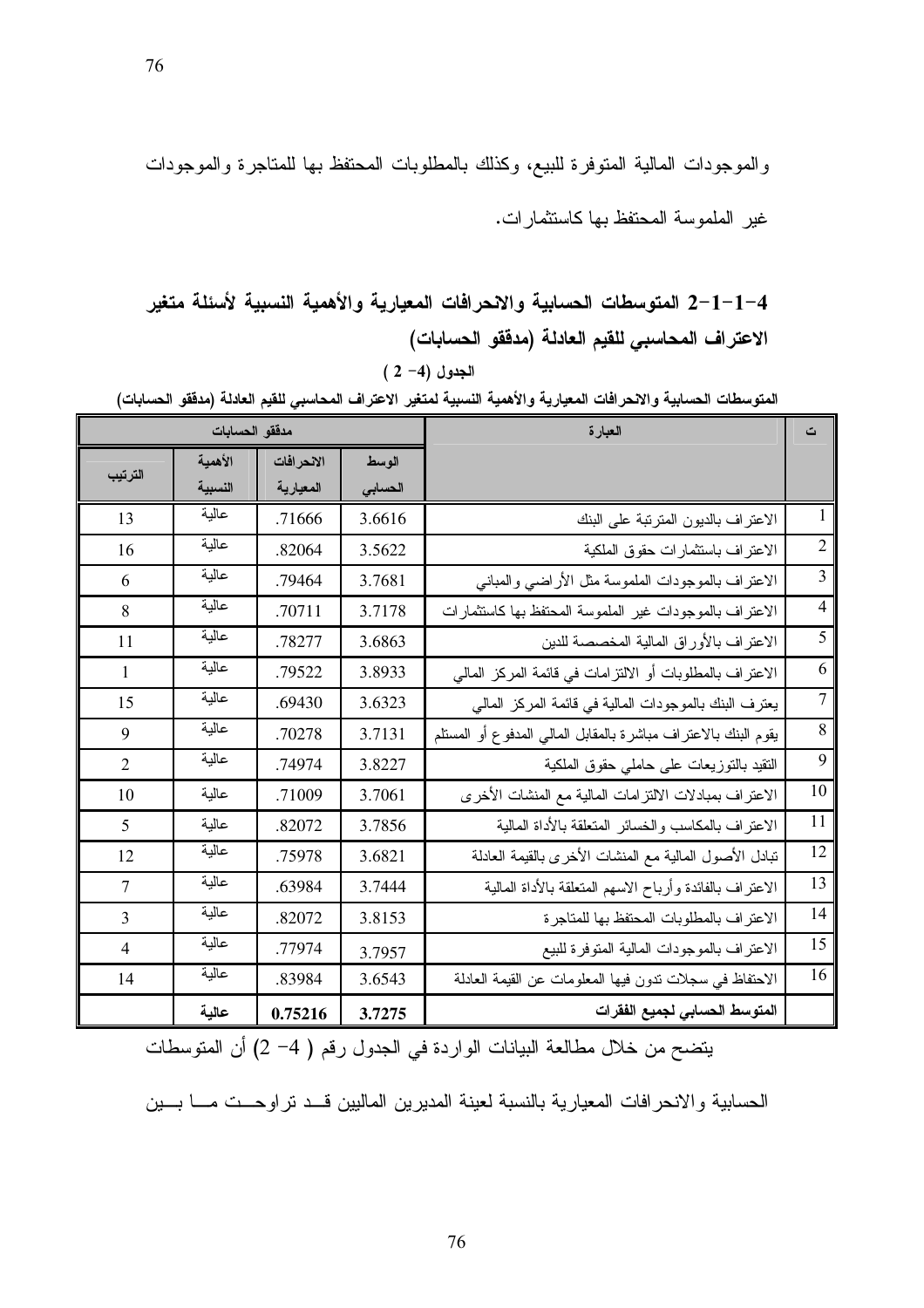والموجودات المالية المتوفرة للبيع، وكذلك بالمطلوبات المحتفظ بها للمتاجرة والموجودات غير الملموسة المحتفظ بها كاستثمارات.

## 4-1-2 المتوسطات الحسابية والانحرافات المعيارية والأهمية النسبية لأسئلة متغير الاعتراف المحاسبي للقيم العادلة (مدققو الحسابات)

**الجدول (4- 2 )**

**المتوسطات الحسابية والانحرافات المعيارية والأهمية النسبية لمتغير الاعتراف المحاسبي للقيم العادلة (مدققو الحسابات)**

| ت | العبارة | مدققو الحسابات | | | |
|---|---|---|---|---|---|
| | | الوسط الحسابي | الانحرافات المعيارية | الأهمية النسبية | الترتيب |
| 1 | الاعتراف بالديون المترتبة على البنك | 3.6616 | .71666 | عالية | 13 |
| 2 | الاعتراف باستثمارات حقوق الملكية | 3.5622 | .82064 | عالية | 16 |
| 3 | الاعتراف بالموجودات الملموسة مثل الأراضي والمباني | 3.7681 | .79464 | عالية | 6 |
| 4 | الاعتراف بالموجودات غير الملموسة المحتفظ بها كاستثمارات | 3.7178 | .70711 | عالية | 8 |
| 5 | الاعتراف بالأوراق المالية المخصصة للدين | 3.6863 | .78277 | عالية | 11 |
| 6 | الاعتراف بالمطلوبات أو الالتزامات في قائمة المركز المالي | 3.8933 | .79522 | عالية | 1 |
| 7 | يعترف البنك بالموجودات المالية في قائمة المركز المالي | 3.6323 | .69430 | عالية | 15 |
| 8 | يقوم البنك بالاعتراف مباشرة بالمقابل المالي المدفوع أو المستلم | 3.7131 | .70278 | عالية | 9 |
| 9 | التقيد بالتوزيعات على حاملي حقوق الملكية | 3.8227 | .74974 | عالية | 2 |
| 10 | الاعتراف بمبادلات الالتزامات المالية مع المنشات الأخرى | 3.7061 | .71009 | عالية | 10 |
| 11 | الاعتراف بالمكاسب والخسائر المتعلقة بالأداة المالية | 3.7856 | .82072 | عالية | 5 |
| 12 | تبادل الأصول المالية مع المنشات الأخرى بالقيمة العادلة | 3.6821 | .75978 | عالية | 12 |
| 13 | الاعتراف بالفائدة وأرباح الاسهم المتعلقة بالأداة المالية | 3.7444 | .63984 | عالية | 7 |
| 14 | الاعتراف بالمطلوبات المحتفظ بها للمتاجرة | 3.8153 | .82072 | عالية | 3 |
| 15 | الاعتراف بالموجودات المالية المتوفرة للبيع | 3.7957 | .77974 | عالية | 4 |
| 16 | الاحتفاظ في سجلات تدون فيها المعلومات عن القيمة العادلة | 3.6543 | .83984 | عالية | 14 |
| | **المتوسط الحسابي لجميع الفقرات** | **3.7275** | **0.75216** | **عالية** | |

يتضح من خلال مطالعة البيانات الواردة في الجدول رقم ( 4- 2) أن المتوسطات الحسابية والانحرافات المعيارية بالنسبة لعينة المديرين الماليين قد تراوحت ما بين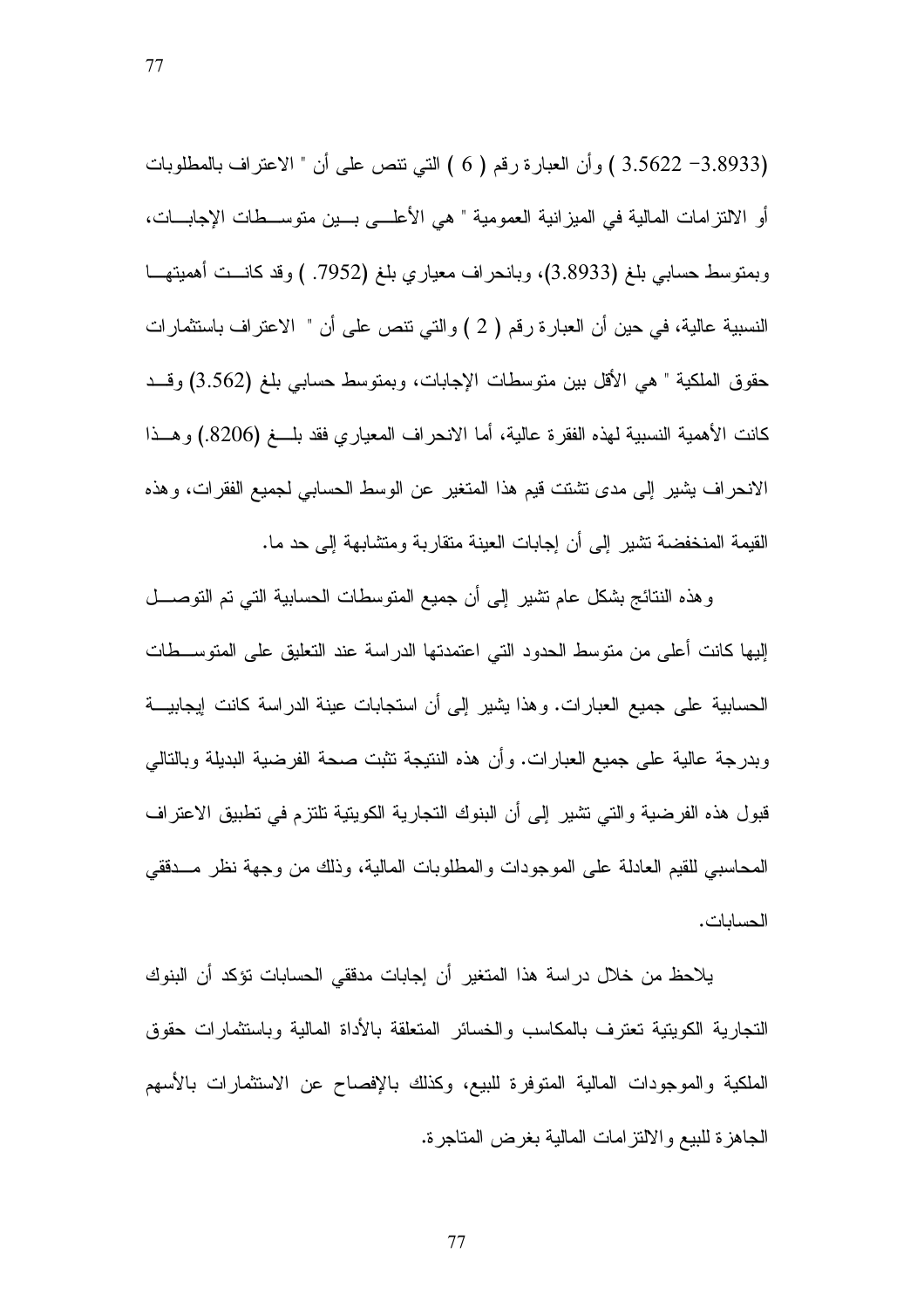(3.8933– 3.5622 ) وأن العبارة رقم ( 6 ) التي تنص على أن " الاعتراف بالمطلوبات أو الالتزامات المالية في الميزانية العمومية " هي الأعلى بين متوسطات الإجابات، وبمتوسط حسابي بلغ (3.8933)، وبانحراف معياري بلغ (.7952 ) وقد كانت أهميتها النسبية عالية، في حين أن العبارة رقم ( 2 ) والتي تنص على أن " الاعتراف باستثمارات حقوق الملكية " هي الأقل بين متوسطات الإجابات، وبمتوسط حسابي بلغ (3.562) وقد كانت الأهمية النسبية لهذه الفقرة عالية، أما الانحراف المعياري فقد بلغ (.8206) وهذا الانحراف يشير إلى مدى تشتت قيم هذا المتغير عن الوسط الحسابي لجميع الفقرات، وهذه القيمة المنخفضة تشير إلى أن إجابات العينة متقاربة ومتشابهة إلى حد ما.

وهذه النتائج بشكل عام تشير إلى أن جميع المتوسطات الحسابية التي تم التوصل إليها كانت أعلى من متوسط الحدود التي اعتمدتها الدراسة عند التعليق على المتوسطات الحسابية على جميع العبارات. وهذا يشير إلى أن استجابات عينة الدراسة كانت إيجابية وبدرجة عالية على جميع العبارات. وأن هذه النتيجة تثبت صحة الفرضية البديلة وبالتالي قبول هذه الفرضية والتي تشير إلى أن البنوك التجارية الكويتية تلتزم في تطبيق الاعتراف المحاسبي للقيم العادلة على الموجودات والمطلوبات المالية، وذلك من وجهة نظر مدققي الحسابات.

يلاحظ من خلال دراسة هذا المتغير أن إجابات مدققي الحسابات تؤكد أن البنوك التجارية الكويتية تعترف بالمكاسب والخسائر المتعلقة بالأداة المالية وباستثمارات حقوق الملكية والموجودات المالية المتوفرة للبيع، وكذلك بالإفصاح عن الاستثمارات بالأسهم الجاهزة للبيع والالتزامات المالية بغرض المتاجرة.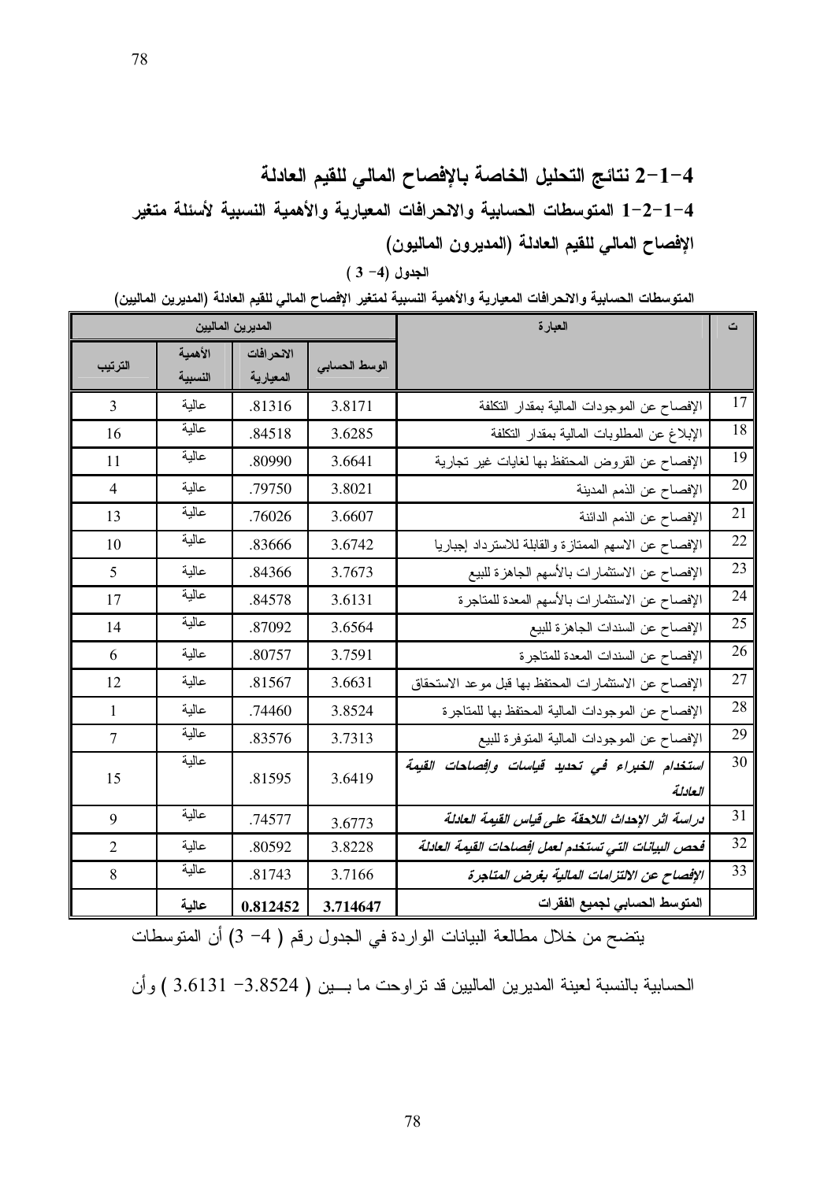## 4-1-2 نتائج التحليل الخاصة بالإفصاح المالي للقيم العادلة

### 4-1-2-1 المتوسطات الحسابية والانحرافات المعيارية والأهمية النسبية لأسئلة متغير الإفصاح المالي للقيم العادلة (المديرون الماليون)

**الجدول (4- 3 )**

**المتوسطات الحسابية والانحرافات المعيارية والأهمية النسبية لمتغير الإفصاح المالي للقيم العادلة (المديرين الماليين)**

| ت | العبارة | المديرين الماليين | | | |
|---|---|---|---|---|---|
| | | الوسط الحسابي | الانحرافات المعيارية | الأهمية النسبية | الترتيب |
| 17 | الإفصاح عن الموجودات المالية بمقدار التكلفة | 3.8171 | .81316 | عالية | 3 |
| 18 | الإبلاغ عن المطلوبات المالية بمقدار التكلفة | 3.6285 | .84518 | عالية | 16 |
| 19 | الإفصاح عن القروض المحتفظ بها لغايات غير تجارية | 3.6641 | .80990 | عالية | 11 |
| 20 | الإفصاح عن الذمم المدينة | 3.8021 | .79750 | عالية | 4 |
| 21 | الإفصاح عن الذمم الدائنة | 3.6607 | .76026 | عالية | 13 |
| 22 | الإفصاح عن الاسهم الممتازة والقابلة للاسترداد إجباريا | 3.6742 | .83666 | عالية | 10 |
| 23 | الإفصاح عن الاستثمارات بالأسهم الجاهزة للبيع | 3.7673 | .84366 | عالية | 5 |
| 24 | الإفصاح عن الاستثمارات بالأسهم المعدة للمتاجرة | 3.6131 | .84578 | عالية | 17 |
| 25 | الإفصاح عن السندات الجاهزة للبيع | 3.6564 | .87092 | عالية | 14 |
| 26 | الإفصاح عن السندات المعدة للمتاجرة | 3.7591 | .80757 | عالية | 6 |
| 27 | الإفصاح عن الاستثمارات المحتفظ بها قبل موعد الاستحقاق | 3.6631 | .81567 | عالية | 12 |
| 28 | الإفصاح عن الموجودات المالية المحتفظ بها للمتاجرة | 3.8524 | .74460 | عالية | 1 |
| 29 | الإفصاح عن الموجودات المالية المتوفرة للبيع | 3.7313 | .83576 | عالية | 7 |
| 30 | *استخدام الخبراء في تحديد قياسات وإفصاحات القيمة العادلة* | 3.6419 | .81595 | عالية | 15 |
| 31 | *دراسة اثر الإحداث اللاحقة على قياس القيمة العادلة* | 3.6773 | .74577 | عالية | 9 |
| 32 | *فحص البيانات التي تستخدم لعمل إفصاحات القيمة العادلة* | 3.8228 | .80592 | عالية | 2 |
| 33 | ***الإفصاح عن الالتزامات المالية بغرض المتاجرة*** | 3.7166 | .81743 | عالية | 8 |
| | **المتوسط الحسابي لجميع الفقرات** | **3.714647** | **0.812452** | **عالية** | |

يتضح من خلال مطالعة البيانات الواردة في الجدول رقم ( 4- 3) أن المتوسطات الحسابية بالنسبة لعينة المديرين الماليين قد تراوحت ما بين ( 3.8524- 3.6131 ) وأن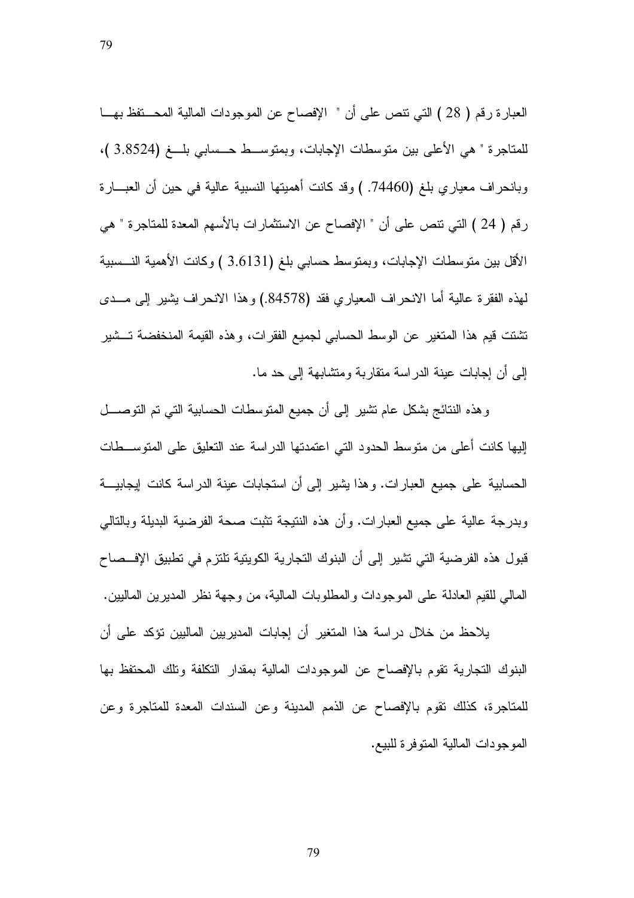العبارة رقم ( 28 ) التي تنص على أن " الإفصاح عن الموجودات المالية المحتفظ بها للمتاجرة " هي الأعلى بين متوسطات الإجابات، وبمتوسط حسابي بلغ (3.8524 )، وبانحراف معياري بلغ (74460. ) وقد كانت أهميتها النسبية عالية في حين أن العبارة رقم ( 24 ) التي تنص على أن " الإفصاح عن الاستثمارات بالأسهم المعدة للمتاجرة " هي الأقل بين متوسطات الإجابات، وبمتوسط حسابي بلغ (3.6131 ) وكانت الأهمية النسبية لهذه الفقرة عالية أما الانحراف المعياري فقد (84578.) وهذا الانحراف يشير إلى مدى تشتت قيم هذا المتغير عن الوسط الحسابي لجميع الفقرات، وهذه القيمة المنخفضة تشير إلى أن إجابات عينة الدراسة متقاربة ومتشابهة إلى حد ما.

وهذه النتائج بشكل عام تشير إلى أن جميع المتوسطات الحسابية التي تم التوصل إليها كانت أعلى من متوسط الحدود التي اعتمدتها الدراسة عند التعليق على المتوسطات الحسابية على جميع العبارات. وهذا يشير إلى أن استجابات عينة الدراسة كانت إيجابية وبدرجة عالية على جميع العبارات. وأن هذه النتيجة تثبت صحة الفرضية البديلة وبالتالي قبول هذه الفرضية التي تشير إلى أن البنوك التجارية الكويتية تلتزم في تطبيق الإفصاح المالي للقيم العادلة على الموجودات والمطلوبات المالية، من وجهة نظر المديرين الماليين.

يلاحظ من خلال دراسة هذا المتغير أن إجابات المديريين الماليين تؤكد على أن البنوك التجارية تقوم بالإفصاح عن الموجودات المالية بمقدار التكلفة وتلك المحتفظ بها للمتاجرة، كذلك تقوم بالإفصاح عن الذمم المدينة وعن السندات المعدة للمتاجرة وعن الموجودات المالية المتوفرة للبيع.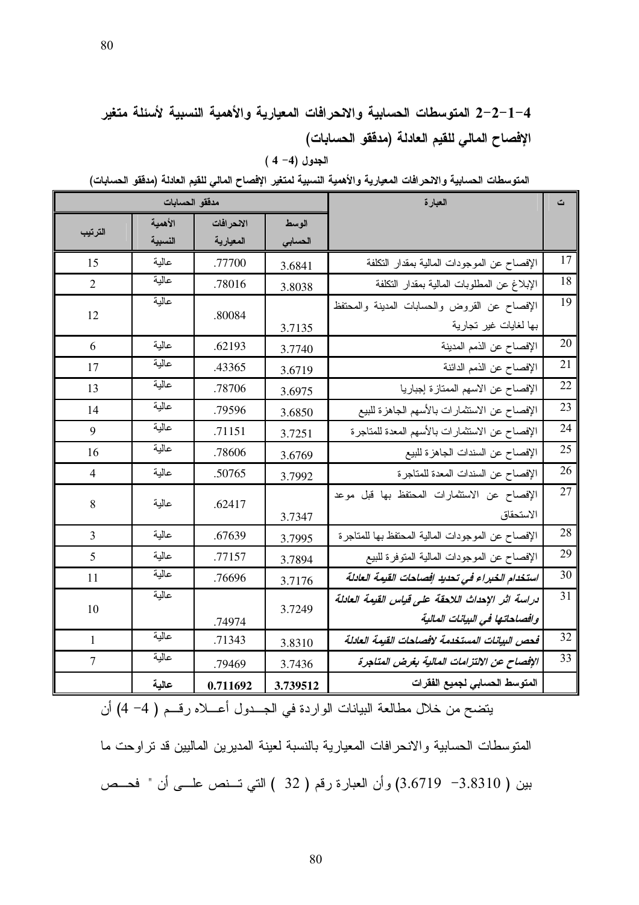## 4-1-2-2 المتوسطات الحسابية والانحرافات المعيارية والأهمية النسبية لأسئلة متغير الإفصاح المالي للقيم العادلة (مدققو الحسابات)

الجدول (4- 4)

المتوسطات الحسابية والانحرافات المعيارية والأهمية النسبية لمتغير الإفصاح المالي للقيم العادلة (مدققو الحسابات)

| ت | العبارة | مدققو الحسابات | | | |
|---|---|---|---|---|---|
| | | الوسط الحسابي | الانحرافات المعيارية | الأهمية النسبية | الترتيب |
| 17 | الإفصاح عن الموجودات المالية بمقدار التكلفة | 3.6841 | .77700 | عالية | 15 |
| 18 | الإبلاغ عن المطلوبات المالية بمقدار التكلفة | 3.8038 | .78016 | عالية | 2 |
| 19 | الإفصاح عن القروض والحسابات المدينة والمحتفظ بها لغايات غير تجارية | 3.7135 | .80084 | عالية | 12 |
| 20 | الإفصاح عن الذمم المدينة | 3.7740 | .62193 | عالية | 6 |
| 21 | الإفصاح عن الذمم الدائنة | 3.6719 | .43365 | عالية | 17 |
| 22 | الإفصاح عن الاسهم الممتازة إجباريا | 3.6975 | .78706 | عالية | 13 |
| 23 | الإفصاح عن الاستثمارات بالأسهم الجاهزة للبيع | 3.6850 | .79596 | عالية | 14 |
| 24 | الإفصاح عن الاستثمارات بالأسهم المعدة للمتاجرة | 3.7251 | .71151 | عالية | 9 |
| 25 | الإفصاح عن السندات الجاهزة للبيع | 3.6769 | .78606 | عالية | 16 |
| 26 | الإفصاح عن السندات المعدة للمتاجرة | 3.7992 | .50765 | عالية | 4 |
| 27 | الإفصاح عن الاستثمارات المحتفظ بها قبل موعد الاستحقاق | 3.7347 | .62417 | عالية | 8 |
| 28 | الإفصاح عن الموجودات المالية المحتفظ بها للمتاجرة | 3.7995 | .67639 | عالية | 3 |
| 29 | الإفصاح عن الموجودات المالية المتوفرة للبيع | 3.7894 | .77157 | عالية | 5 |
| 30 | *استخدام الخبراء في تحديد إفصاحات القيمة العادلة* | 3.7176 | .76696 | عالية | 11 |
| 31 | *دراسة اثر الإحداث اللاحقة على قياس القيمة العادلة وافصاحاتها في البيانات المالية* | 3.7249 | .74974 | عالية | 10 |
| 32 | *فحص البيانات المستخدمة لافصاحات القيمة العادلة* | 3.8310 | .71343 | عالية | 1 |
| 33 | *الإفصاح عن الالتزامات المالية بغرض المتاجرة* | 3.7436 | .79469 | عالية | 7 |
| | **المتوسط الحسابي لجميع الفقرات** | **3.739512** | **0.711692** | **عالية** | |

يتضح من خلال مطالعة البيانات الواردة في الجدول أعلاه رقم ( 4- 4) أن المتوسطات الحسابية والانحرافات المعيارية بالنسبة لعينة المديرين الماليين قد تراوحت ما بين ( 3.8310- 3.6719) وأن العبارة رقم ( 32 ) التي تنص على أن " فحص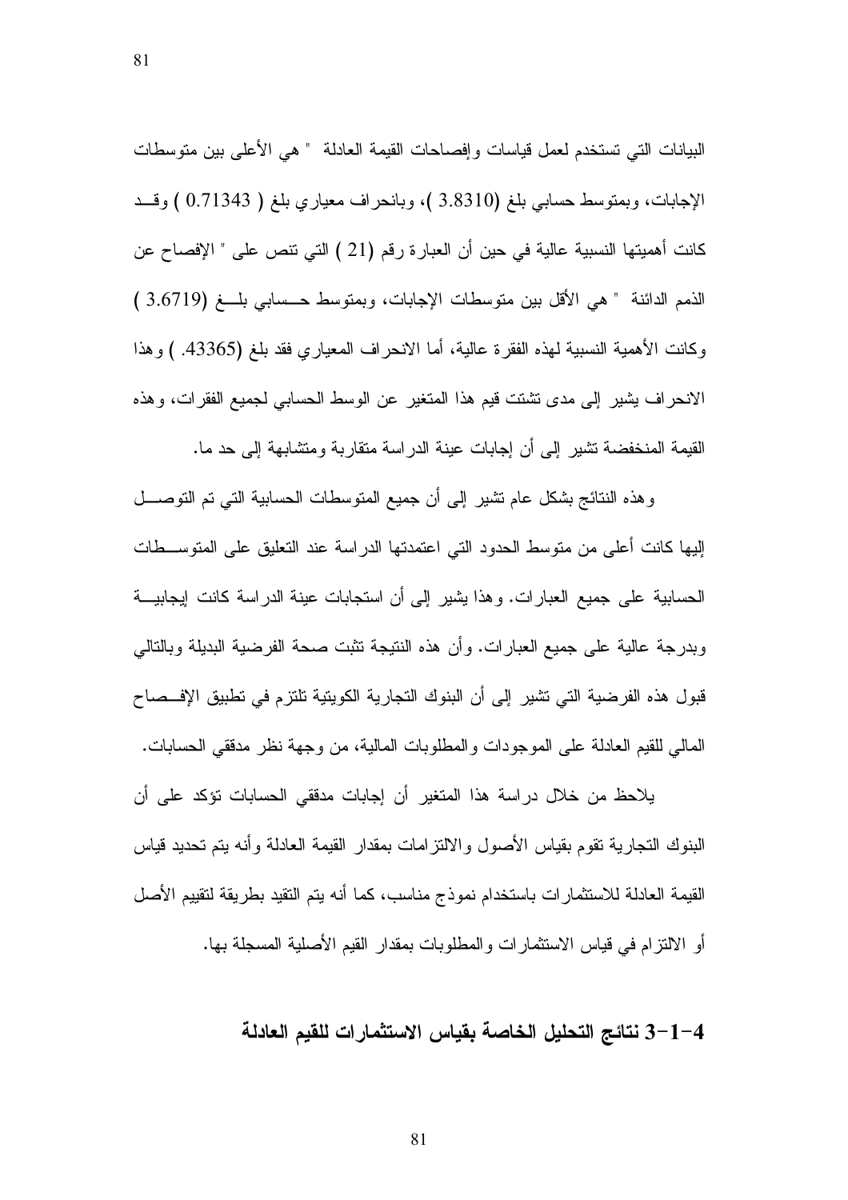البيانات التي تستخدم لعمل قياسات وإفصاحات القيمة العادلة " هي الأعلى بين متوسطات الإجابات، وبمتوسط حسابي بلغ (3.8310 )، وبانحراف معياري بلغ ( 0.71343 ) وقد كانت أهميتها النسبية عالية في حين أن العبارة رقم (21 ) التي تنص على " الإفصاح عن الذمم الدائنة " هي الأقل بين متوسطات الإجابات، وبمتوسط حسابي بلغ (3.6719 ) وكانت الأهمية النسبية لهذه الفقرة عالية، أما الانحراف المعياري فقد بلغ (43365. ) وهذا الانحراف يشير إلى مدى تشتت قيم هذا المتغير عن الوسط الحسابي لجميع الفقرات، وهذه القيمة المنخفضة تشير إلى أن إجابات عينة الدراسة متقاربة ومتشابهة إلى حد ما.

وهذه النتائج بشكل عام تشير إلى أن جميع المتوسطات الحسابية التي تم التوصل إليها كانت أعلى من متوسط الحدود التي اعتمدتها الدراسة عند التعليق على المتوسطات الحسابية على جميع العبارات. وهذا يشير إلى أن استجابات عينة الدراسة كانت إيجابية وبدرجة عالية على جميع العبارات. وأن هذه النتيجة تثبت صحة الفرضية البديلة وبالتالي قبول هذه الفرضية التي تشير إلى أن البنوك التجارية الكويتية تلتزم في تطبيق الإفصاح المالي للقيم العادلة على الموجودات والمطلوبات المالية، من وجهة نظر مدققي الحسابات.

يلاحظ من خلال دراسة هذا المتغير أن إجابات مدققي الحسابات تؤكد على أن البنوك التجارية تقوم بقياس الأصول والالتزامات بمقدار القيمة العادلة وأنه يتم تحديد قياس القيمة العادلة للاستثمارات باستخدام نموذج مناسب، كما أنه يتم التقيد بطريقة لتقييم الأصل أو الالتزام في قياس الاستثمارات والمطلوبات بمقدار القيم الأصلية المسجلة بها.

### 4-1-3 نتائج التحليل الخاصة بقياس الاستثمارات للقيم العادلة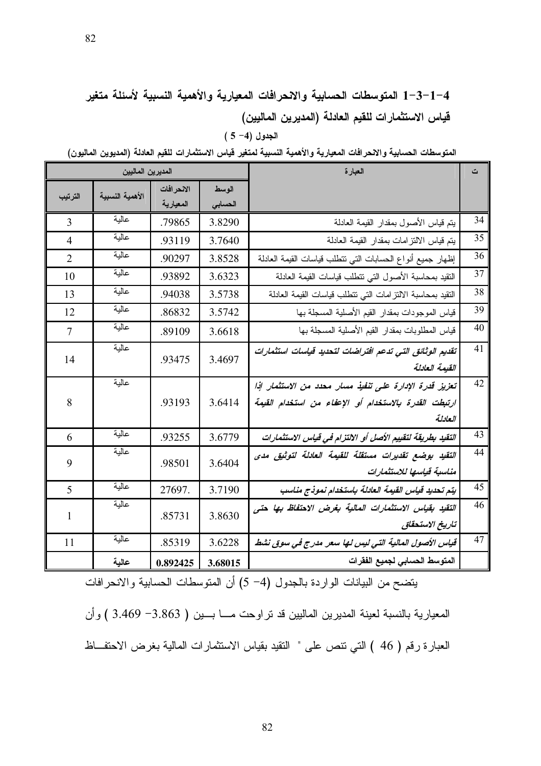## 4-1-3-1 المتوسطات الحسابية والانحرافات المعيارية والأهمية النسبية لأسئلة متغير قياس الاستثمارات للقيم العادلة (المديرين الماليين)

الجدول (4- 5 )

المتوسطات الحسابية والانحرافات المعيارية والأهمية النسبية لمتغير قياس الاستثمارات للقيم العادلة (المديوين الماليون)

| ت | العبارة | المديرين الماليين | | | |
|---|---|---|---|---|---|
| | | الوسط الحسابي | الانحرافات المعيارية | الأهمية النسبية | الترتيب |
| 34 | يتم قياس الأصول بمقدار القيمة العادلة | 3.8290 | .79865 | عالية | 3 |
| 35 | يتم قياس الالتزامات بمقدار القيمة العادلة | 3.7640 | .93119 | عالية | 4 |
| 36 | إظهار جميع أنواع الحسابات التي تتطلب قياسات القيمة العادلة | 3.8528 | .90297 | عالية | 2 |
| 37 | التقيد بمحاسبة الأصول التي تتطلب قياسات القيمة العادلة | 3.6323 | .93892 | عالية | 10 |
| 38 | التقيد بمحاسبة الالتزامات التي تتطلب قياسات القيمة العادلة | 3.5738 | .94038 | عالية | 13 |
| 39 | قياس الموجودات بمقدار القيم الأصلية المسجلة بها | 3.5742 | .86832 | عالية | 12 |
| 40 | قياس المطلوبات بمقدار القيم الأصلية المسجلة بها | 3.6618 | .89109 | عالية | 7 |
| 41 | *تقديم الوثائق التي تدعم افتراضات لتحديد قياسات استثمارات القيمة العادلة* | 3.4697 | .93475 | عالية | 14 |
| 42 | *تعزيز قدرة الإدارة على تنفيذ مسار محدد من الاستثمار إذا ارتبطت القدرة بالاستخدام أو الإعفاء من استخدام القيمة العادلة* | 3.6414 | .93193 | عالية | 8 |
| 43 | *التقيد بطريقة لتقييم الأصل أو الالتزام في قياس الاستثمارات* | 3.6779 | .93255 | عالية | 6 |
| 44 | *التقيد بوضع تقديرات مستقلة للقيمة العادلة لتوثيق مدى مناسبة قياسها للاستثمارات* | 3.6404 | .98501 | عالية | 9 |
| 45 | *يتم تحديد قياس القيمة العادلة باستخدام نموذج مناسب* | 3.7190 | 27697. | عالية | 5 |
| 46 | *التقيد بقياس الاستثمارات المالية بغرض الاحتفاظ بها حتى تاريخ الاستحقاق* | 3.8630 | .85731 | عالية | 1 |
| 47 | *قياس الأصول المالية التي ليس لها سعر مدرج في سوق نشط* | 3.6228 | .85319 | عالية | 11 |
| | **المتوسط الحسابي لجميع الفقرات** | **3.68015** | **0.892425** | **عالية** | |

يتضح من البيانات الواردة بالجدول (4- 5) أن المتوسطات الحسابية والانحرافات المعيارية بالنسبة لعينة المديرين الماليين قد تراوحت مـــا بـــين ( 3.863 -3.469 ) وأن العبارة رقم ( 46 ) التي تنص على " التقيد بقياس الاستثمارات المالية بغرض الاحتفـــاظ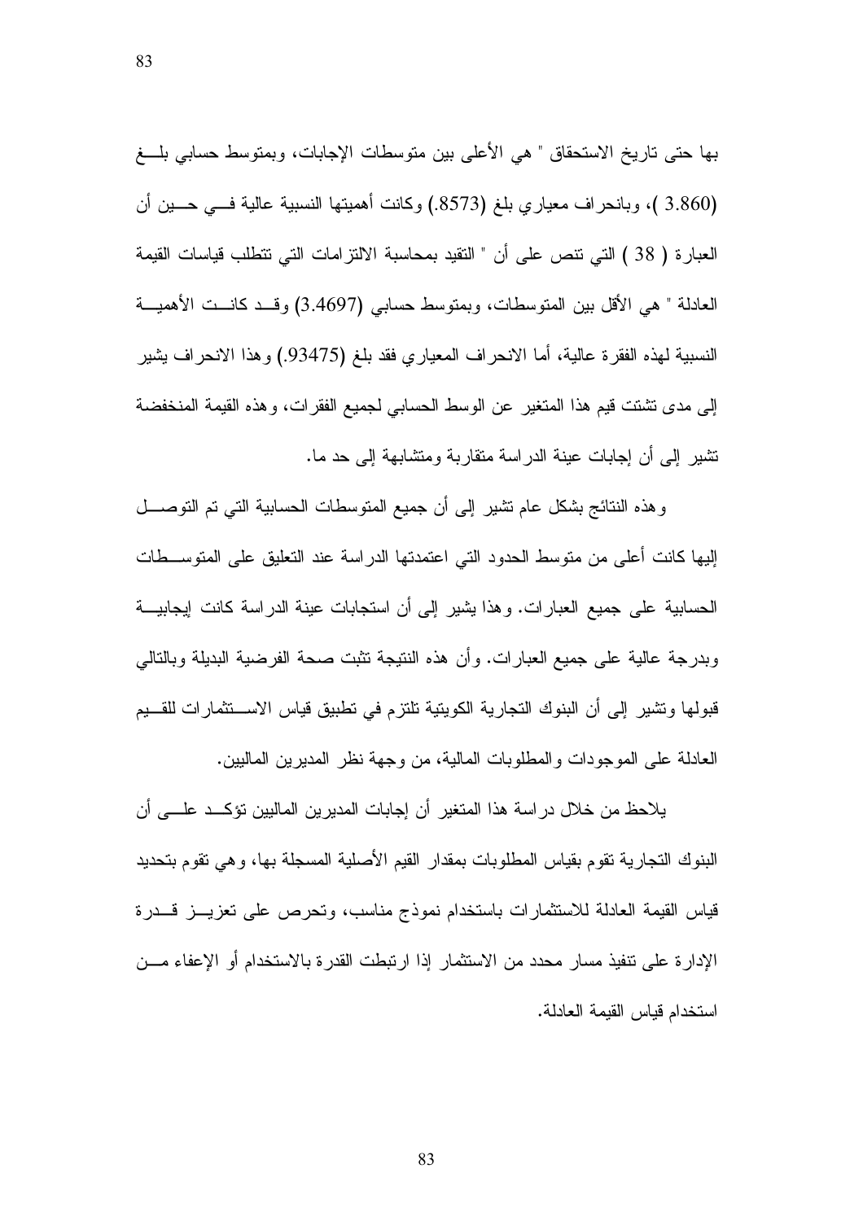بها حتى تاريخ الاستحقاق " هي الأعلى بين متوسطات الإجابات، وبمتوسط حسابي بلــغ (3.860 )، وبانحراف معياري بلغ (.8573) وكانت أهميتها النسبية عالية فــي حــين أن العبارة ( 38 ) التي تنص على أن " التقيد بمحاسبة الالتزامات التي تتطلب قياسات القيمة العادلة " هي الأقل بين المتوسطات، وبمتوسط حسابي (3.4697) وقــد كانــت الأهميــة النسبية لهذه الفقرة عالية، أما الانحراف المعياري فقد بلغ (.93475) وهذا الانحراف يشير إلى مدى تشتت قيم هذا المتغير عن الوسط الحسابي لجميع الفقرات، وهذه القيمة المنخفضة تشير إلى أن إجابات عينة الدراسة متقاربة ومتشابهة إلى حد ما.

وهذه النتائج بشكل عام تشير إلى أن جميع المتوسطات الحسابية التي تم التوصــل إليها كانت أعلى من متوسط الحدود التي اعتمدتها الدراسة عند التعليق على المتوســطات الحسابية على جميع العبارات. وهذا يشير إلى أن استجابات عينة الدراسة كانت إيجابيــة وبدرجة عالية على جميع العبارات. وأن هذه النتيجة تثبت صحة الفرضية البديلة وبالتالي قبولها وتشير إلى أن البنوك التجارية الكويتية تلتزم في تطبيق قياس الاســتثمارات للقــيم العادلة على الموجودات والمطلوبات المالية، من وجهة نظر المديرين الماليين.

يلاحظ من خلال دراسة هذا المتغير أن إجابات المديرين الماليين تؤكــد علــى أن البنوك التجارية تقوم بقياس المطلوبات بمقدار القيم الأصلية المسجلة بها، وهي تقوم بتحديد قياس القيمة العادلة للاستثمارات باستخدام نموذج مناسب، وتحرص على تعزيــز قــدرة الإدارة على تنفيذ مسار محدد من الاستثمار إذا ارتبطت القدرة بالاستخدام أو الإعفاء مــن استخدام قياس القيمة العادلة.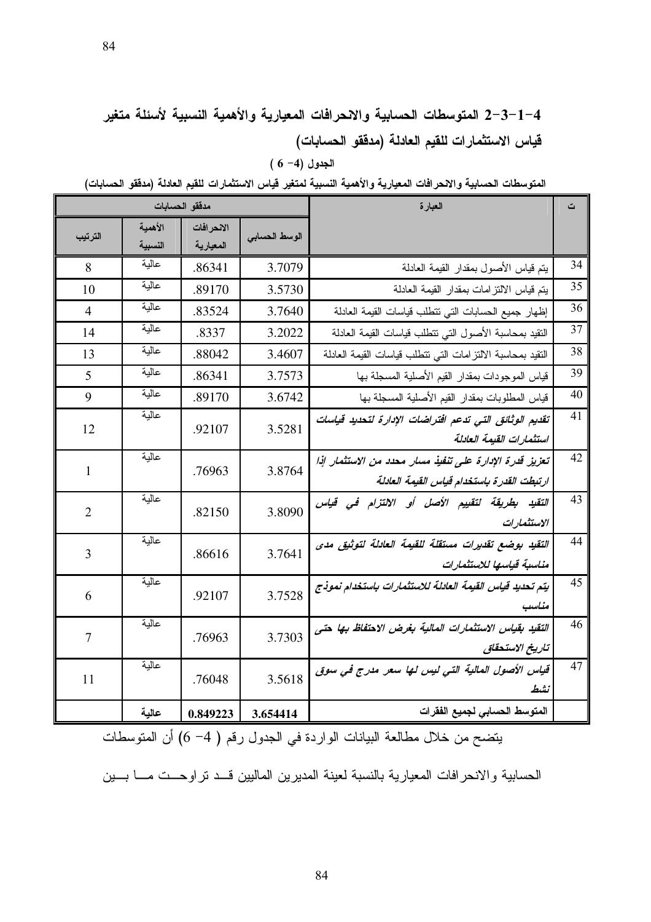## 4-1-3-2 المتوسطات الحسابية والانحرافات المعيارية والأهمية النسبية لأسئلة متغير قياس الاستثمارات للقيم العادلة (مدققو الحسابات)

**الجدول (4- 6 )**

**المتوسطات الحسابية والانحرافات المعيارية والأهمية النسبية لمتغير قياس الاستثمارات للقيم العادلة (مدققو الحسابات)**

| ت | العبارة | مدققو الحسابات | | | |
|---|---|---|---|---|---|
| | | الوسط الحسابي | الانحرافات المعيارية | الأهمية النسبية | الترتيب |
| 34 | يتم قياس الأصول بمقدار القيمة العادلة | 3.7079 | .86341 | عالية | 8 |
| 35 | يتم قياس الالتزامات بمقدار القيمة العادلة | 3.5730 | .89170 | عالية | 10 |
| 36 | إظهار جميع الحسابات التي تتطلب قياسات القيمة العادلة | 3.7640 | .83524 | عالية | 4 |
| 37 | التقيد بمحاسبة الأصول التي تتطلب قياسات القيمة العادلة | 3.2022 | .8337 | عالية | 14 |
| 38 | التقيد بمحاسبة الالتزامات التي تتطلب قياسات القيمة العادلة | 3.4607 | .88042 | عالية | 13 |
| 39 | قياس الموجودات بمقدار القيم الأصلية المسجلة بها | 3.7573 | .86341 | عالية | 5 |
| 40 | قياس المطلوبات بمقدار القيم الأصلية المسجلة بها | 3.6742 | .89170 | عالية | 9 |
| 41 | *تقديم الوثائق التي تدعم افتراضات الإدارة لتحديد قياسات استثمارات القيمة العادلة* | 3.5281 | .92107 | عالية | 12 |
| 42 | *تعزيز قدرة الإدارة على تنفيذ مسار محدد من الاستثمار إذا ارتبطت القدرة باستخدام قياس القيمة العادلة* | 3.8764 | .76963 | عالية | 1 |
| 43 | *التقيد بطريقة لتقييم الأصل أو الالتزام في قياس الاستثمارات* | 3.8090 | .82150 | عالية | 2 |
| 44 | *التقيد بوضع تقديرات مستقلة للقيمة العادلة لتوثيق مدى مناسبة قياسها للاستثمارات* | 3.7641 | .86616 | عالية | 3 |
| 45 | *يتم تحديد قياس القيمة العادلة للاستثمارات باستخدام نموذج مناسب* | 3.7528 | .92107 | عالية | 6 |
| 46 | *التقيد بقياس الاستثمارات المالية بغرض الاحتفاظ بها حتى تاريخ الاستحقاق* | 3.7303 | .76963 | عالية | 7 |
| 47 | *قياس الأصول المالية التي ليس لها سعر مدرج في سوق نشط* | 3.5618 | .76048 | عالية | 11 |
| | **المتوسط الحسابي لجميع الفقرات** | **3.654414** | **0.849223** | **عالية** | |

يتضح من خلال مطالعة البيانات الواردة في الجدول رقم ( 4- 6) أن المتوسطات الحسابية والانحرافات المعيارية بالنسبة لعينة المديرين الماليين قد تراوحت ما بين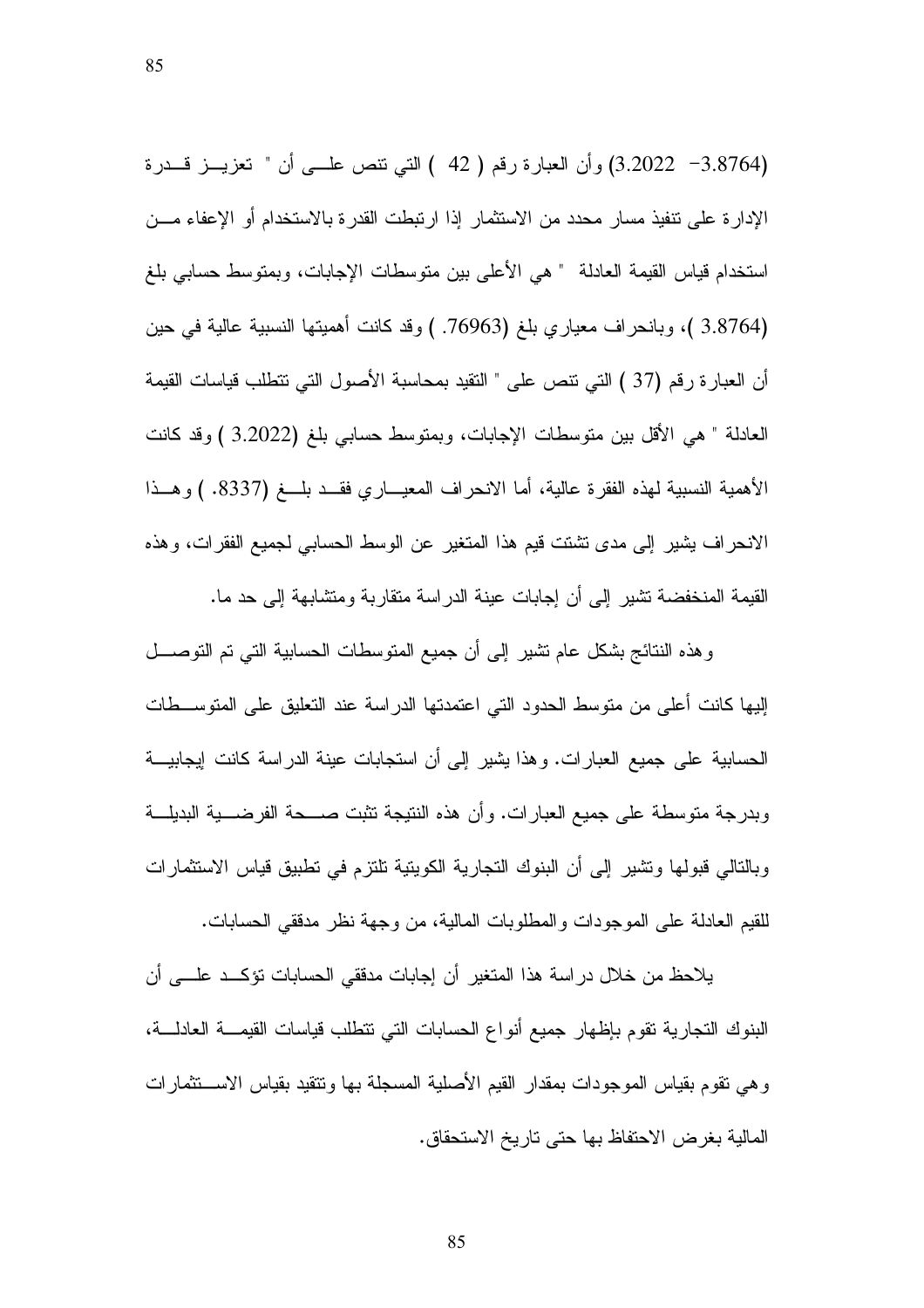(3.8764− 3.2022) وأن العبارة رقم ( 42 ) التي تنص على أن " تعزيز قدرة الإدارة على تنفيذ مسار محدد من الاستثمار إذا ارتبطت القدرة بالاستخدام أو الإعفاء من استخدام قياس القيمة العادلة " هي الأعلى بين متوسطات الإجابات، وبمتوسط حسابي بلغ (3.8764 )، وبانحراف معياري بلغ (.76963 ) وقد كانت أهميتها النسبية عالية في حين أن العبارة رقم (37 ) التي تنص على " التقيد بمحاسبة الأصول التي تتطلب قياسات القيمة العادلة " هي الأقل بين متوسطات الإجابات، وبمتوسط حسابي بلغ (3.2022 ) وقد كانت الأهمية النسبية لهذه الفقرة عالية، أما الانحراف المعياري فقد بلغ (.8337 ) وهذا الانحراف يشير إلى مدى تشتت قيم هذا المتغير عن الوسط الحسابي لجميع الفقرات، وهذه القيمة المنخفضة تشير إلى أن إجابات عينة الدراسة متقاربة ومتشابهة إلى حد ما.

وهذه النتائج بشكل عام تشير إلى أن جميع المتوسطات الحسابية التي تم التوصل إليها كانت أعلى من متوسط الحدود التي اعتمدتها الدراسة عند التعليق على المتوسطات الحسابية على جميع العبارات. وهذا يشير إلى أن استجابات عينة الدراسة كانت إيجابية وبدرجة متوسطة على جميع العبارات. وأن هذه النتيجة تثبت صحة الفرضية البديلة وبالتالي قبولها وتشير إلى أن البنوك التجارية الكويتية تلتزم في تطبيق قياس الاستثمارات للقيم العادلة على الموجودات والمطلوبات المالية، من وجهة نظر مدققي الحسابات.

يلاحظ من خلال دراسة هذا المتغير أن إجابات مدققي الحسابات تؤكد على أن البنوك التجارية تقوم بإظهار جميع أنواع الحسابات التي تتطلب قياسات القيمة العادلة، وهي تقوم بقياس الموجودات بمقدار القيم الأصلية المسجلة بها وتتقيد بقياس الاستثمارات المالية بغرض الاحتفاظ بها حتى تاريخ الاستحقاق.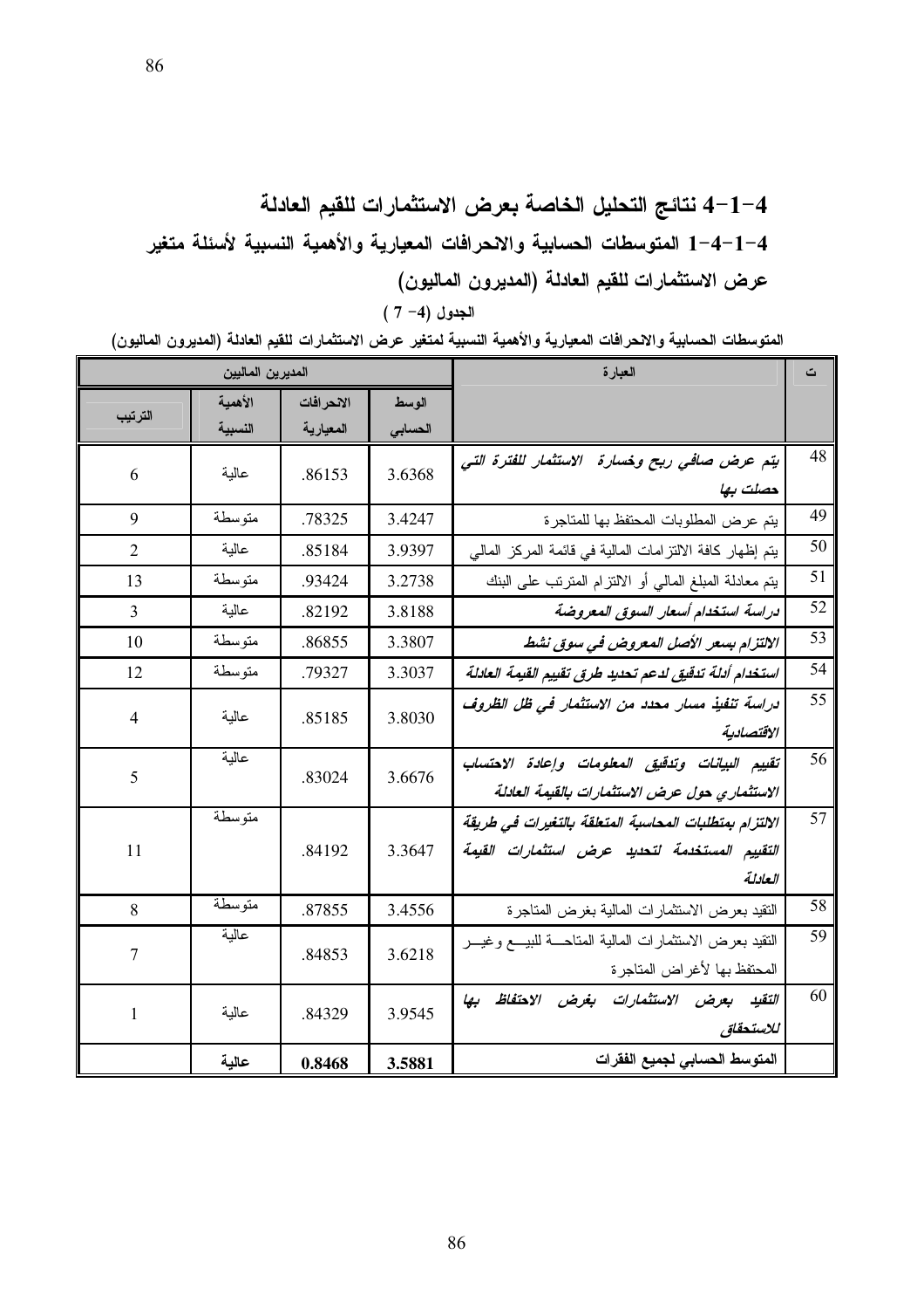## 4-1-4 نتائج التحليل الخاصة بعرض الاستثمارات للقيم العادلة

### 4-1-4-1 المتوسطات الحسابية والانحرافات المعيارية والأهمية النسبية لأسئلة متغير عرض الاستثمارات للقيم العادلة (المديرون الماليون)

الجدول (4- 7 )

المتوسطات الحسابية والانحرافات المعيارية والأهمية النسبية لمتغير عرض الاستثمارات للقيم العادلة (المديرون الماليون)

| ت | العبارة | المديرون الماليون | | | |
|---|---|---|---|---|---|
| | | الوسط الحسابي | الانحرافات المعيارية | الأهمية النسبية | الترتيب |
| 48 | *يتم عرض صافي ربح وخسارة الاستثمار للفترة التي حصلت بها* | 3.6368 | .86153 | عالية | 6 |
| 49 | يتم عرض المطلوبات المحتفظ بها للمتاجرة | 3.4247 | .78325 | متوسطة | 9 |
| 50 | يتم إظهار كافة الالتزامات المالية في قائمة المركز المالي | 3.9397 | .85184 | عالية | 2 |
| 51 | يتم معادلة المبلغ المالي أو الالتزام المترتب على البنك | 3.2738 | .93424 | متوسطة | 13 |
| 52 | *دراسة استخدام أسعار السوق المعروضة* | 3.8188 | .82192 | عالية | 3 |
| 53 | *الالتزام بسعر الأصل المعروض في سوق نشط* | 3.3807 | .86855 | متوسطة | 10 |
| 54 | *استخدام أدلة تدقيق لدعم تحديد طرق تقييم القيمة العادلة* | 3.3037 | .79327 | متوسطة | 12 |
| 55 | *دراسة تنفيذ مسار محدد من الاستثمار في ظل الظروف الاقتصادية* | 3.8030 | .85185 | عالية | 4 |
| 56 | *تقييم البيانات وتدقيق المعلومات وإعادة الاحتساب الاستثماري حول عرض الاستثمارات بالقيمة العادلة* | 3.6676 | .83024 | عالية | 5 |
| 57 | *الالتزام بمتطلبات المحاسبة المتعلقة بالتغيرات في طريقة التقييم المستخدمة لتحديد عرض استثمارات القيمة العادلة* | 3.3647 | .84192 | متوسطة | 11 |
| 58 | التقيد بعرض الاستثمارات المالية بغرض المتاجرة | 3.4556 | .87855 | متوسطة | 8 |
| 59 | التقيد بعرض الاستثمارات المالية المتاحة للبيع وغير المحتفظ بها لأغراض المتاجرة | 3.6218 | .84853 | عالية | 7 |
| 60 | *التقيد بعرض الاستثمارات بغرض الاحتفاظ بها للاستحقاق* | 3.9545 | .84329 | عالية | 1 |
| | **المتوسط الحسابي لجميع الفقرات** | **3.5881** | **0.8468** | **عالية** | |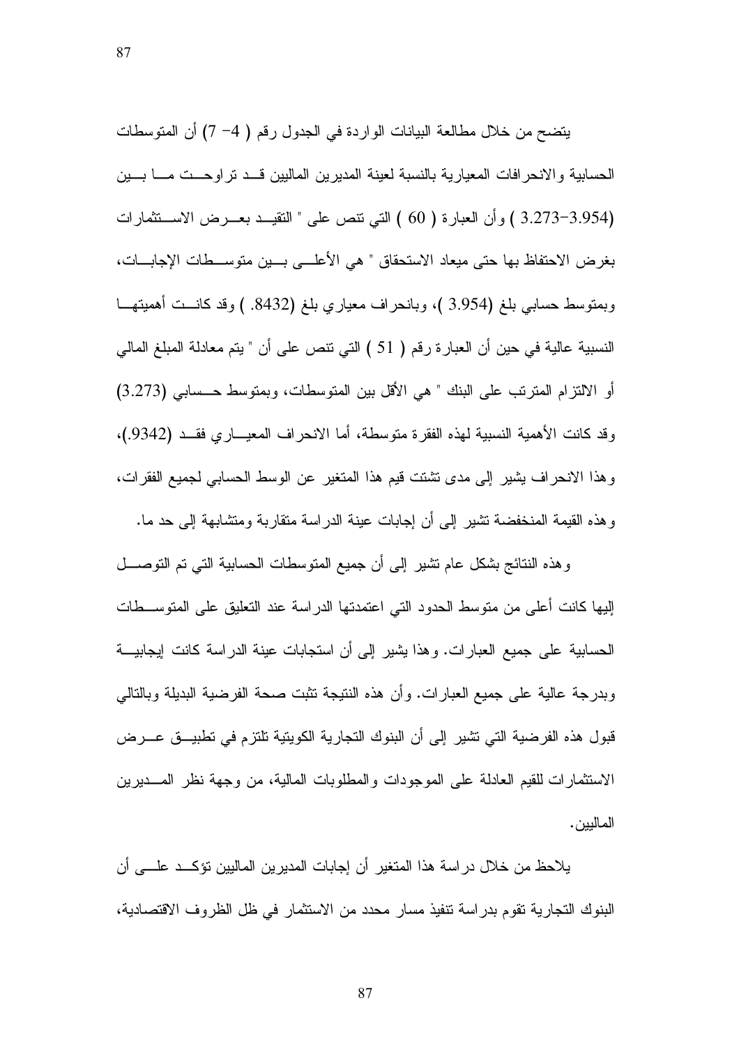يتضح من خلال مطالعة البيانات الواردة في الجدول رقم ( 4- 7) أن المتوسطات الحسابية والانحرافات المعيارية بالنسبة لعينة المديرين الماليين قد تراوحت ما بين (3.954-3.273 ) وأن العبارة ( 60 ) التي تنص على " التقيد بعرض الاستثمارات بغرض الاحتفاظ بها حتى ميعاد الاستحقاق " هي الأعلى بين متوسطات الإجابات، وبمتوسط حسابي بلغ (3.954 )، وبانحراف معياري بلغ (8432. ) وقد كانت أهميتها النسبية عالية في حين أن العبارة رقم ( 51 ) التي تنص على أن " يتم معادلة المبلغ المالي أو الالتزام المترتب على البنك " هي الأقل بين المتوسطات، وبمتوسط حسابي (3.273) وقد كانت الأهمية النسبية لهذه الفقرة متوسطة، أما الانحراف المعياري فقد (9342.)، وهذا الانحراف يشير إلى مدى تشتت قيم هذا المتغير عن الوسط الحسابي لجميع الفقرات، وهذه القيمة المنخفضة تشير إلى أن إجابات عينة الدراسة متقاربة ومتشابهة إلى حد ما.

وهذه النتائج بشكل عام تشير إلى أن جميع المتوسطات الحسابية التي تم التوصل إليها كانت أعلى من متوسط الحدود التي اعتمدتها الدراسة عند التعليق على المتوسطات الحسابية على جميع العبارات. وهذا يشير إلى أن استجابات عينة الدراسة كانت إيجابية وبدرجة عالية على جميع العبارات. وأن هذه النتيجة تثبت صحة الفرضية البديلة وبالتالي قبول هذه الفرضية التي تشير إلى أن البنوك التجارية الكويتية تلتزم في تطبيق عرض الاستثمارات للقيم العادلة على الموجودات والمطلوبات المالية، من وجهة نظر المديرين الماليين.

يلاحظ من خلال دراسة هذا المتغير أن إجابات المديرين الماليين تؤكد على أن البنوك التجارية تقوم بدراسة تنفيذ مسار محدد من الاستثمار في ظل الظروف الاقتصادية،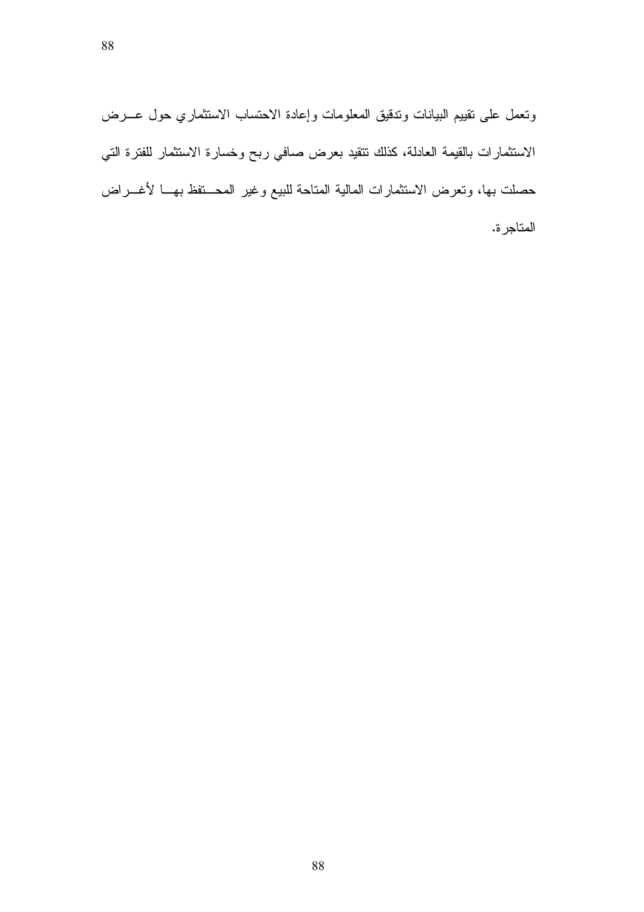وتعمل على تقييم البيانات وتدقيق المعلومات وإعادة الاحتساب الاستثماري حول عرض الاستثمارات بالقيمة العادلة، كذلك تتقيد بعرض صافي ربح وخسارة الاستثمار للفترة التي حصلت بها، وتعرض الاستثمارات المالية المتاحة للبيع وغير المحتفظ بها لأغراض المتاجرة.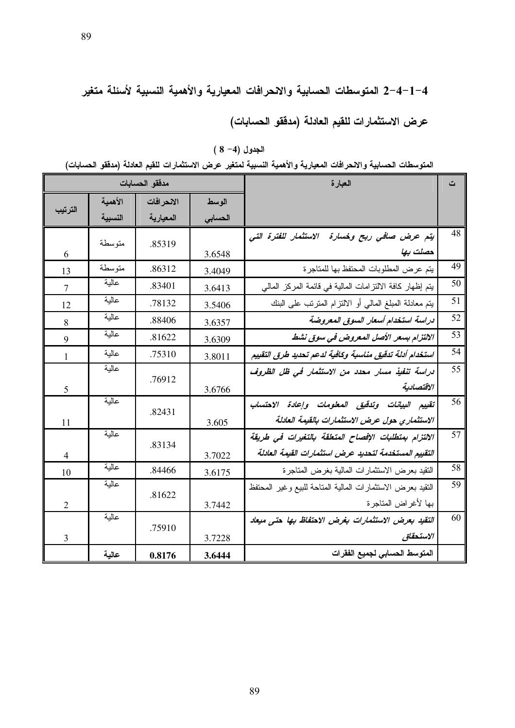## 4-1-4-2 المتوسطات الحسابية والانحرافات المعيارية والأهمية النسبية لأسئلة متغير عرض الاستثمارات للقيم العادلة (مدققو الحسابات)

الجدول (4- 8 )

المتوسطات الحسابية والانحرافات المعيارية والأهمية النسبية لمتغير عرض الاستثمارات للقيم العادلة (مدققو الحسابات)

| ت | العبارة | مدققو الحسابات | | | |
|---|---|---|---|---|---|
| | | الوسط الحسابي | الانحرافات المعيارية | الأهمية النسبية | الترتيب |
| 48 | ***يتم عرض صافي ربح وخسارة الاستثمار للفترة التي حصلت بها*** | 3.6548 | .85319 | متوسطة | 6 |
| 49 | يتم عرض المطلوبات المحتفظ بها للمتاجرة | 3.4049 | .86312 | متوسطة | 13 |
| 50 | يتم إظهار كافة الالتزامات المالية في قائمة المركز المالي | 3.6413 | .83401 | عالية | 7 |
| 51 | يتم معادلة المبلغ المالي أو الالتزام المترتب على البنك | 3.5406 | .78132 | عالية | 12 |
| 52 | ***دراسة استخدام أسعار السوق المعروضة*** | 3.6357 | .88406 | عالية | 8 |
| 53 | ***الالتزام بسعر الأصل المعروض في سوق نشط*** | 3.6309 | .81622 | عالية | 9 |
| 54 | ***استخدام أدلة تدقيق مناسبة وكافية لدعم تحديد طرق التقييم*** | 3.8011 | .75310 | عالية | 1 |
| 55 | ***دراسة تنفيذ مسار محدد من الاستثمار في ظل الظروف الاقتصادية*** | 3.6766 | .76912 | عالية | 5 |
| 56 | ***تقييم البيانات وتدقيق المعلومات وإعادة الاحتساب الاستثماري حول عرض الاستثمارات بالقيمة العادلة*** | 3.605 | .82431 | عالية | 11 |
| 57 | ***الالتزام بمتطلبات الإفصاح المتعلقة بالتغيرات في طريقة التقييم المستخدمة لتحديد عرض استثمارات القيمة العادلة*** | 3.7022 | .83134 | عالية | 4 |
| 58 | التقيد بعرض الاستثمارات المالية بغرض المتاجرة | 3.6175 | .84466 | عالية | 10 |
| 59 | التقيد بعرض الاستثمارات المالية المتاحة للبيع وغير المحتفظ بها لأغراض المتاجرة | 3.7442 | .81622 | عالية | 2 |
| 60 | ***التقيد بعرض الاستثمارات بغرض الاحتفاظ بها حتى ميعاد الاستحقاق*** | 3.7228 | .75910 | عالية | 3 |
| | **المتوسط الحسابي لجميع الفقرات** | **3.6444** | **0.8176** | **عالية** | |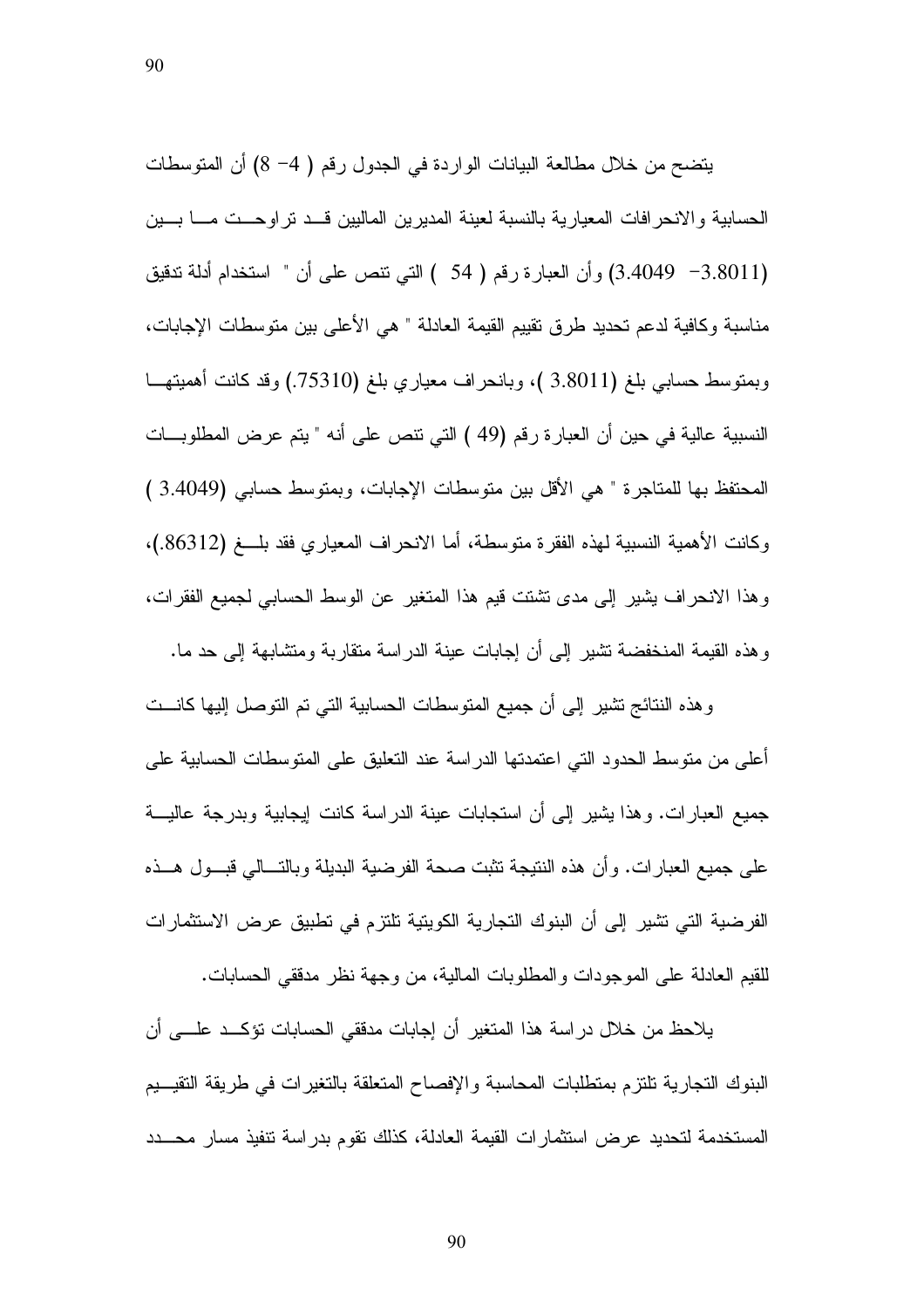يتضح من خلال مطالعة البيانات الواردة في الجدول رقم ( 4– 8) أن المتوسطات الحسابية والانحرافات المعيارية بالنسبة لعينة المديرين الماليين قد تراوحت ما بين (3.8011– 3.4049) وأن العبارة رقم ( 54 ) التي تنص على أن " استخدام أدلة تدقيق مناسبة وكافية لدعم تحديد طرق تقييم القيمة العادلة " هي الأعلى بين متوسطات الإجابات، وبمتوسط حسابي بلغ (3.8011 )، وبانحراف معياري بلغ (.75310) وقد كانت أهميتها النسبية عالية في حين أن العبارة رقم (49 ) التي تنص على أنه " يتم عرض المطلوبات المحتفظ بها للمتاجرة " هي الأقل بين متوسطات الإجابات، وبمتوسط حسابي (3.4049 ) وكانت الأهمية النسبية لهذه الفقرة متوسطة، أما الانحراف المعياري فقد بلغ (.86312)، وهذا الانحراف يشير إلى مدى تشتت قيم هذا المتغير عن الوسط الحسابي لجميع الفقرات، وهذه القيمة المنخفضة تشير إلى أن إجابات عينة الدراسة متقاربة ومتشابهة إلى حد ما.

وهذه النتائج تشير إلى أن جميع المتوسطات الحسابية التي تم التوصل إليها كانت أعلى من متوسط الحدود التي اعتمدتها الدراسة عند التعليق على المتوسطات الحسابية على جميع العبارات. وهذا يشير إلى أن استجابات عينة الدراسة كانت إيجابية وبدرجة عالية على جميع العبارات. وأن هذه النتيجة تثبت صحة الفرضية البديلة وبالتالي قبول هذه الفرضية التي تشير إلى أن البنوك التجارية الكويتية تلتزم في تطبيق عرض الاستثمارات للقيم العادلة على الموجودات والمطلوبات المالية، من وجهة نظر مدققي الحسابات.

يلاحظ من خلال دراسة هذا المتغير أن إجابات مدققي الحسابات تؤكد على أن البنوك التجارية تلتزم بمتطلبات المحاسبة والإفصاح المتعلقة بالتغيرات في طريقة التقييم المستخدمة لتحديد عرض استثمارات القيمة العادلة، كذلك تقوم بدراسة تنفيذ مسار محدد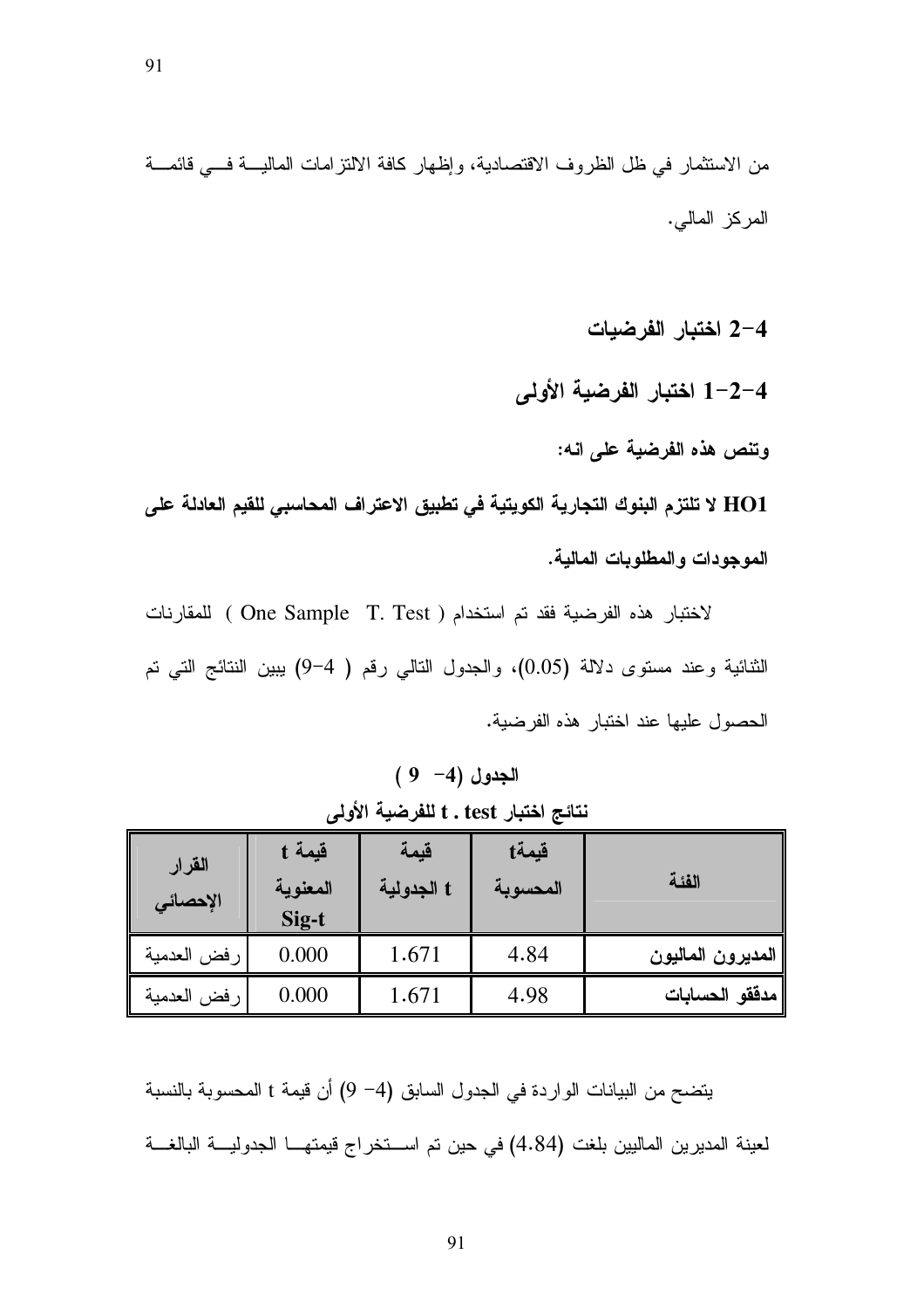من الاستثمار في ظل الظروف الاقتصادية، وإظهار كافة الالتزامات المالية في قائمة المركز المالي.

## 4-2 اختبار الفرضيات

### 4-2-1 اختبار الفرضية الأولى

**وتنص هذه الفرضية على انه:**

**HO1 لا تلتزم البنوك التجارية الكويتية في تطبيق الاعتراف المحاسبي للقيم العادلة على الموجودات والمطلوبات المالية.**

لاختبار هذه الفرضية فقد تم استخدام ( One Sample T. Test ) للمقارنات الثنائية وعند مستوى دلالة (0.05)، والجدول التالي رقم ( 4-9) يبين النتائج التي تم الحصول عليها عند اختبار هذه الفرضية.

**الجدول (4- 9 )**

**نتائج اختبار t . test للفرضية الأولى**

| الفئة | قيمةt المحسوبة | قيمة t الجدولية | قيمة t المعنوية Sig-t | القرار الإحصائي |
|---|---|---|---|---|
| **المديرون الماليون** | 4.84 | 1.671 | 0.000 | رفض العدمية |
| **مدققو الحسابات** | 4.98 | 1.671 | 0.000 | رفض العدمية |

يتضح من البيانات الواردة في الجدول السابق (4- 9) أن قيمة t المحسوبة بالنسبة لعينة المديرين الماليين بلغت (4.84) في حين تم استخراج قيمتها الجدولية البالغة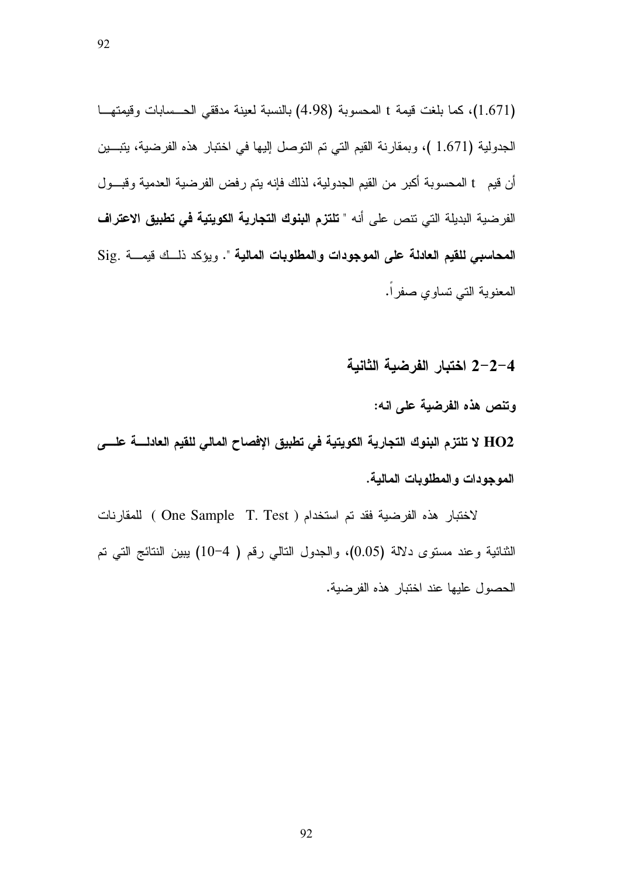(1.671)، كما بلغت قيمة t المحسوبة (4.98) بالنسبة لعينة مدققي الحسابات وقيمتها الجدولية (1.671 )، وبمقارنة القيم التي تم التوصل إليها في اختبار هذه الفرضية، يتبين أن قيم t المحسوبة أكبر من القيم الجدولية، لذلك فإنه يتم رفض الفرضية العدمية وقبول الفرضية البديلة التي تنص على أنه " **تلتزم البنوك التجارية الكويتية في تطبيق الاعتراف المحاسبي للقيم العادلة على الموجودات والمطلوبات المالية** ". ويؤكد ذلك قيمة .Sig المعنوية التي تساوي صفراً.

### 4-2-2 اختبار الفرضية الثانية

**وتنص هذه الفرضية على انه:**

**HO2 لا تلتزم البنوك التجارية الكويتية في تطبيق الإفصاح المالي للقيم العادلة على الموجودات والمطلوبات المالية.**

لاختبار هذه الفرضية فقد تم استخدام ( One Sample T. Test ) للمقارنات الثنائية وعند مستوى دلالة (0.05)، والجدول التالي رقم ( 4-10) يبين النتائج التي تم الحصول عليها عند اختبار هذه الفرضية.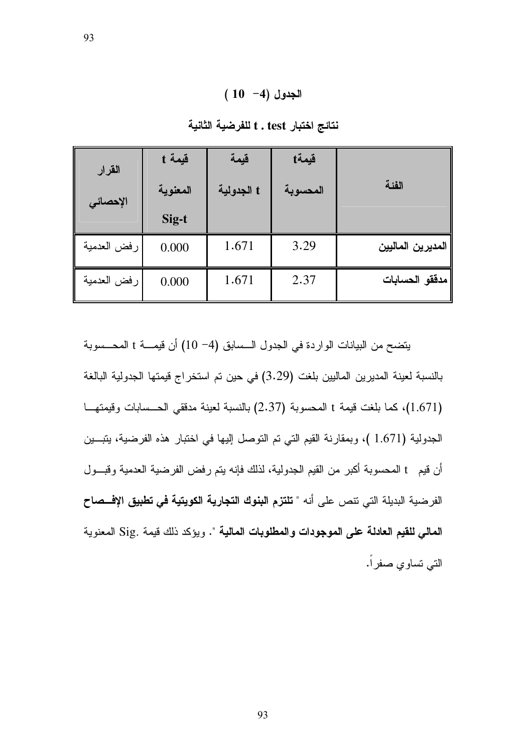**الجدول (4- 10 )**

**نتائج اختبار t . test للفرضية الثانية**

| الفئة | قيمة t المحسوبة | قيمة t الجدولية | قيمة t المعنوية Sig-t | القرار الإحصائي |
|---|---|---|---|---|
| **المديرين الماليين** | 3.29 | 1.671 | 0.000 | رفض العدمية |
| **مدققو الحسابات** | 2.37 | 1.671 | 0.000 | رفض العدمية |

يتضح من البيانات الواردة في الجدول السابق (4- 10) أن قيمة t المحسوبة بالنسبة لعينة المديرين الماليين بلغت (3.29) في حين تم استخراج قيمتها الجدولية البالغة (1.671)، كما بلغت قيمة t المحسوبة (2.37) بالنسبة لعينة مدققي الحسابات وقيمتها الجدولية (1.671 )، وبمقارنة القيم التي تم التوصل إليها في اختبار هذه الفرضية، يتبين أن قيم t المحسوبة أكبر من القيم الجدولية، لذلك فإنه يتم رفض الفرضية العدمية وقبول الفرضية البديلة التي تنص على أنه " **تلتزم البنوك التجارية الكويتية في تطبيق الإفصاح المالي للقيم العادلة على الموجودات والمطلوبات المالية** ". ويؤكد ذلك قيمة .Sig المعنوية التي تساوي صفراً.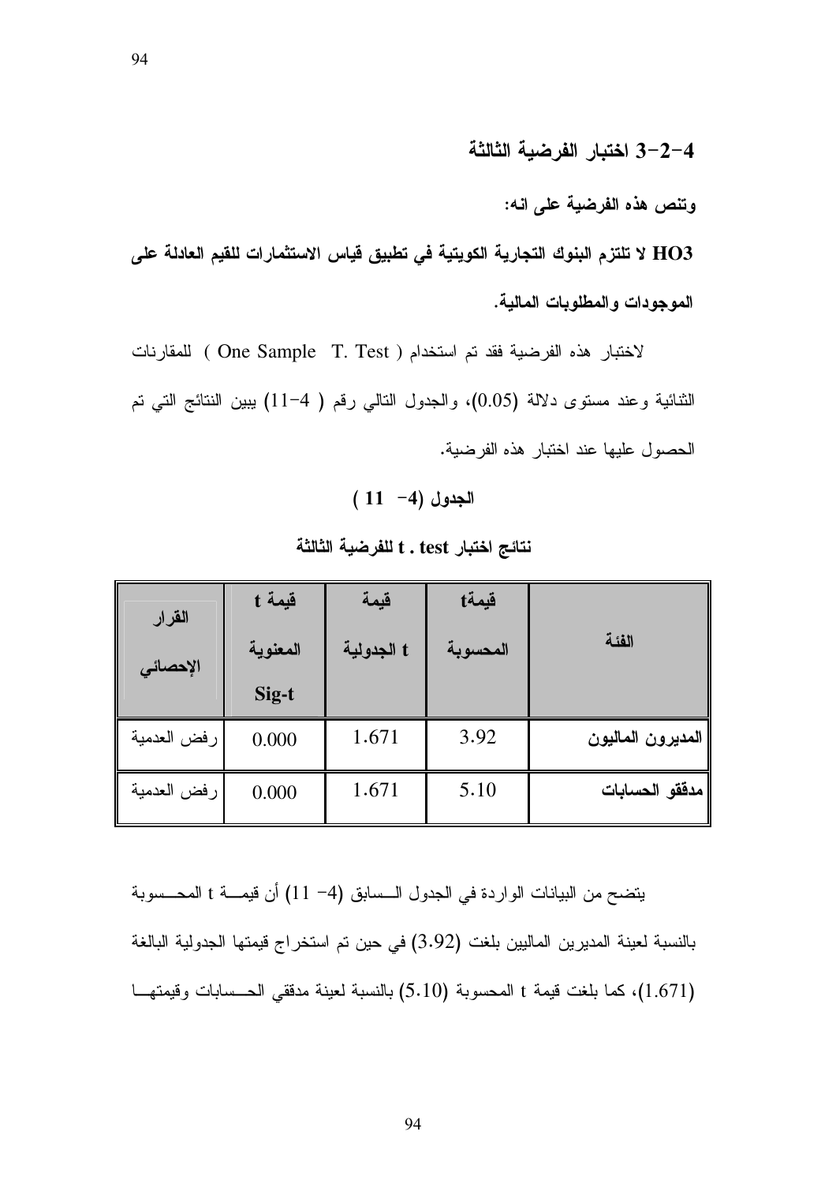### 4-2-3 اختبار الفرضية الثالثة

**وتنص هذه الفرضية على انه:**

**HO3 لا تلتزم البنوك التجارية الكويتية في تطبيق قياس الاستثمارات للقيم العادلة على الموجودات والمطلوبات المالية.**

لاختبار هذه الفرضية فقد تم استخدام ( One Sample T. Test ) للمقارنات الثنائية وعند مستوى دلالة (0.05)، والجدول التالي رقم ( 4-11) يبين النتائج التي تم الحصول عليها عند اختبار هذه الفرضية.

**الجدول (4- 11 )**

**نتائج اختبار t . test للفرضية الثالثة**

| الفئة | قيمةt المحسوبة | قيمة t الجدولية | قيمة t المعنوية Sig-t | القرار الإحصائي |
|---|---|---|---|---|
| **المديرون الماليون** | 3.92 | 1.671 | 0.000 | رفض العدمية |
| **مدققو الحسابات** | 5.10 | 1.671 | 0.000 | رفض العدمية |

يتضح من البيانات الواردة في الجدول السابق (4- 11) أن قيمة t المحسوبة بالنسبة لعينة المديرين الماليين بلغت (3.92) في حين تم استخراج قيمتها الجدولية البالغة (1.671)، كما بلغت قيمة t المحسوبة (5.10) بالنسبة لعينة مدققي الحسابات وقيمتها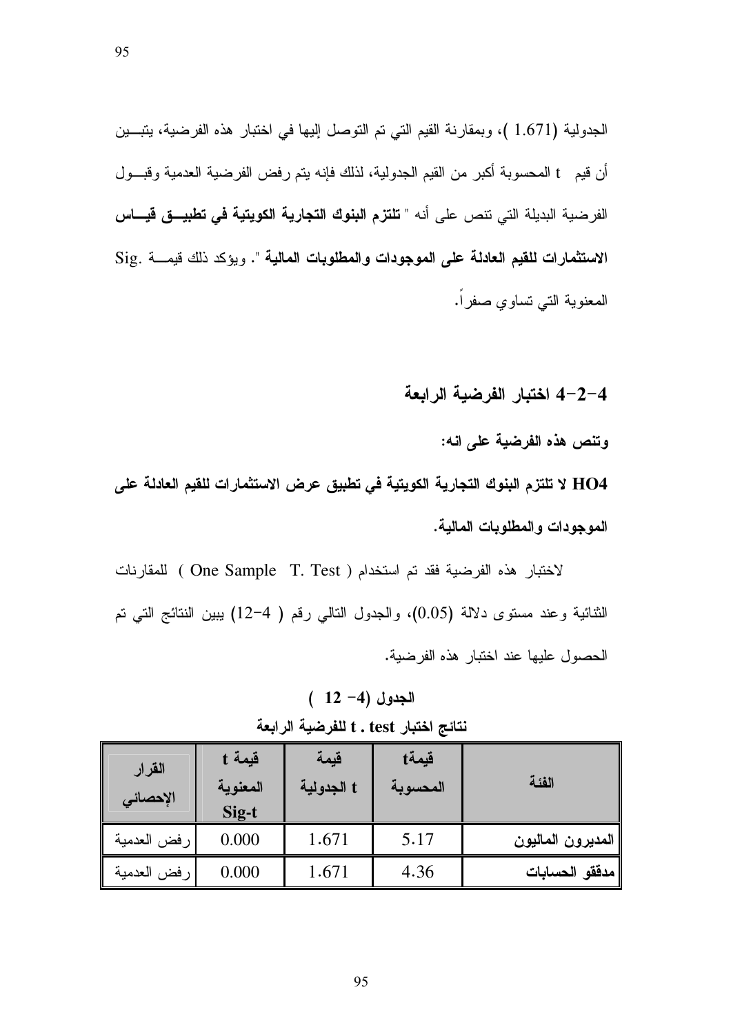الجدولية (1.671 )، وبمقارنة القيم التي تم التوصل إليها في اختبار هذه الفرضية، يتبين أن قيم t المحسوبة أكبر من القيم الجدولية، لذلك فإنه يتم رفض الفرضية العدمية وقبول الفرضية البديلة التي تنص على أنه " **تلتزم البنوك التجارية الكويتية في تطبيق قياس الاستثمارات للقيم العادلة على الموجودات والمطلوبات المالية** ". ويؤكد ذلك قيمة .Sig المعنوية التي تساوي صفراً.

### 4-2-4 اختبار الفرضية الرابعة

**وتنص هذه الفرضية على انه:**

**HO4 لا تلتزم البنوك التجارية الكويتية في تطبيق عرض الاستثمارات للقيم العادلة على الموجودات والمطلوبات المالية.**

لاختبار هذه الفرضية فقد تم استخدام ( One Sample T. Test ) للمقارنات الثنائية وعند مستوى دلالة (0.05)، والجدول التالي رقم ( 4-12) يبين النتائج التي تم الحصول عليها عند اختبار هذه الفرضية.

**الجدول (4- 12 )**

**نتائج اختبار t . test للفرضية الرابعة**

| الفئة | قيمة t المحسوبة | قيمة t الجدولية | قيمة t المعنوية Sig-t | القرار الإحصائي |
|---|---|---|---|---|
| **المديرون الماليون** | 5.17 | 1.671 | 0.000 | رفض العدمية |
| **مدققو الحسابات** | 4.36 | 1.671 | 0.000 | رفض العدمية |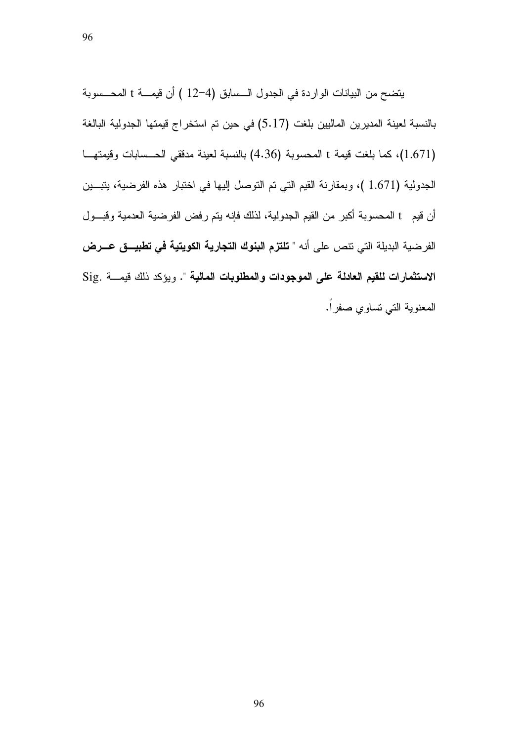يتضح من البيانات الواردة في الجدول السابق (4−12 ) أن قيمة t المحسوبة بالنسبة لعينة المديرين الماليين بلغت (5.17) في حين تم استخراج قيمتها الجدولية البالغة (1.671)، كما بلغت قيمة t المحسوبة (4.36) بالنسبة لعينة مدققي الحسابات وقيمتها الجدولية (1.671 )، وبمقارنة القيم التي تم التوصل إليها في اختبار هذه الفرضية، يتبين أن قيم t المحسوبة أكبر من القيم الجدولية، لذلك فإنه يتم رفض الفرضية العدمية وقبول الفرضية البديلة التي تنص على أنه " **تلتزم البنوك التجارية الكويتية في تطبيق عرض الاستثمارات للقيم العادلة على الموجودات والمطلوبات المالية** ". ويؤكد ذلك قيمة .Sig المعنوية التي تساوي صفراً.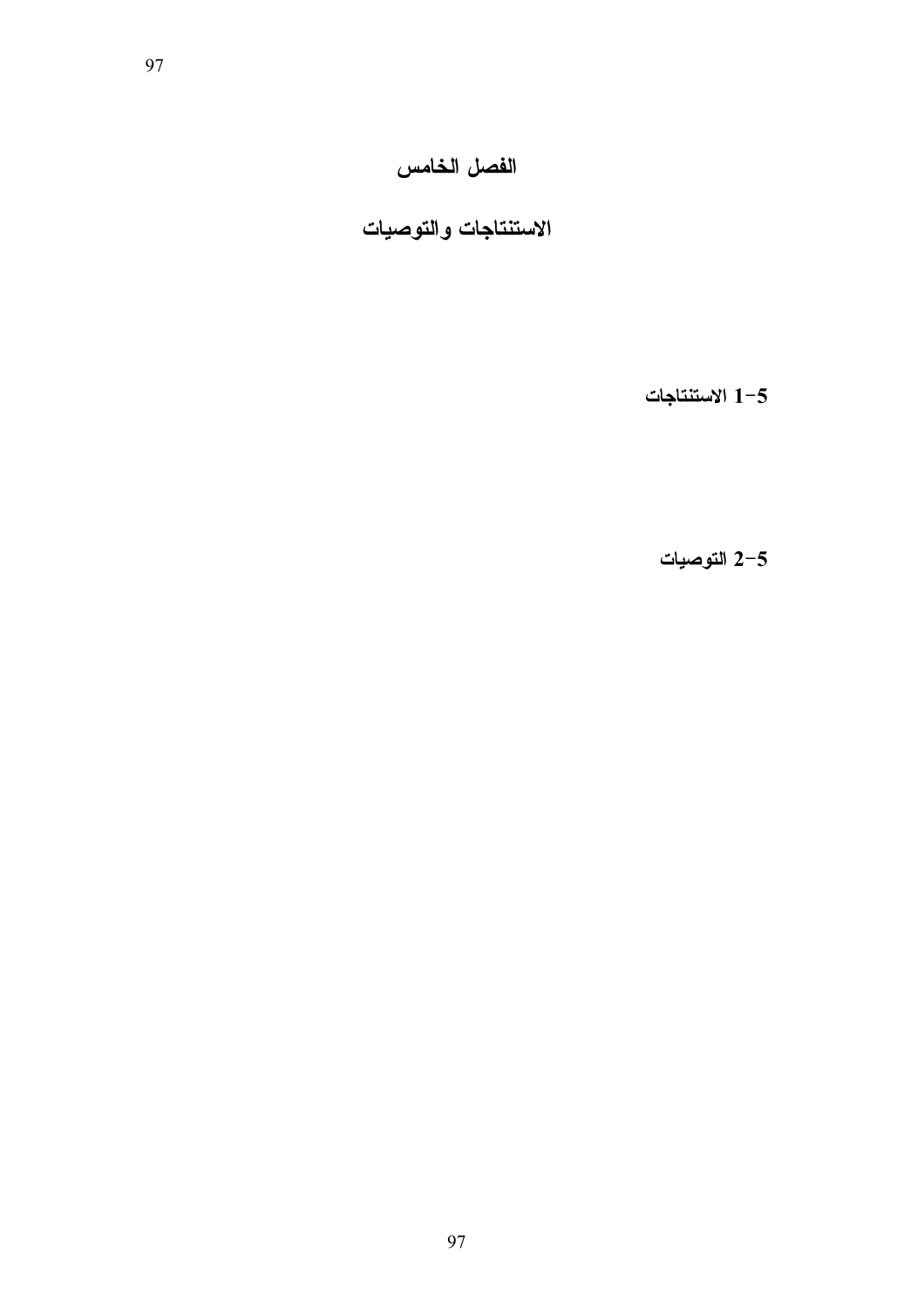# الفصل الخامس

# الاستنتاجات والتوصيات

## 5-1 الاستنتاجات

## 5-2 التوصيات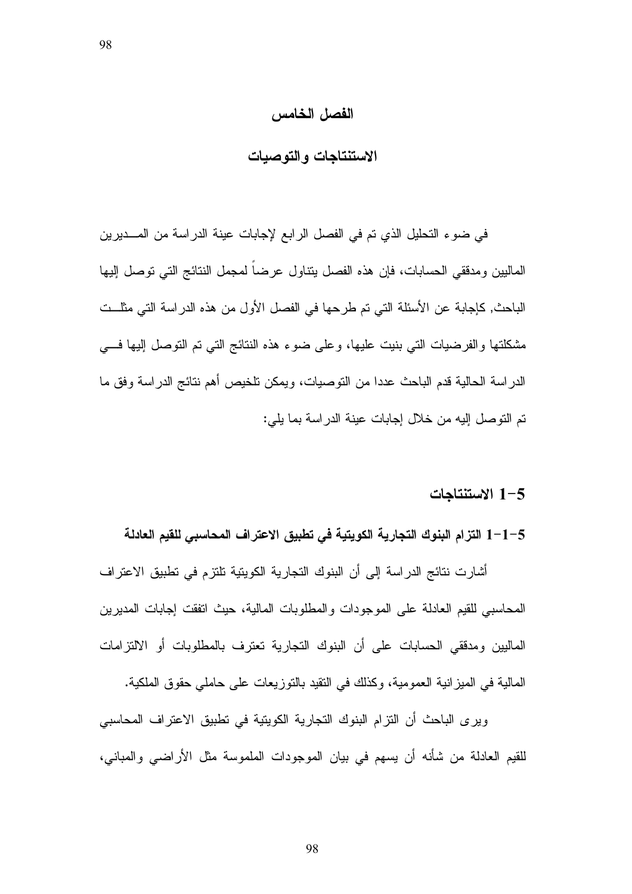# الفصل الخامس

# الاستنتاجات والتوصيات

في ضوء التحليل الذي تم في الفصل الرابع لإجابات عينة الدراسة من المديرين الماليين ومدققي الحسابات، فإن هذا الفصل يتناول عرضاً لمجمل النتائج التي توصل إليها الباحث, كإجابة عن الأسئلة التي تم طرحها في الفصل الأول من هذه الدراسة التي مثلت مشكلتها والفرضيات التي بنيت عليها، وعلى ضوء هذه النتائج التي تم التوصل إليها في الدراسة الحالية قدم الباحث عددا من التوصيات، ويمكن تلخيص أهم نتائج الدراسة وفق ما تم التوصل إليه من خلال إجابات عينة الدراسة بما يلي:

## 5-1 الاستنتاجات

### 5-1-1 التزام البنوك التجارية الكويتية في تطبيق الاعتراف المحاسبي للقيم العادلة

أشارت نتائج الدراسة إلى أن البنوك التجارية الكويتية تلتزم في تطبيق الاعتراف المحاسبي للقيم العادلة على الموجودات والمطلوبات المالية، حيث اتفقت إجابات المديرين الماليين ومدققي الحسابات على أن البنوك التجارية تعترف بالمطلوبات أو الالتزامات المالية في الميزانية العمومية، وكذلك في التقيد بالتوزيعات على حاملي حقوق الملكية.

ويرى الباحث أن التزام البنوك التجارية الكويتية في تطبيق الاعتراف المحاسبي للقيم العادلة من شأنه أن يسهم في بيان الموجودات الملموسة مثل الأراضي والمباني،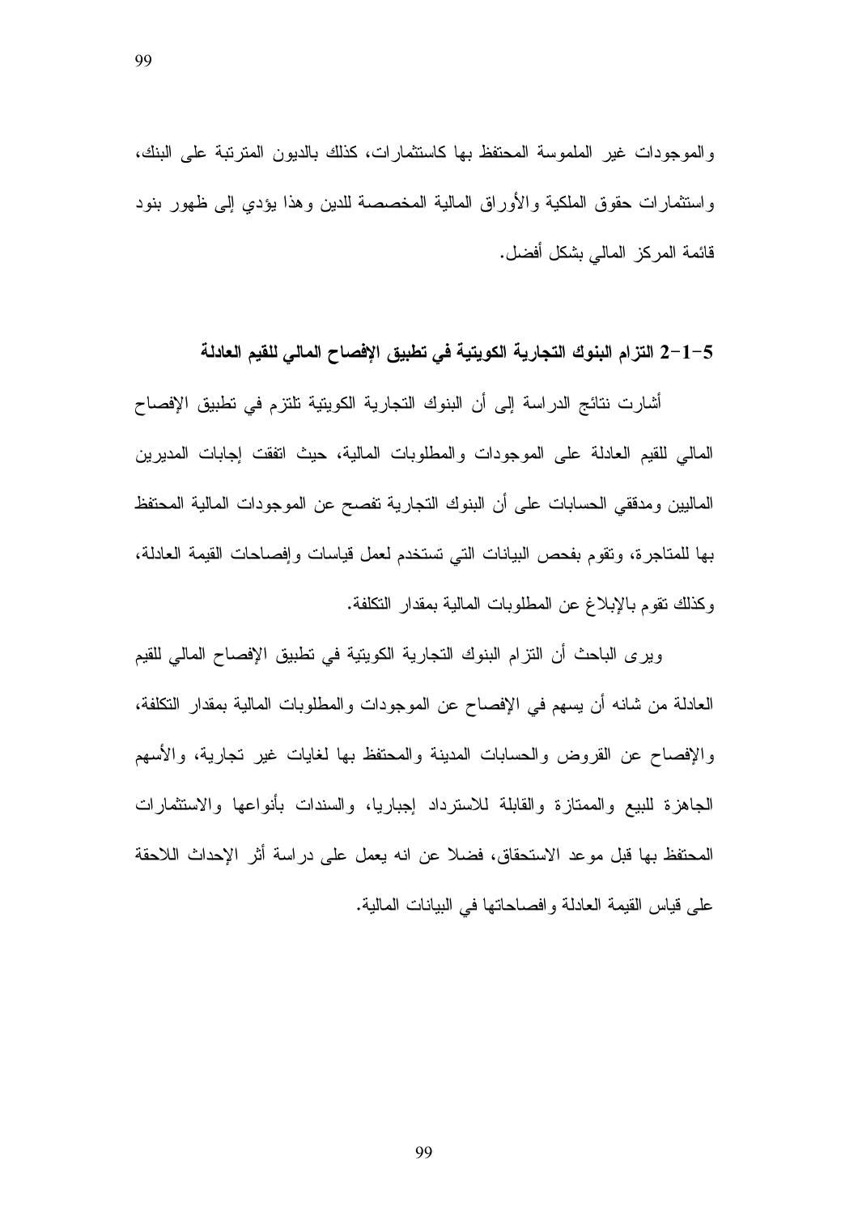والموجودات غير الملموسة المحتفظ بها كاستثمارات، كذلك بالديون المترتبة على البنك، واستثمارات حقوق الملكية والأوراق المالية المخصصة للدين وهذا يؤدي إلى ظهور بنود قائمة المركز المالي بشكل أفضل.

### 5-1-2 التزام البنوك التجارية الكويتية في تطبيق الإفصاح المالي للقيم العادلة

أشارت نتائج الدراسة إلى أن البنوك التجارية الكويتية تلتزم في تطبيق الإفصاح المالي للقيم العادلة على الموجودات والمطلوبات المالية، حيث اتفقت إجابات المديرين الماليين ومدققي الحسابات على أن البنوك التجارية تفصح عن الموجودات المالية المحتفظ بها للمتاجرة، وتقوم بفحص البيانات التي تستخدم لعمل قياسات وإفصاحات القيمة العادلة، وكذلك تقوم بالإبلاغ عن المطلوبات المالية بمقدار التكلفة.

ويرى الباحث أن التزام البنوك التجارية الكويتية في تطبيق الإفصاح المالي للقيم العادلة من شانه أن يسهم في الإفصاح عن الموجودات والمطلوبات المالية بمقدار التكلفة، والإفصاح عن القروض والحسابات المدينة والمحتفظ بها لغايات غير تجارية، والأسهم الجاهزة للبيع والممتازة والقابلة للاسترداد إجباريا، والسندات بأنواعها والاستثمارات المحتفظ بها قبل موعد الاستحقاق، فضلا عن انه يعمل على دراسة أثر الإحداث اللاحقة على قياس القيمة العادلة وافصاحاتها في البيانات المالية.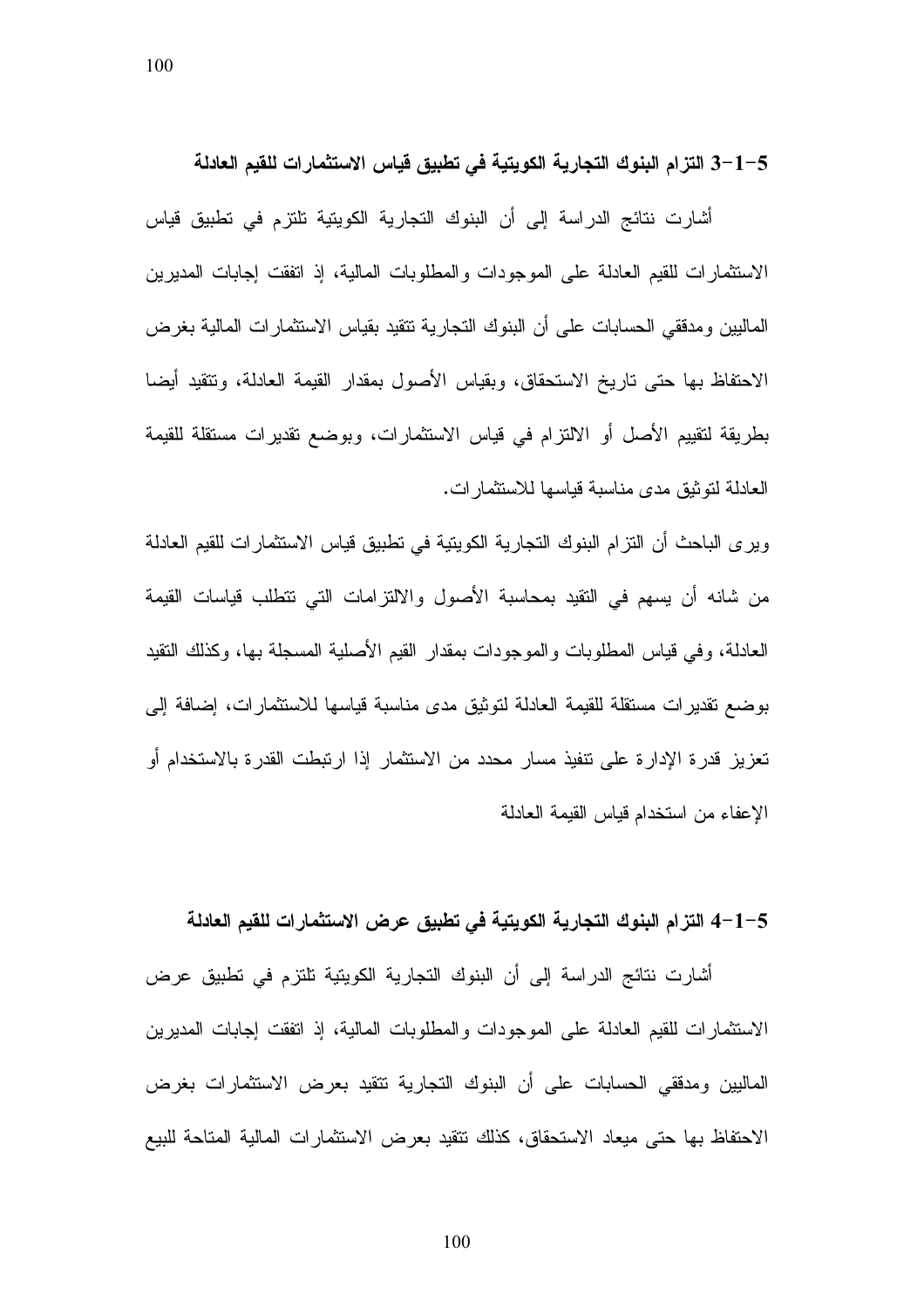### 5-1-3 التزام البنوك التجارية الكويتية في تطبيق قياس الاستثمارات للقيم العادلة

أشارت نتائج الدراسة إلى أن البنوك التجارية الكويتية تلتزم في تطبيق قياس الاستثمارات للقيم العادلة على الموجودات والمطلوبات المالية، إذ اتفقت إجابات المديرين الماليين ومدققي الحسابات على أن البنوك التجارية تتقيد بقياس الاستثمارات المالية بغرض الاحتفاظ بها حتى تاريخ الاستحقاق، وبقياس الأصول بمقدار القيمة العادلة، وتتقيد أيضا بطريقة لتقييم الأصل أو الالتزام في قياس الاستثمارات، وبوضع تقديرات مستقلة للقيمة العادلة لتوثيق مدى مناسبة قياسها للاستثمارات.

ويرى الباحث أن التزام البنوك التجارية الكويتية في تطبيق قياس الاستثمارات للقيم العادلة من شانه أن يسهم في التقيد بمحاسبة الأصول والالتزامات التي تتطلب قياسات القيمة العادلة، وفي قياس المطلوبات والموجودات بمقدار القيم الأصلية المسجلة بها، وكذلك التقيد بوضع تقديرات مستقلة للقيمة العادلة لتوثيق مدى مناسبة قياسها للاستثمارات، إضافة إلى تعزيز قدرة الإدارة على تنفيذ مسار محدد من الاستثمار إذا ارتبطت القدرة بالاستخدام أو الإعفاء من استخدام قياس القيمة العادلة

### 5-1-4 التزام البنوك التجارية الكويتية في تطبيق عرض الاستثمارات للقيم العادلة

أشارت نتائج الدراسة إلى أن البنوك التجارية الكويتية تلتزم في تطبيق عرض الاستثمارات للقيم العادلة على الموجودات والمطلوبات المالية، إذ اتفقت إجابات المديرين الماليين ومدققي الحسابات على أن البنوك التجارية تتقيد بعرض الاستثمارات بغرض الاحتفاظ بها حتى ميعاد الاستحقاق، كذلك تتقيد بعرض الاستثمارات المالية المتاحة للبيع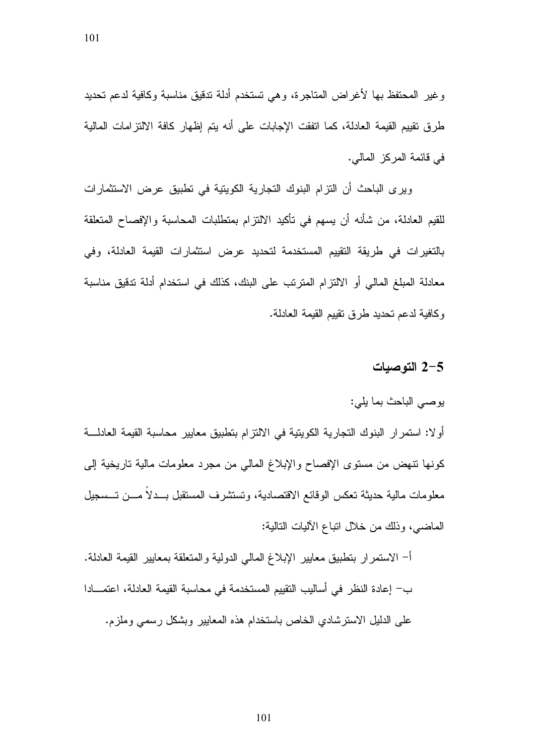وغير المحتفظ بها لأغراض المتاجرة، وهي تستخدم أدلة تدقيق مناسبة وكافية لدعم تحديد طرق تقييم القيمة العادلة، كما اتفقت الإجابات على أنه يتم إظهار كافة الالتزامات المالية في قائمة المركز المالي.

ويرى الباحث أن التزام البنوك التجارية الكويتية في تطبيق عرض الاستثمارات للقيم العادلة، من شأنه أن يسهم في تأكيد الالتزام بمتطلبات المحاسبة والإفصاح المتعلقة بالتغيرات في طريقة التقييم المستخدمة لتحديد عرض استثمارات القيمة العادلة، وفي معادلة المبلغ المالي أو الالتزام المترتب على البنك، كذلك في استخدام أدلة تدقيق مناسبة وكافية لدعم تحديد طرق تقييم القيمة العادلة.

## 5-2 التوصيات

يوصي الباحث بما يلي:

أولا: استمرار البنوك التجارية الكويتية في الالتزام بتطبيق معايير محاسبة القيمة العادلة كونها تنهض من مستوى الإفصاح والإبلاغ المالي من مجرد معلومات مالية تاريخية إلى معلومات مالية حديثة تعكس الوقائع الاقتصادية، وتستشرف المستقبل بدلاً من تسجيل الماضي، وذلك من خلال اتباع الآليات التالية:

أ- الاستمرار بتطبيق معايير الإبلاغ المالي الدولية والمتعلقة بمعايير القيمة العادلة.

ب- إعادة النظر في أساليب التقييم المستخدمة في محاسبة القيمة العادلة، اعتمادا على الدليل الاسترشادي الخاص باستخدام هذه المعايير وبشكل رسمي وملزم.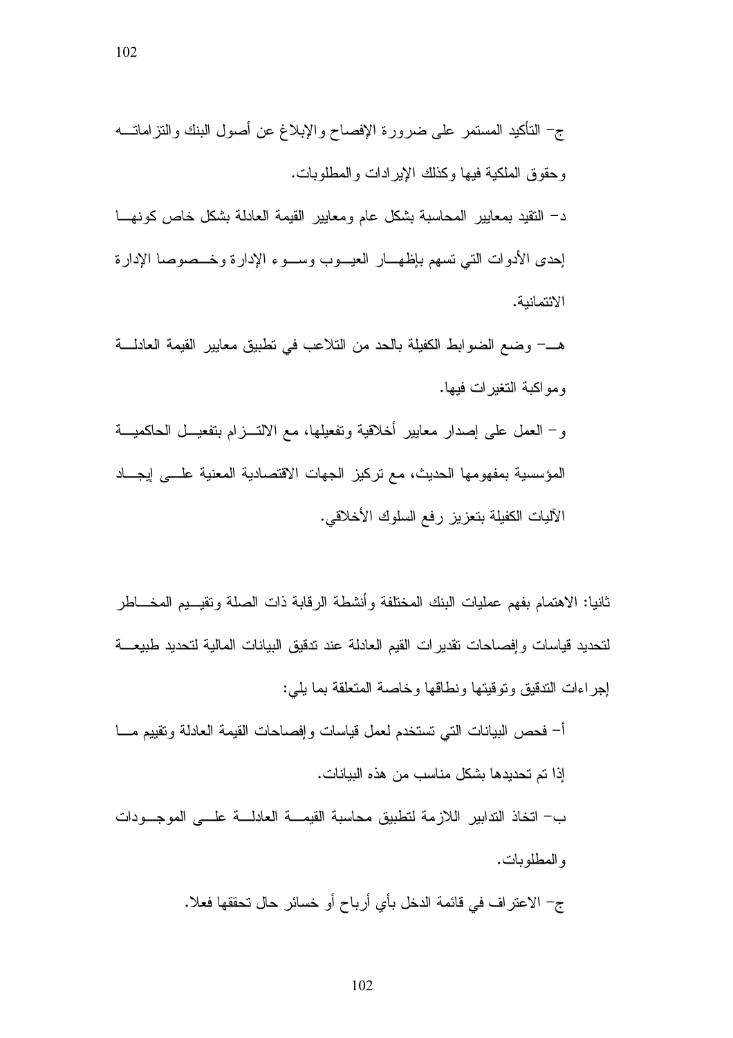ج- التأكيد المستمر على ضرورة الإفصاح والإبلاغ عن أصول البنك والتزاماته وحقوق الملكية فيها وكذلك الإيرادات والمطلوبات.

د- التقيد بمعايير المحاسبة بشكل عام ومعايير القيمة العادلة بشكل خاص كونها إحدى الأدوات التي تسهم بإظهار العيوب وسوء الإدارة وخصوصا الإدارة الائتمانية.

هـ- وضع الضوابط الكفيلة بالحد من التلاعب في تطبيق معايير القيمة العادلة ومواكبة التغيرات فيها.

و- العمل على إصدار معايير أخلاقية وتفعيلها، مع الالتزام بتفعيل الحاكمية المؤسسية بمفهومها الحديث، مع تركيز الجهات الاقتصادية المعنية على إيجاد الآليات الكفيلة بتعزيز رفع السلوك الأخلاقي.

ثانيا: الاهتمام بفهم عمليات البنك المختلفة وأنشطة الرقابة ذات الصلة وتقييم المخاطر لتحديد قياسات وإفصاحات تقديرات القيم العادلة عند تدقيق البيانات المالية لتحديد طبيعة إجراءات التدقيق وتوقيتها ونطاقها وخاصة المتعلقة بما يلي:

أ- فحص البيانات التي تستخدم لعمل قياسات وإفصاحات القيمة العادلة وتقييم ما إذا تم تحديدها بشكل مناسب من هذه البيانات.

ب- اتخاذ التدابير اللازمة لتطبيق محاسبة القيمة العادلة على الموجودات والمطلوبات.

ج- الاعتراف في قائمة الدخل بأي أرباح أو خسائر حال تحققها فعلا.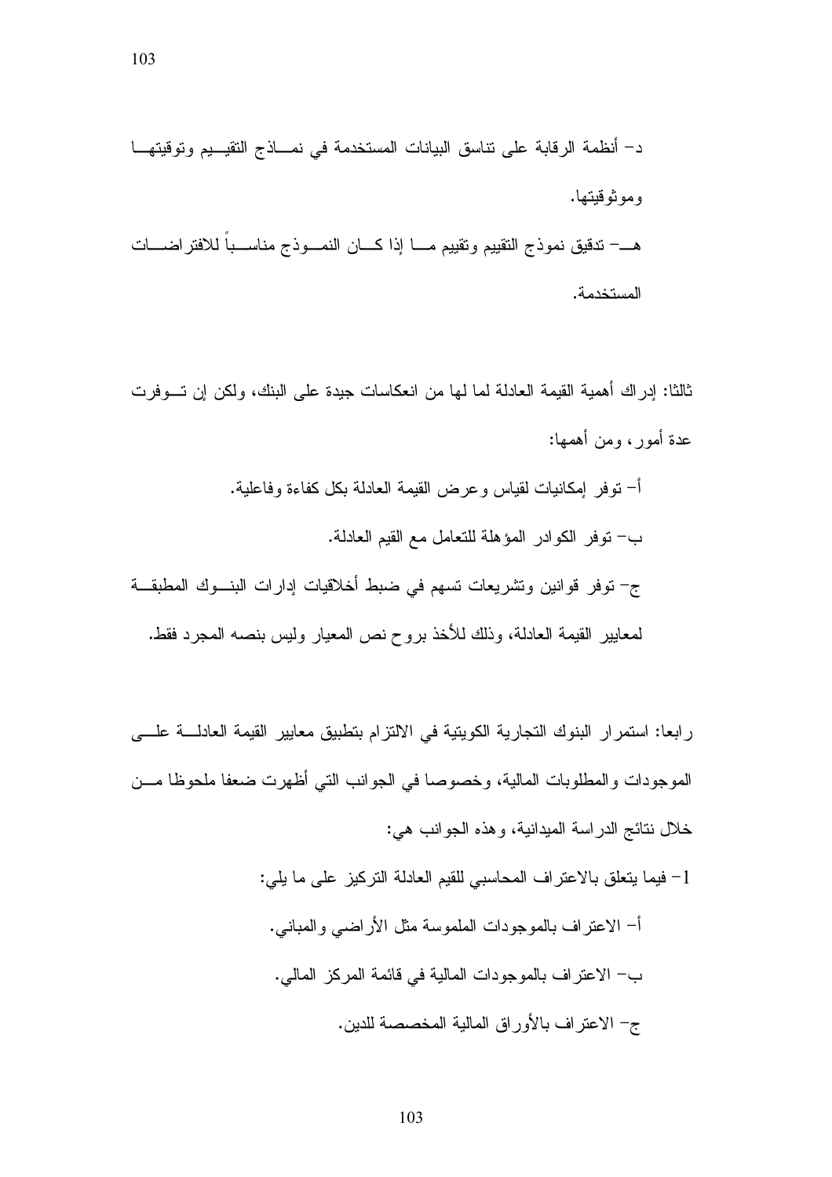د- أنظمة الرقابة على تناسق البيانات المستخدمة في نماذج التقييم وتوقيتها وموثوقيتها.

هـ- تدقيق نموذج التقييم وتقييم ما إذا كان النموذج مناسباً للافتراضات المستخدمة.

ثالثا: إدراك أهمية القيمة العادلة لما لها من انعكاسات جيدة على البنك، ولكن إن توفرت عدة أمور، ومن أهمها:

أ- توفر إمكانيات لقياس وعرض القيمة العادلة بكل كفاءة وفاعلية.

ب- توفر الكوادر المؤهلة للتعامل مع القيم العادلة.

ج- توفر قوانين وتشريعات تسهم في ضبط أخلاقيات إدارات البنوك المطبقة لمعايير القيمة العادلة، وذلك للأخذ بروح نص المعيار وليس بنصه المجرد فقط.

رابعا: استمرار البنوك التجارية الكويتية في الالتزام بتطبيق معايير القيمة العادلة على الموجودات والمطلوبات المالية، وخصوصا في الجوانب التي أظهرت ضعفا ملحوظا من خلال نتائج الدراسة الميدانية، وهذه الجوانب هي:

1- فيما يتعلق بالاعتراف المحاسبي للقيم العادلة التركيز على ما يلي:

أ- الاعتراف بالموجودات الملموسة مثل الأراضي والمباني.

ب- الاعتراف بالموجودات المالية في قائمة المركز المالي.

ج- الاعتراف بالأوراق المالية المخصصة للدين.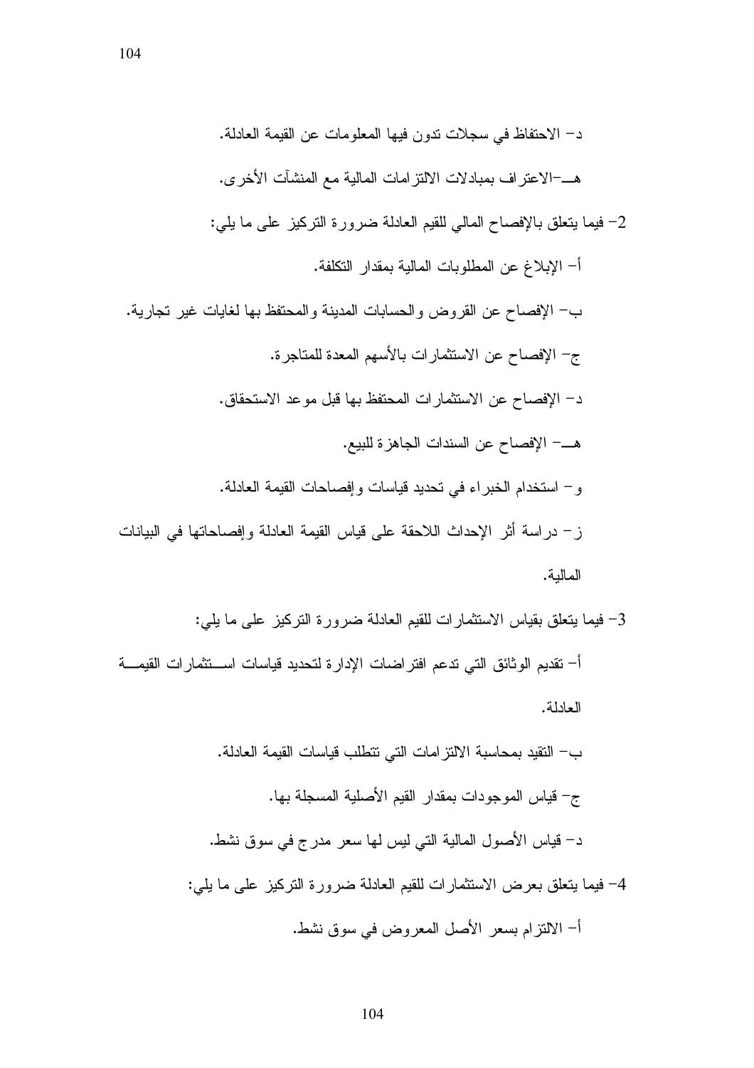د- الاحتفاظ في سجلات تدون فيها المعلومات عن القيمة العادلة.

هـ-الاعتراف بمبادلات الالتزامات المالية مع المنشآت الأخرى.

2- فيما يتعلق بالإفصاح المالي للقيم العادلة ضرورة التركيز على ما يلي:

أ- الإبلاغ عن المطلوبات المالية بمقدار التكلفة.

ب- الإفصاح عن القروض والحسابات المدينة والمحتفظ بها لغايات غير تجارية.

ج- الإفصاح عن الاستثمارات بالأسهم المعدة للمتاجرة.

د- الإفصاح عن الاستثمارات المحتفظ بها قبل موعد الاستحقاق.

هـ- الإفصاح عن السندات الجاهزة للبيع.

و- استخدام الخبراء في تحديد قياسات وإفصاحات القيمة العادلة.

ز- دراسة أثر الإحداث اللاحقة على قياس القيمة العادلة وإفصاحاتها في البيانات المالية.

3- فيما يتعلق بقياس الاستثمارات للقيم العادلة ضرورة التركيز على ما يلي:

أ- تقديم الوثائق التي تدعم افتراضات الإدارة لتحديد قياسات استثمارات القيمة العادلة.

ب- التقيد بمحاسبة الالتزامات التي تتطلب قياسات القيمة العادلة.

ج- قياس الموجودات بمقدار القيم الأصلية المسجلة بها.

د- قياس الأصول المالية التي ليس لها سعر مدرج في سوق نشط.

4- فيما يتعلق بعرض الاستثمارات للقيم العادلة ضرورة التركيز على ما يلي:

أ- الالتزام بسعر الأصل المعروض في سوق نشط.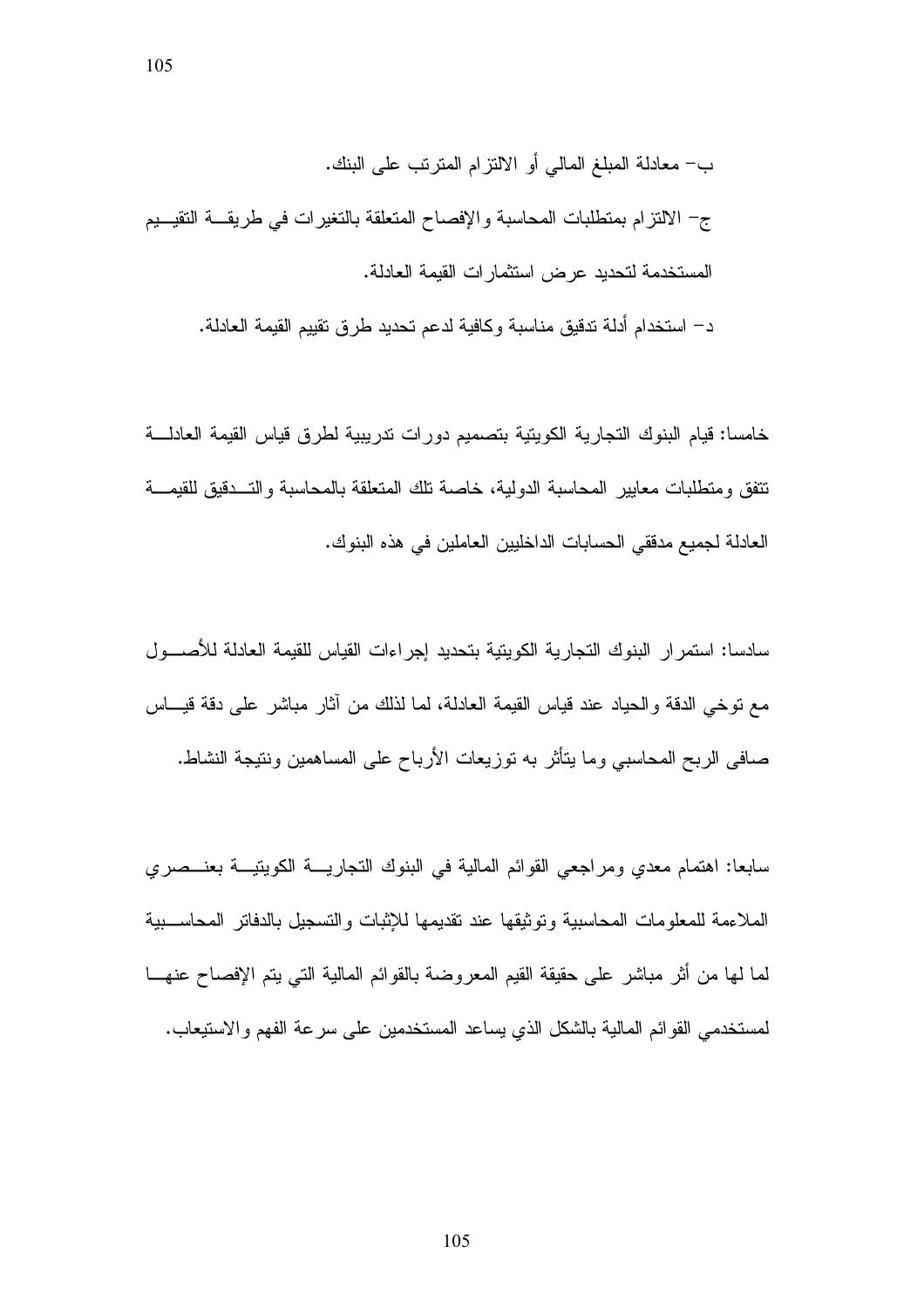ب- معادلة المبلغ المالي أو الالتزام المترتب على البنك.

ج- الالتزام بمتطلبات المحاسبة والإفصاح المتعلقة بالتغيرات في طريقة التقييم المستخدمة لتحديد عرض استثمارات القيمة العادلة.

د- استخدام أدلة تدقيق مناسبة وكافية لدعم تحديد طرق تقييم القيمة العادلة.

خامسا: قيام البنوك التجارية الكويتية بتصميم دورات تدريبية لطرق قياس القيمة العادلة تتفق ومتطلبات معايير المحاسبة الدولية، خاصة تلك المتعلقة بالمحاسبة والتدقيق للقيمة العادلة لجميع مدققي الحسابات الداخليين العاملين في هذه البنوك.

سادسا: استمرار البنوك التجارية الكويتية بتحديد إجراءات القياس للقيمة العادلة للأصول مع توخي الدقة والحياد عند قياس القيمة العادلة، لما لذلك من آثار مباشر على دقة قياس صافي الربح المحاسبي وما يتأثر به توزيعات الأرباح على المساهمين ونتيجة النشاط.

سابعا: اهتمام معدي ومراجعي القوائم المالية في البنوك التجارية الكويتية بعنصري الملاءمة للمعلومات المحاسبية وتوثيقها عند تقديمها للإثبات والتسجيل بالدفاتر المحاسبية لما لها من أثر مباشر على حقيقة القيم المعروضة بالقوائم المالية التي يتم الإفصاح عنها لمستخدمي القوائم المالية بالشكل الذي يساعد المستخدمين على سرعة الفهم والاستيعاب.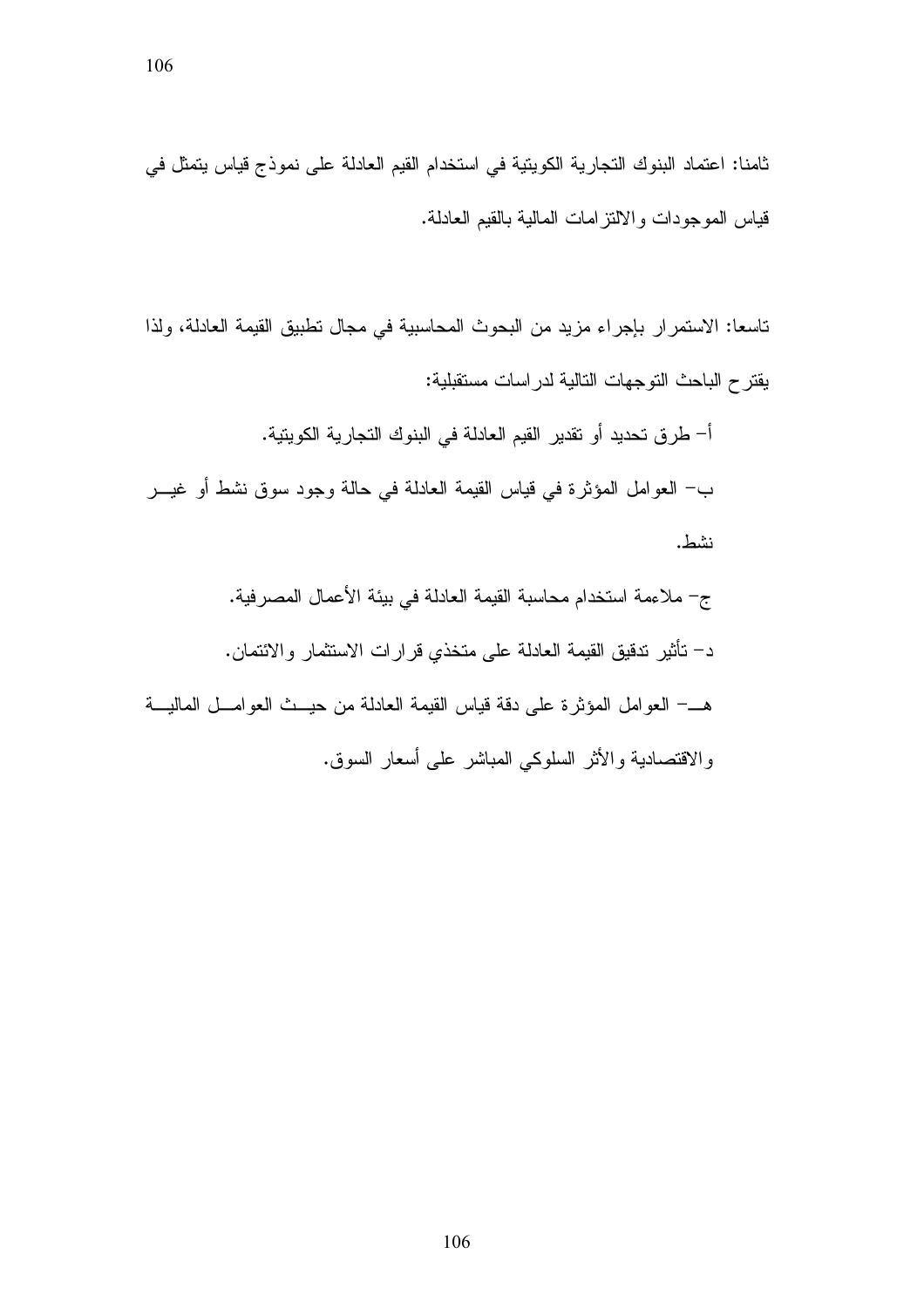ثامنا: اعتماد البنوك التجارية الكويتية في استخدام القيم العادلة على نموذج قياس يتمثل في قياس الموجودات والالتزامات المالية بالقيم العادلة.

تاسعا: الاستمرار بإجراء مزيد من البحوث المحاسبية في مجال تطبيق القيمة العادلة، ولذا يقترح الباحث التوجهات التالية لدراسات مستقبلية:

أ- طرق تحديد أو تقدير القيم العادلة في البنوك التجارية الكويتية.

ب- العوامل المؤثرة في قياس القيمة العادلة في حالة وجود سوق نشط أو غير نشط.

ج- ملاءمة استخدام محاسبة القيمة العادلة في بيئة الأعمال المصرفية.

د- تأثير تدقيق القيمة العادلة على متخذي قرارات الاستثمار والائتمان.

هـ- العوامل المؤثرة على دقة قياس القيمة العادلة من حيث العوامل المالية والاقتصادية والأثر السلوكي المباشر على أسعار السوق.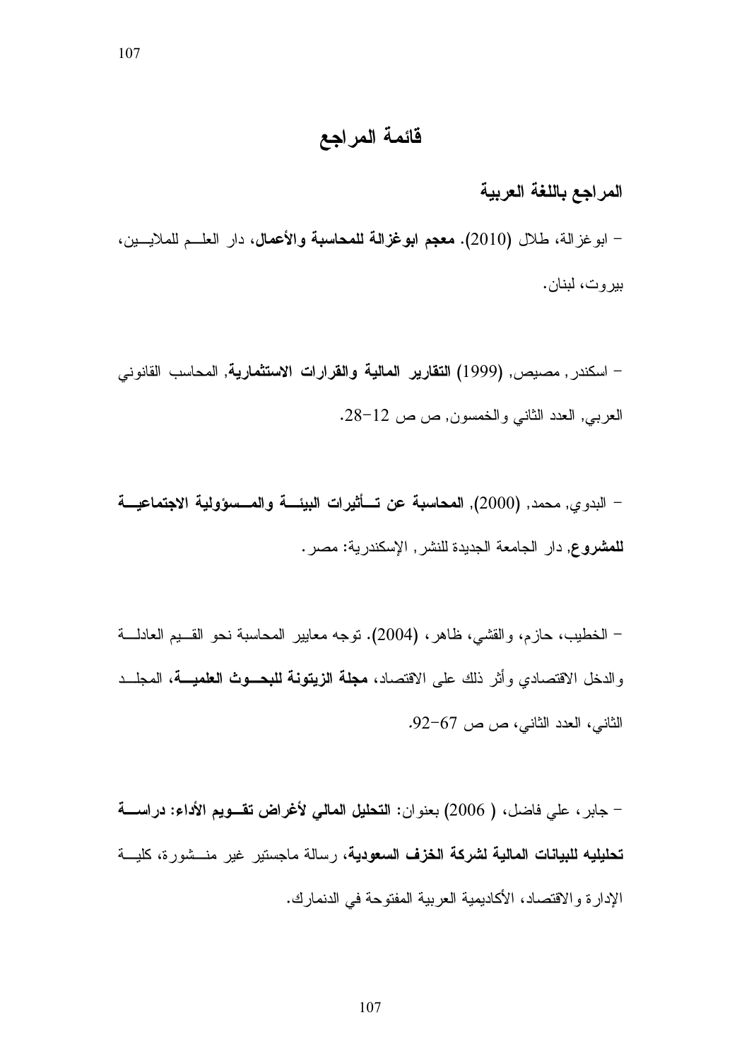# قائمة المراجع

## المراجع باللغة العربية

- ابوغزالة، طلال (2010). **معجم ابوغزالة للمحاسبة والأعمال**، دار العلم للملايين، بيروت، لبنان.

- اسكندر, مصيص, (1999) **التقارير المالية والقرارات الاستثمارية**, المحاسب القانوني العربي, العدد الثاني والخمسون, ص ص 12-28.

- البدوي, محمد, (2000), **المحاسبة عن تأثيرات البيئة والمسؤولية الاجتماعية للمشروع**, دار الجامعة الجديدة للنشر, الإسكندرية: مصر.

- الخطيب، حازم، والقشي، ظاهر، (2004). توجه معايير المحاسبة نحو القيم العادلة والدخل الاقتصادي وأثر ذلك على الاقتصاد، **مجلة الزيتونة للبحوث العلمية**، المجلد الثاني، العدد الثاني، ص ص 67-92.

- جابر، علي فاضل، ( 2006) بعنوان: **التحليل المالي لأغراض تقويم الأداء: دراسة تحليليه للبيانات المالية لشركة الخزف السعودية**، رسالة ماجستير غير منشورة، كلية الإدارة والاقتصاد، الأكاديمية العربية المفتوحة في الدنمارك.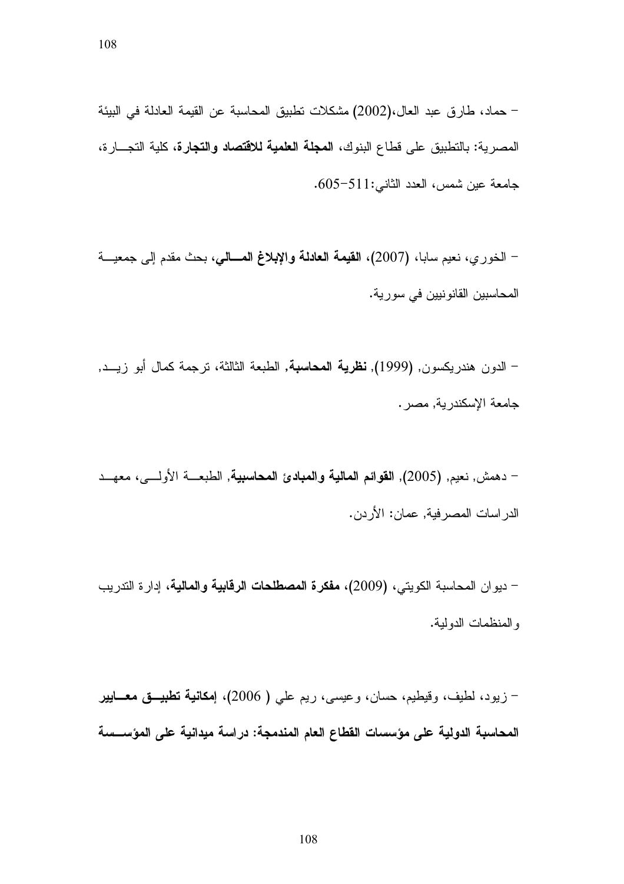- حماد، طارق عبد العال،(2002) مشكلات تطبيق المحاسبة عن القيمة العادلة في البيئة المصرية: بالتطبيق على قطاع البنوك، **المجلة العلمية للاقتصاد والتجارة**، كلية التجارة، جامعة عين شمس، العدد الثاني:511-605.

- الخوري، نعيم سابا، (2007)، **القيمة العادلة والإبلاغ المالي**، بحث مقدم إلى جمعية المحاسبين القانونيين في سورية.

- الدون هندريكسون, (1999), **نظرية المحاسبة**, الطبعة الثالثة، ترجمة كمال أبو زيد, جامعة الإسكندرية, مصر.

- دهمش, نعيم, (2005), **القوائم المالية والمبادئ المحاسبية**, الطبعة الأولى، معهد الدراسات المصرفية, عمان: الأردن.

- ديوان المحاسبة الكويتي، (2009)، **مفكرة المصطلحات الرقابية والمالية**، إدارة التدريب والمنظمات الدولية.

- زيود، لطيف، وقيطيم، حسان، وعيسى، ريم علي ( 2006)، **إمكانية تطبيق معايير المحاسبة الدولية على مؤسسات القطاع العام المندمجة: دراسة ميدانية على المؤسسة**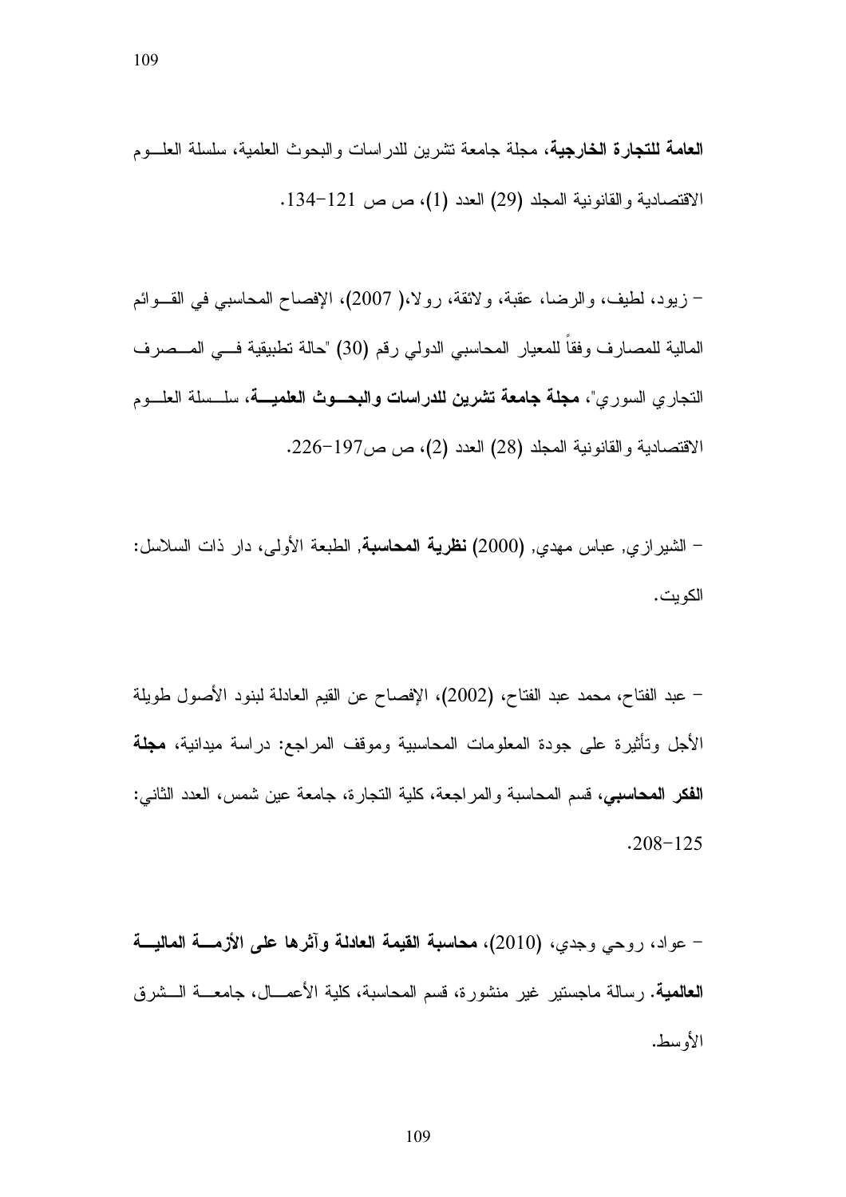**العامة للتجارة الخارجية**، مجلة جامعة تشرين للدراسات والبحوث العلمية، سلسلة العلوم الاقتصادية والقانونية المجلد (29) العدد (1)، ص ص 121-134.

- زيود، لطيف، والرضا، عقبة، ولائقة، رولا،( 2007)، الإفصاح المحاسبي في القوائم المالية للمصارف وفقاً للمعيار المحاسبي الدولي رقم (30) "حالة تطبيقية في المصرف التجاري السوري"، **مجلة جامعة تشرين للدراسات والبحوث العلمية**، سلسلة العلوم الاقتصادية والقانونية المجلد (28) العدد (2)، ص ص197-226.

- الشيرازي, عباس مهدي, (2000) **نظرية المحاسبة**, الطبعة الأولى، دار ذات السلاسل: الكويت.

- عبد الفتاح، محمد عبد الفتاح، (2002)، الإفصاح عن القيم العادلة لبنود الأصول طويلة الأجل وتأثيرة على جودة المعلومات المحاسبية وموقف المراجع: دراسة ميدانية، **مجلة الفكر المحاسبي**، قسم المحاسبة والمراجعة، كلية التجارة، جامعة عين شمس، العدد الثاني: 125-208.

- عواد، روحي وجدي، (2010)، **محاسبة القيمة العادلة وآثرها على الأزمة المالية العالمية**. رسالة ماجستير غير منشورة، قسم المحاسبة، كلية الأعمال، جامعة الشرق الأوسط.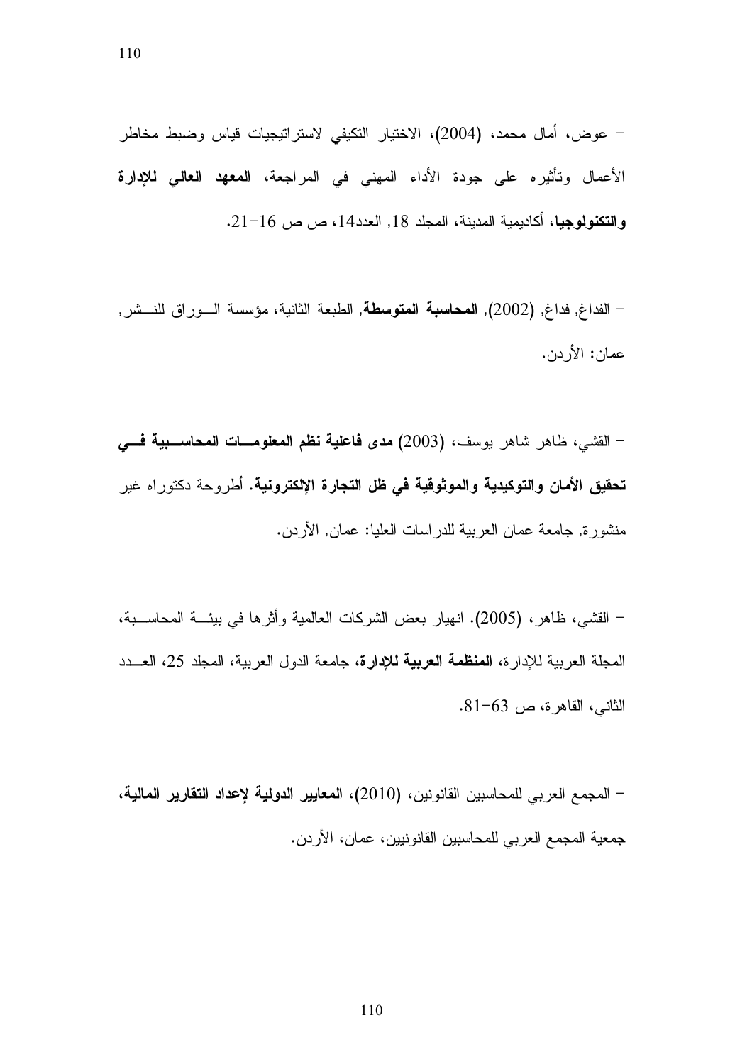- عوض، أمال محمد، (2004)، الاختيار التكيفي لاستراتيجيات قياس وضبط مخاطر الأعمال وتأثيره على جودة الأداء المهني في المراجعة، **المعهد العالي للإدارة والتكنولوجيا**، أكاديمية المدينة، المجلد 18, العدد14، ص ص 16-21.

- الفداغ, فداغ, (2002), **المحاسبة المتوسطة**, الطبعة الثانية، مؤسسة الـوراق للنـشر, عمان: الأردن.

- القشي، ظاهر شاهر يوسف، (2003) **مدى فاعلية نظم المعلومـات المحاسـبية فـي تحقيق الأمان والتوكيدية والموثوقية في ظل التجارة الإلكترونية.** أطروحة دكتوراه غير منشورة, جامعة عمان العربية للدراسات العليا: عمان, الأردن.

- القشي، ظاهر، (2005). انهيار بعض الشركات العالمية وأثرها في بيئـة المحاسـبة، المجلة العربية للإدارة، **المنظمة العربية للإدارة**، جامعة الدول العربية، المجلد 25، العـدد الثاني، القاهرة، ص 63-81.

- المجمع العربي للمحاسبين القانونين، (2010)، **المعايير الدولية لإعداد التقارير المالية**، جمعية المجمع العربي للمحاسبين القانونيين، عمان، الأردن.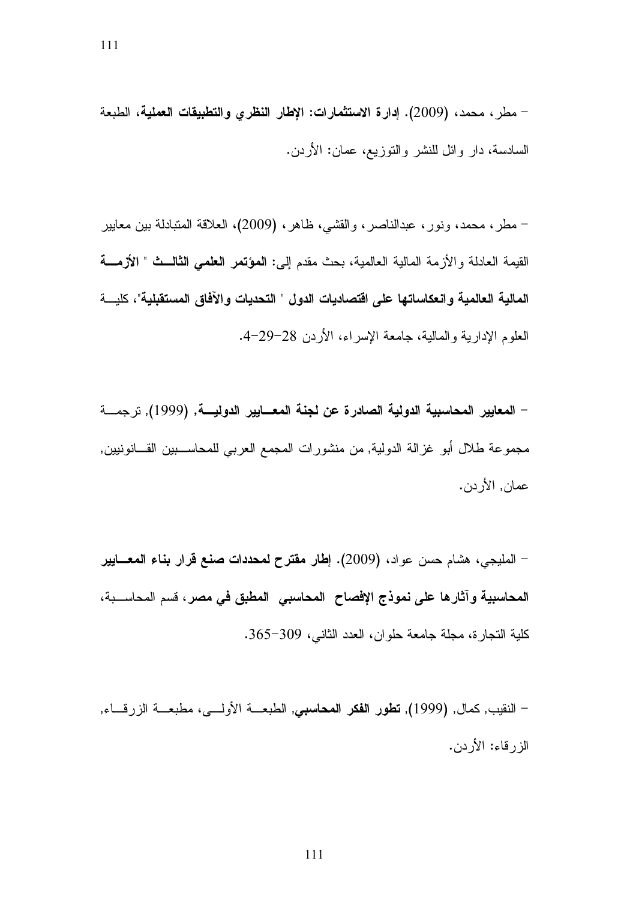- مطر، محمد، (2009). **إدارة الاستثمارات: الإطار النظري والتطبيقات العملية**، الطبعة السادسة، دار وائل للنشر والتوزيع، عمان: الأردن.

- مطر، محمد، ونور، عبدالناصر، والقشي، ظاهر، (2009)، العلاقة المتبادلة بين معايير القيمة العادلة والأزمة المالية العالمية، بحث مقدم إلى: **المؤتمر العلمي الثالث " الأزمة المالية العالمية وانعكاساتها على اقتصاديات الدول " التحديات والآفاق المستقبلية"**، كلية العلوم الإدارية والمالية، جامعة الإسراء، الأردن 28-29-4.

- **المعايير المحاسبية الدولية الصادرة عن لجنة المعايير الدولية**, (1999), ترجمة مجموعة طلال أبو غزالة الدولية, من منشورات المجمع العربي للمحاسبين القانونيين, عمان, الأردن.

- المليجي، هشام حسن عواد، (2009). **إطار مقترح لمحددات صنع قرار بناء المعايير المحاسبية وآثارها على نموذج الإفصاح المحاسبي المطبق في مصر**، قسم المحاسبة، كلية التجارة، مجلة جامعة حلوان، العدد الثاني، 309-365.

- النقيب, كمال, (1999), **تطور الفكر المحاسبي**, الطبعة الأولى، مطبعة الزرقاء, الزرقاء: الأردن.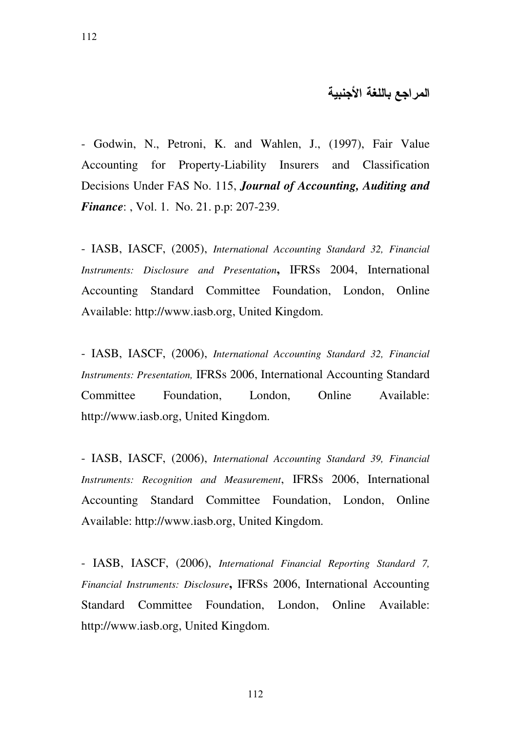## المراجع باللغة الأجنبية

- Godwin, N., Petroni, K. and Wahlen, J., (1997), Fair Value Accounting for Property-Liability Insurers and Classification Decisions Under FAS No. 115, ***Journal of Accounting, Auditing and Finance***: , Vol. 1. No. 21. p.p: 207-239.

- IASB, IASCF, (2005), *International Accounting Standard 32, Financial Instruments: Disclosure and Presentation*, IFRSs 2004, International Accounting Standard Committee Foundation, London, Online Available: http://www.iasb.org, United Kingdom.

- IASB, IASCF, (2006), *International Accounting Standard 32, Financial Instruments: Presentation,* IFRSs 2006, International Accounting Standard Committee Foundation, London, Online Available: http://www.iasb.org, United Kingdom.

- IASB, IASCF, (2006), *International Accounting Standard 39, Financial Instruments: Recognition and Measurement*, IFRSs 2006, International Accounting Standard Committee Foundation, London, Online Available: http://www.iasb.org, United Kingdom.

- IASB, IASCF, (2006), *International Financial Reporting Standard 7, Financial Instruments: Disclosure*, IFRSs 2006, International Accounting Standard Committee Foundation, London, Online Available: http://www.iasb.org, United Kingdom.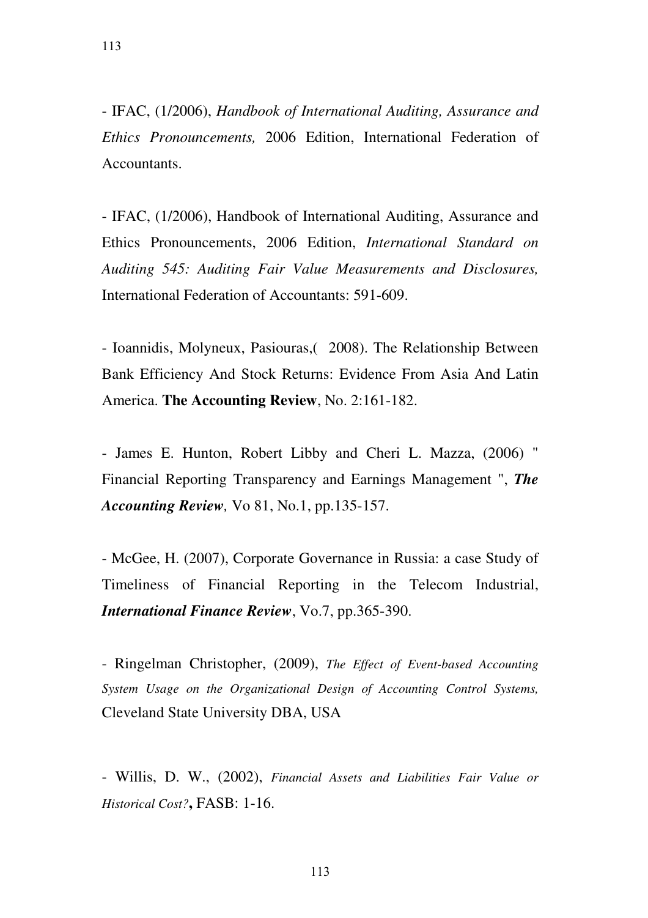- IFAC, (1/2006), *Handbook of International Auditing, Assurance and Ethics Pronouncements,* 2006 Edition, International Federation of Accountants.

- IFAC, (1/2006), Handbook of International Auditing, Assurance and Ethics Pronouncements, 2006 Edition, *International Standard on Auditing 545: Auditing Fair Value Measurements and Disclosures,* International Federation of Accountants: 591-609.

- Ioannidis, Molyneux, Pasiouras,( 2008). The Relationship Between Bank Efficiency And Stock Returns: Evidence From Asia And Latin America. **The Accounting Review**, No. 2:161-182.

- James E. Hunton, Robert Libby and Cheri L. Mazza, (2006) " Financial Reporting Transparency and Earnings Management ", ***The Accounting Review,*** Vo 81, No.1, pp.135-157.

- McGee, H. (2007), Corporate Governance in Russia: a case Study of Timeliness of Financial Reporting in the Telecom Industrial, ***International Finance Review***, Vo.7, pp.365-390.

- Ringelman Christopher, (2009), *The Effect of Event-based Accounting System Usage on the Organizational Design of Accounting Control Systems,* Cleveland State University DBA, USA

- Willis, D. W., (2002), *Financial Assets and Liabilities Fair Value or Historical Cost?***,** FASB: 1-16.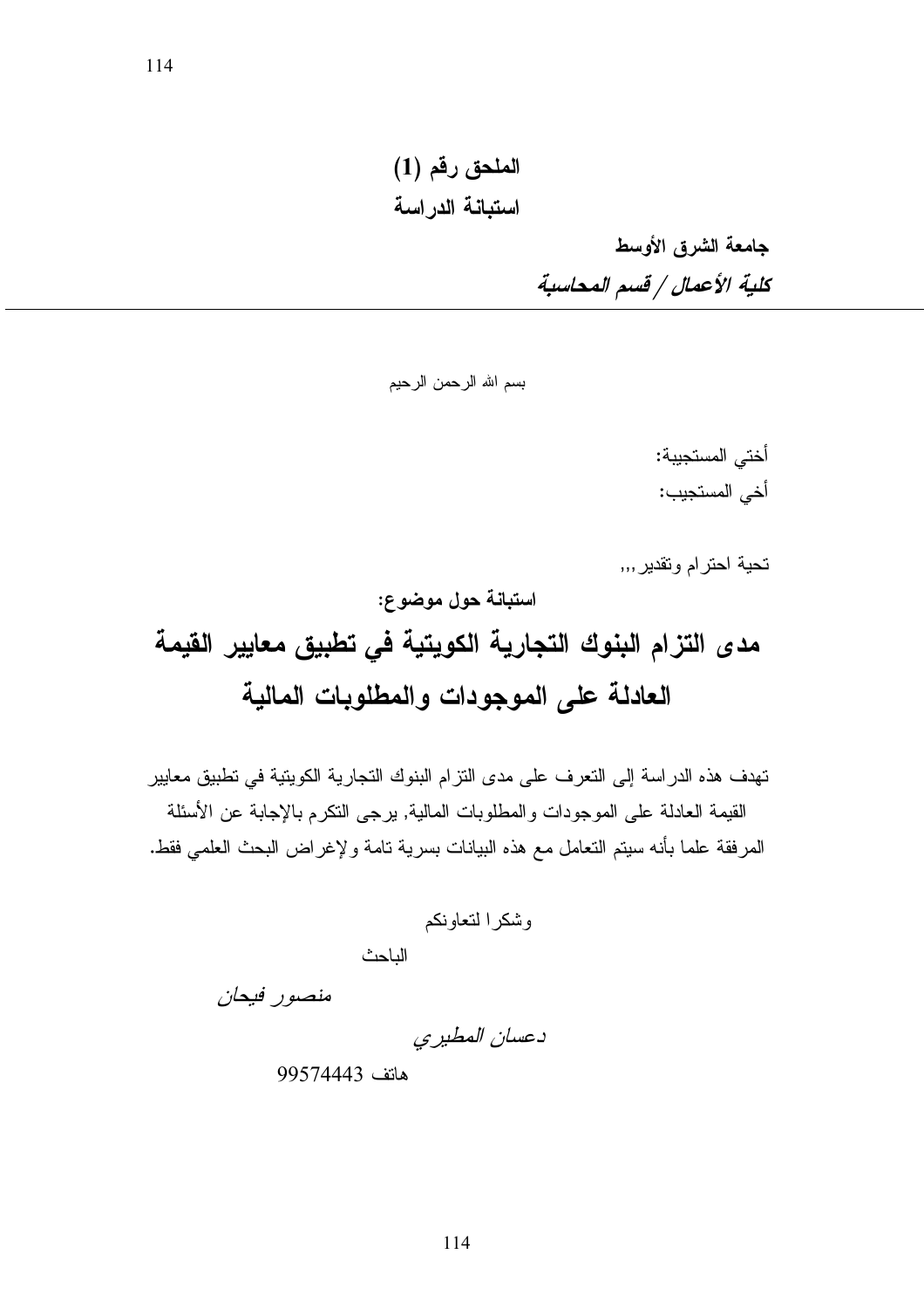## الملحق رقم (1)

## استبانة الدراسة

**جامعة الشرق الأوسط**

***كلية الأعمال / قسم المحاسبة***

---

بسم الله الرحمن الرحيم

أختي المستجيبة:

أخي المستجيب:

تحية احترام وتقدير,,,

**استبانة حول موضوع:**

# مدى التزام البنوك التجارية الكويتية في تطبيق معايير القيمة العادلة على الموجودات والمطلوبات المالية

تهدف هذه الدراسة إلى التعرف على مدى التزام البنوك التجارية الكويتية في تطبيق معايير القيمة العادلة على الموجودات والمطلوبات المالية, يرجى التكرم بالإجابة عن الأسئلة المرفقة علما بأنه سيتم التعامل مع هذه البيانات بسرية تامة ولإغراض البحث العلمي فقط.

وشكرا لتعاونكم

الباحث

*منصور فيحان*

*دعسان المطيري*

هاتف 99574443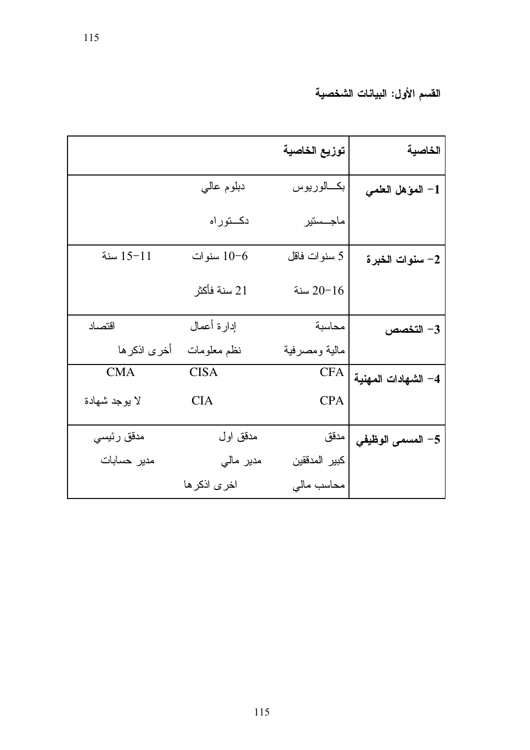**القسم الأول: البيانات الشخصية**

| الخاصية | توزيع الخاصية | | |
|---|---|---|---|
| **1- المؤهل العلمي** | بكـــالوريوس | دبلوم عالي | |
| | ماجـــستير | دكـــتوراه | |
| **2- سنوات الخبرة** | 5 سنوات فاقل | 6–10 سنوات | 11–15 سنة |
| | 16–20 سنة | 21 سنة فأكثر | |
| **3- التخصص** | محاسبة | إدارة أعمال | اقتصاد |
| | مالية ومصرفية | نظم معلومات | أخرى اذكرها |
| **4- الشهادات المهنية** | CFA | CISA | CMA |
| | CPA | CIA | لا يوجد شهادة |
| **5- المسمى الوظيفي** | مدقق | مدقق اول | مدقق رئيسي |
| | كبير المدققين | مدير مالي | مدير حسابات |
| | محاسب مالي | اخرى اذكرها | |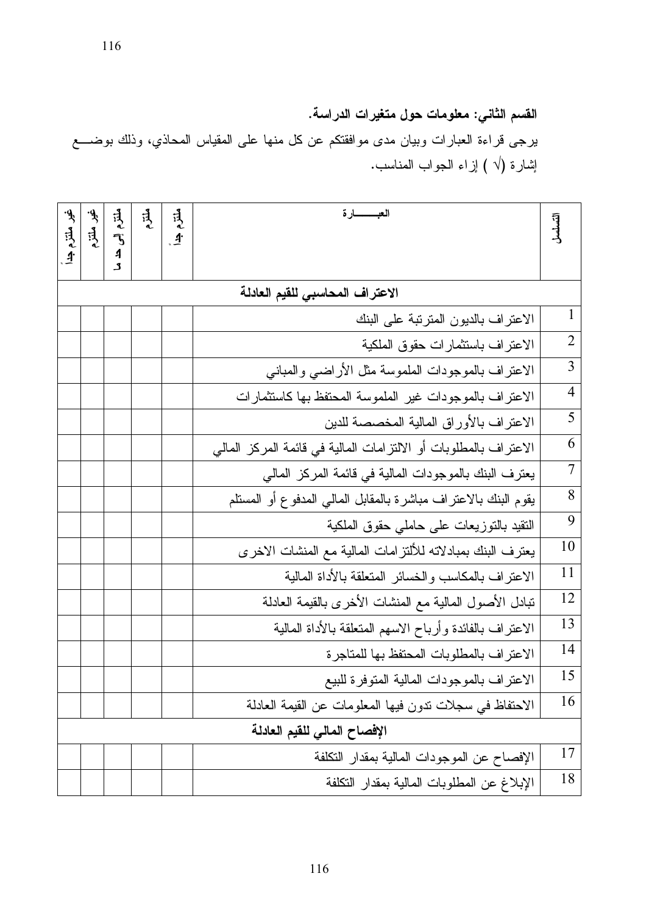**القسم الثاني: معلومات حول متغيرات الدراسة.**

يرجى قراءة العبارات وبيان مدى موافقتكم عن كل منها على المقياس المحاذي، وذلك بوضع إشارة (√ ) إزاء الجواب المناسب.

| التسلسل | العبـــــــارة | ملتزم جداً | ملتزم | ملتزم الى حد ما | غير ملتزم | غير ملتزم جداً |
|---|---|---|---|---|---|---|
| | **الاعتراف المحاسبي للقيم العادلة** | | | | | |
| 1 | الاعتراف بالديون المترتبة على البنك | | | | | |
| 2 | الاعتراف باستثمارات حقوق الملكية | | | | | |
| 3 | الاعتراف بالموجودات الملموسة مثل الأراضي والمباني | | | | | |
| 4 | الاعتراف بالموجودات غير الملموسة المحتفظ بها كاستثمارات | | | | | |
| 5 | الاعتراف بالأوراق المالية المخصصة للدين | | | | | |
| 6 | الاعتراف بالمطلوبات أو الالتزامات المالية في قائمة المركز المالي | | | | | |
| 7 | يعترف البنك بالموجودات المالية في قائمة المركز المالي | | | | | |
| 8 | يقوم البنك بالاعتراف مباشرة بالمقابل المالي المدفوع أو المستلم | | | | | |
| 9 | التقيد بالتوزيعات على حاملي حقوق الملكية | | | | | |
| 10 | يعترف البنك بمبادلاته للألتزامات المالية مع المنشات الاخرى | | | | | |
| 11 | الاعتراف بالمكاسب والخسائر المتعلقة بالأداة المالية | | | | | |
| 12 | تبادل الأصول المالية مع المنشات الأخرى بالقيمة العادلة | | | | | |
| 13 | الاعتراف بالفائدة وأرباح الاسهم المتعلقة بالأداة المالية | | | | | |
| 14 | الاعتراف بالمطلوبات المحتفظ بها للمتاجرة | | | | | |
| 15 | الاعتراف بالموجودات المالية المتوفرة للبيع | | | | | |
| 16 | الاحتفاظ في سجلات تدون فيها المعلومات عن القيمة العادلة | | | | | |
| | **الإفصاح المالي للقيم العادلة** | | | | | |
| 17 | الإفصاح عن الموجودات المالية بمقدار التكلفة | | | | | |
| 18 | الإبلاغ عن المطلوبات المالية بمقدار التكلفة | | | | | |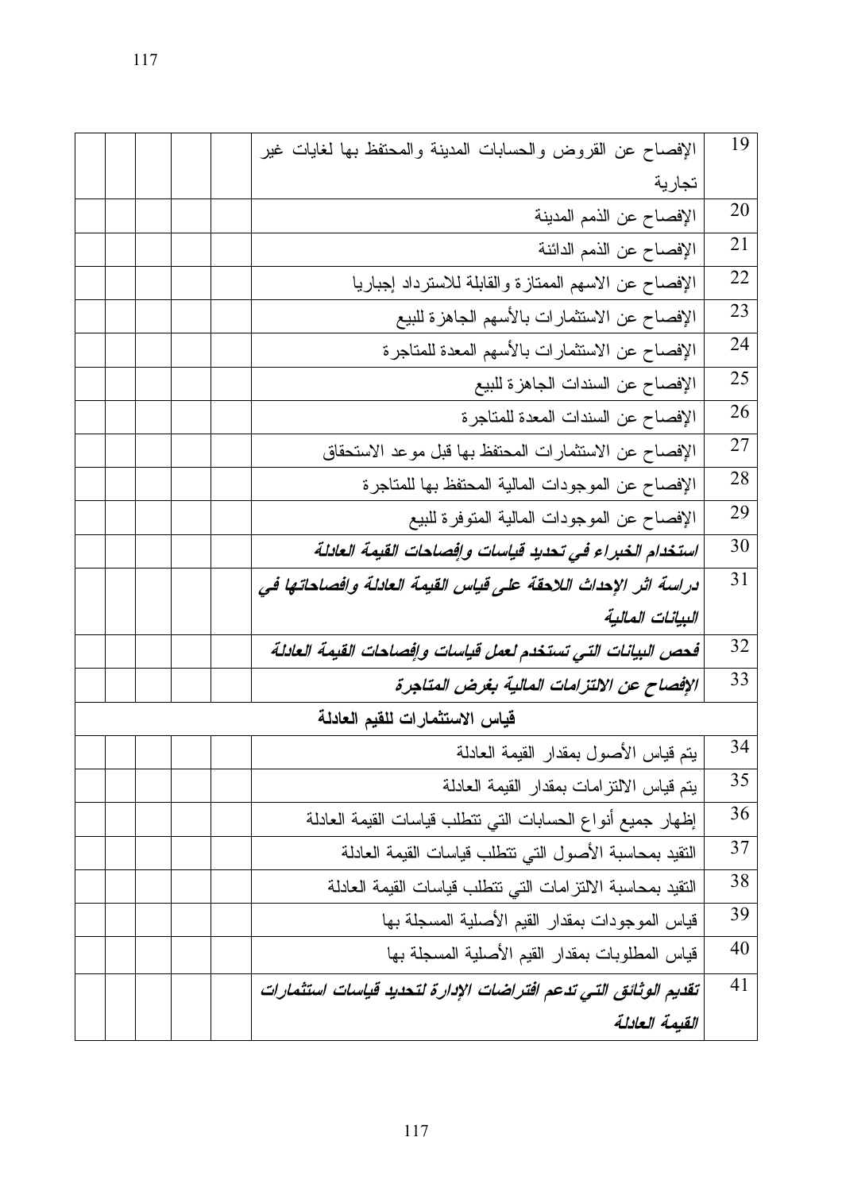| 19 | الإفصاح عن القروض والحسابات المدينة والمحتفظ بها لغايات غير تجارية | | | | | |
|---|---|---|---|---|---|---|
| 20 | الإفصاح عن الذمم المدينة | | | | | |
| 21 | الإفصاح عن الذمم الدائنة | | | | | |
| 22 | الإفصاح عن الاسهم الممتازة والقابلة للاسترداد إجباريا | | | | | |
| 23 | الإفصاح عن الاستثمارات بالأسهم الجاهزة للبيع | | | | | |
| 24 | الإفصاح عن الاستثمارات بالأسهم المعدة للمتاجرة | | | | | |
| 25 | الإفصاح عن السندات الجاهزة للبيع | | | | | |
| 26 | الإفصاح عن السندات المعدة للمتاجرة | | | | | |
| 27 | الإفصاح عن الاستثمارات المحتفظ بها قبل موعد الاستحقاق | | | | | |
| 28 | الإفصاح عن الموجودات المالية المحتفظ بها للمتاجرة | | | | | |
| 29 | الإفصاح عن الموجودات المالية المتوفرة للبيع | | | | | |
| 30 | ***استخدام الخبراء في تحديد قياسات وإفصاحات القيمة العادلة*** | | | | | |
| 31 | ***دراسة اثر الإحداث اللاحقة على قياس القيمة العادلة وافصاحاتها في البيانات المالية*** | | | | | |
| 32 | ***فحص البيانات التي تستخدم لعمل قياسات وإفصاحات القيمة العادلة*** | | | | | |
| 33 | ***الإفصاح عن الالتزامات المالية بغرض المتاجرة*** | | | | | |
| | **قياس الاستثمارات للقيم العادلة** | | | | | |
| 34 | يتم قياس الأصول بمقدار القيمة العادلة | | | | | |
| 35 | يتم قياس الالتزامات بمقدار القيمة العادلة | | | | | |
| 36 | إظهار جميع أنواع الحسابات التي تتطلب قياسات القيمة العادلة | | | | | |
| 37 | التقيد بمحاسبة الأصول التي تتطلب قياسات القيمة العادلة | | | | | |
| 38 | التقيد بمحاسبة الالتزامات التي تتطلب قياسات القيمة العادلة | | | | | |
| 39 | قياس الموجودات بمقدار القيم الأصلية المسجلة بها | | | | | |
| 40 | قياس المطلوبات بمقدار القيم الأصلية المسجلة بها | | | | | |
| 41 | ***تقديم الوثائق التي تدعم افتراضات الإدارة لتحديد قياسات استثمارات القيمة العادلة*** | | | | | |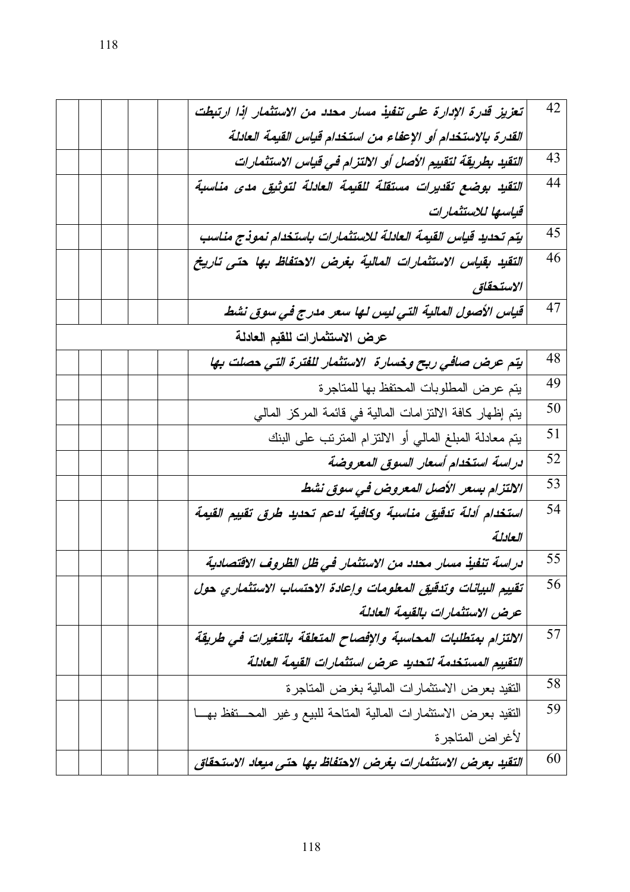| 42 | *تعزيز قدرة الإدارة على تنفيذ مسار محدد من الاستثمار إذا ارتبطت القدرة بالاستخدام أو الإعفاء من استخدام قياس القيمة العادلة* | | | | | |
|---|---|---|---|---|---|---|
| 43 | *التقيد بطريقة لتقييم الأصل أو الالتزام في قياس الاستثمارات* | | | | | |
| 44 | *التقيد بوضع تقديرات مستقلة للقيمة العادلة لتوثيق مدى مناسبة قياسها للاستثمارات* | | | | | |
| 45 | *يتم تحديد قياس القيمة العادلة للاستثمارات باستخدام نموذج مناسب* | | | | | |
| 46 | *التقيد بقياس الاستثمارات المالية بغرض الاحتفاظ بها حتى تاريخ الاستحقاق* | | | | | |
| 47 | *قياس الأصول المالية التي ليس لها سعر مدرج في سوق نشط* | | | | | |
| | عرض الاستثمارات للقيم العادلة | | | | | |
| 48 | *يتم عرض صافي ربح وخسارة الاستثمار للفترة التي حصلت بها* | | | | | |
| 49 | يتم عرض المطلوبات المحتفظ بها للمتاجرة | | | | | |
| 50 | يتم إظهار كافة الالتزامات المالية في قائمة المركز المالي | | | | | |
| 51 | يتم معادلة المبلغ المالي أو الالتزام المترتب على البنك | | | | | |
| 52 | *دراسة استخدام أسعار السوق المعروضة* | | | | | |
| 53 | *الالتزام بسعر الأصل المعروض في سوق نشط* | | | | | |
| 54 | *استخدام أدلة تدقيق مناسبة وكافية لدعم تحديد طرق تقييم القيمة العادلة* | | | | | |
| 55 | *دراسة تنفيذ مسار محدد من الاستثمار في ظل الظروف الاقتصادية* | | | | | |
| 56 | *تقييم البيانات وتدقيق المعلومات وإعادة الاحتساب الاستثماري حول عرض الاستثمارات بالقيمة العادلة* | | | | | |
| 57 | *الالتزام بمتطلبات المحاسبة والإفصاح المتعلقة بالتغيرات في طريقة التقييم المستخدمة لتحديد عرض استثمارات القيمة العادلة* | | | | | |
| 58 | التقيد بعرض الاستثمارات المالية بغرض المتاجرة | | | | | |
| 59 | التقيد بعرض الاستثمارات المالية المتاحة للبيع وغير المحتفظ بها لأغراض المتاجرة | | | | | |
| 60 | *التقيد بعرض الاستثمارات بغرض الاحتفاظ بها حتى ميعاد الاستحقاق* | | | | | |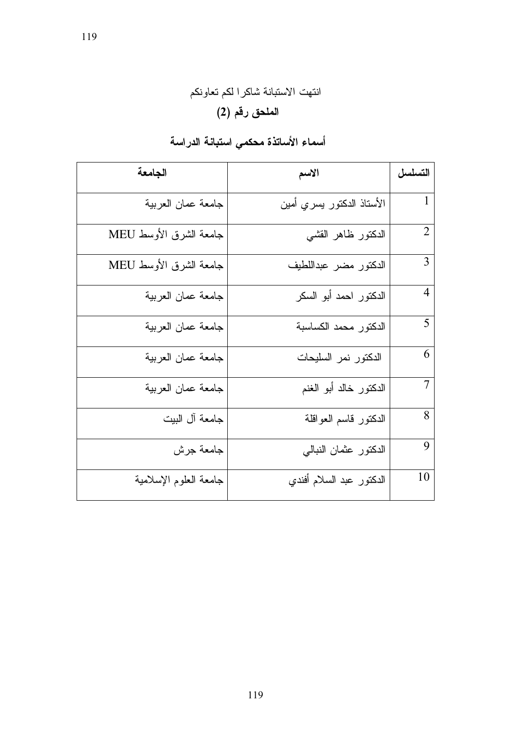انتهت الاستبانة شاكرا لكم تعاونكم

## الملحق رقم (2)

## أسماء الأساتذة محكمي استبانة الدراسة

| التسلسل | الاسم | الجامعة |
|---|---|---|
| 1 | الأستاذ الدكتور يسري أمين | جامعة عمان العربية |
| 2 | الدكتور ظاهر القشي | جامعة الشرق الأوسط MEU |
| 3 | الدكتور مضر عبداللطيف | جامعة الشرق الأوسط MEU |
| 4 | الدكتور احمد أبو السكر | جامعة عمان العربية |
| 5 | الدكتور محمد الكساسبة | جامعة عمان العربية |
| 6 | الدكتور نمر السليحات | جامعة عمان العربية |
| 7 | الدكتور خالد أبو الغنم | جامعة عمان العربية |
| 8 | الدكتور قاسم العواقلة | جامعة آل البيت |
| 9 | الدكتور عثمان النبالي | جامعة جرش |
| 10 | الدكتور عبد السلام أفندي | جامعة العلوم الإسلامية |